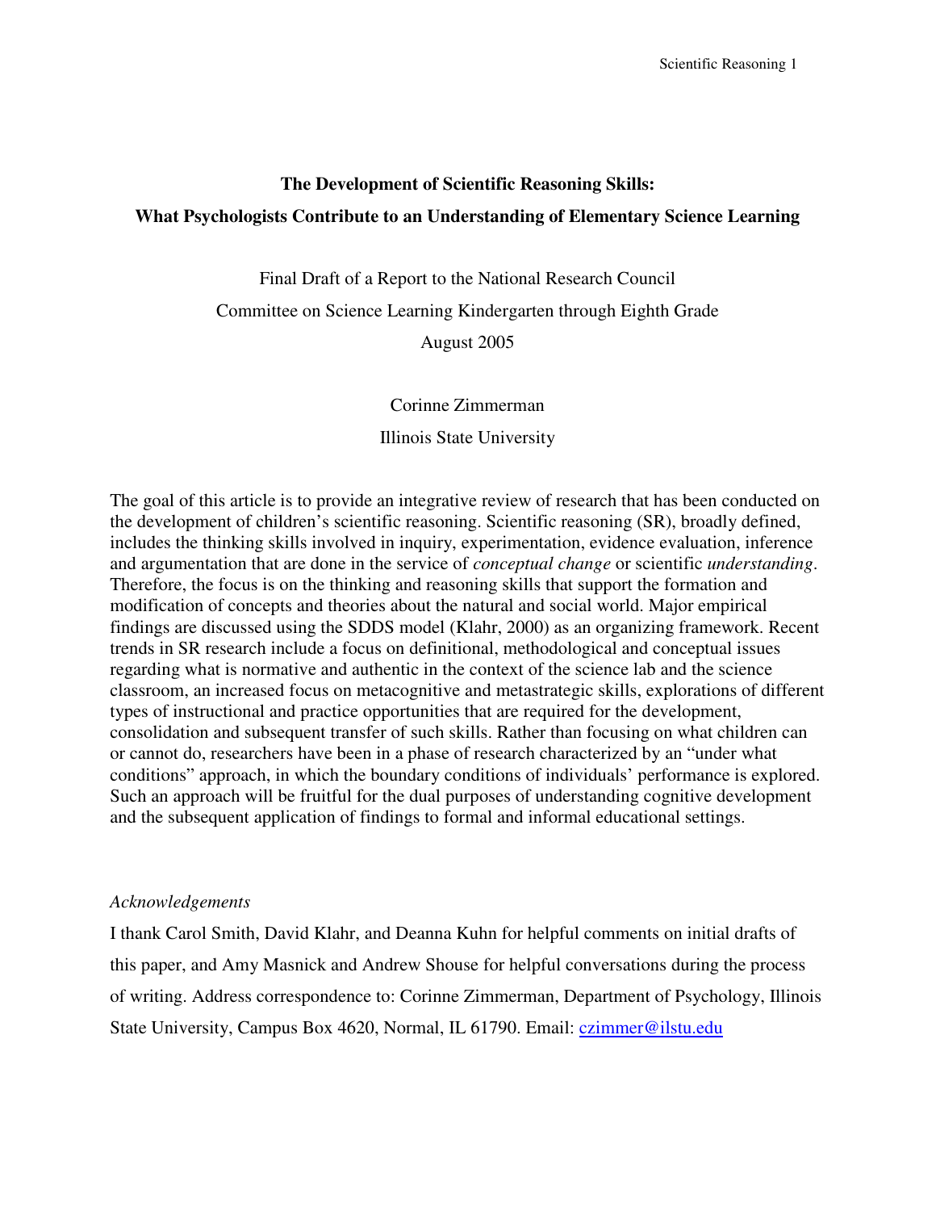# The Development of Scientific Reasoning Skills:
## What Psychologists Contribute to an Understanding of Elementary Science Learning

Final Draft of a Report to the National Research Council

Committee on Science Learning Kindergarten through Eighth Grade

August 2005

Corinne Zimmerman

Illinois State University

The goal of this article is to provide an integrative review of research that has been conducted on the development of children's scientific reasoning. Scientific reasoning (SR), broadly defined, includes the thinking skills involved in inquiry, experimentation, evidence evaluation, inference and argumentation that are done in the service of *conceptual change* or scientific *understanding*. Therefore, the focus is on the thinking and reasoning skills that support the formation and modification of concepts and theories about the natural and social world. Major empirical findings are discussed using the SDDS model (Klahr, 2000) as an organizing framework. Recent trends in SR research include a focus on definitional, methodological and conceptual issues regarding what is normative and authentic in the context of the science lab and the science classroom, an increased focus on metacognitive and metastrategic skills, explorations of different types of instructional and practice opportunities that are required for the development, consolidation and subsequent transfer of such skills. Rather than focusing on what children can or cannot do, researchers have been in a phase of research characterized by an "under what conditions" approach, in which the boundary conditions of individuals' performance is explored. Such an approach will be fruitful for the dual purposes of understanding cognitive development and the subsequent application of findings to formal and informal educational settings.

*Acknowledgements*

I thank Carol Smith, David Klahr, and Deanna Kuhn for helpful comments on initial drafts of this paper, and Amy Masnick and Andrew Shouse for helpful conversations during the process of writing. Address correspondence to: Corinne Zimmerman, Department of Psychology, Illinois State University, Campus Box 4620, Normal, IL 61790. Email: czimmer@ilstu.edu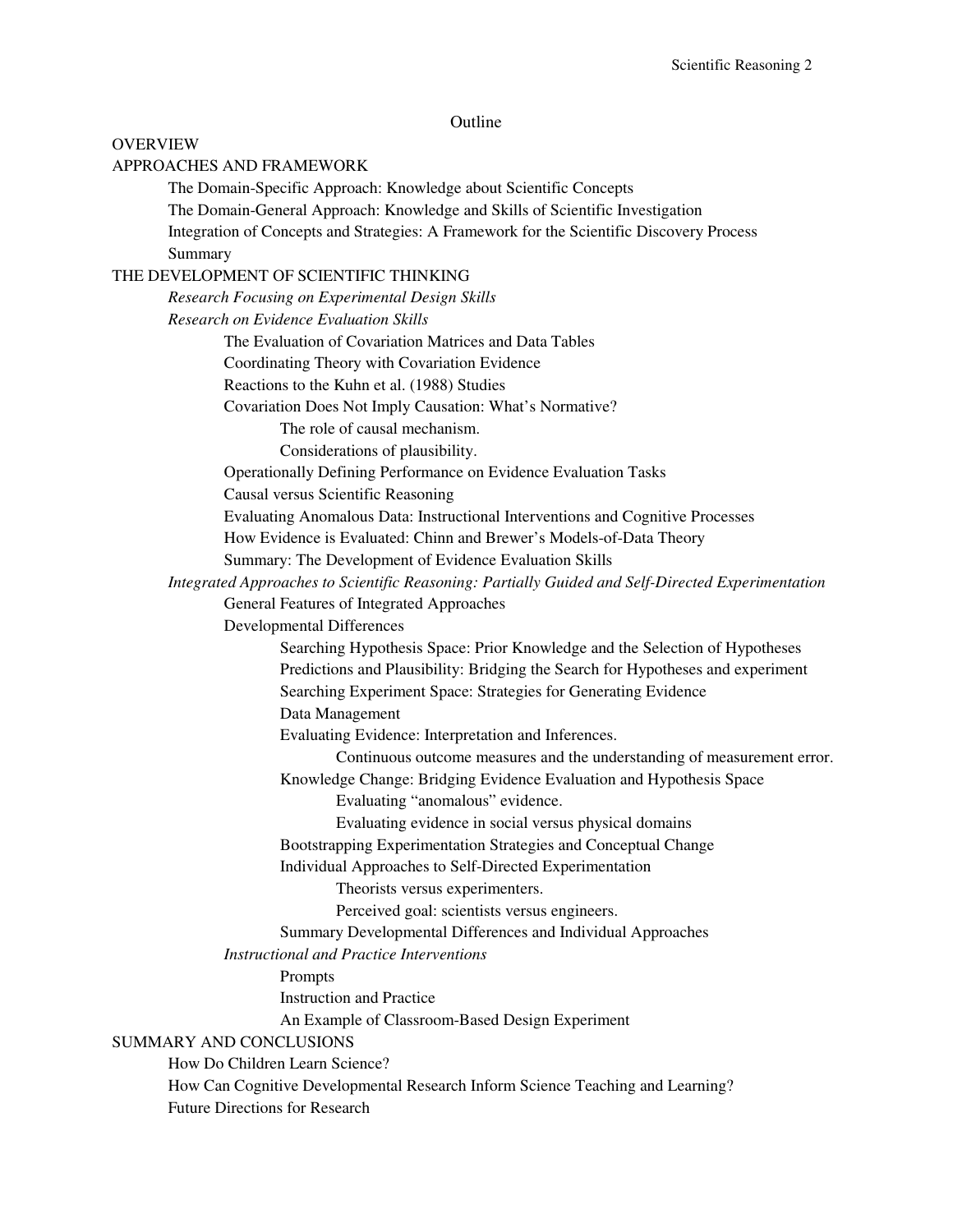# Outline

OVERVIEW

APPROACHES AND FRAMEWORK

- The Domain-Specific Approach: Knowledge about Scientific Concepts
- The Domain-General Approach: Knowledge and Skills of Scientific Investigation
- Integration of Concepts and Strategies: A Framework for the Scientific Discovery Process
- Summary

THE DEVELOPMENT OF SCIENTIFIC THINKING

- *Research Focusing on Experimental Design Skills*
- *Research on Evidence Evaluation Skills*
  - The Evaluation of Covariation Matrices and Data Tables
  - Coordinating Theory with Covariation Evidence
  - Reactions to the Kuhn et al. (1988) Studies
  - Covariation Does Not Imply Causation: What's Normative?
    - The role of causal mechanism.
    - Considerations of plausibility.
  - Operationally Defining Performance on Evidence Evaluation Tasks
  - Causal versus Scientific Reasoning
  - Evaluating Anomalous Data: Instructional Interventions and Cognitive Processes
  - How Evidence is Evaluated: Chinn and Brewer's Models-of-Data Theory
  - Summary: The Development of Evidence Evaluation Skills
- *Integrated Approaches to Scientific Reasoning: Partially Guided and Self-Directed Experimentation*
  - General Features of Integrated Approaches
  - Developmental Differences
    - Searching Hypothesis Space: Prior Knowledge and the Selection of Hypotheses
    - Predictions and Plausibility: Bridging the Search for Hypotheses and experiment
    - Searching Experiment Space: Strategies for Generating Evidence
    - Data Management
    - Evaluating Evidence: Interpretation and Inferences.
      - Continuous outcome measures and the understanding of measurement error.
    - Knowledge Change: Bridging Evidence Evaluation and Hypothesis Space
      - Evaluating "anomalous" evidence.
      - Evaluating evidence in social versus physical domains
    - Bootstrapping Experimentation Strategies and Conceptual Change
    - Individual Approaches to Self-Directed Experimentation
      - Theorists versus experimenters.
      - Perceived goal: scientists versus engineers.
    - Summary Developmental Differences and Individual Approaches
  - *Instructional and Practice Interventions*
    - Prompts
    - Instruction and Practice
    - An Example of Classroom-Based Design Experiment

SUMMARY AND CONCLUSIONS

- How Do Children Learn Science?
- How Can Cognitive Developmental Research Inform Science Teaching and Learning?
- Future Directions for Research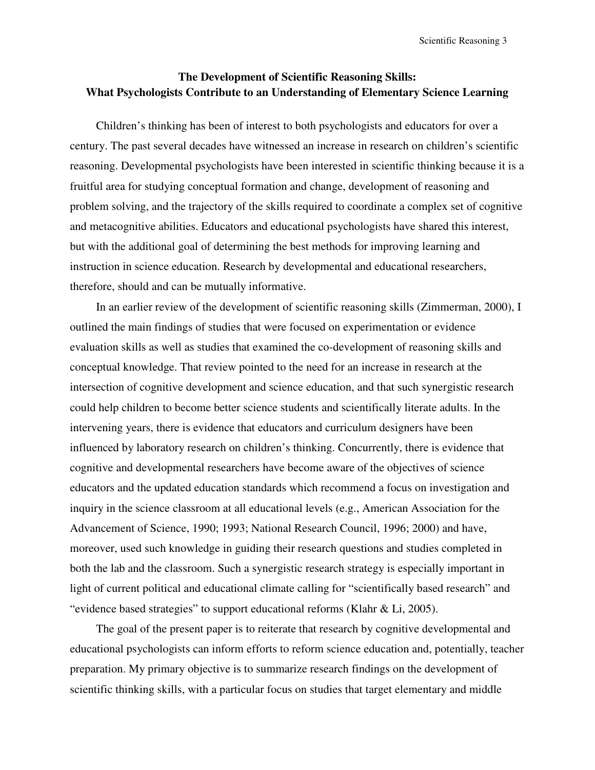# The Development of Scientific Reasoning Skills: What Psychologists Contribute to an Understanding of Elementary Science Learning

Children's thinking has been of interest to both psychologists and educators for over a century. The past several decades have witnessed an increase in research on children's scientific reasoning. Developmental psychologists have been interested in scientific thinking because it is a fruitful area for studying conceptual formation and change, development of reasoning and problem solving, and the trajectory of the skills required to coordinate a complex set of cognitive and metacognitive abilities. Educators and educational psychologists have shared this interest, but with the additional goal of determining the best methods for improving learning and instruction in science education. Research by developmental and educational researchers, therefore, should and can be mutually informative.

In an earlier review of the development of scientific reasoning skills (Zimmerman, 2000), I outlined the main findings of studies that were focused on experimentation or evidence evaluation skills as well as studies that examined the co-development of reasoning skills and conceptual knowledge. That review pointed to the need for an increase in research at the intersection of cognitive development and science education, and that such synergistic research could help children to become better science students and scientifically literate adults. In the intervening years, there is evidence that educators and curriculum designers have been influenced by laboratory research on children's thinking. Concurrently, there is evidence that cognitive and developmental researchers have become aware of the objectives of science educators and the updated education standards which recommend a focus on investigation and inquiry in the science classroom at all educational levels (e.g., American Association for the Advancement of Science, 1990; 1993; National Research Council, 1996; 2000) and have, moreover, used such knowledge in guiding their research questions and studies completed in both the lab and the classroom. Such a synergistic research strategy is especially important in light of current political and educational climate calling for "scientifically based research" and "evidence based strategies" to support educational reforms (Klahr & Li, 2005).

The goal of the present paper is to reiterate that research by cognitive developmental and educational psychologists can inform efforts to reform science education and, potentially, teacher preparation. My primary objective is to summarize research findings on the development of scientific thinking skills, with a particular focus on studies that target elementary and middle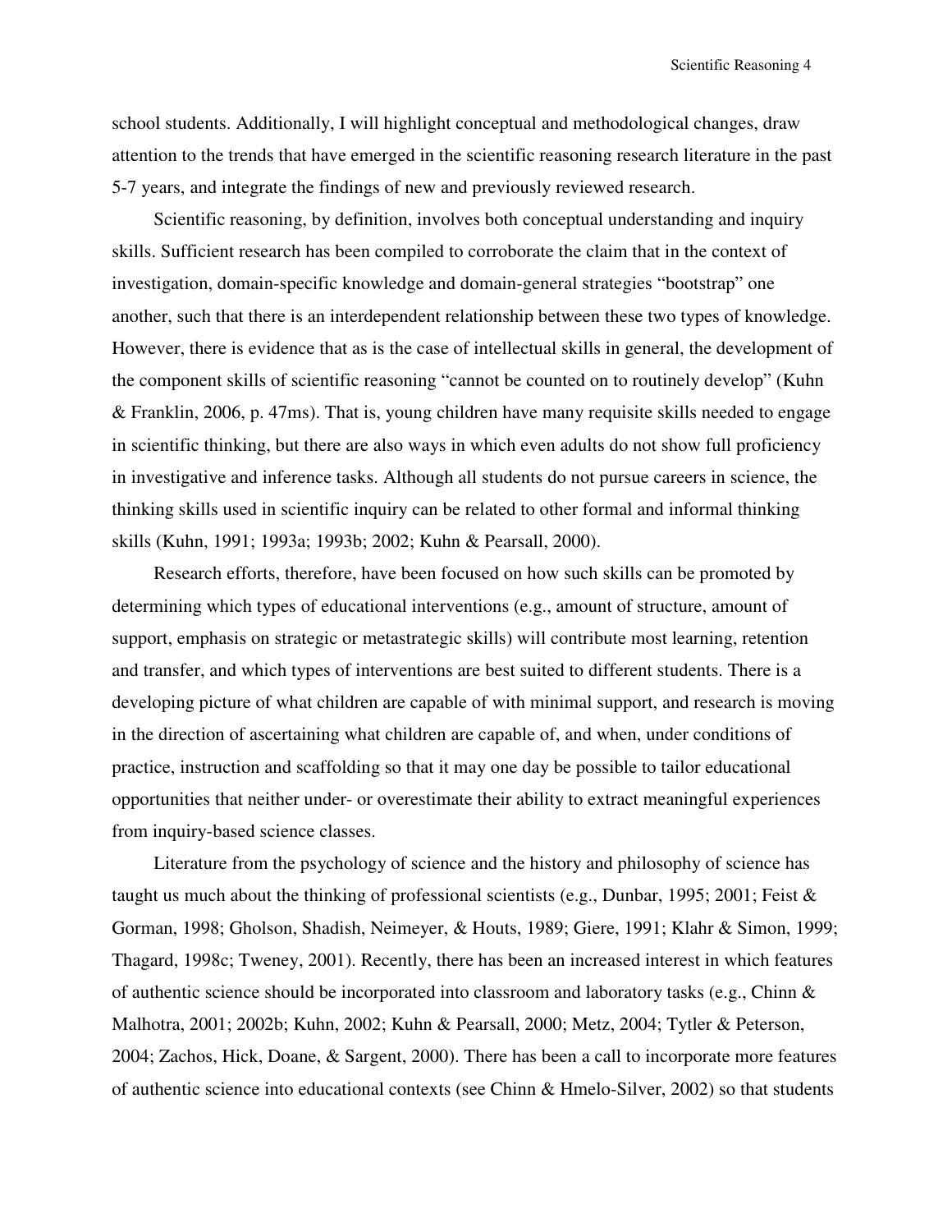school students. Additionally, I will highlight conceptual and methodological changes, draw attention to the trends that have emerged in the scientific reasoning research literature in the past 5-7 years, and integrate the findings of new and previously reviewed research.

Scientific reasoning, by definition, involves both conceptual understanding and inquiry skills. Sufficient research has been compiled to corroborate the claim that in the context of investigation, domain-specific knowledge and domain-general strategies "bootstrap" one another, such that there is an interdependent relationship between these two types of knowledge. However, there is evidence that as is the case of intellectual skills in general, the development of the component skills of scientific reasoning "cannot be counted on to routinely develop" (Kuhn & Franklin, 2006, p. 47ms). That is, young children have many requisite skills needed to engage in scientific thinking, but there are also ways in which even adults do not show full proficiency in investigative and inference tasks. Although all students do not pursue careers in science, the thinking skills used in scientific inquiry can be related to other formal and informal thinking skills (Kuhn, 1991; 1993a; 1993b; 2002; Kuhn & Pearsall, 2000).

Research efforts, therefore, have been focused on how such skills can be promoted by determining which types of educational interventions (e.g., amount of structure, amount of support, emphasis on strategic or metastrategic skills) will contribute most learning, retention and transfer, and which types of interventions are best suited to different students. There is a developing picture of what children are capable of with minimal support, and research is moving in the direction of ascertaining what children are capable of, and when, under conditions of practice, instruction and scaffolding so that it may one day be possible to tailor educational opportunities that neither under- or overestimate their ability to extract meaningful experiences from inquiry-based science classes.

Literature from the psychology of science and the history and philosophy of science has taught us much about the thinking of professional scientists (e.g., Dunbar, 1995; 2001; Feist & Gorman, 1998; Gholson, Shadish, Neimeyer, & Houts, 1989; Giere, 1991; Klahr & Simon, 1999; Thagard, 1998c; Tweney, 2001). Recently, there has been an increased interest in which features of authentic science should be incorporated into classroom and laboratory tasks (e.g., Chinn & Malhotra, 2001; 2002b; Kuhn, 2002; Kuhn & Pearsall, 2000; Metz, 2004; Tytler & Peterson, 2004; Zachos, Hick, Doane, & Sargent, 2000). There has been a call to incorporate more features of authentic science into educational contexts (see Chinn & Hmelo-Silver, 2002) so that students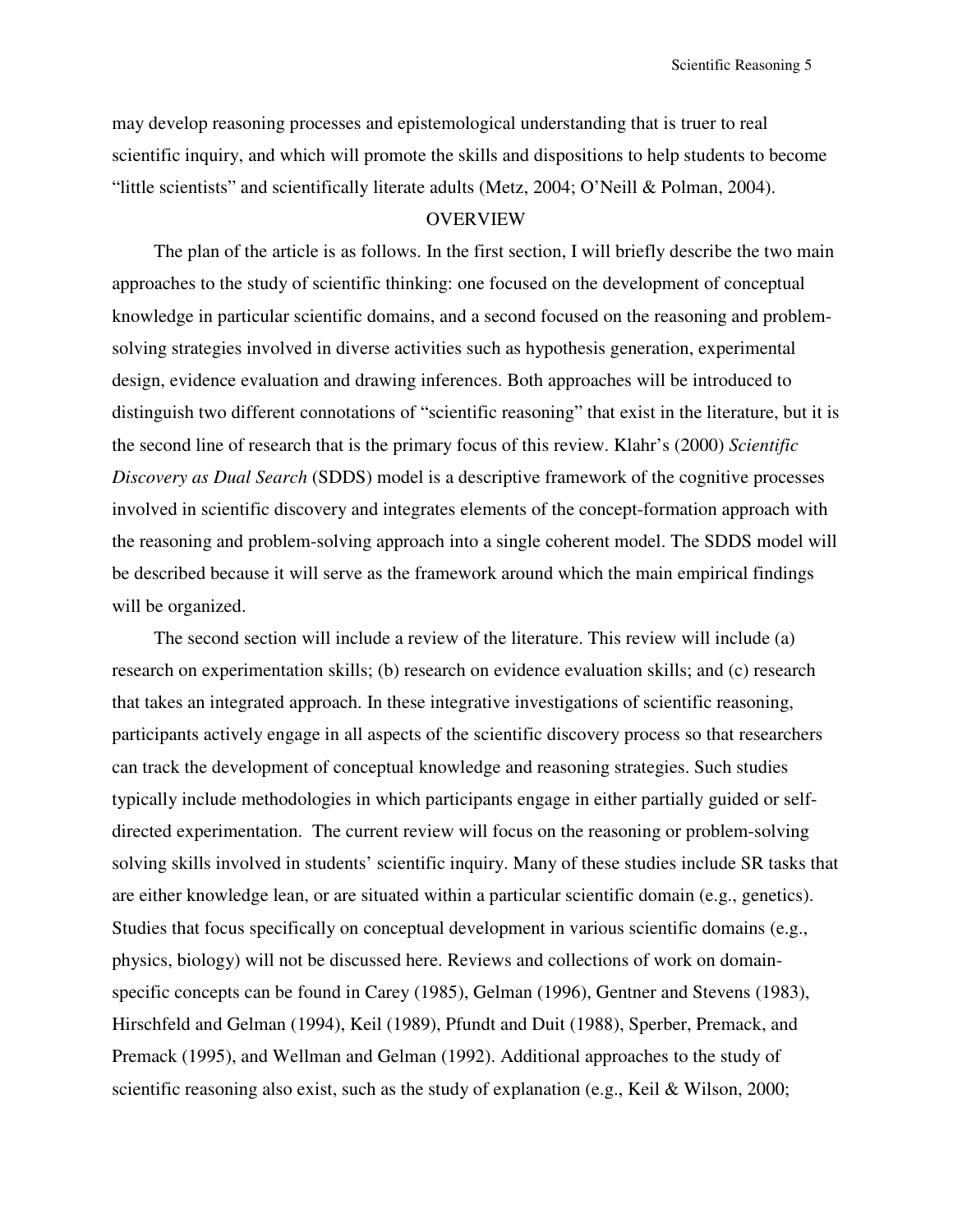may develop reasoning processes and epistemological understanding that is truer to real scientific inquiry, and which will promote the skills and dispositions to help students to become "little scientists" and scientifically literate adults (Metz, 2004; O'Neill & Polman, 2004).

## OVERVIEW

The plan of the article is as follows. In the first section, I will briefly describe the two main approaches to the study of scientific thinking: one focused on the development of conceptual knowledge in particular scientific domains, and a second focused on the reasoning and problem-solving strategies involved in diverse activities such as hypothesis generation, experimental design, evidence evaluation and drawing inferences. Both approaches will be introduced to distinguish two different connotations of "scientific reasoning" that exist in the literature, but it is the second line of research that is the primary focus of this review. Klahr's (2000) *Scientific Discovery as Dual Search* (SDDS) model is a descriptive framework of the cognitive processes involved in scientific discovery and integrates elements of the concept-formation approach with the reasoning and problem-solving approach into a single coherent model. The SDDS model will be described because it will serve as the framework around which the main empirical findings will be organized.

The second section will include a review of the literature. This review will include (a) research on experimentation skills; (b) research on evidence evaluation skills; and (c) research that takes an integrated approach. In these integrative investigations of scientific reasoning, participants actively engage in all aspects of the scientific discovery process so that researchers can track the development of conceptual knowledge and reasoning strategies. Such studies typically include methodologies in which participants engage in either partially guided or self-directed experimentation. The current review will focus on the reasoning or problem-solving solving skills involved in students' scientific inquiry. Many of these studies include SR tasks that are either knowledge lean, or are situated within a particular scientific domain (e.g., genetics). Studies that focus specifically on conceptual development in various scientific domains (e.g., physics, biology) will not be discussed here. Reviews and collections of work on domain-specific concepts can be found in Carey (1985), Gelman (1996), Gentner and Stevens (1983), Hirschfeld and Gelman (1994), Keil (1989), Pfundt and Duit (1988), Sperber, Premack, and Premack (1995), and Wellman and Gelman (1992). Additional approaches to the study of scientific reasoning also exist, such as the study of explanation (e.g., Keil & Wilson, 2000;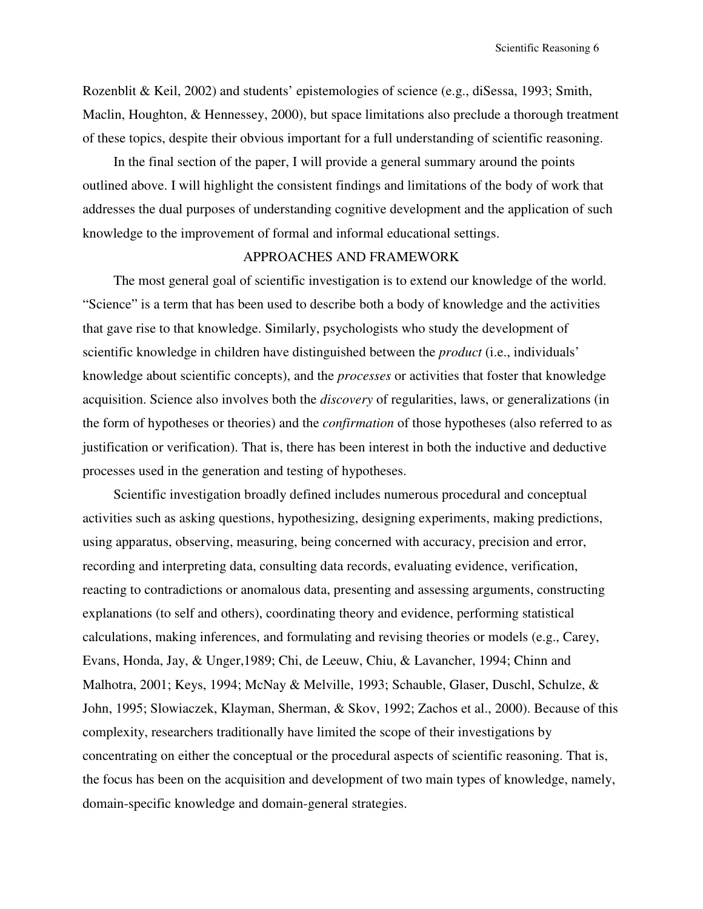Rozenblit & Keil, 2002) and students' epistemologies of science (e.g., diSessa, 1993; Smith, Maclin, Houghton, & Hennessey, 2000), but space limitations also preclude a thorough treatment of these topics, despite their obvious important for a full understanding of scientific reasoning.

In the final section of the paper, I will provide a general summary around the points outlined above. I will highlight the consistent findings and limitations of the body of work that addresses the dual purposes of understanding cognitive development and the application of such knowledge to the improvement of formal and informal educational settings.

## APPROACHES AND FRAMEWORK

The most general goal of scientific investigation is to extend our knowledge of the world. "Science" is a term that has been used to describe both a body of knowledge and the activities that gave rise to that knowledge. Similarly, psychologists who study the development of scientific knowledge in children have distinguished between the *product* (i.e., individuals' knowledge about scientific concepts), and the *processes* or activities that foster that knowledge acquisition. Science also involves both the *discovery* of regularities, laws, or generalizations (in the form of hypotheses or theories) and the *confirmation* of those hypotheses (also referred to as justification or verification). That is, there has been interest in both the inductive and deductive processes used in the generation and testing of hypotheses.

Scientific investigation broadly defined includes numerous procedural and conceptual activities such as asking questions, hypothesizing, designing experiments, making predictions, using apparatus, observing, measuring, being concerned with accuracy, precision and error, recording and interpreting data, consulting data records, evaluating evidence, verification, reacting to contradictions or anomalous data, presenting and assessing arguments, constructing explanations (to self and others), coordinating theory and evidence, performing statistical calculations, making inferences, and formulating and revising theories or models (e.g., Carey, Evans, Honda, Jay, & Unger,1989; Chi, de Leeuw, Chiu, & Lavancher, 1994; Chinn and Malhotra, 2001; Keys, 1994; McNay & Melville, 1993; Schauble, Glaser, Duschl, Schulze, & John, 1995; Slowiaczek, Klayman, Sherman, & Skov, 1992; Zachos et al., 2000). Because of this complexity, researchers traditionally have limited the scope of their investigations by concentrating on either the conceptual or the procedural aspects of scientific reasoning. That is, the focus has been on the acquisition and development of two main types of knowledge, namely, domain-specific knowledge and domain-general strategies.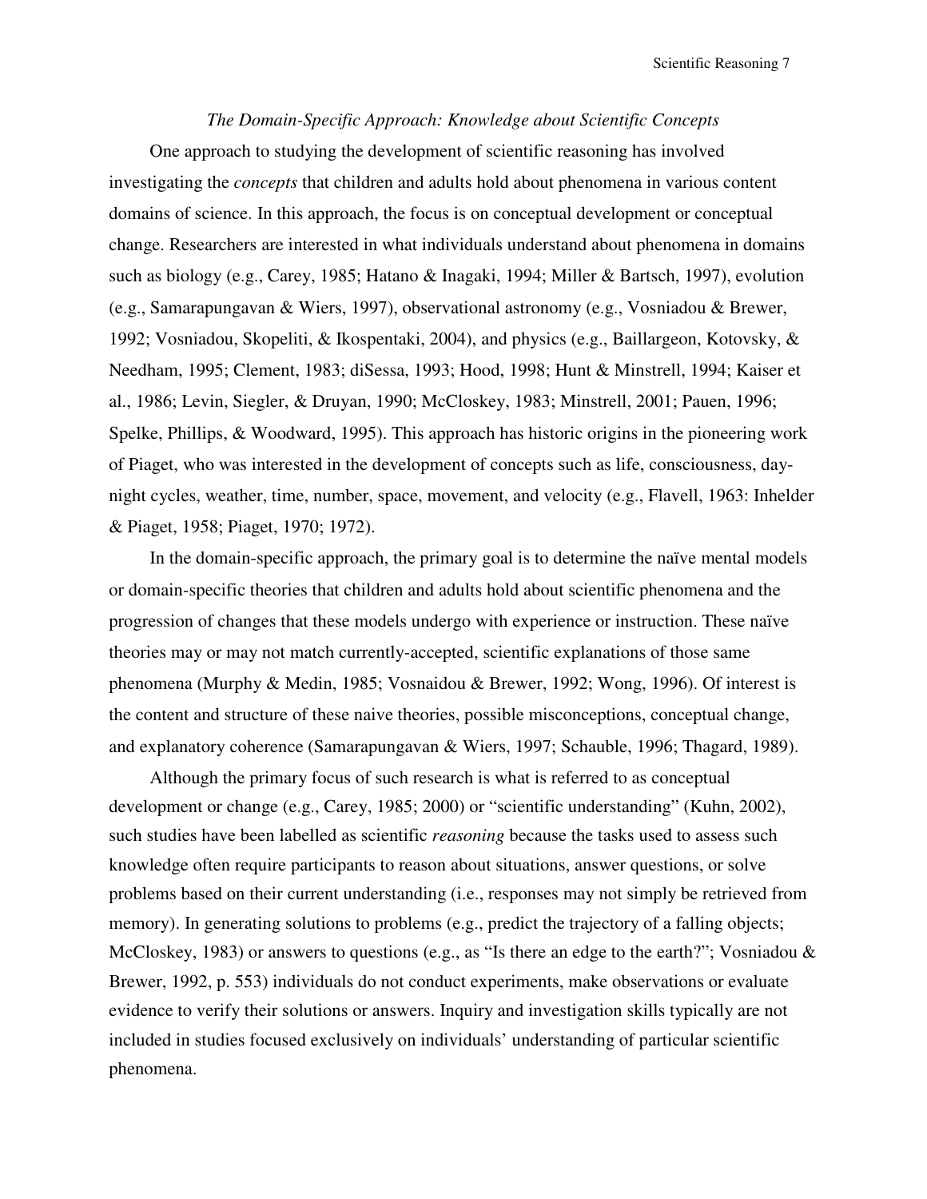### *The Domain-Specific Approach: Knowledge about Scientific Concepts*

One approach to studying the development of scientific reasoning has involved investigating the *concepts* that children and adults hold about phenomena in various content domains of science. In this approach, the focus is on conceptual development or conceptual change. Researchers are interested in what individuals understand about phenomena in domains such as biology (e.g., Carey, 1985; Hatano & Inagaki, 1994; Miller & Bartsch, 1997), evolution (e.g., Samarapungavan & Wiers, 1997), observational astronomy (e.g., Vosniadou & Brewer, 1992; Vosniadou, Skopeliti, & Ikospentaki, 2004), and physics (e.g., Baillargeon, Kotovsky, & Needham, 1995; Clement, 1983; diSessa, 1993; Hood, 1998; Hunt & Minstrell, 1994; Kaiser et al., 1986; Levin, Siegler, & Druyan, 1990; McCloskey, 1983; Minstrell, 2001; Pauen, 1996; Spelke, Phillips, & Woodward, 1995). This approach has historic origins in the pioneering work of Piaget, who was interested in the development of concepts such as life, consciousness, day-night cycles, weather, time, number, space, movement, and velocity (e.g., Flavell, 1963: Inhelder & Piaget, 1958; Piaget, 1970; 1972).

In the domain-specific approach, the primary goal is to determine the naïve mental models or domain-specific theories that children and adults hold about scientific phenomena and the progression of changes that these models undergo with experience or instruction. These naïve theories may or may not match currently-accepted, scientific explanations of those same phenomena (Murphy & Medin, 1985; Vosnaidou & Brewer, 1992; Wong, 1996). Of interest is the content and structure of these naive theories, possible misconceptions, conceptual change, and explanatory coherence (Samarapungavan & Wiers, 1997; Schauble, 1996; Thagard, 1989).

Although the primary focus of such research is what is referred to as conceptual development or change (e.g., Carey, 1985; 2000) or "scientific understanding" (Kuhn, 2002), such studies have been labelled as scientific *reasoning* because the tasks used to assess such knowledge often require participants to reason about situations, answer questions, or solve problems based on their current understanding (i.e., responses may not simply be retrieved from memory). In generating solutions to problems (e.g., predict the trajectory of a falling objects; McCloskey, 1983) or answers to questions (e.g., as "Is there an edge to the earth?"; Vosniadou & Brewer, 1992, p. 553) individuals do not conduct experiments, make observations or evaluate evidence to verify their solutions or answers. Inquiry and investigation skills typically are not included in studies focused exclusively on individuals' understanding of particular scientific phenomena.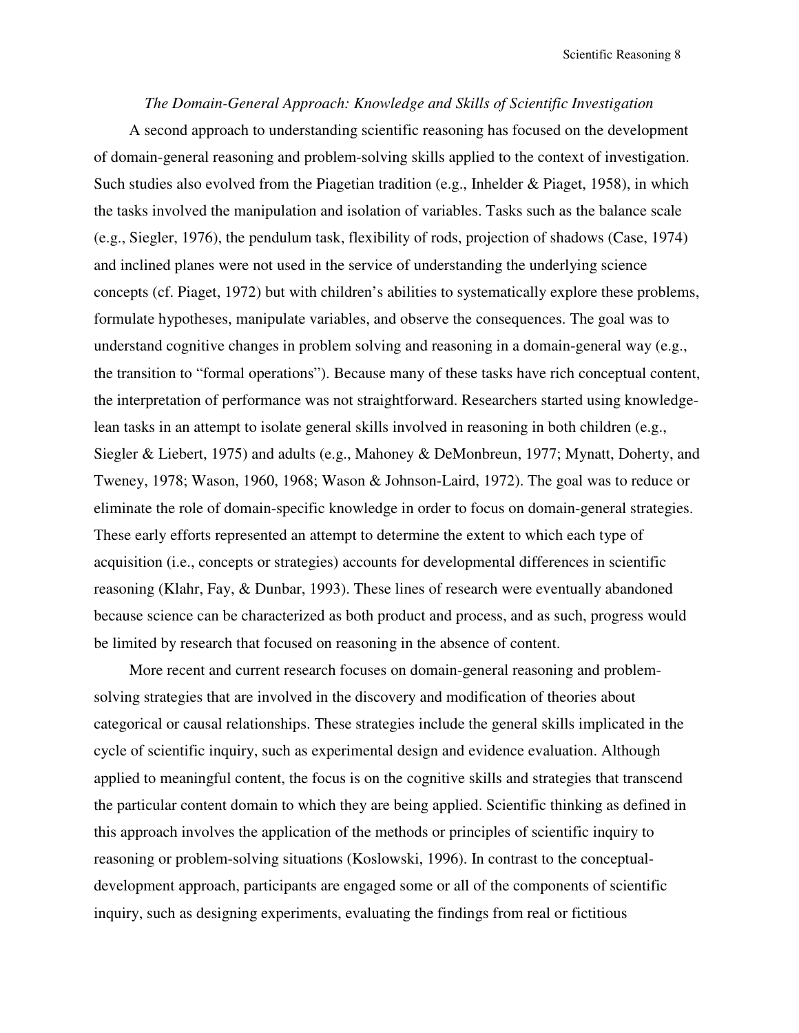*The Domain-General Approach: Knowledge and Skills of Scientific Investigation*

A second approach to understanding scientific reasoning has focused on the development of domain-general reasoning and problem-solving skills applied to the context of investigation. Such studies also evolved from the Piagetian tradition (e.g., Inhelder & Piaget, 1958), in which the tasks involved the manipulation and isolation of variables. Tasks such as the balance scale (e.g., Siegler, 1976), the pendulum task, flexibility of rods, projection of shadows (Case, 1974) and inclined planes were not used in the service of understanding the underlying science concepts (cf. Piaget, 1972) but with children's abilities to systematically explore these problems, formulate hypotheses, manipulate variables, and observe the consequences. The goal was to understand cognitive changes in problem solving and reasoning in a domain-general way (e.g., the transition to "formal operations"). Because many of these tasks have rich conceptual content, the interpretation of performance was not straightforward. Researchers started using knowledge-lean tasks in an attempt to isolate general skills involved in reasoning in both children (e.g., Siegler & Liebert, 1975) and adults (e.g., Mahoney & DeMonbreun, 1977; Mynatt, Doherty, and Tweney, 1978; Wason, 1960, 1968; Wason & Johnson-Laird, 1972). The goal was to reduce or eliminate the role of domain-specific knowledge in order to focus on domain-general strategies. These early efforts represented an attempt to determine the extent to which each type of acquisition (i.e., concepts or strategies) accounts for developmental differences in scientific reasoning (Klahr, Fay, & Dunbar, 1993). These lines of research were eventually abandoned because science can be characterized as both product and process, and as such, progress would be limited by research that focused on reasoning in the absence of content.

More recent and current research focuses on domain-general reasoning and problem-solving strategies that are involved in the discovery and modification of theories about categorical or causal relationships. These strategies include the general skills implicated in the cycle of scientific inquiry, such as experimental design and evidence evaluation. Although applied to meaningful content, the focus is on the cognitive skills and strategies that transcend the particular content domain to which they are being applied. Scientific thinking as defined in this approach involves the application of the methods or principles of scientific inquiry to reasoning or problem-solving situations (Koslowski, 1996). In contrast to the conceptual-development approach, participants are engaged some or all of the components of scientific inquiry, such as designing experiments, evaluating the findings from real or fictitious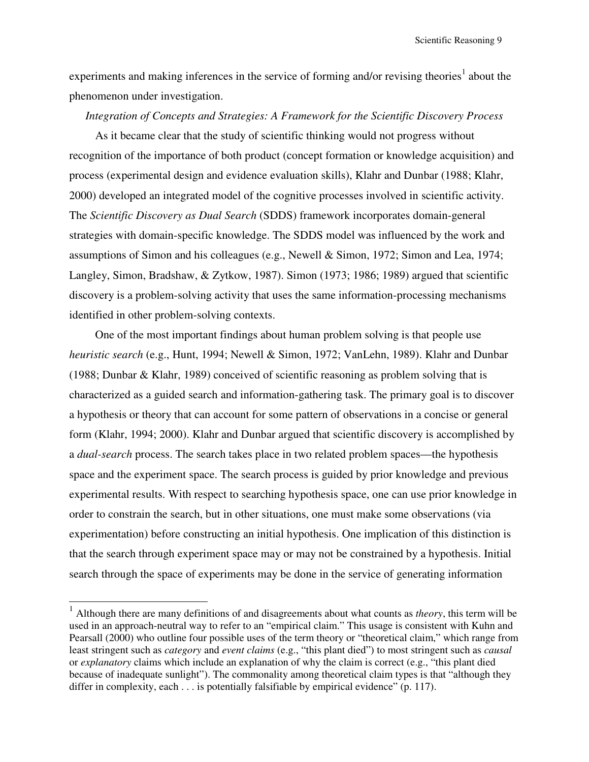experiments and making inferences in the service of forming and/or revising theories[1] about the phenomenon under investigation.

### *Integration of Concepts and Strategies: A Framework for the Scientific Discovery Process*

As it became clear that the study of scientific thinking would not progress without recognition of the importance of both product (concept formation or knowledge acquisition) and process (experimental design and evidence evaluation skills), Klahr and Dunbar (1988; Klahr, 2000) developed an integrated model of the cognitive processes involved in scientific activity. The *Scientific Discovery as Dual Search* (SDDS) framework incorporates domain-general strategies with domain-specific knowledge. The SDDS model was influenced by the work and assumptions of Simon and his colleagues (e.g., Newell & Simon, 1972; Simon and Lea, 1974; Langley, Simon, Bradshaw, & Zytkow, 1987). Simon (1973; 1986; 1989) argued that scientific discovery is a problem-solving activity that uses the same information-processing mechanisms identified in other problem-solving contexts.

One of the most important findings about human problem solving is that people use *heuristic search* (e.g., Hunt, 1994; Newell & Simon, 1972; VanLehn, 1989). Klahr and Dunbar (1988; Dunbar & Klahr, 1989) conceived of scientific reasoning as problem solving that is characterized as a guided search and information-gathering task. The primary goal is to discover a hypothesis or theory that can account for some pattern of observations in a concise or general form (Klahr, 1994; 2000). Klahr and Dunbar argued that scientific discovery is accomplished by a *dual-search* process. The search takes place in two related problem spaces—the hypothesis space and the experiment space. The search process is guided by prior knowledge and previous experimental results. With respect to searching hypothesis space, one can use prior knowledge in order to constrain the search, but in other situations, one must make some observations (via experimentation) before constructing an initial hypothesis. One implication of this distinction is that the search through experiment space may or may not be constrained by a hypothesis. Initial search through the space of experiments may be done in the service of generating information

---

[1] Although there are many definitions of and disagreements about what counts as *theory*, this term will be used in an approach-neutral way to refer to an "empirical claim." This usage is consistent with Kuhn and Pearsall (2000) who outline four possible uses of the term theory or "theoretical claim," which range from least stringent such as *category* and *event claims* (e.g., "this plant died") to most stringent such as *causal* or *explanatory* claims which include an explanation of why the claim is correct (e.g., "this plant died because of inadequate sunlight"). The commonality among theoretical claim types is that "although they differ in complexity, each . . . is potentially falsifiable by empirical evidence" (p. 117).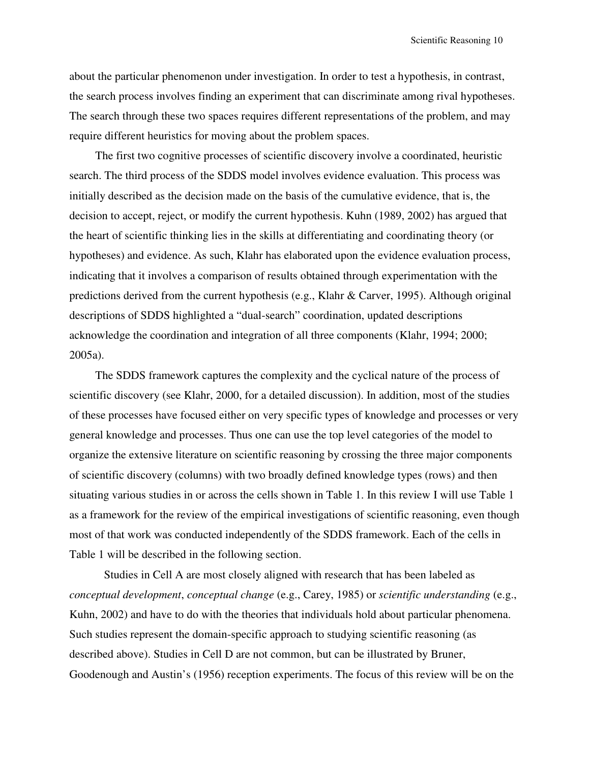about the particular phenomenon under investigation. In order to test a hypothesis, in contrast, the search process involves finding an experiment that can discriminate among rival hypotheses. The search through these two spaces requires different representations of the problem, and may require different heuristics for moving about the problem spaces.

The first two cognitive processes of scientific discovery involve a coordinated, heuristic search. The third process of the SDDS model involves evidence evaluation. This process was initially described as the decision made on the basis of the cumulative evidence, that is, the decision to accept, reject, or modify the current hypothesis. Kuhn (1989, 2002) has argued that the heart of scientific thinking lies in the skills at differentiating and coordinating theory (or hypotheses) and evidence. As such, Klahr has elaborated upon the evidence evaluation process, indicating that it involves a comparison of results obtained through experimentation with the predictions derived from the current hypothesis (e.g., Klahr & Carver, 1995). Although original descriptions of SDDS highlighted a "dual-search" coordination, updated descriptions acknowledge the coordination and integration of all three components (Klahr, 1994; 2000; 2005a).

The SDDS framework captures the complexity and the cyclical nature of the process of scientific discovery (see Klahr, 2000, for a detailed discussion). In addition, most of the studies of these processes have focused either on very specific types of knowledge and processes or very general knowledge and processes. Thus one can use the top level categories of the model to organize the extensive literature on scientific reasoning by crossing the three major components of scientific discovery (columns) with two broadly defined knowledge types (rows) and then situating various studies in or across the cells shown in Table 1. In this review I will use Table 1 as a framework for the review of the empirical investigations of scientific reasoning, even though most of that work was conducted independently of the SDDS framework. Each of the cells in Table 1 will be described in the following section.

Studies in Cell A are most closely aligned with research that has been labeled as *conceptual development*, *conceptual change* (e.g., Carey, 1985) or *scientific understanding* (e.g., Kuhn, 2002) and have to do with the theories that individuals hold about particular phenomena. Such studies represent the domain-specific approach to studying scientific reasoning (as described above). Studies in Cell D are not common, but can be illustrated by Bruner, Goodenough and Austin's (1956) reception experiments. The focus of this review will be on the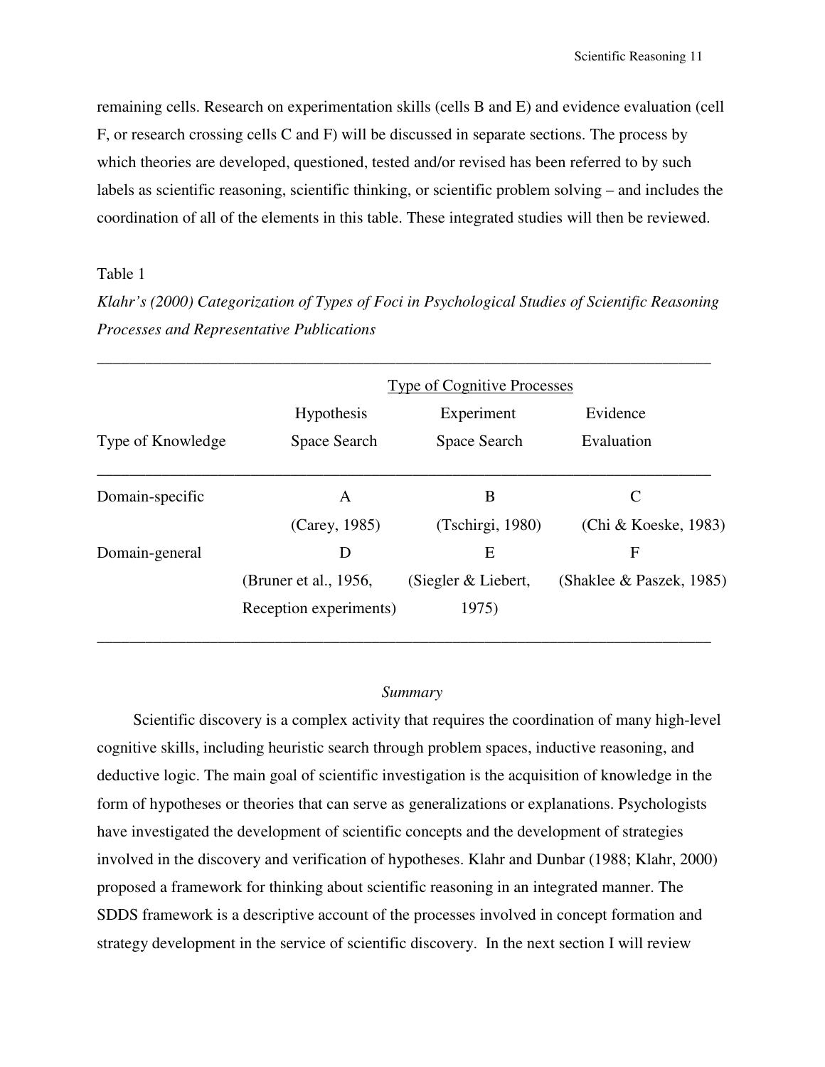remaining cells. Research on experimentation skills (cells B and E) and evidence evaluation (cell F, or research crossing cells C and F) will be discussed in separate sections. The process by which theories are developed, questioned, tested and/or revised has been referred to by such labels as scientific reasoning, scientific thinking, or scientific problem solving – and includes the coordination of all of the elements in this table. These integrated studies will then be reviewed.

Table 1

*Klahr's (2000) Categorization of Types of Foci in Psychological Studies of Scientific Reasoning Processes and Representative Publications*

| | Type of Cognitive Processes | | |
|---|---|---|---|
| Type of Knowledge | Hypothesis Space Search | Experiment Space Search | Evidence Evaluation |
| Domain-specific | A (Carey, 1985) | B (Tschirgi, 1980) | C (Chi & Koeske, 1983) |
| Domain-general | D (Bruner et al., 1956, Reception experiments) | E (Siegler & Liebert, 1975) | F (Shaklee & Paszek, 1985) |

*Summary*

Scientific discovery is a complex activity that requires the coordination of many high-level cognitive skills, including heuristic search through problem spaces, inductive reasoning, and deductive logic. The main goal of scientific investigation is the acquisition of knowledge in the form of hypotheses or theories that can serve as generalizations or explanations. Psychologists have investigated the development of scientific concepts and the development of strategies involved in the discovery and verification of hypotheses. Klahr and Dunbar (1988; Klahr, 2000) proposed a framework for thinking about scientific reasoning in an integrated manner. The SDDS framework is a descriptive account of the processes involved in concept formation and strategy development in the service of scientific discovery. In the next section I will review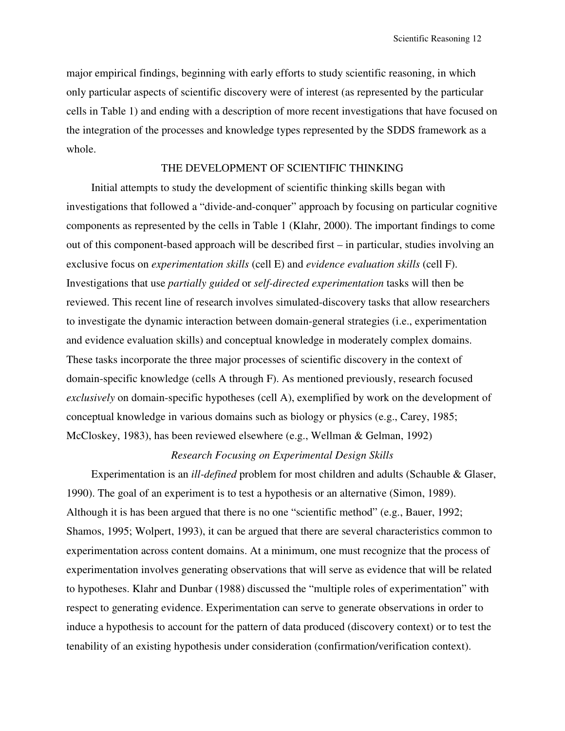major empirical findings, beginning with early efforts to study scientific reasoning, in which only particular aspects of scientific discovery were of interest (as represented by the particular cells in Table 1) and ending with a description of more recent investigations that have focused on the integration of the processes and knowledge types represented by the SDDS framework as a whole.

## THE DEVELOPMENT OF SCIENTIFIC THINKING

Initial attempts to study the development of scientific thinking skills began with investigations that followed a "divide-and-conquer" approach by focusing on particular cognitive components as represented by the cells in Table 1 (Klahr, 2000). The important findings to come out of this component-based approach will be described first – in particular, studies involving an exclusive focus on *experimentation skills* (cell E) and *evidence evaluation skills* (cell F). Investigations that use *partially guided* or *self-directed experimentation* tasks will then be reviewed. This recent line of research involves simulated-discovery tasks that allow researchers to investigate the dynamic interaction between domain-general strategies (i.e., experimentation and evidence evaluation skills) and conceptual knowledge in moderately complex domains. These tasks incorporate the three major processes of scientific discovery in the context of domain-specific knowledge (cells A through F). As mentioned previously, research focused *exclusively* on domain-specific hypotheses (cell A), exemplified by work on the development of conceptual knowledge in various domains such as biology or physics (e.g., Carey, 1985; McCloskey, 1983), has been reviewed elsewhere (e.g., Wellman & Gelman, 1992)

### *Research Focusing on Experimental Design Skills*

Experimentation is an *ill-defined* problem for most children and adults (Schauble & Glaser, 1990). The goal of an experiment is to test a hypothesis or an alternative (Simon, 1989). Although it is has been argued that there is no one "scientific method" (e.g., Bauer, 1992; Shamos, 1995; Wolpert, 1993), it can be argued that there are several characteristics common to experimentation across content domains. At a minimum, one must recognize that the process of experimentation involves generating observations that will serve as evidence that will be related to hypotheses. Klahr and Dunbar (1988) discussed the "multiple roles of experimentation" with respect to generating evidence. Experimentation can serve to generate observations in order to induce a hypothesis to account for the pattern of data produced (discovery context) or to test the tenability of an existing hypothesis under consideration (confirmation/verification context).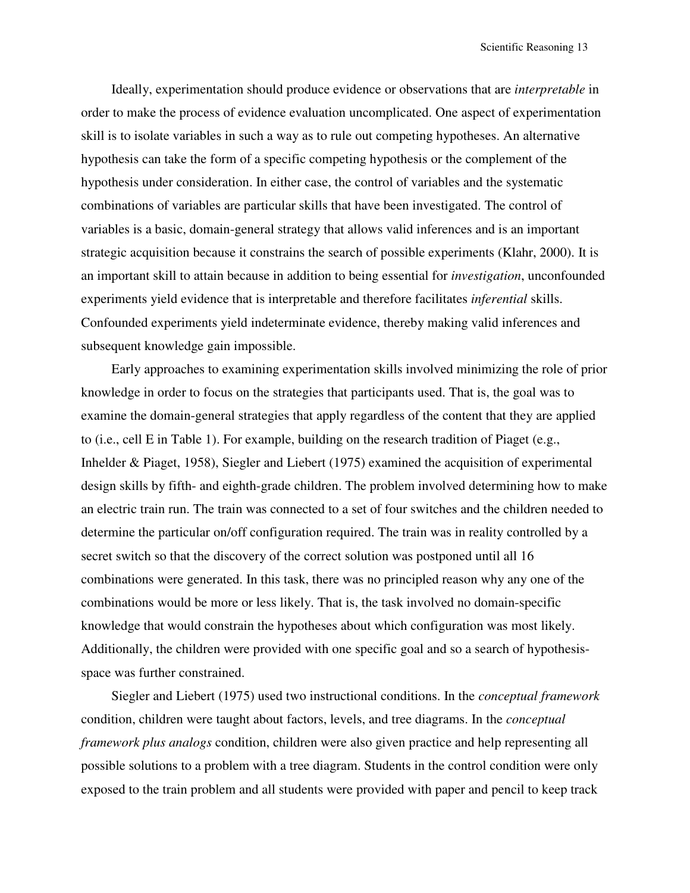Ideally, experimentation should produce evidence or observations that are *interpretable* in order to make the process of evidence evaluation uncomplicated. One aspect of experimentation skill is to isolate variables in such a way as to rule out competing hypotheses. An alternative hypothesis can take the form of a specific competing hypothesis or the complement of the hypothesis under consideration. In either case, the control of variables and the systematic combinations of variables are particular skills that have been investigated. The control of variables is a basic, domain-general strategy that allows valid inferences and is an important strategic acquisition because it constrains the search of possible experiments (Klahr, 2000). It is an important skill to attain because in addition to being essential for *investigation*, unconfounded experiments yield evidence that is interpretable and therefore facilitates *inferential* skills. Confounded experiments yield indeterminate evidence, thereby making valid inferences and subsequent knowledge gain impossible.

Early approaches to examining experimentation skills involved minimizing the role of prior knowledge in order to focus on the strategies that participants used. That is, the goal was to examine the domain-general strategies that apply regardless of the content that they are applied to (i.e., cell E in Table 1). For example, building on the research tradition of Piaget (e.g., Inhelder & Piaget, 1958), Siegler and Liebert (1975) examined the acquisition of experimental design skills by fifth- and eighth-grade children. The problem involved determining how to make an electric train run. The train was connected to a set of four switches and the children needed to determine the particular on/off configuration required. The train was in reality controlled by a secret switch so that the discovery of the correct solution was postponed until all 16 combinations were generated. In this task, there was no principled reason why any one of the combinations would be more or less likely. That is, the task involved no domain-specific knowledge that would constrain the hypotheses about which configuration was most likely. Additionally, the children were provided with one specific goal and so a search of hypothesis-space was further constrained.

Siegler and Liebert (1975) used two instructional conditions. In the *conceptual framework* condition, children were taught about factors, levels, and tree diagrams. In the *conceptual framework plus analogs* condition, children were also given practice and help representing all possible solutions to a problem with a tree diagram. Students in the control condition were only exposed to the train problem and all students were provided with paper and pencil to keep track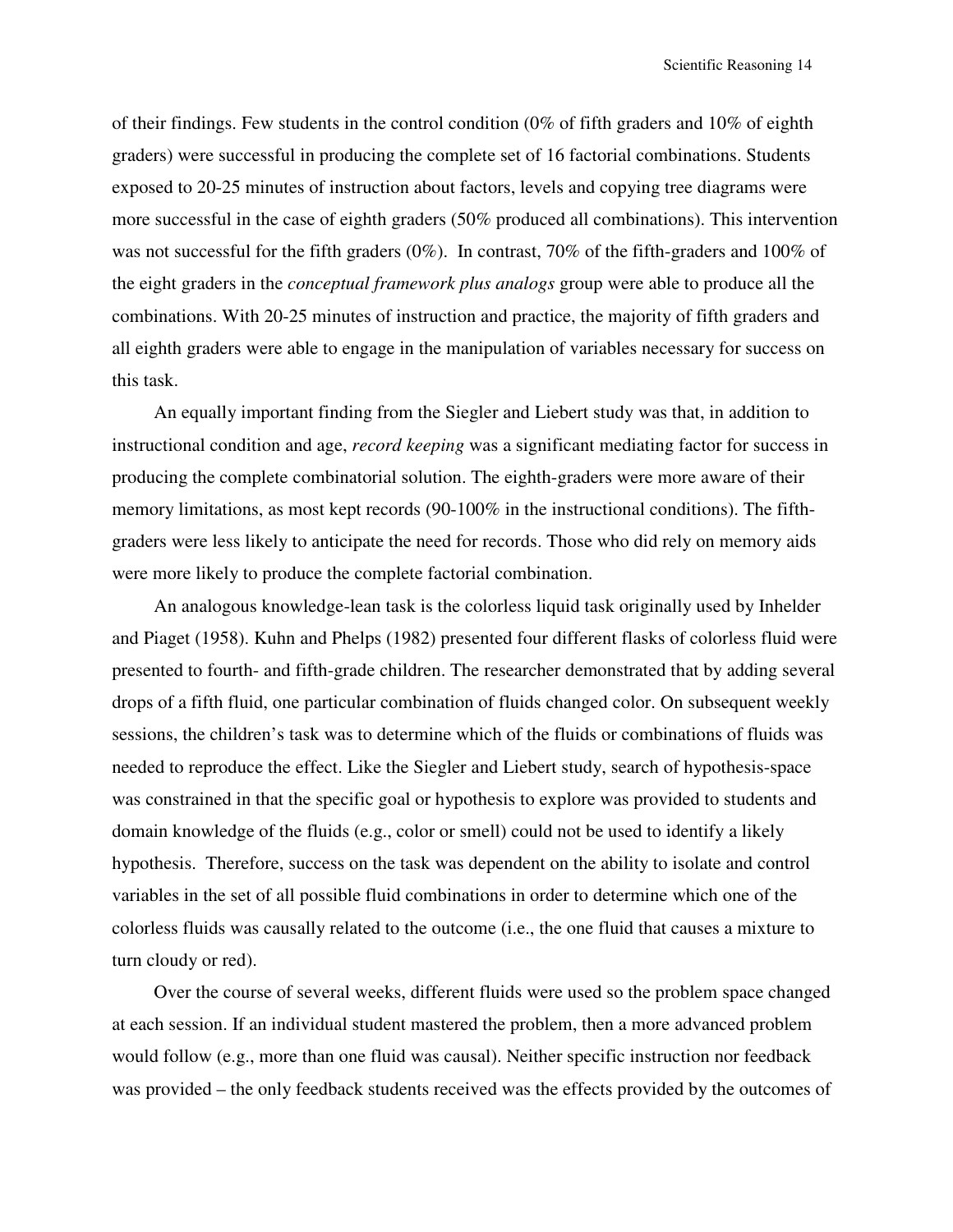of their findings. Few students in the control condition (0% of fifth graders and 10% of eighth graders) were successful in producing the complete set of 16 factorial combinations. Students exposed to 20-25 minutes of instruction about factors, levels and copying tree diagrams were more successful in the case of eighth graders (50% produced all combinations). This intervention was not successful for the fifth graders (0%). In contrast, 70% of the fifth-graders and 100% of the eight graders in the *conceptual framework plus analogs* group were able to produce all the combinations. With 20-25 minutes of instruction and practice, the majority of fifth graders and all eighth graders were able to engage in the manipulation of variables necessary for success on this task.

An equally important finding from the Siegler and Liebert study was that, in addition to instructional condition and age, *record keeping* was a significant mediating factor for success in producing the complete combinatorial solution. The eighth-graders were more aware of their memory limitations, as most kept records (90-100% in the instructional conditions). The fifth-graders were less likely to anticipate the need for records. Those who did rely on memory aids were more likely to produce the complete factorial combination.

An analogous knowledge-lean task is the colorless liquid task originally used by Inhelder and Piaget (1958). Kuhn and Phelps (1982) presented four different flasks of colorless fluid were presented to fourth- and fifth-grade children. The researcher demonstrated that by adding several drops of a fifth fluid, one particular combination of fluids changed color. On subsequent weekly sessions, the children's task was to determine which of the fluids or combinations of fluids was needed to reproduce the effect. Like the Siegler and Liebert study, search of hypothesis-space was constrained in that the specific goal or hypothesis to explore was provided to students and domain knowledge of the fluids (e.g., color or smell) could not be used to identify a likely hypothesis. Therefore, success on the task was dependent on the ability to isolate and control variables in the set of all possible fluid combinations in order to determine which one of the colorless fluids was causally related to the outcome (i.e., the one fluid that causes a mixture to turn cloudy or red).

Over the course of several weeks, different fluids were used so the problem space changed at each session. If an individual student mastered the problem, then a more advanced problem would follow (e.g., more than one fluid was causal). Neither specific instruction nor feedback was provided – the only feedback students received was the effects provided by the outcomes of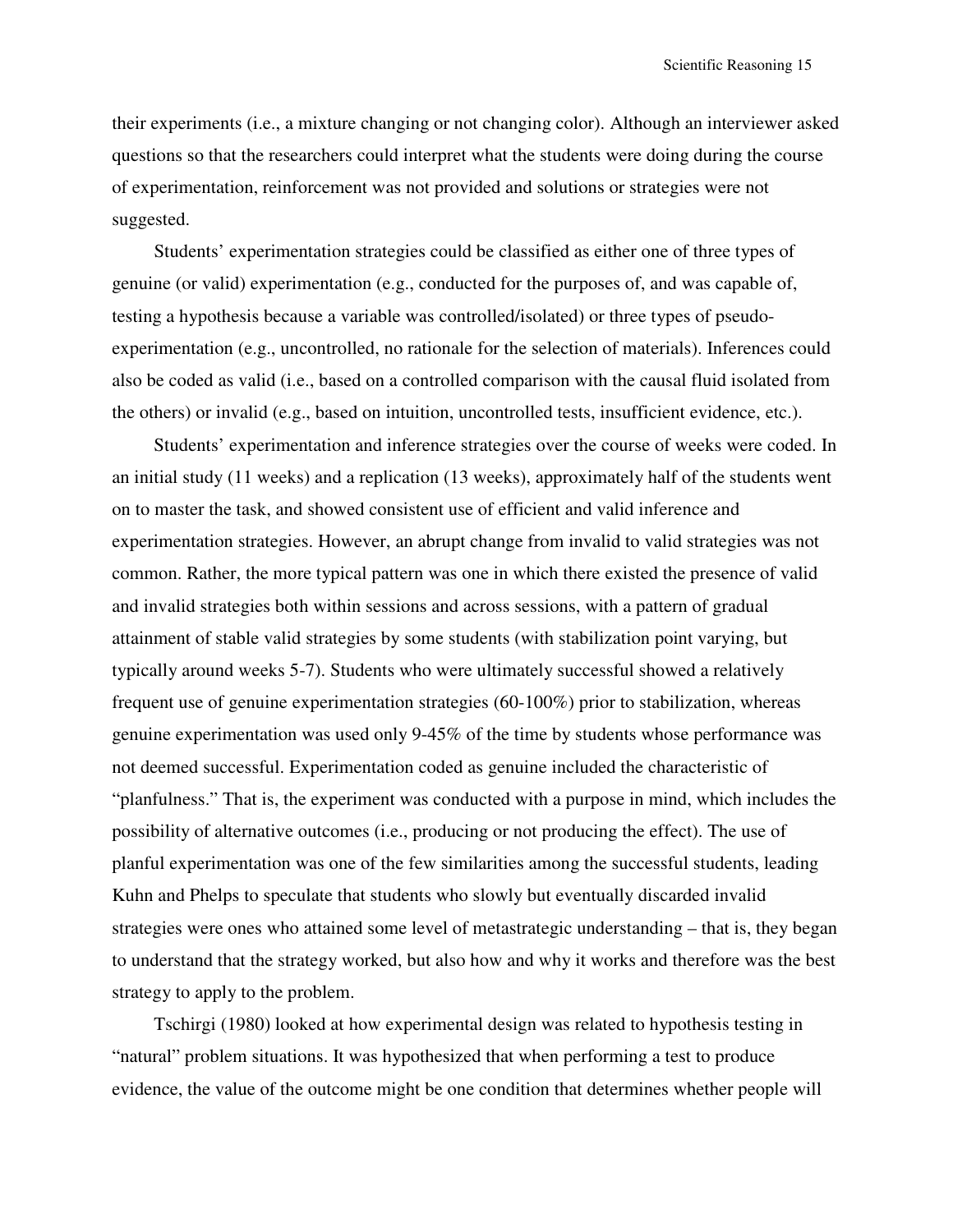their experiments (i.e., a mixture changing or not changing color). Although an interviewer asked questions so that the researchers could interpret what the students were doing during the course of experimentation, reinforcement was not provided and solutions or strategies were not suggested.

Students' experimentation strategies could be classified as either one of three types of genuine (or valid) experimentation (e.g., conducted for the purposes of, and was capable of, testing a hypothesis because a variable was controlled/isolated) or three types of pseudo-experimentation (e.g., uncontrolled, no rationale for the selection of materials). Inferences could also be coded as valid (i.e., based on a controlled comparison with the causal fluid isolated from the others) or invalid (e.g., based on intuition, uncontrolled tests, insufficient evidence, etc.).

Students' experimentation and inference strategies over the course of weeks were coded. In an initial study (11 weeks) and a replication (13 weeks), approximately half of the students went on to master the task, and showed consistent use of efficient and valid inference and experimentation strategies. However, an abrupt change from invalid to valid strategies was not common. Rather, the more typical pattern was one in which there existed the presence of valid and invalid strategies both within sessions and across sessions, with a pattern of gradual attainment of stable valid strategies by some students (with stabilization point varying, but typically around weeks 5-7). Students who were ultimately successful showed a relatively frequent use of genuine experimentation strategies (60-100%) prior to stabilization, whereas genuine experimentation was used only 9-45% of the time by students whose performance was not deemed successful. Experimentation coded as genuine included the characteristic of "planfulness." That is, the experiment was conducted with a purpose in mind, which includes the possibility of alternative outcomes (i.e., producing or not producing the effect). The use of planful experimentation was one of the few similarities among the successful students, leading Kuhn and Phelps to speculate that students who slowly but eventually discarded invalid strategies were ones who attained some level of metastrategic understanding – that is, they began to understand that the strategy worked, but also how and why it works and therefore was the best strategy to apply to the problem.

Tschirgi (1980) looked at how experimental design was related to hypothesis testing in "natural" problem situations. It was hypothesized that when performing a test to produce evidence, the value of the outcome might be one condition that determines whether people will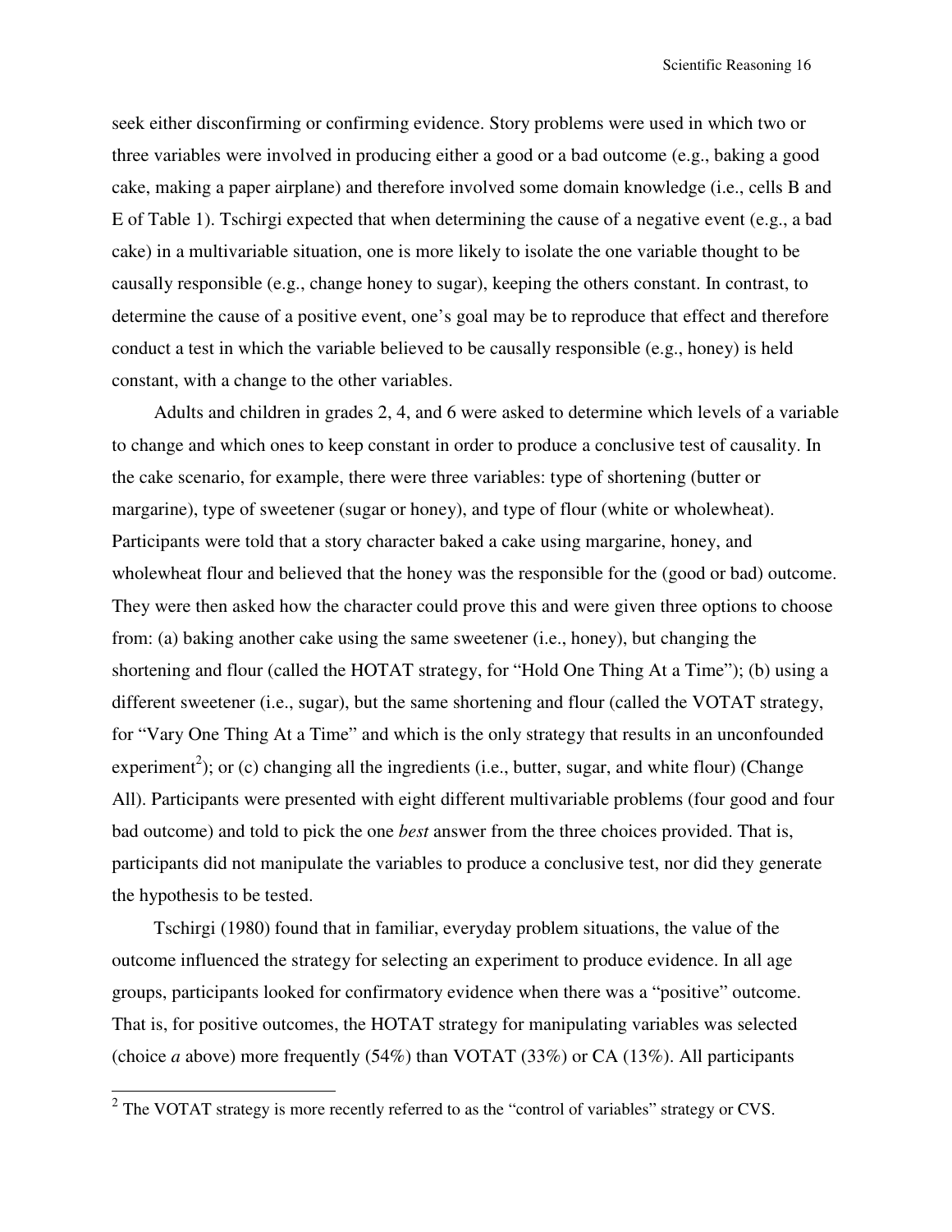seek either disconfirming or confirming evidence. Story problems were used in which two or three variables were involved in producing either a good or a bad outcome (e.g., baking a good cake, making a paper airplane) and therefore involved some domain knowledge (i.e., cells B and E of Table 1). Tschirgi expected that when determining the cause of a negative event (e.g., a bad cake) in a multivariable situation, one is more likely to isolate the one variable thought to be causally responsible (e.g., change honey to sugar), keeping the others constant. In contrast, to determine the cause of a positive event, one's goal may be to reproduce that effect and therefore conduct a test in which the variable believed to be causally responsible (e.g., honey) is held constant, with a change to the other variables.

Adults and children in grades 2, 4, and 6 were asked to determine which levels of a variable to change and which ones to keep constant in order to produce a conclusive test of causality. In the cake scenario, for example, there were three variables: type of shortening (butter or margarine), type of sweetener (sugar or honey), and type of flour (white or wholewheat). Participants were told that a story character baked a cake using margarine, honey, and wholewheat flour and believed that the honey was the responsible for the (good or bad) outcome. They were then asked how the character could prove this and were given three options to choose from: (a) baking another cake using the same sweetener (i.e., honey), but changing the shortening and flour (called the HOTAT strategy, for "Hold One Thing At a Time"); (b) using a different sweetener (i.e., sugar), but the same shortening and flour (called the VOTAT strategy, for "Vary One Thing At a Time" and which is the only strategy that results in an unconfounded experiment[2]); or (c) changing all the ingredients (i.e., butter, sugar, and white flour) (Change All). Participants were presented with eight different multivariable problems (four good and four bad outcome) and told to pick the one *best* answer from the three choices provided. That is, participants did not manipulate the variables to produce a conclusive test, nor did they generate the hypothesis to be tested.

Tschirgi (1980) found that in familiar, everyday problem situations, the value of the outcome influenced the strategy for selecting an experiment to produce evidence. In all age groups, participants looked for confirmatory evidence when there was a "positive" outcome. That is, for positive outcomes, the HOTAT strategy for manipulating variables was selected (choice *a* above) more frequently (54%) than VOTAT (33%) or CA (13%). All participants

[2] The VOTAT strategy is more recently referred to as the "control of variables" strategy or CVS.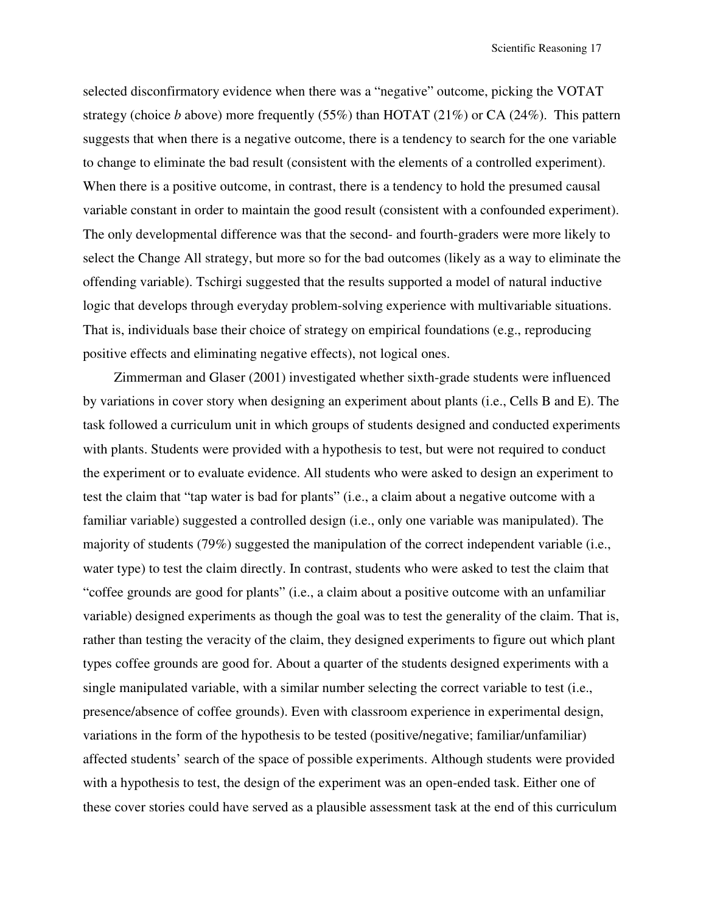selected disconfirmatory evidence when there was a "negative" outcome, picking the VOTAT strategy (choice *b* above) more frequently (55%) than HOTAT (21%) or CA (24%). This pattern suggests that when there is a negative outcome, there is a tendency to search for the one variable to change to eliminate the bad result (consistent with the elements of a controlled experiment). When there is a positive outcome, in contrast, there is a tendency to hold the presumed causal variable constant in order to maintain the good result (consistent with a confounded experiment). The only developmental difference was that the second- and fourth-graders were more likely to select the Change All strategy, but more so for the bad outcomes (likely as a way to eliminate the offending variable). Tschirgi suggested that the results supported a model of natural inductive logic that develops through everyday problem-solving experience with multivariable situations. That is, individuals base their choice of strategy on empirical foundations (e.g., reproducing positive effects and eliminating negative effects), not logical ones.

Zimmerman and Glaser (2001) investigated whether sixth-grade students were influenced by variations in cover story when designing an experiment about plants (i.e., Cells B and E). The task followed a curriculum unit in which groups of students designed and conducted experiments with plants. Students were provided with a hypothesis to test, but were not required to conduct the experiment or to evaluate evidence. All students who were asked to design an experiment to test the claim that "tap water is bad for plants" (i.e., a claim about a negative outcome with a familiar variable) suggested a controlled design (i.e., only one variable was manipulated). The majority of students (79%) suggested the manipulation of the correct independent variable (i.e., water type) to test the claim directly. In contrast, students who were asked to test the claim that "coffee grounds are good for plants" (i.e., a claim about a positive outcome with an unfamiliar variable) designed experiments as though the goal was to test the generality of the claim. That is, rather than testing the veracity of the claim, they designed experiments to figure out which plant types coffee grounds are good for. About a quarter of the students designed experiments with a single manipulated variable, with a similar number selecting the correct variable to test (i.e., presence/absence of coffee grounds). Even with classroom experience in experimental design, variations in the form of the hypothesis to be tested (positive/negative; familiar/unfamiliar) affected students' search of the space of possible experiments. Although students were provided with a hypothesis to test, the design of the experiment was an open-ended task. Either one of these cover stories could have served as a plausible assessment task at the end of this curriculum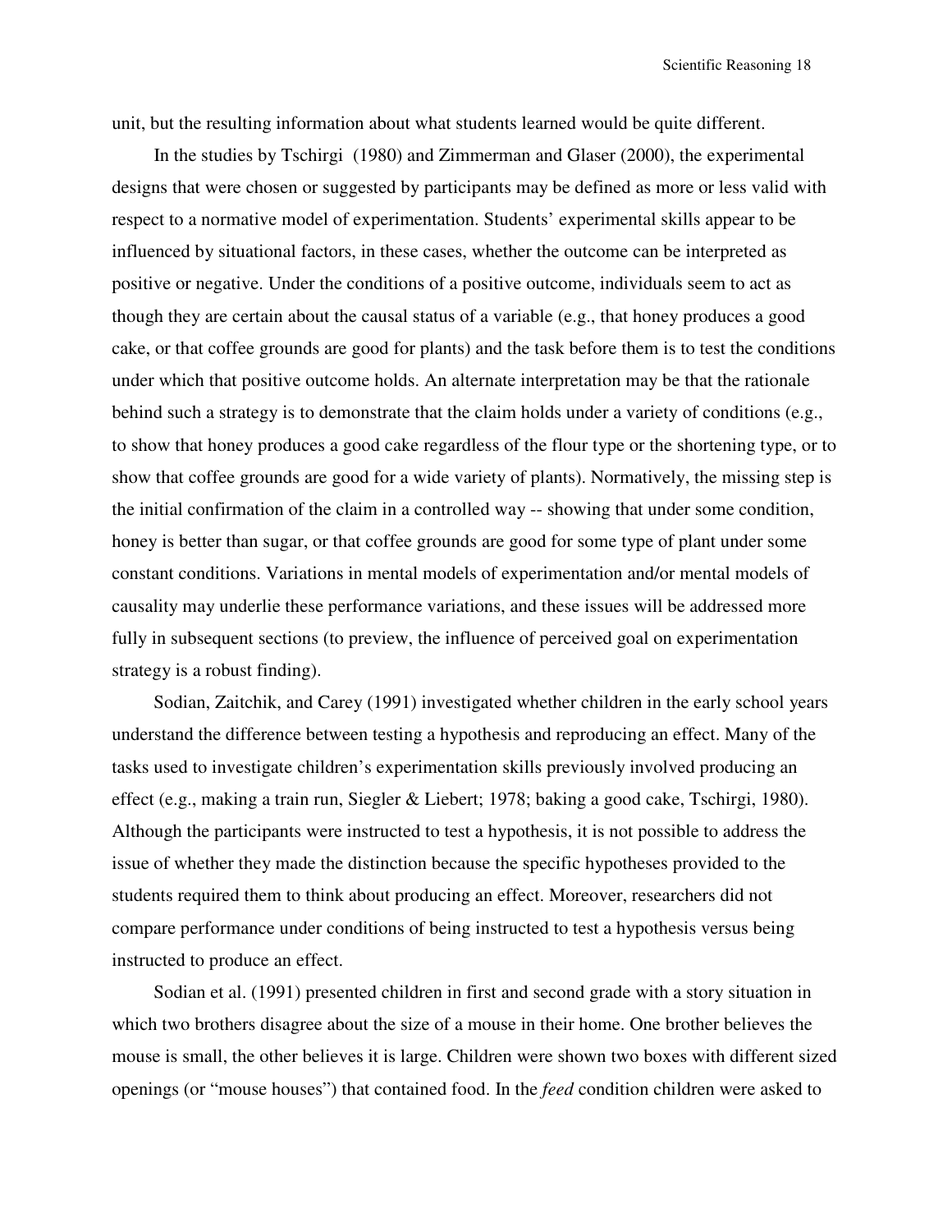unit, but the resulting information about what students learned would be quite different.

In the studies by Tschirgi (1980) and Zimmerman and Glaser (2000), the experimental designs that were chosen or suggested by participants may be defined as more or less valid with respect to a normative model of experimentation. Students' experimental skills appear to be influenced by situational factors, in these cases, whether the outcome can be interpreted as positive or negative. Under the conditions of a positive outcome, individuals seem to act as though they are certain about the causal status of a variable (e.g., that honey produces a good cake, or that coffee grounds are good for plants) and the task before them is to test the conditions under which that positive outcome holds. An alternate interpretation may be that the rationale behind such a strategy is to demonstrate that the claim holds under a variety of conditions (e.g., to show that honey produces a good cake regardless of the flour type or the shortening type, or to show that coffee grounds are good for a wide variety of plants). Normatively, the missing step is the initial confirmation of the claim in a controlled way -- showing that under some condition, honey is better than sugar, or that coffee grounds are good for some type of plant under some constant conditions. Variations in mental models of experimentation and/or mental models of causality may underlie these performance variations, and these issues will be addressed more fully in subsequent sections (to preview, the influence of perceived goal on experimentation strategy is a robust finding).

Sodian, Zaitchik, and Carey (1991) investigated whether children in the early school years understand the difference between testing a hypothesis and reproducing an effect. Many of the tasks used to investigate children's experimentation skills previously involved producing an effect (e.g., making a train run, Siegler & Liebert; 1978; baking a good cake, Tschirgi, 1980). Although the participants were instructed to test a hypothesis, it is not possible to address the issue of whether they made the distinction because the specific hypotheses provided to the students required them to think about producing an effect. Moreover, researchers did not compare performance under conditions of being instructed to test a hypothesis versus being instructed to produce an effect.

Sodian et al. (1991) presented children in first and second grade with a story situation in which two brothers disagree about the size of a mouse in their home. One brother believes the mouse is small, the other believes it is large. Children were shown two boxes with different sized openings (or "mouse houses") that contained food. In the *feed* condition children were asked to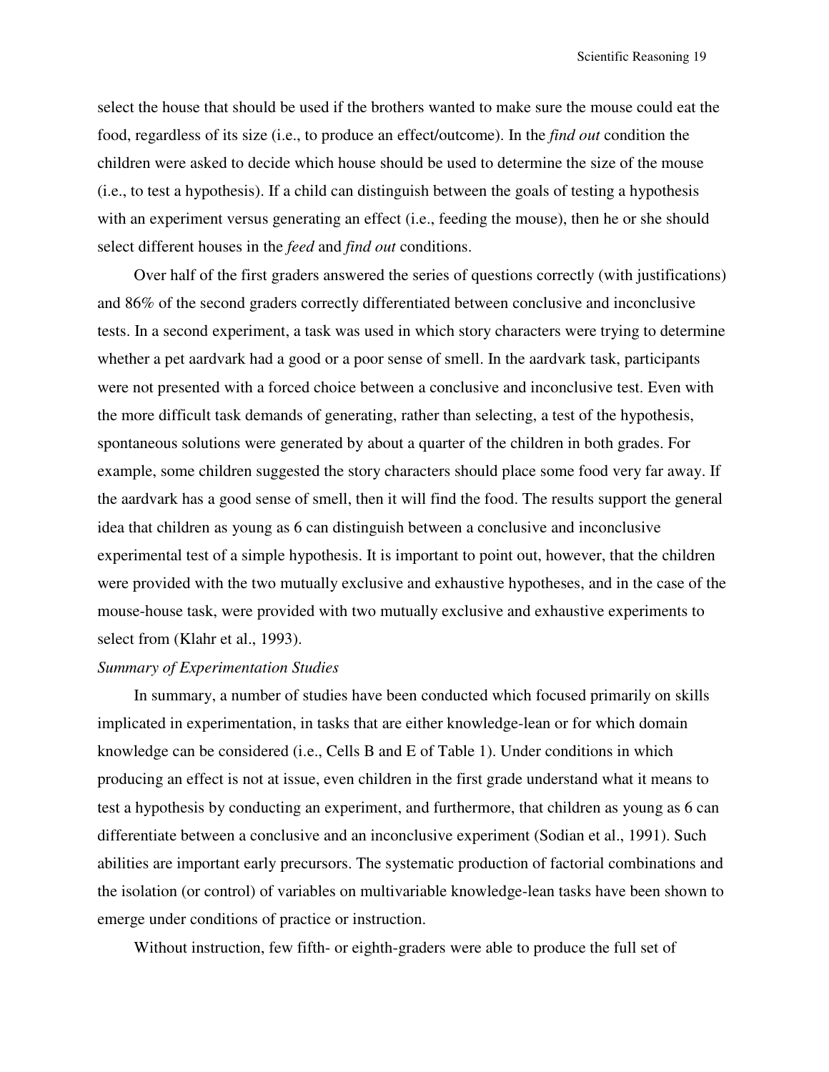select the house that should be used if the brothers wanted to make sure the mouse could eat the food, regardless of its size (i.e., to produce an effect/outcome). In the *find out* condition the children were asked to decide which house should be used to determine the size of the mouse (i.e., to test a hypothesis). If a child can distinguish between the goals of testing a hypothesis with an experiment versus generating an effect (i.e., feeding the mouse), then he or she should select different houses in the *feed* and *find out* conditions.

Over half of the first graders answered the series of questions correctly (with justifications) and 86% of the second graders correctly differentiated between conclusive and inconclusive tests. In a second experiment, a task was used in which story characters were trying to determine whether a pet aardvark had a good or a poor sense of smell. In the aardvark task, participants were not presented with a forced choice between a conclusive and inconclusive test. Even with the more difficult task demands of generating, rather than selecting, a test of the hypothesis, spontaneous solutions were generated by about a quarter of the children in both grades. For example, some children suggested the story characters should place some food very far away. If the aardvark has a good sense of smell, then it will find the food. The results support the general idea that children as young as 6 can distinguish between a conclusive and inconclusive experimental test of a simple hypothesis. It is important to point out, however, that the children were provided with the two mutually exclusive and exhaustive hypotheses, and in the case of the mouse-house task, were provided with two mutually exclusive and exhaustive experiments to select from (Klahr et al., 1993).

*Summary of Experimentation Studies*

In summary, a number of studies have been conducted which focused primarily on skills implicated in experimentation, in tasks that are either knowledge-lean or for which domain knowledge can be considered (i.e., Cells B and E of Table 1). Under conditions in which producing an effect is not at issue, even children in the first grade understand what it means to test a hypothesis by conducting an experiment, and furthermore, that children as young as 6 can differentiate between a conclusive and an inconclusive experiment (Sodian et al., 1991). Such abilities are important early precursors. The systematic production of factorial combinations and the isolation (or control) of variables on multivariable knowledge-lean tasks have been shown to emerge under conditions of practice or instruction.

Without instruction, few fifth- or eighth-graders were able to produce the full set of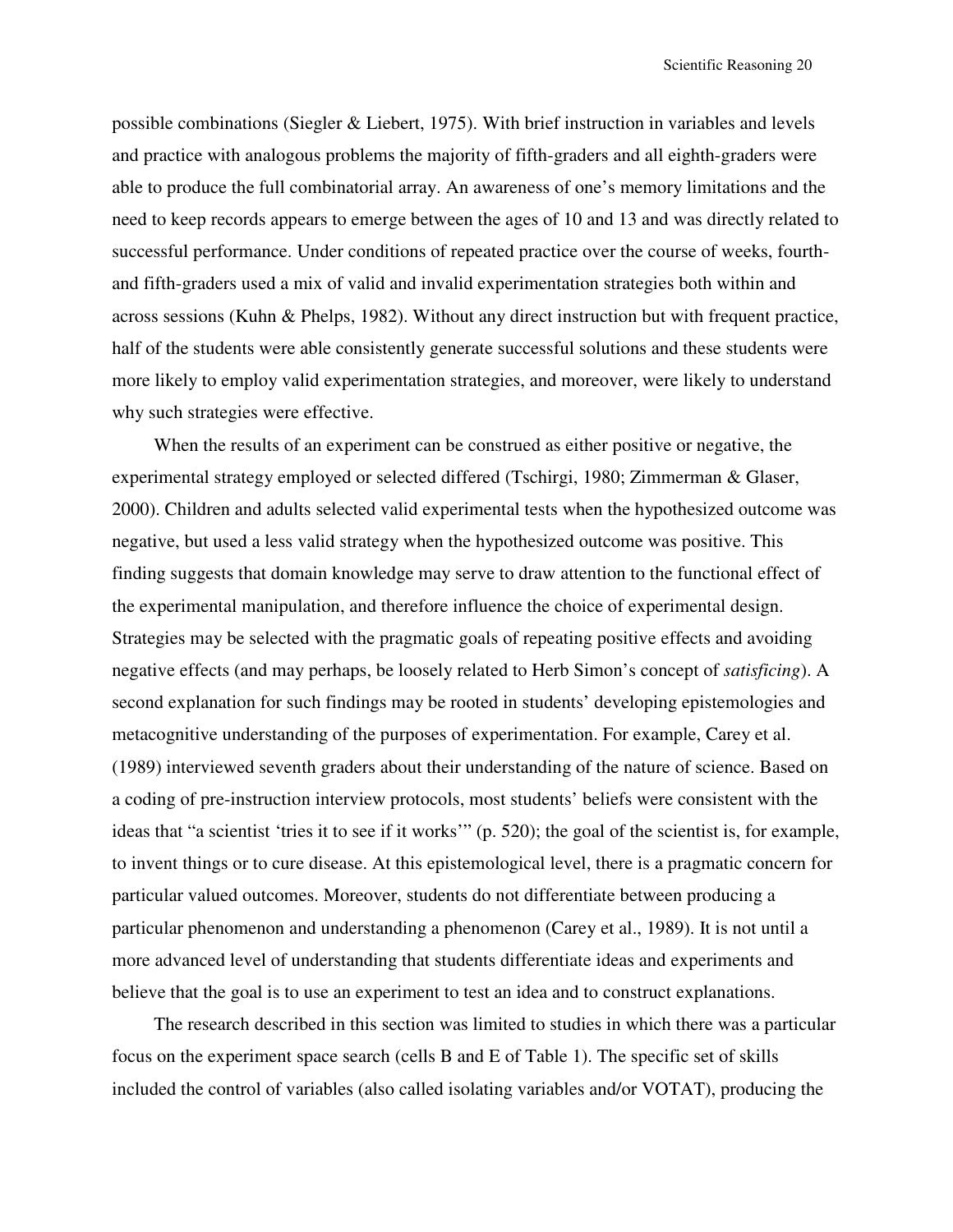possible combinations (Siegler & Liebert, 1975). With brief instruction in variables and levels and practice with analogous problems the majority of fifth-graders and all eighth-graders were able to produce the full combinatorial array. An awareness of one's memory limitations and the need to keep records appears to emerge between the ages of 10 and 13 and was directly related to successful performance. Under conditions of repeated practice over the course of weeks, fourth- and fifth-graders used a mix of valid and invalid experimentation strategies both within and across sessions (Kuhn & Phelps, 1982). Without any direct instruction but with frequent practice, half of the students were able consistently generate successful solutions and these students were more likely to employ valid experimentation strategies, and moreover, were likely to understand why such strategies were effective.

When the results of an experiment can be construed as either positive or negative, the experimental strategy employed or selected differed (Tschirgi, 1980; Zimmerman & Glaser, 2000). Children and adults selected valid experimental tests when the hypothesized outcome was negative, but used a less valid strategy when the hypothesized outcome was positive. This finding suggests that domain knowledge may serve to draw attention to the functional effect of the experimental manipulation, and therefore influence the choice of experimental design. Strategies may be selected with the pragmatic goals of repeating positive effects and avoiding negative effects (and may perhaps, be loosely related to Herb Simon's concept of *satisficing*). A second explanation for such findings may be rooted in students' developing epistemologies and metacognitive understanding of the purposes of experimentation. For example, Carey et al. (1989) interviewed seventh graders about their understanding of the nature of science. Based on a coding of pre-instruction interview protocols, most students' beliefs were consistent with the ideas that "a scientist 'tries it to see if it works'" (p. 520); the goal of the scientist is, for example, to invent things or to cure disease. At this epistemological level, there is a pragmatic concern for particular valued outcomes. Moreover, students do not differentiate between producing a particular phenomenon and understanding a phenomenon (Carey et al., 1989). It is not until a more advanced level of understanding that students differentiate ideas and experiments and believe that the goal is to use an experiment to test an idea and to construct explanations.

The research described in this section was limited to studies in which there was a particular focus on the experiment space search (cells B and E of Table 1). The specific set of skills included the control of variables (also called isolating variables and/or VOTAT), producing the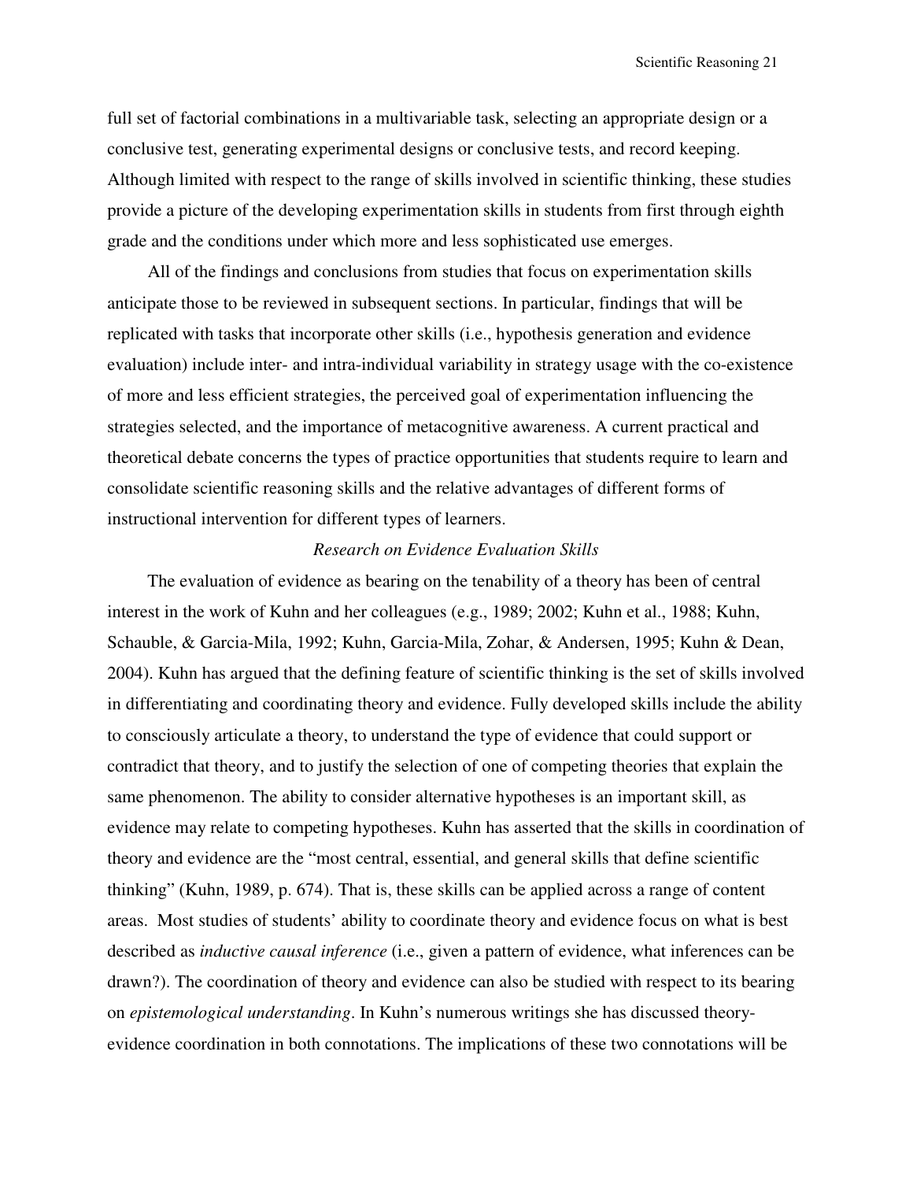full set of factorial combinations in a multivariable task, selecting an appropriate design or a conclusive test, generating experimental designs or conclusive tests, and record keeping. Although limited with respect to the range of skills involved in scientific thinking, these studies provide a picture of the developing experimentation skills in students from first through eighth grade and the conditions under which more and less sophisticated use emerges.

All of the findings and conclusions from studies that focus on experimentation skills anticipate those to be reviewed in subsequent sections. In particular, findings that will be replicated with tasks that incorporate other skills (i.e., hypothesis generation and evidence evaluation) include inter- and intra-individual variability in strategy usage with the co-existence of more and less efficient strategies, the perceived goal of experimentation influencing the strategies selected, and the importance of metacognitive awareness. A current practical and theoretical debate concerns the types of practice opportunities that students require to learn and consolidate scientific reasoning skills and the relative advantages of different forms of instructional intervention for different types of learners.

### *Research on Evidence Evaluation Skills*

The evaluation of evidence as bearing on the tenability of a theory has been of central interest in the work of Kuhn and her colleagues (e.g., 1989; 2002; Kuhn et al., 1988; Kuhn, Schauble, & Garcia-Mila, 1992; Kuhn, Garcia-Mila, Zohar, & Andersen, 1995; Kuhn & Dean, 2004). Kuhn has argued that the defining feature of scientific thinking is the set of skills involved in differentiating and coordinating theory and evidence. Fully developed skills include the ability to consciously articulate a theory, to understand the type of evidence that could support or contradict that theory, and to justify the selection of one of competing theories that explain the same phenomenon. The ability to consider alternative hypotheses is an important skill, as evidence may relate to competing hypotheses. Kuhn has asserted that the skills in coordination of theory and evidence are the "most central, essential, and general skills that define scientific thinking" (Kuhn, 1989, p. 674). That is, these skills can be applied across a range of content areas. Most studies of students' ability to coordinate theory and evidence focus on what is best described as *inductive causal inference* (i.e., given a pattern of evidence, what inferences can be drawn?). The coordination of theory and evidence can also be studied with respect to its bearing on *epistemological understanding*. In Kuhn's numerous writings she has discussed theory-evidence coordination in both connotations. The implications of these two connotations will be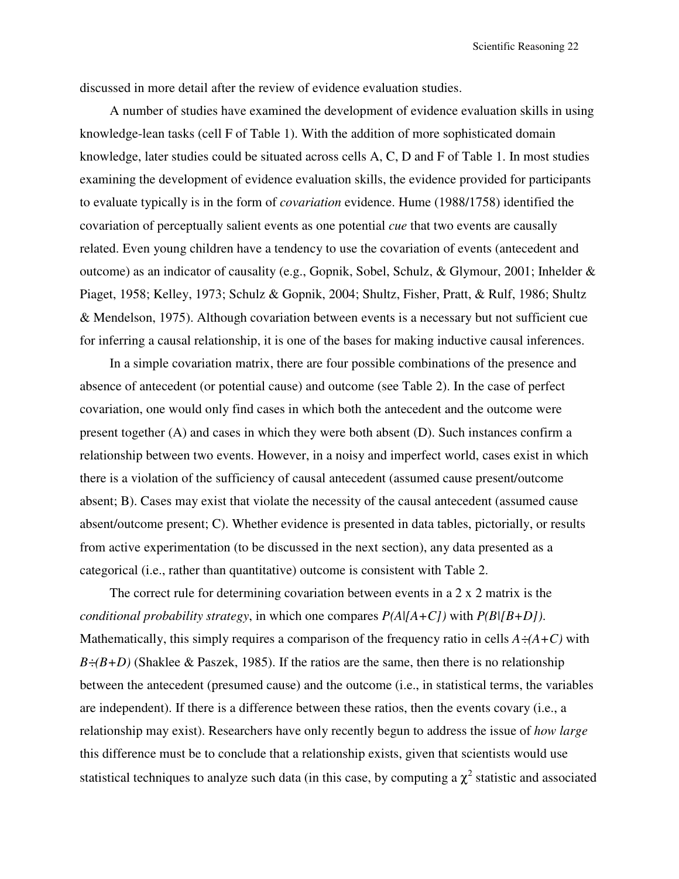discussed in more detail after the review of evidence evaluation studies.

A number of studies have examined the development of evidence evaluation skills in using knowledge-lean tasks (cell F of Table 1). With the addition of more sophisticated domain knowledge, later studies could be situated across cells A, C, D and F of Table 1. In most studies examining the development of evidence evaluation skills, the evidence provided for participants to evaluate typically is in the form of *covariation* evidence. Hume (1988/1758) identified the covariation of perceptually salient events as one potential *cue* that two events are causally related. Even young children have a tendency to use the covariation of events (antecedent and outcome) as an indicator of causality (e.g., Gopnik, Sobel, Schulz, & Glymour, 2001; Inhelder & Piaget, 1958; Kelley, 1973; Schulz & Gopnik, 2004; Shultz, Fisher, Pratt, & Rulf, 1986; Shultz & Mendelson, 1975). Although covariation between events is a necessary but not sufficient cue for inferring a causal relationship, it is one of the bases for making inductive causal inferences.

In a simple covariation matrix, there are four possible combinations of the presence and absence of antecedent (or potential cause) and outcome (see Table 2). In the case of perfect covariation, one would only find cases in which both the antecedent and the outcome were present together (A) and cases in which they were both absent (D). Such instances confirm a relationship between two events. However, in a noisy and imperfect world, cases exist in which there is a violation of the sufficiency of causal antecedent (assumed cause present/outcome absent; B). Cases may exist that violate the necessity of the causal antecedent (assumed cause absent/outcome present; C). Whether evidence is presented in data tables, pictorially, or results from active experimentation (to be discussed in the next section), any data presented as a categorical (i.e., rather than quantitative) outcome is consistent with Table 2.

The correct rule for determining covariation between events in a 2 x 2 matrix is the *conditional probability strategy*, in which one compares $P(A|[A+C])$ with $P(B|[B+D])$. Mathematically, this simply requires a comparison of the frequency ratio in cells $A \div (A+C)$ with $B \div (B+D)$ (Shaklee & Paszek, 1985). If the ratios are the same, then there is no relationship between the antecedent (presumed cause) and the outcome (i.e., in statistical terms, the variables are independent). If there is a difference between these ratios, then the events covary (i.e., a relationship may exist). Researchers have only recently begun to address the issue of *how large* this difference must be to conclude that a relationship exists, given that scientists would use statistical techniques to analyze such data (in this case, by computing a $\chi^2$ statistic and associated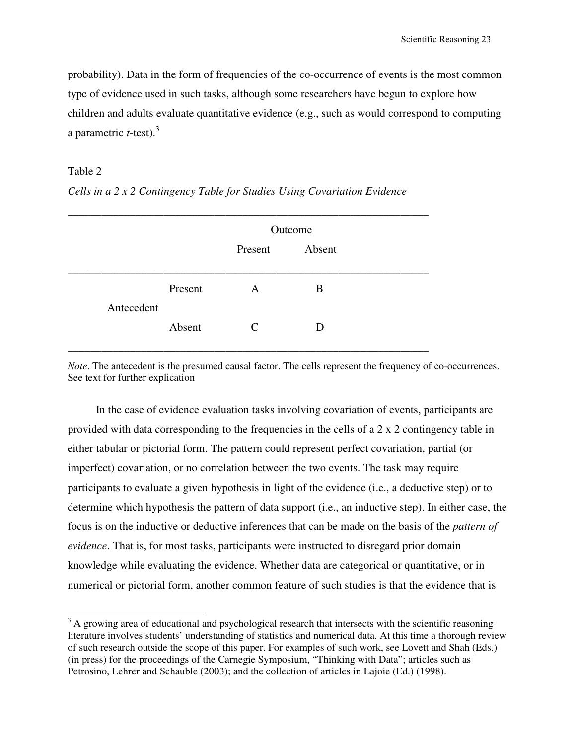probability). Data in the form of frequencies of the co-occurrence of events is the most common type of evidence used in such tasks, although some researchers have begun to explore how children and adults evaluate quantitative evidence (e.g., such as would correspond to computing a parametric *t*-test).[3]

Table 2

*Cells in a 2 x 2 Contingency Table for Studies Using Covariation Evidence*

| | | Outcome | |
|---|---|---|---|
| | | Present | Absent |
| Antecedent | Present | A | B |
| | Absent | C | D |

*Note*. The antecedent is the presumed causal factor. The cells represent the frequency of co-occurrences. See text for further explication

In the case of evidence evaluation tasks involving covariation of events, participants are provided with data corresponding to the frequencies in the cells of a 2 x 2 contingency table in either tabular or pictorial form. The pattern could represent perfect covariation, partial (or imperfect) covariation, or no correlation between the two events. The task may require participants to evaluate a given hypothesis in light of the evidence (i.e., a deductive step) or to determine which hypothesis the pattern of data support (i.e., an inductive step). In either case, the focus is on the inductive or deductive inferences that can be made on the basis of the *pattern of evidence*. That is, for most tasks, participants were instructed to disregard prior domain knowledge while evaluating the evidence. Whether data are categorical or quantitative, or in numerical or pictorial form, another common feature of such studies is that the evidence that is

[3] A growing area of educational and psychological research that intersects with the scientific reasoning literature involves students' understanding of statistics and numerical data. At this time a thorough review of such research outside the scope of this paper. For examples of such work, see Lovett and Shah (Eds.) (in press) for the proceedings of the Carnegie Symposium, "Thinking with Data"; articles such as Petrosino, Lehrer and Schauble (2003); and the collection of articles in Lajoie (Ed.) (1998).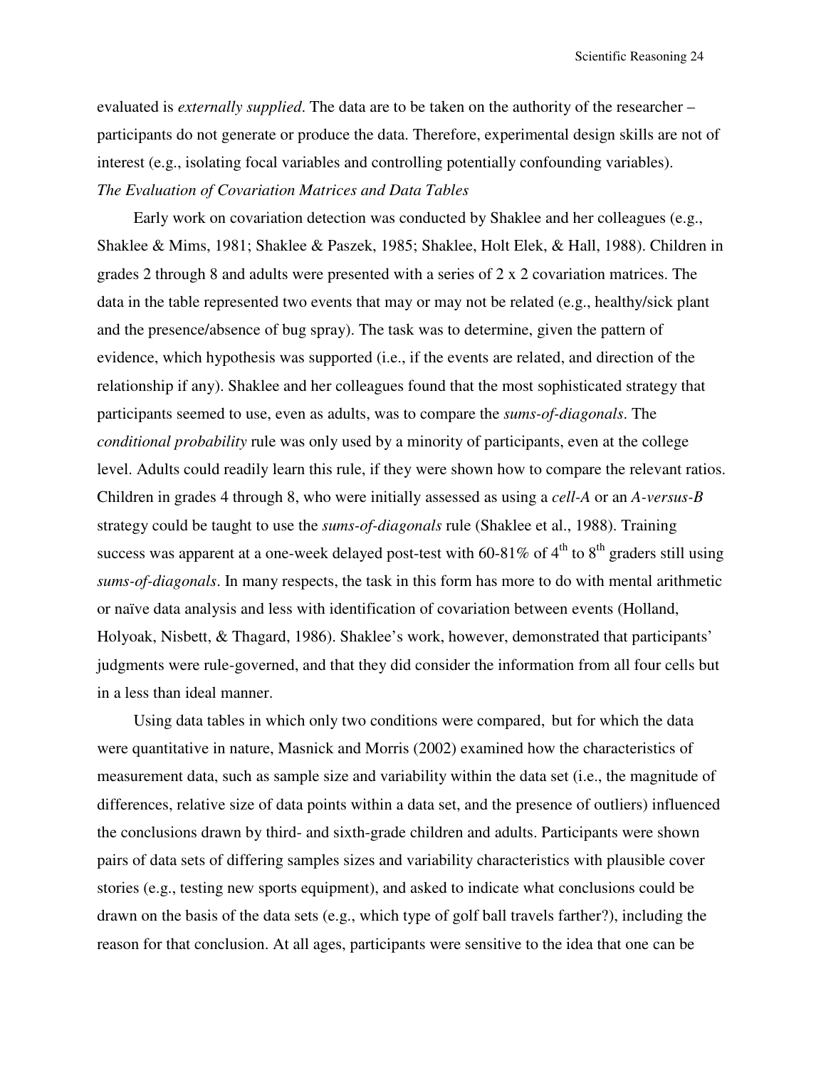evaluated is *externally supplied*. The data are to be taken on the authority of the researcher – participants do not generate or produce the data. Therefore, experimental design skills are not of interest (e.g., isolating focal variables and controlling potentially confounding variables).

*The Evaluation of Covariation Matrices and Data Tables*

Early work on covariation detection was conducted by Shaklee and her colleagues (e.g., Shaklee & Mims, 1981; Shaklee & Paszek, 1985; Shaklee, Holt Elek, & Hall, 1988). Children in grades 2 through 8 and adults were presented with a series of 2 x 2 covariation matrices. The data in the table represented two events that may or may not be related (e.g., healthy/sick plant and the presence/absence of bug spray). The task was to determine, given the pattern of evidence, which hypothesis was supported (i.e., if the events are related, and direction of the relationship if any). Shaklee and her colleagues found that the most sophisticated strategy that participants seemed to use, even as adults, was to compare the *sums-of-diagonals*. The *conditional probability* rule was only used by a minority of participants, even at the college level. Adults could readily learn this rule, if they were shown how to compare the relevant ratios. Children in grades 4 through 8, who were initially assessed as using a *cell-A* or an *A-versus-B* strategy could be taught to use the *sums-of-diagonals* rule (Shaklee et al., 1988). Training success was apparent at a one-week delayed post-test with 60-81% of 4th to 8th graders still using *sums-of-diagonals*. In many respects, the task in this form has more to do with mental arithmetic or naïve data analysis and less with identification of covariation between events (Holland, Holyoak, Nisbett, & Thagard, 1986). Shaklee's work, however, demonstrated that participants' judgments were rule-governed, and that they did consider the information from all four cells but in a less than ideal manner.

Using data tables in which only two conditions were compared, but for which the data were quantitative in nature, Masnick and Morris (2002) examined how the characteristics of measurement data, such as sample size and variability within the data set (i.e., the magnitude of differences, relative size of data points within a data set, and the presence of outliers) influenced the conclusions drawn by third- and sixth-grade children and adults. Participants were shown pairs of data sets of differing samples sizes and variability characteristics with plausible cover stories (e.g., testing new sports equipment), and asked to indicate what conclusions could be drawn on the basis of the data sets (e.g., which type of golf ball travels farther?), including the reason for that conclusion. At all ages, participants were sensitive to the idea that one can be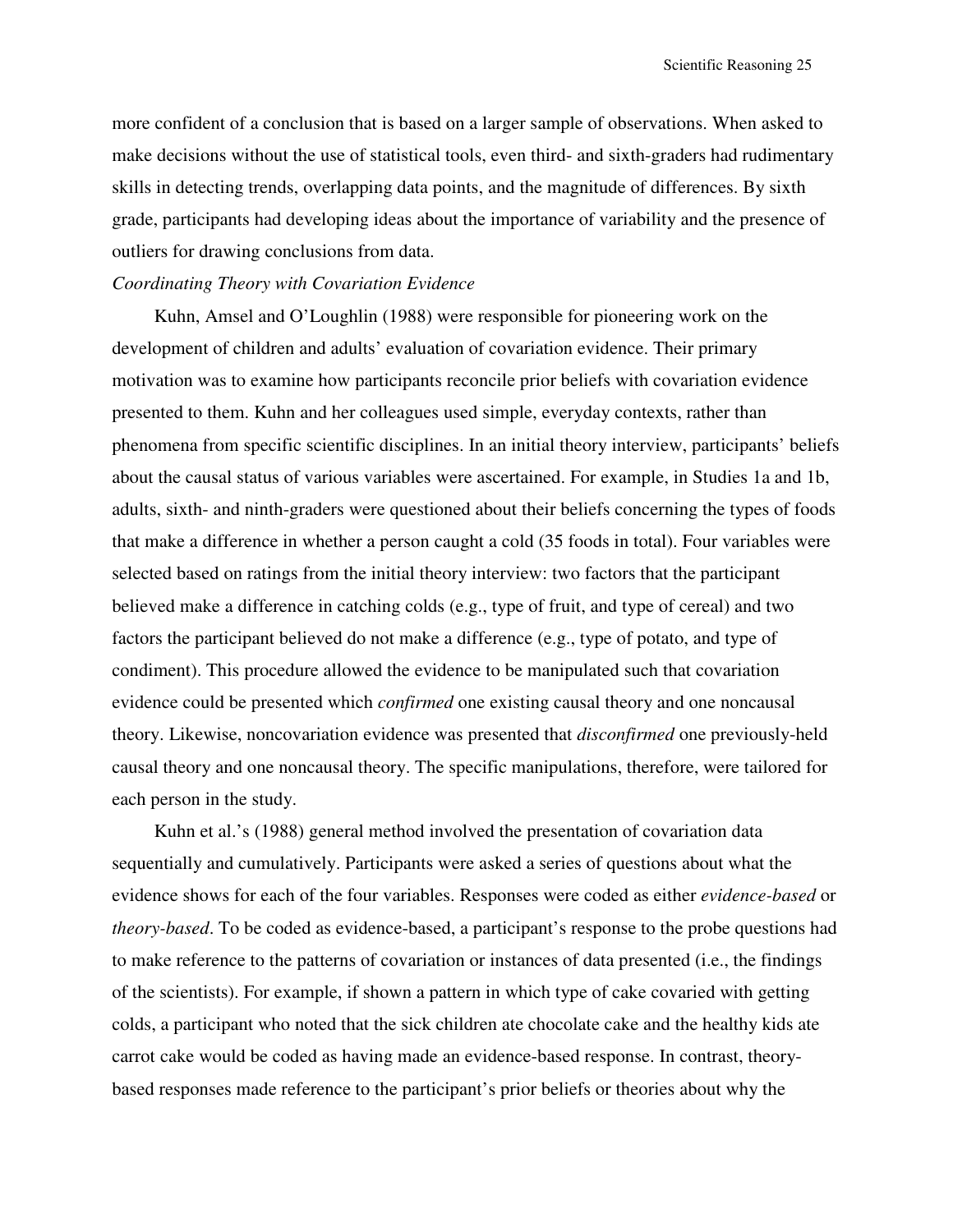more confident of a conclusion that is based on a larger sample of observations. When asked to make decisions without the use of statistical tools, even third- and sixth-graders had rudimentary skills in detecting trends, overlapping data points, and the magnitude of differences. By sixth grade, participants had developing ideas about the importance of variability and the presence of outliers for drawing conclusions from data.

### *Coordinating Theory with Covariation Evidence*

Kuhn, Amsel and O'Loughlin (1988) were responsible for pioneering work on the development of children and adults' evaluation of covariation evidence. Their primary motivation was to examine how participants reconcile prior beliefs with covariation evidence presented to them. Kuhn and her colleagues used simple, everyday contexts, rather than phenomena from specific scientific disciplines. In an initial theory interview, participants' beliefs about the causal status of various variables were ascertained. For example, in Studies 1a and 1b, adults, sixth- and ninth-graders were questioned about their beliefs concerning the types of foods that make a difference in whether a person caught a cold (35 foods in total). Four variables were selected based on ratings from the initial theory interview: two factors that the participant believed make a difference in catching colds (e.g., type of fruit, and type of cereal) and two factors the participant believed do not make a difference (e.g., type of potato, and type of condiment). This procedure allowed the evidence to be manipulated such that covariation evidence could be presented which *confirmed* one existing causal theory and one noncausal theory. Likewise, noncovariation evidence was presented that *disconfirmed* one previously-held causal theory and one noncausal theory. The specific manipulations, therefore, were tailored for each person in the study.

Kuhn et al.'s (1988) general method involved the presentation of covariation data sequentially and cumulatively. Participants were asked a series of questions about what the evidence shows for each of the four variables. Responses were coded as either *evidence-based* or *theory-based*. To be coded as evidence-based, a participant's response to the probe questions had to make reference to the patterns of covariation or instances of data presented (i.e., the findings of the scientists). For example, if shown a pattern in which type of cake covaried with getting colds, a participant who noted that the sick children ate chocolate cake and the healthy kids ate carrot cake would be coded as having made an evidence-based response. In contrast, theory-based responses made reference to the participant's prior beliefs or theories about why the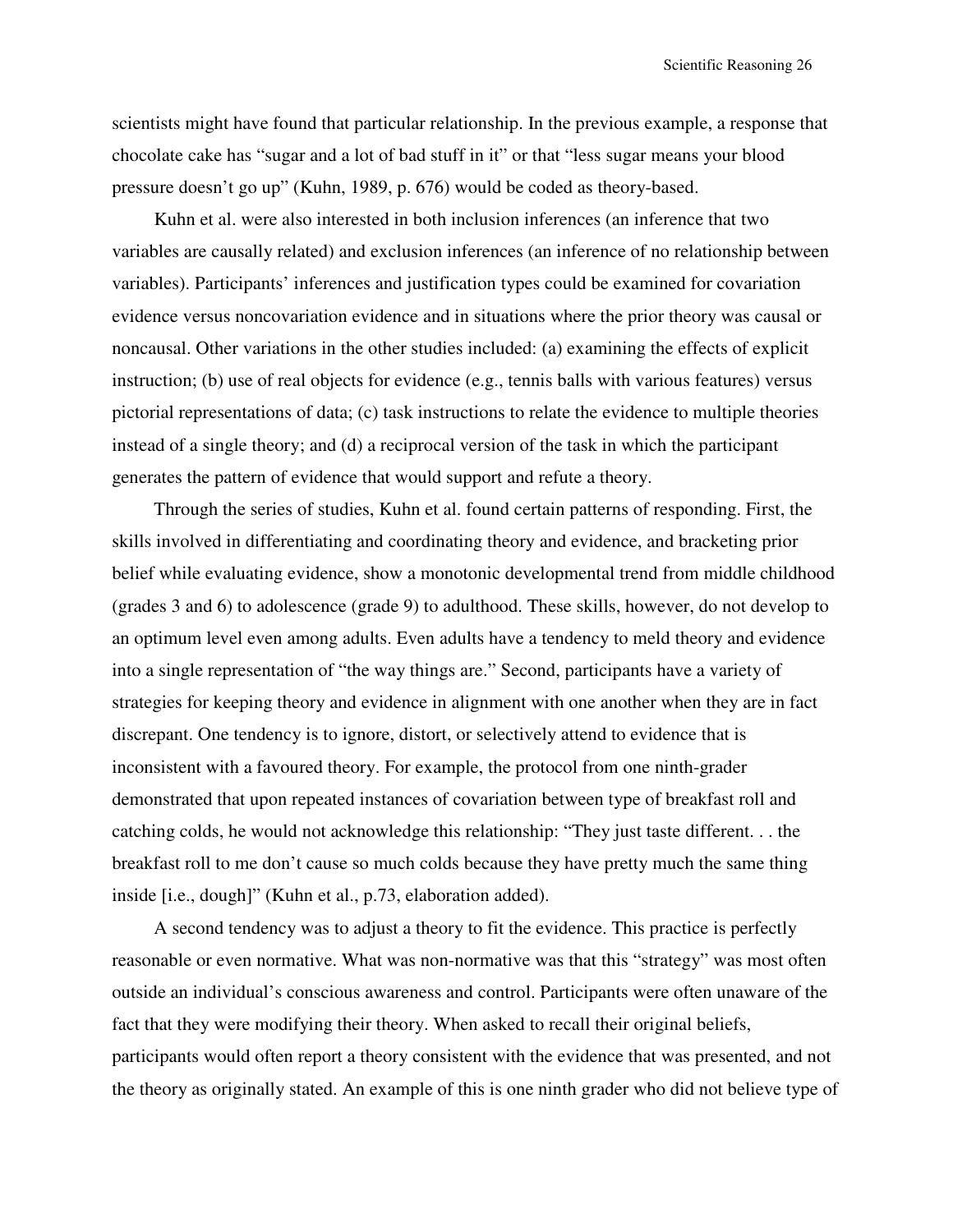scientists might have found that particular relationship. In the previous example, a response that chocolate cake has "sugar and a lot of bad stuff in it" or that "less sugar means your blood pressure doesn't go up" (Kuhn, 1989, p. 676) would be coded as theory-based.

Kuhn et al. were also interested in both inclusion inferences (an inference that two variables are causally related) and exclusion inferences (an inference of no relationship between variables). Participants' inferences and justification types could be examined for covariation evidence versus noncovariation evidence and in situations where the prior theory was causal or noncausal. Other variations in the other studies included: (a) examining the effects of explicit instruction; (b) use of real objects for evidence (e.g., tennis balls with various features) versus pictorial representations of data; (c) task instructions to relate the evidence to multiple theories instead of a single theory; and (d) a reciprocal version of the task in which the participant generates the pattern of evidence that would support and refute a theory.

Through the series of studies, Kuhn et al. found certain patterns of responding. First, the skills involved in differentiating and coordinating theory and evidence, and bracketing prior belief while evaluating evidence, show a monotonic developmental trend from middle childhood (grades 3 and 6) to adolescence (grade 9) to adulthood. These skills, however, do not develop to an optimum level even among adults. Even adults have a tendency to meld theory and evidence into a single representation of "the way things are." Second, participants have a variety of strategies for keeping theory and evidence in alignment with one another when they are in fact discrepant. One tendency is to ignore, distort, or selectively attend to evidence that is inconsistent with a favoured theory. For example, the protocol from one ninth-grader demonstrated that upon repeated instances of covariation between type of breakfast roll and catching colds, he would not acknowledge this relationship: "They just taste different. . . the breakfast roll to me don't cause so much colds because they have pretty much the same thing inside [i.e., dough]" (Kuhn et al., p.73, elaboration added).

A second tendency was to adjust a theory to fit the evidence. This practice is perfectly reasonable or even normative. What was non-normative was that this "strategy" was most often outside an individual's conscious awareness and control. Participants were often unaware of the fact that they were modifying their theory. When asked to recall their original beliefs, participants would often report a theory consistent with the evidence that was presented, and not the theory as originally stated. An example of this is one ninth grader who did not believe type of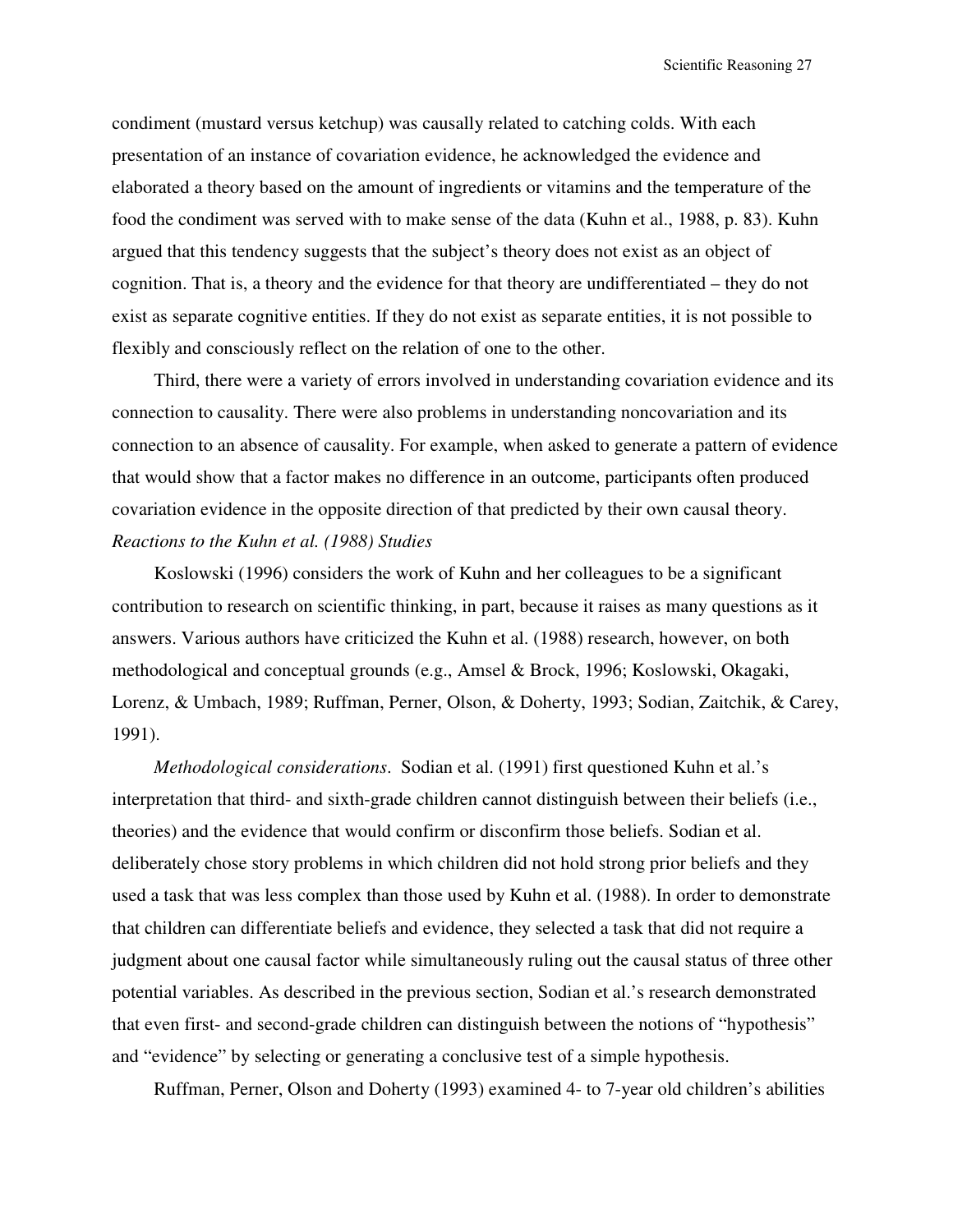condiment (mustard versus ketchup) was causally related to catching colds. With each presentation of an instance of covariation evidence, he acknowledged the evidence and elaborated a theory based on the amount of ingredients or vitamins and the temperature of the food the condiment was served with to make sense of the data (Kuhn et al., 1988, p. 83). Kuhn argued that this tendency suggests that the subject's theory does not exist as an object of cognition. That is, a theory and the evidence for that theory are undifferentiated – they do not exist as separate cognitive entities. If they do not exist as separate entities, it is not possible to flexibly and consciously reflect on the relation of one to the other.

Third, there were a variety of errors involved in understanding covariation evidence and its connection to causality. There were also problems in understanding noncovariation and its connection to an absence of causality. For example, when asked to generate a pattern of evidence that would show that a factor makes no difference in an outcome, participants often produced covariation evidence in the opposite direction of that predicted by their own causal theory.

*Reactions to the Kuhn et al. (1988) Studies*

Koslowski (1996) considers the work of Kuhn and her colleagues to be a significant contribution to research on scientific thinking, in part, because it raises as many questions as it answers. Various authors have criticized the Kuhn et al. (1988) research, however, on both methodological and conceptual grounds (e.g., Amsel & Brock, 1996; Koslowski, Okagaki, Lorenz, & Umbach, 1989; Ruffman, Perner, Olson, & Doherty, 1993; Sodian, Zaitchik, & Carey, 1991).

*Methodological considerations*. Sodian et al. (1991) first questioned Kuhn et al.'s interpretation that third- and sixth-grade children cannot distinguish between their beliefs (i.e., theories) and the evidence that would confirm or disconfirm those beliefs. Sodian et al. deliberately chose story problems in which children did not hold strong prior beliefs and they used a task that was less complex than those used by Kuhn et al. (1988). In order to demonstrate that children can differentiate beliefs and evidence, they selected a task that did not require a judgment about one causal factor while simultaneously ruling out the causal status of three other potential variables. As described in the previous section, Sodian et al.'s research demonstrated that even first- and second-grade children can distinguish between the notions of "hypothesis" and "evidence" by selecting or generating a conclusive test of a simple hypothesis.

Ruffman, Perner, Olson and Doherty (1993) examined 4- to 7-year old children's abilities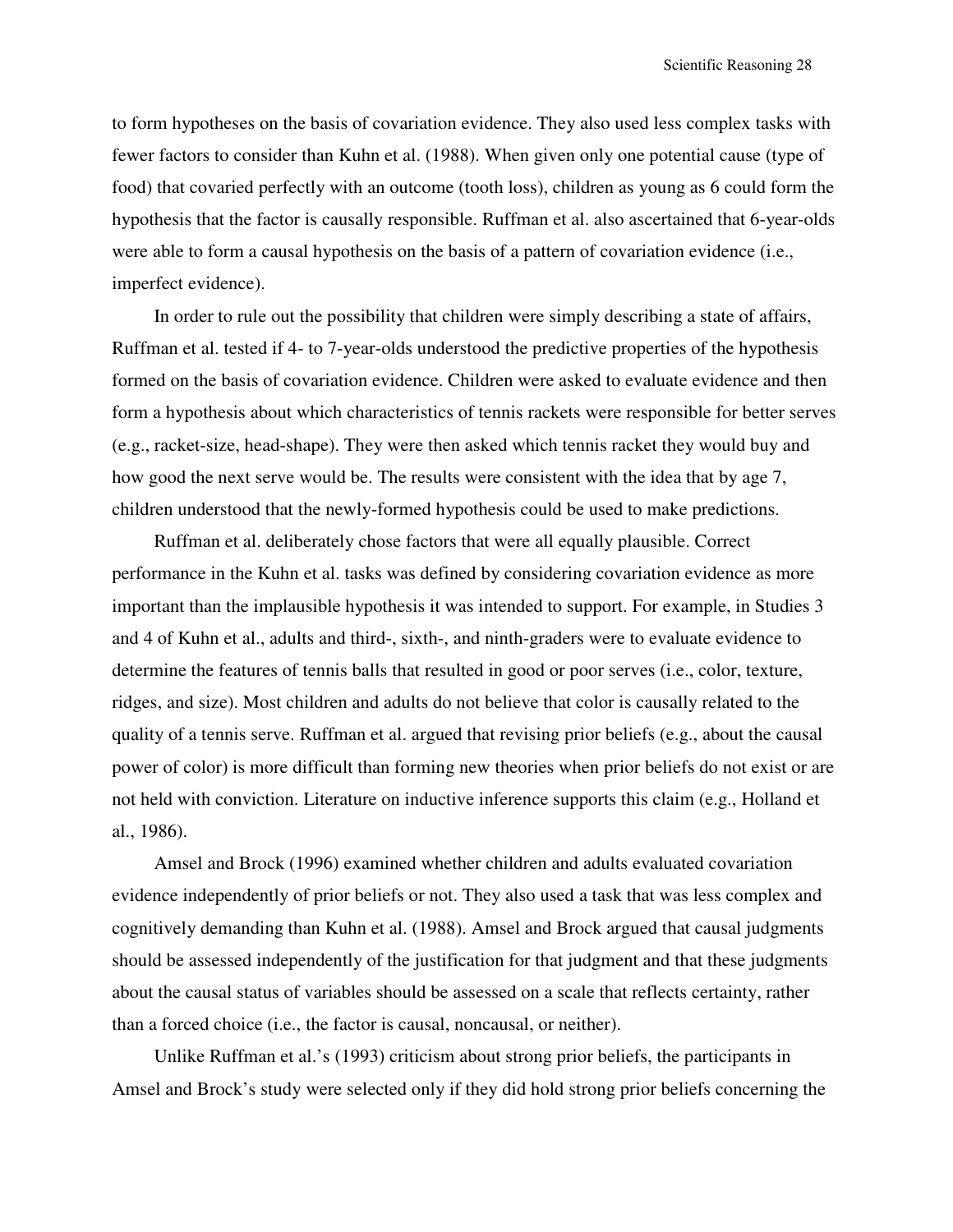to form hypotheses on the basis of covariation evidence. They also used less complex tasks with fewer factors to consider than Kuhn et al. (1988). When given only one potential cause (type of food) that covaried perfectly with an outcome (tooth loss), children as young as 6 could form the hypothesis that the factor is causally responsible. Ruffman et al. also ascertained that 6-year-olds were able to form a causal hypothesis on the basis of a pattern of covariation evidence (i.e., imperfect evidence).

In order to rule out the possibility that children were simply describing a state of affairs, Ruffman et al. tested if 4- to 7-year-olds understood the predictive properties of the hypothesis formed on the basis of covariation evidence. Children were asked to evaluate evidence and then form a hypothesis about which characteristics of tennis rackets were responsible for better serves (e.g., racket-size, head-shape). They were then asked which tennis racket they would buy and how good the next serve would be. The results were consistent with the idea that by age 7, children understood that the newly-formed hypothesis could be used to make predictions.

Ruffman et al. deliberately chose factors that were all equally plausible. Correct performance in the Kuhn et al. tasks was defined by considering covariation evidence as more important than the implausible hypothesis it was intended to support. For example, in Studies 3 and 4 of Kuhn et al., adults and third-, sixth-, and ninth-graders were to evaluate evidence to determine the features of tennis balls that resulted in good or poor serves (i.e., color, texture, ridges, and size). Most children and adults do not believe that color is causally related to the quality of a tennis serve. Ruffman et al. argued that revising prior beliefs (e.g., about the causal power of color) is more difficult than forming new theories when prior beliefs do not exist or are not held with conviction. Literature on inductive inference supports this claim (e.g., Holland et al., 1986).

Amsel and Brock (1996) examined whether children and adults evaluated covariation evidence independently of prior beliefs or not. They also used a task that was less complex and cognitively demanding than Kuhn et al. (1988). Amsel and Brock argued that causal judgments should be assessed independently of the justification for that judgment and that these judgments about the causal status of variables should be assessed on a scale that reflects certainty, rather than a forced choice (i.e., the factor is causal, noncausal, or neither).

Unlike Ruffman et al.'s (1993) criticism about strong prior beliefs, the participants in Amsel and Brock's study were selected only if they did hold strong prior beliefs concerning the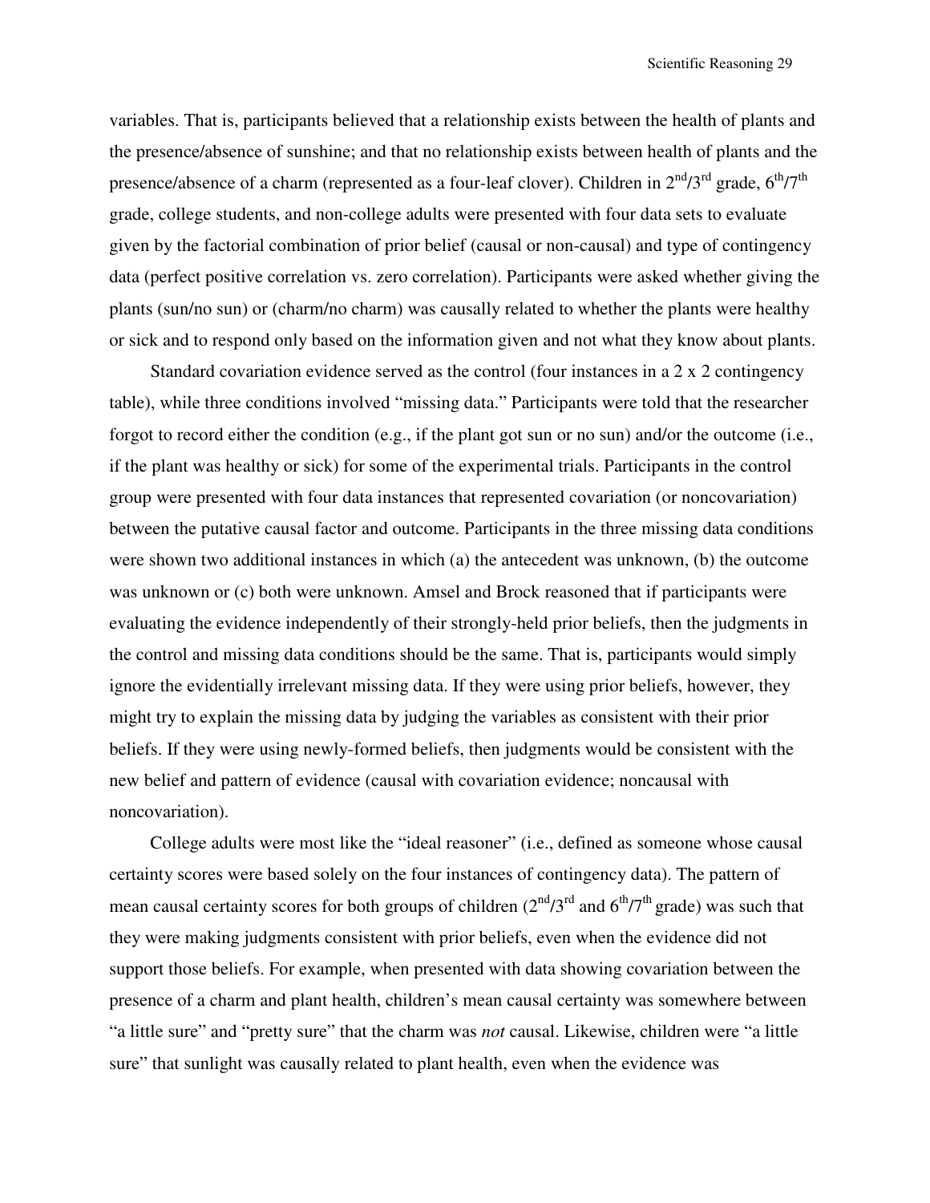variables. That is, participants believed that a relationship exists between the health of plants and the presence/absence of sunshine; and that no relationship exists between health of plants and the presence/absence of a charm (represented as a four-leaf clover). Children in 2nd/3rd grade, 6th/7th grade, college students, and non-college adults were presented with four data sets to evaluate given by the factorial combination of prior belief (causal or non-causal) and type of contingency data (perfect positive correlation vs. zero correlation). Participants were asked whether giving the plants (sun/no sun) or (charm/no charm) was causally related to whether the plants were healthy or sick and to respond only based on the information given and not what they know about plants.

Standard covariation evidence served as the control (four instances in a 2 x 2 contingency table), while three conditions involved "missing data." Participants were told that the researcher forgot to record either the condition (e.g., if the plant got sun or no sun) and/or the outcome (i.e., if the plant was healthy or sick) for some of the experimental trials. Participants in the control group were presented with four data instances that represented covariation (or noncovariation) between the putative causal factor and outcome. Participants in the three missing data conditions were shown two additional instances in which (a) the antecedent was unknown, (b) the outcome was unknown or (c) both were unknown. Amsel and Brock reasoned that if participants were evaluating the evidence independently of their strongly-held prior beliefs, then the judgments in the control and missing data conditions should be the same. That is, participants would simply ignore the evidentially irrelevant missing data. If they were using prior beliefs, however, they might try to explain the missing data by judging the variables as consistent with their prior beliefs. If they were using newly-formed beliefs, then judgments would be consistent with the new belief and pattern of evidence (causal with covariation evidence; noncausal with noncovariation).

College adults were most like the "ideal reasoner" (i.e., defined as someone whose causal certainty scores were based solely on the four instances of contingency data). The pattern of mean causal certainty scores for both groups of children (2nd/3rd and 6th/7th grade) was such that they were making judgments consistent with prior beliefs, even when the evidence did not support those beliefs. For example, when presented with data showing covariation between the presence of a charm and plant health, children's mean causal certainty was somewhere between "a little sure" and "pretty sure" that the charm was *not* causal. Likewise, children were "a little sure" that sunlight was causally related to plant health, even when the evidence was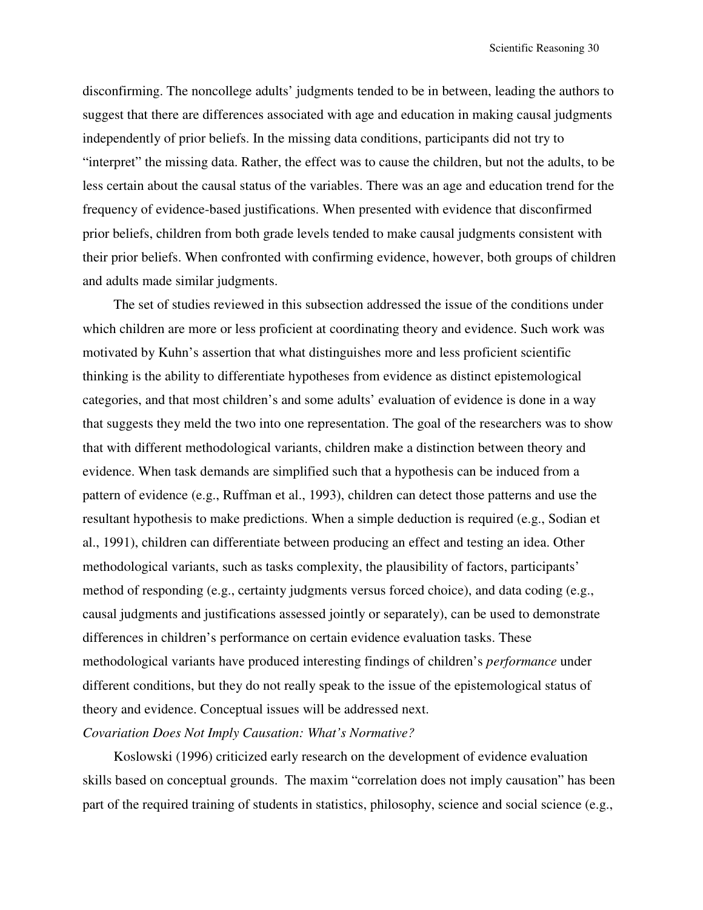disconfirming. The noncollege adults' judgments tended to be in between, leading the authors to suggest that there are differences associated with age and education in making causal judgments independently of prior beliefs. In the missing data conditions, participants did not try to "interpret" the missing data. Rather, the effect was to cause the children, but not the adults, to be less certain about the causal status of the variables. There was an age and education trend for the frequency of evidence-based justifications. When presented with evidence that disconfirmed prior beliefs, children from both grade levels tended to make causal judgments consistent with their prior beliefs. When confronted with confirming evidence, however, both groups of children and adults made similar judgments.

The set of studies reviewed in this subsection addressed the issue of the conditions under which children are more or less proficient at coordinating theory and evidence. Such work was motivated by Kuhn's assertion that what distinguishes more and less proficient scientific thinking is the ability to differentiate hypotheses from evidence as distinct epistemological categories, and that most children's and some adults' evaluation of evidence is done in a way that suggests they meld the two into one representation. The goal of the researchers was to show that with different methodological variants, children make a distinction between theory and evidence. When task demands are simplified such that a hypothesis can be induced from a pattern of evidence (e.g., Ruffman et al., 1993), children can detect those patterns and use the resultant hypothesis to make predictions. When a simple deduction is required (e.g., Sodian et al., 1991), children can differentiate between producing an effect and testing an idea. Other methodological variants, such as tasks complexity, the plausibility of factors, participants' method of responding (e.g., certainty judgments versus forced choice), and data coding (e.g., causal judgments and justifications assessed jointly or separately), can be used to demonstrate differences in children's performance on certain evidence evaluation tasks. These methodological variants have produced interesting findings of children's *performance* under different conditions, but they do not really speak to the issue of the epistemological status of theory and evidence. Conceptual issues will be addressed next.

*Covariation Does Not Imply Causation: What's Normative?*

Koslowski (1996) criticized early research on the development of evidence evaluation skills based on conceptual grounds. The maxim "correlation does not imply causation" has been part of the required training of students in statistics, philosophy, science and social science (e.g.,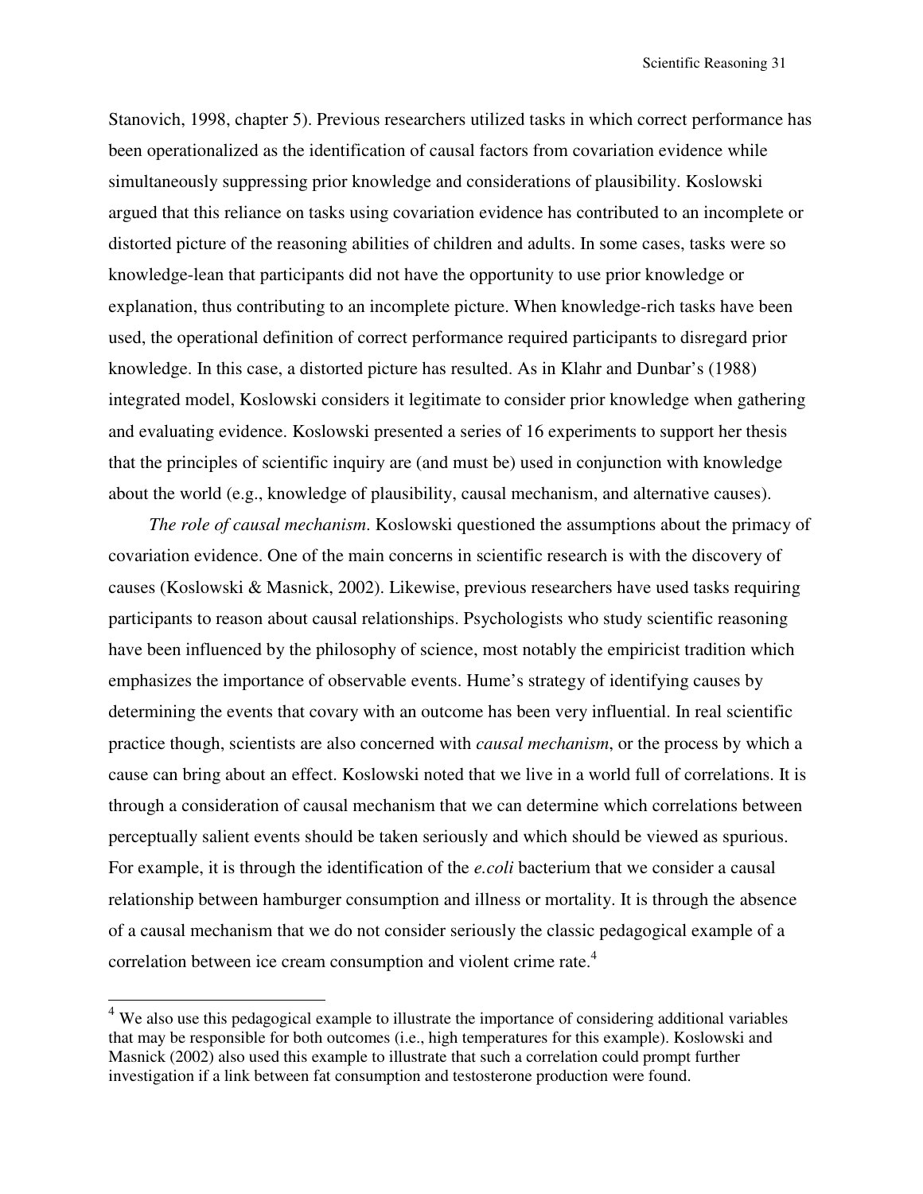Stanovich, 1998, chapter 5). Previous researchers utilized tasks in which correct performance has been operationalized as the identification of causal factors from covariation evidence while simultaneously suppressing prior knowledge and considerations of plausibility. Koslowski argued that this reliance on tasks using covariation evidence has contributed to an incomplete or distorted picture of the reasoning abilities of children and adults. In some cases, tasks were so knowledge-lean that participants did not have the opportunity to use prior knowledge or explanation, thus contributing to an incomplete picture. When knowledge-rich tasks have been used, the operational definition of correct performance required participants to disregard prior knowledge. In this case, a distorted picture has resulted. As in Klahr and Dunbar's (1988) integrated model, Koslowski considers it legitimate to consider prior knowledge when gathering and evaluating evidence. Koslowski presented a series of 16 experiments to support her thesis that the principles of scientific inquiry are (and must be) used in conjunction with knowledge about the world (e.g., knowledge of plausibility, causal mechanism, and alternative causes).

*The role of causal mechanism*. Koslowski questioned the assumptions about the primacy of covariation evidence. One of the main concerns in scientific research is with the discovery of causes (Koslowski & Masnick, 2002). Likewise, previous researchers have used tasks requiring participants to reason about causal relationships. Psychologists who study scientific reasoning have been influenced by the philosophy of science, most notably the empiricist tradition which emphasizes the importance of observable events. Hume's strategy of identifying causes by determining the events that covary with an outcome has been very influential. In real scientific practice though, scientists are also concerned with *causal mechanism*, or the process by which a cause can bring about an effect. Koslowski noted that we live in a world full of correlations. It is through a consideration of causal mechanism that we can determine which correlations between perceptually salient events should be taken seriously and which should be viewed as spurious. For example, it is through the identification of the *e.coli* bacterium that we consider a causal relationship between hamburger consumption and illness or mortality. It is through the absence of a causal mechanism that we do not consider seriously the classic pedagogical example of a correlation between ice cream consumption and violent crime rate.[4]

[4] We also use this pedagogical example to illustrate the importance of considering additional variables that may be responsible for both outcomes (i.e., high temperatures for this example). Koslowski and Masnick (2002) also used this example to illustrate that such a correlation could prompt further investigation if a link between fat consumption and testosterone production were found.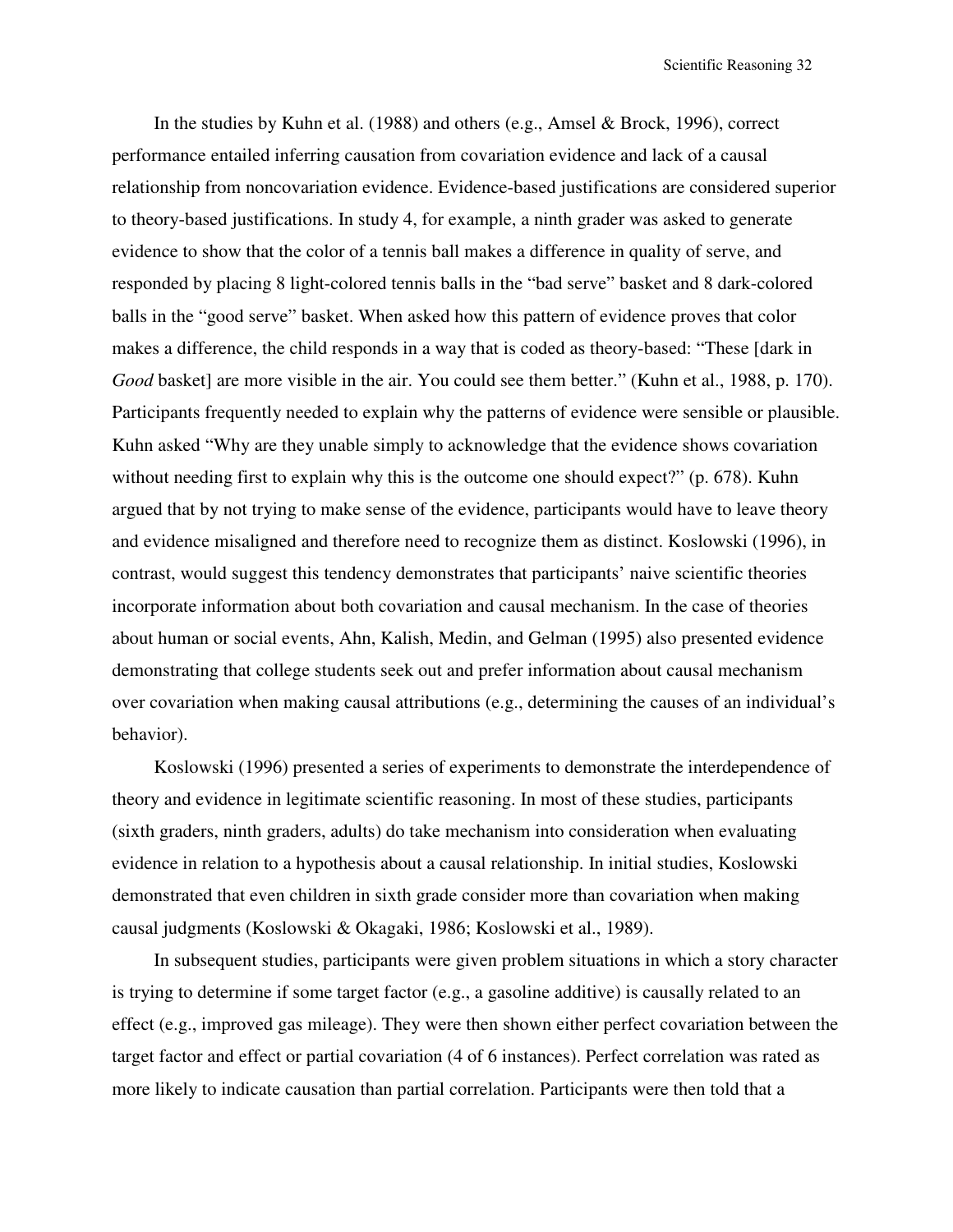In the studies by Kuhn et al. (1988) and others (e.g., Amsel & Brock, 1996), correct performance entailed inferring causation from covariation evidence and lack of a causal relationship from noncovariation evidence. Evidence-based justifications are considered superior to theory-based justifications. In study 4, for example, a ninth grader was asked to generate evidence to show that the color of a tennis ball makes a difference in quality of serve, and responded by placing 8 light-colored tennis balls in the "bad serve" basket and 8 dark-colored balls in the "good serve" basket. When asked how this pattern of evidence proves that color makes a difference, the child responds in a way that is coded as theory-based: "These [dark in *Good* basket] are more visible in the air. You could see them better." (Kuhn et al., 1988, p. 170). Participants frequently needed to explain why the patterns of evidence were sensible or plausible. Kuhn asked "Why are they unable simply to acknowledge that the evidence shows covariation without needing first to explain why this is the outcome one should expect?" (p. 678). Kuhn argued that by not trying to make sense of the evidence, participants would have to leave theory and evidence misaligned and therefore need to recognize them as distinct. Koslowski (1996), in contrast, would suggest this tendency demonstrates that participants' naive scientific theories incorporate information about both covariation and causal mechanism. In the case of theories about human or social events, Ahn, Kalish, Medin, and Gelman (1995) also presented evidence demonstrating that college students seek out and prefer information about causal mechanism over covariation when making causal attributions (e.g., determining the causes of an individual's behavior).

Koslowski (1996) presented a series of experiments to demonstrate the interdependence of theory and evidence in legitimate scientific reasoning. In most of these studies, participants (sixth graders, ninth graders, adults) do take mechanism into consideration when evaluating evidence in relation to a hypothesis about a causal relationship. In initial studies, Koslowski demonstrated that even children in sixth grade consider more than covariation when making causal judgments (Koslowski & Okagaki, 1986; Koslowski et al., 1989).

In subsequent studies, participants were given problem situations in which a story character is trying to determine if some target factor (e.g., a gasoline additive) is causally related to an effect (e.g., improved gas mileage). They were then shown either perfect covariation between the target factor and effect or partial covariation (4 of 6 instances). Perfect correlation was rated as more likely to indicate causation than partial correlation. Participants were then told that a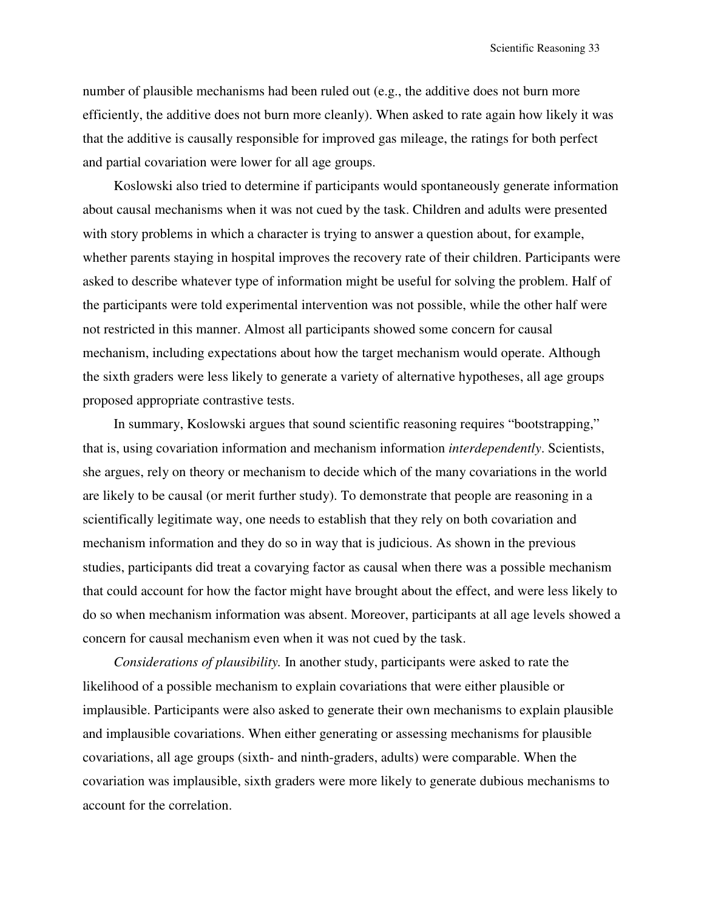number of plausible mechanisms had been ruled out (e.g., the additive does not burn more efficiently, the additive does not burn more cleanly). When asked to rate again how likely it was that the additive is causally responsible for improved gas mileage, the ratings for both perfect and partial covariation were lower for all age groups.

Koslowski also tried to determine if participants would spontaneously generate information about causal mechanisms when it was not cued by the task. Children and adults were presented with story problems in which a character is trying to answer a question about, for example, whether parents staying in hospital improves the recovery rate of their children. Participants were asked to describe whatever type of information might be useful for solving the problem. Half of the participants were told experimental intervention was not possible, while the other half were not restricted in this manner. Almost all participants showed some concern for causal mechanism, including expectations about how the target mechanism would operate. Although the sixth graders were less likely to generate a variety of alternative hypotheses, all age groups proposed appropriate contrastive tests.

In summary, Koslowski argues that sound scientific reasoning requires "bootstrapping," that is, using covariation information and mechanism information *interdependently*. Scientists, she argues, rely on theory or mechanism to decide which of the many covariations in the world are likely to be causal (or merit further study). To demonstrate that people are reasoning in a scientifically legitimate way, one needs to establish that they rely on both covariation and mechanism information and they do so in way that is judicious. As shown in the previous studies, participants did treat a covarying factor as causal when there was a possible mechanism that could account for how the factor might have brought about the effect, and were less likely to do so when mechanism information was absent. Moreover, participants at all age levels showed a concern for causal mechanism even when it was not cued by the task.

*Considerations of plausibility.* In another study, participants were asked to rate the likelihood of a possible mechanism to explain covariations that were either plausible or implausible. Participants were also asked to generate their own mechanisms to explain plausible and implausible covariations. When either generating or assessing mechanisms for plausible covariations, all age groups (sixth- and ninth-graders, adults) were comparable. When the covariation was implausible, sixth graders were more likely to generate dubious mechanisms to account for the correlation.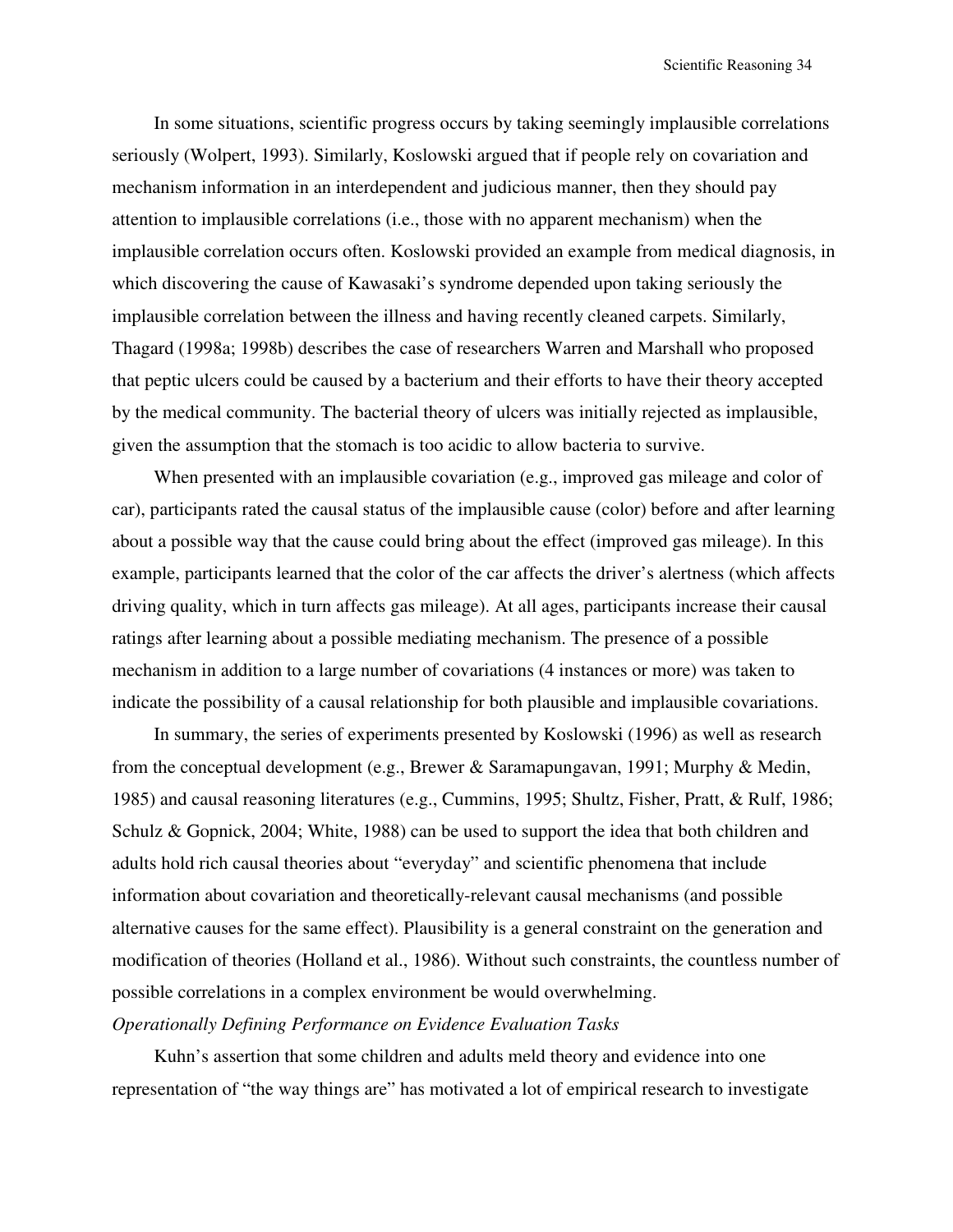In some situations, scientific progress occurs by taking seemingly implausible correlations seriously (Wolpert, 1993). Similarly, Koslowski argued that if people rely on covariation and mechanism information in an interdependent and judicious manner, then they should pay attention to implausible correlations (i.e., those with no apparent mechanism) when the implausible correlation occurs often. Koslowski provided an example from medical diagnosis, in which discovering the cause of Kawasaki's syndrome depended upon taking seriously the implausible correlation between the illness and having recently cleaned carpets. Similarly, Thagard (1998a; 1998b) describes the case of researchers Warren and Marshall who proposed that peptic ulcers could be caused by a bacterium and their efforts to have their theory accepted by the medical community. The bacterial theory of ulcers was initially rejected as implausible, given the assumption that the stomach is too acidic to allow bacteria to survive.

When presented with an implausible covariation (e.g., improved gas mileage and color of car), participants rated the causal status of the implausible cause (color) before and after learning about a possible way that the cause could bring about the effect (improved gas mileage). In this example, participants learned that the color of the car affects the driver's alertness (which affects driving quality, which in turn affects gas mileage). At all ages, participants increase their causal ratings after learning about a possible mediating mechanism. The presence of a possible mechanism in addition to a large number of covariations (4 instances or more) was taken to indicate the possibility of a causal relationship for both plausible and implausible covariations.

In summary, the series of experiments presented by Koslowski (1996) as well as research from the conceptual development (e.g., Brewer & Saramapungavan, 1991; Murphy & Medin, 1985) and causal reasoning literatures (e.g., Cummins, 1995; Shultz, Fisher, Pratt, & Rulf, 1986; Schulz & Gopnick, 2004; White, 1988) can be used to support the idea that both children and adults hold rich causal theories about "everyday" and scientific phenomena that include information about covariation and theoretically-relevant causal mechanisms (and possible alternative causes for the same effect). Plausibility is a general constraint on the generation and modification of theories (Holland et al., 1986). Without such constraints, the countless number of possible correlations in a complex environment be would overwhelming.

*Operationally Defining Performance on Evidence Evaluation Tasks*

Kuhn's assertion that some children and adults meld theory and evidence into one representation of "the way things are" has motivated a lot of empirical research to investigate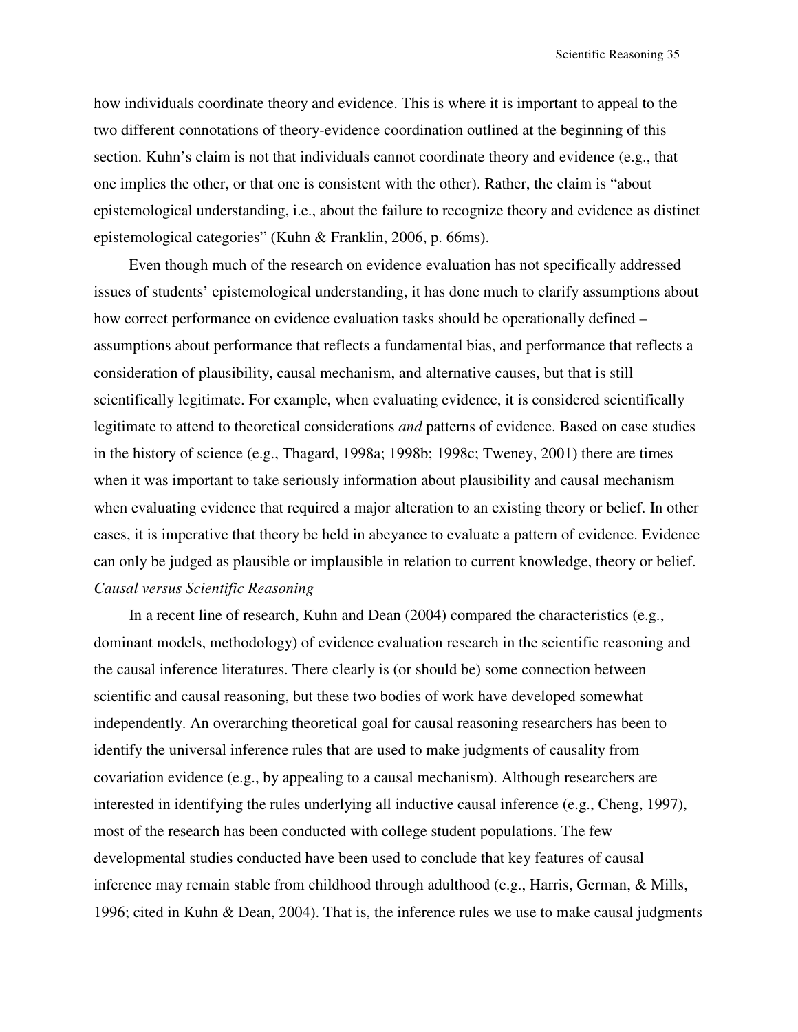how individuals coordinate theory and evidence. This is where it is important to appeal to the two different connotations of theory-evidence coordination outlined at the beginning of this section. Kuhn's claim is not that individuals cannot coordinate theory and evidence (e.g., that one implies the other, or that one is consistent with the other). Rather, the claim is "about epistemological understanding, i.e., about the failure to recognize theory and evidence as distinct epistemological categories" (Kuhn & Franklin, 2006, p. 66ms).

Even though much of the research on evidence evaluation has not specifically addressed issues of students' epistemological understanding, it has done much to clarify assumptions about how correct performance on evidence evaluation tasks should be operationally defined – assumptions about performance that reflects a fundamental bias, and performance that reflects a consideration of plausibility, causal mechanism, and alternative causes, but that is still scientifically legitimate. For example, when evaluating evidence, it is considered scientifically legitimate to attend to theoretical considerations *and* patterns of evidence. Based on case studies in the history of science (e.g., Thagard, 1998a; 1998b; 1998c; Tweney, 2001) there are times when it was important to take seriously information about plausibility and causal mechanism when evaluating evidence that required a major alteration to an existing theory or belief. In other cases, it is imperative that theory be held in abeyance to evaluate a pattern of evidence. Evidence can only be judged as plausible or implausible in relation to current knowledge, theory or belief.

*Causal versus Scientific Reasoning*

In a recent line of research, Kuhn and Dean (2004) compared the characteristics (e.g., dominant models, methodology) of evidence evaluation research in the scientific reasoning and the causal inference literatures. There clearly is (or should be) some connection between scientific and causal reasoning, but these two bodies of work have developed somewhat independently. An overarching theoretical goal for causal reasoning researchers has been to identify the universal inference rules that are used to make judgments of causality from covariation evidence (e.g., by appealing to a causal mechanism). Although researchers are interested in identifying the rules underlying all inductive causal inference (e.g., Cheng, 1997), most of the research has been conducted with college student populations. The few developmental studies conducted have been used to conclude that key features of causal inference may remain stable from childhood through adulthood (e.g., Harris, German, & Mills, 1996; cited in Kuhn & Dean, 2004). That is, the inference rules we use to make causal judgments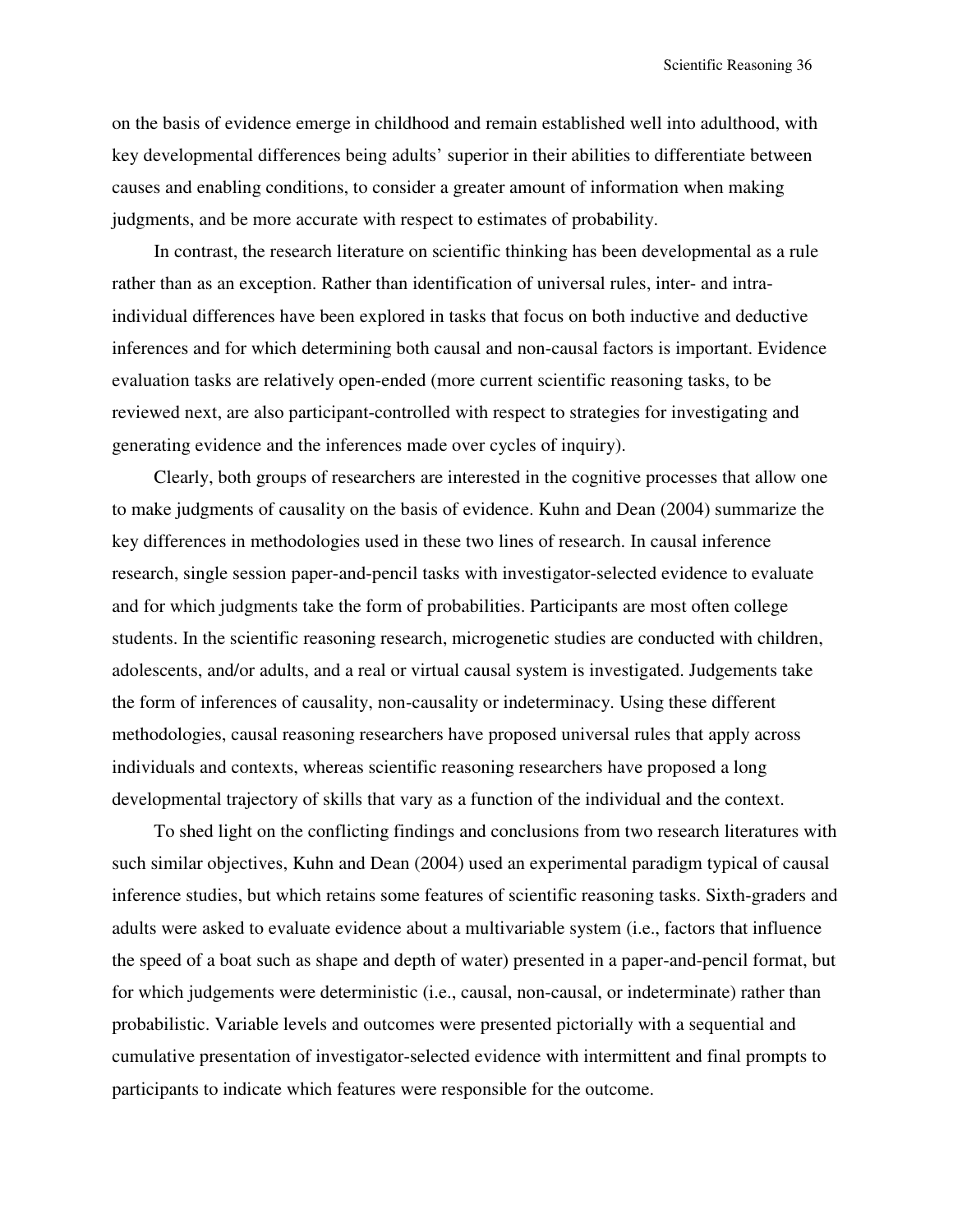on the basis of evidence emerge in childhood and remain established well into adulthood, with key developmental differences being adults' superior in their abilities to differentiate between causes and enabling conditions, to consider a greater amount of information when making judgments, and be more accurate with respect to estimates of probability.

In contrast, the research literature on scientific thinking has been developmental as a rule rather than as an exception. Rather than identification of universal rules, inter- and intra-individual differences have been explored in tasks that focus on both inductive and deductive inferences and for which determining both causal and non-causal factors is important. Evidence evaluation tasks are relatively open-ended (more current scientific reasoning tasks, to be reviewed next, are also participant-controlled with respect to strategies for investigating and generating evidence and the inferences made over cycles of inquiry).

Clearly, both groups of researchers are interested in the cognitive processes that allow one to make judgments of causality on the basis of evidence. Kuhn and Dean (2004) summarize the key differences in methodologies used in these two lines of research. In causal inference research, single session paper-and-pencil tasks with investigator-selected evidence to evaluate and for which judgments take the form of probabilities. Participants are most often college students. In the scientific reasoning research, microgenetic studies are conducted with children, adolescents, and/or adults, and a real or virtual causal system is investigated. Judgements take the form of inferences of causality, non-causality or indeterminacy. Using these different methodologies, causal reasoning researchers have proposed universal rules that apply across individuals and contexts, whereas scientific reasoning researchers have proposed a long developmental trajectory of skills that vary as a function of the individual and the context.

To shed light on the conflicting findings and conclusions from two research literatures with such similar objectives, Kuhn and Dean (2004) used an experimental paradigm typical of causal inference studies, but which retains some features of scientific reasoning tasks. Sixth-graders and adults were asked to evaluate evidence about a multivariable system (i.e., factors that influence the speed of a boat such as shape and depth of water) presented in a paper-and-pencil format, but for which judgements were deterministic (i.e., causal, non-causal, or indeterminate) rather than probabilistic. Variable levels and outcomes were presented pictorially with a sequential and cumulative presentation of investigator-selected evidence with intermittent and final prompts to participants to indicate which features were responsible for the outcome.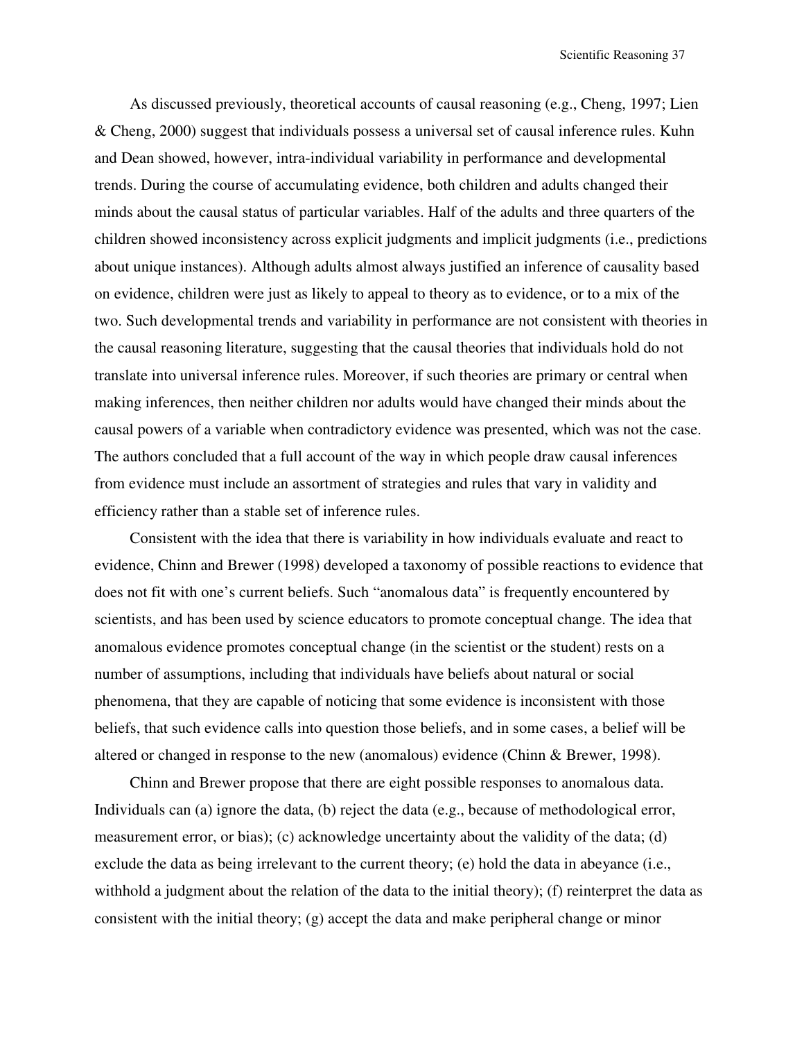As discussed previously, theoretical accounts of causal reasoning (e.g., Cheng, 1997; Lien & Cheng, 2000) suggest that individuals possess a universal set of causal inference rules. Kuhn and Dean showed, however, intra-individual variability in performance and developmental trends. During the course of accumulating evidence, both children and adults changed their minds about the causal status of particular variables. Half of the adults and three quarters of the children showed inconsistency across explicit judgments and implicit judgments (i.e., predictions about unique instances). Although adults almost always justified an inference of causality based on evidence, children were just as likely to appeal to theory as to evidence, or to a mix of the two. Such developmental trends and variability in performance are not consistent with theories in the causal reasoning literature, suggesting that the causal theories that individuals hold do not translate into universal inference rules. Moreover, if such theories are primary or central when making inferences, then neither children nor adults would have changed their minds about the causal powers of a variable when contradictory evidence was presented, which was not the case. The authors concluded that a full account of the way in which people draw causal inferences from evidence must include an assortment of strategies and rules that vary in validity and efficiency rather than a stable set of inference rules.

Consistent with the idea that there is variability in how individuals evaluate and react to evidence, Chinn and Brewer (1998) developed a taxonomy of possible reactions to evidence that does not fit with one's current beliefs. Such "anomalous data" is frequently encountered by scientists, and has been used by science educators to promote conceptual change. The idea that anomalous evidence promotes conceptual change (in the scientist or the student) rests on a number of assumptions, including that individuals have beliefs about natural or social phenomena, that they are capable of noticing that some evidence is inconsistent with those beliefs, that such evidence calls into question those beliefs, and in some cases, a belief will be altered or changed in response to the new (anomalous) evidence (Chinn & Brewer, 1998).

Chinn and Brewer propose that there are eight possible responses to anomalous data. Individuals can (a) ignore the data, (b) reject the data (e.g., because of methodological error, measurement error, or bias); (c) acknowledge uncertainty about the validity of the data; (d) exclude the data as being irrelevant to the current theory; (e) hold the data in abeyance (i.e., withhold a judgment about the relation of the data to the initial theory); (f) reinterpret the data as consistent with the initial theory; (g) accept the data and make peripheral change or minor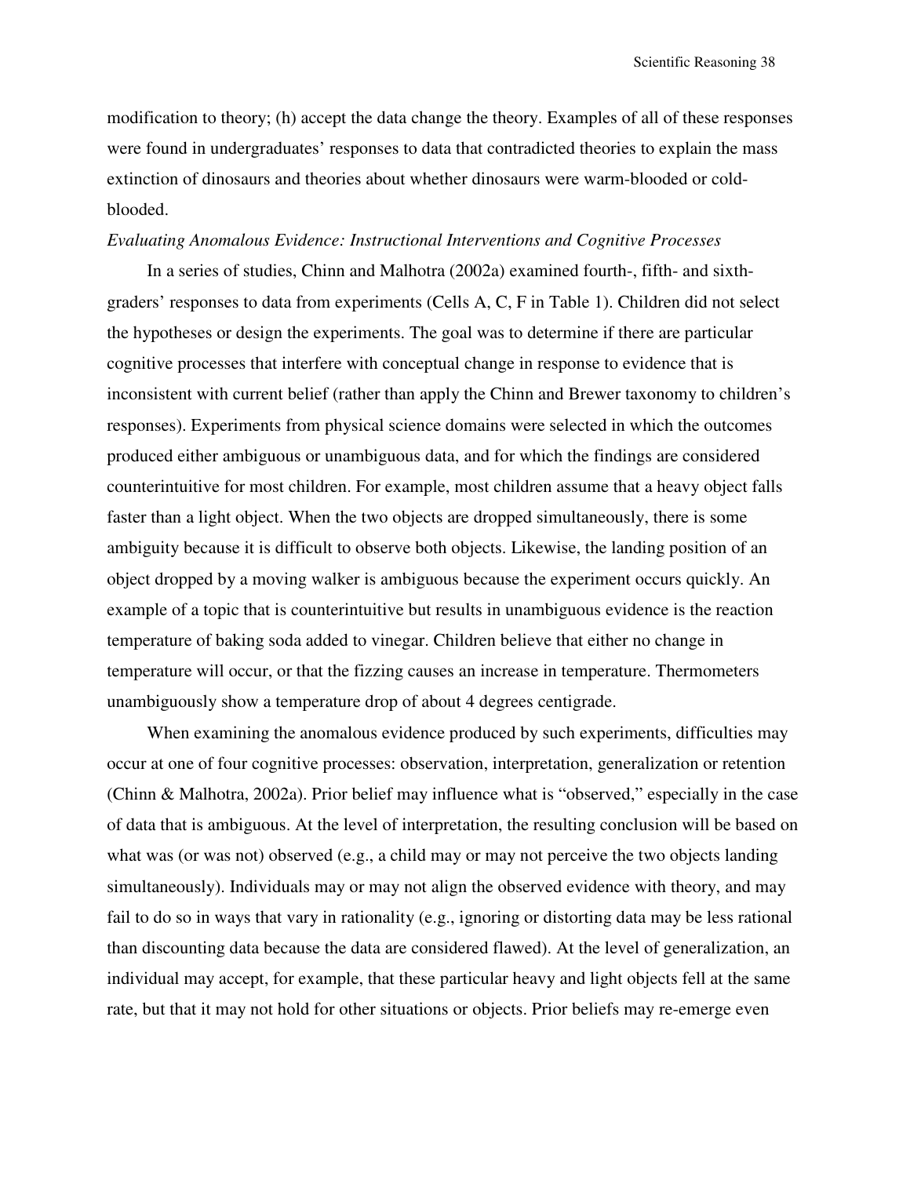modification to theory; (h) accept the data change the theory. Examples of all of these responses were found in undergraduates' responses to data that contradicted theories to explain the mass extinction of dinosaurs and theories about whether dinosaurs were warm-blooded or cold-blooded.

*Evaluating Anomalous Evidence: Instructional Interventions and Cognitive Processes*

In a series of studies, Chinn and Malhotra (2002a) examined fourth-, fifth- and sixth-graders' responses to data from experiments (Cells A, C, F in Table 1). Children did not select the hypotheses or design the experiments. The goal was to determine if there are particular cognitive processes that interfere with conceptual change in response to evidence that is inconsistent with current belief (rather than apply the Chinn and Brewer taxonomy to children's responses). Experiments from physical science domains were selected in which the outcomes produced either ambiguous or unambiguous data, and for which the findings are considered counterintuitive for most children. For example, most children assume that a heavy object falls faster than a light object. When the two objects are dropped simultaneously, there is some ambiguity because it is difficult to observe both objects. Likewise, the landing position of an object dropped by a moving walker is ambiguous because the experiment occurs quickly. An example of a topic that is counterintuitive but results in unambiguous evidence is the reaction temperature of baking soda added to vinegar. Children believe that either no change in temperature will occur, or that the fizzing causes an increase in temperature. Thermometers unambiguously show a temperature drop of about 4 degrees centigrade.

When examining the anomalous evidence produced by such experiments, difficulties may occur at one of four cognitive processes: observation, interpretation, generalization or retention (Chinn & Malhotra, 2002a). Prior belief may influence what is "observed," especially in the case of data that is ambiguous. At the level of interpretation, the resulting conclusion will be based on what was (or was not) observed (e.g., a child may or may not perceive the two objects landing simultaneously). Individuals may or may not align the observed evidence with theory, and may fail to do so in ways that vary in rationality (e.g., ignoring or distorting data may be less rational than discounting data because the data are considered flawed). At the level of generalization, an individual may accept, for example, that these particular heavy and light objects fell at the same rate, but that it may not hold for other situations or objects. Prior beliefs may re-emerge even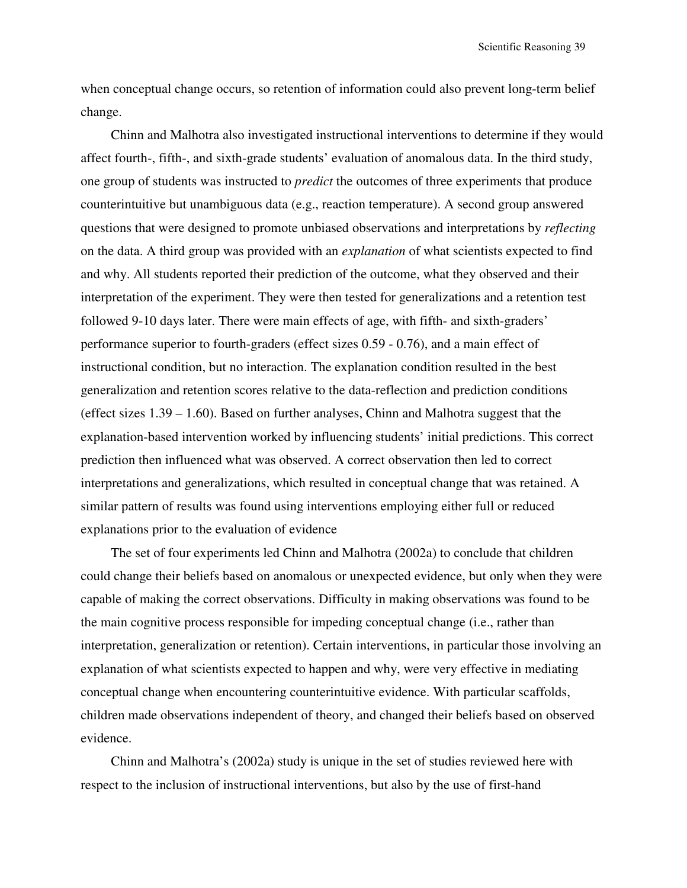when conceptual change occurs, so retention of information could also prevent long-term belief change.

Chinn and Malhotra also investigated instructional interventions to determine if they would affect fourth-, fifth-, and sixth-grade students' evaluation of anomalous data. In the third study, one group of students was instructed to *predict* the outcomes of three experiments that produce counterintuitive but unambiguous data (e.g., reaction temperature). A second group answered questions that were designed to promote unbiased observations and interpretations by *reflecting* on the data. A third group was provided with an *explanation* of what scientists expected to find and why. All students reported their prediction of the outcome, what they observed and their interpretation of the experiment. They were then tested for generalizations and a retention test followed 9-10 days later. There were main effects of age, with fifth- and sixth-graders' performance superior to fourth-graders (effect sizes 0.59 - 0.76), and a main effect of instructional condition, but no interaction. The explanation condition resulted in the best generalization and retention scores relative to the data-reflection and prediction conditions (effect sizes 1.39 – 1.60). Based on further analyses, Chinn and Malhotra suggest that the explanation-based intervention worked by influencing students' initial predictions. This correct prediction then influenced what was observed. A correct observation then led to correct interpretations and generalizations, which resulted in conceptual change that was retained. A similar pattern of results was found using interventions employing either full or reduced explanations prior to the evaluation of evidence

The set of four experiments led Chinn and Malhotra (2002a) to conclude that children could change their beliefs based on anomalous or unexpected evidence, but only when they were capable of making the correct observations. Difficulty in making observations was found to be the main cognitive process responsible for impeding conceptual change (i.e., rather than interpretation, generalization or retention). Certain interventions, in particular those involving an explanation of what scientists expected to happen and why, were very effective in mediating conceptual change when encountering counterintuitive evidence. With particular scaffolds, children made observations independent of theory, and changed their beliefs based on observed evidence.

Chinn and Malhotra's (2002a) study is unique in the set of studies reviewed here with respect to the inclusion of instructional interventions, but also by the use of first-hand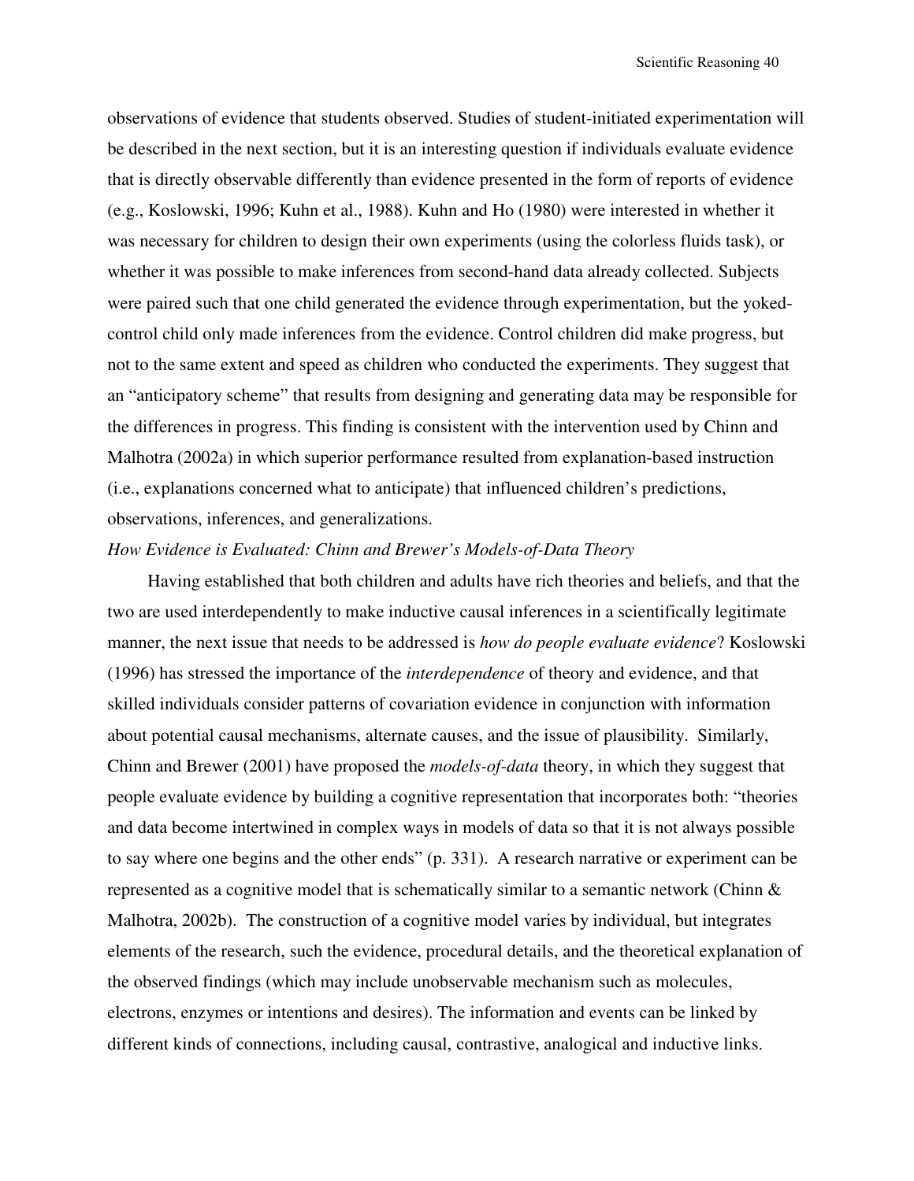observations of evidence that students observed. Studies of student-initiated experimentation will be described in the next section, but it is an interesting question if individuals evaluate evidence that is directly observable differently than evidence presented in the form of reports of evidence (e.g., Koslowski, 1996; Kuhn et al., 1988). Kuhn and Ho (1980) were interested in whether it was necessary for children to design their own experiments (using the colorless fluids task), or whether it was possible to make inferences from second-hand data already collected. Subjects were paired such that one child generated the evidence through experimentation, but the yoked-control child only made inferences from the evidence. Control children did make progress, but not to the same extent and speed as children who conducted the experiments. They suggest that an "anticipatory scheme" that results from designing and generating data may be responsible for the differences in progress. This finding is consistent with the intervention used by Chinn and Malhotra (2002a) in which superior performance resulted from explanation-based instruction (i.e., explanations concerned what to anticipate) that influenced children's predictions, observations, inferences, and generalizations.

*How Evidence is Evaluated: Chinn and Brewer's Models-of-Data Theory*

Having established that both children and adults have rich theories and beliefs, and that the two are used interdependently to make inductive causal inferences in a scientifically legitimate manner, the next issue that needs to be addressed is *how do people evaluate evidence*? Koslowski (1996) has stressed the importance of the *interdependence* of theory and evidence, and that skilled individuals consider patterns of covariation evidence in conjunction with information about potential causal mechanisms, alternate causes, and the issue of plausibility. Similarly, Chinn and Brewer (2001) have proposed the *models-of-data* theory, in which they suggest that people evaluate evidence by building a cognitive representation that incorporates both: "theories and data become intertwined in complex ways in models of data so that it is not always possible to say where one begins and the other ends" (p. 331). A research narrative or experiment can be represented as a cognitive model that is schematically similar to a semantic network (Chinn & Malhotra, 2002b). The construction of a cognitive model varies by individual, but integrates elements of the research, such the evidence, procedural details, and the theoretical explanation of the observed findings (which may include unobservable mechanism such as molecules, electrons, enzymes or intentions and desires). The information and events can be linked by different kinds of connections, including causal, contrastive, analogical and inductive links.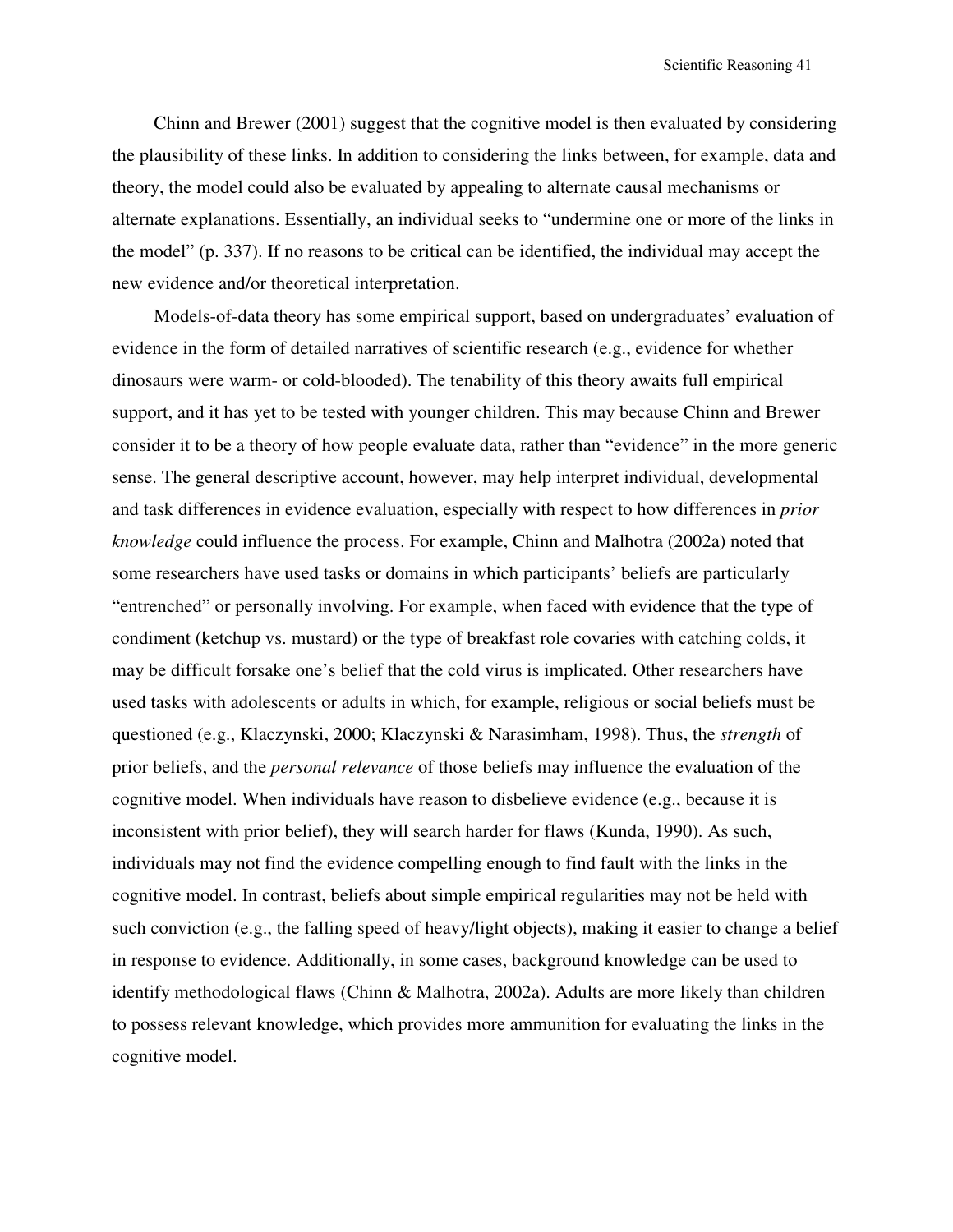Chinn and Brewer (2001) suggest that the cognitive model is then evaluated by considering the plausibility of these links. In addition to considering the links between, for example, data and theory, the model could also be evaluated by appealing to alternate causal mechanisms or alternate explanations. Essentially, an individual seeks to "undermine one or more of the links in the model" (p. 337). If no reasons to be critical can be identified, the individual may accept the new evidence and/or theoretical interpretation.

Models-of-data theory has some empirical support, based on undergraduates' evaluation of evidence in the form of detailed narratives of scientific research (e.g., evidence for whether dinosaurs were warm- or cold-blooded). The tenability of this theory awaits full empirical support, and it has yet to be tested with younger children. This may because Chinn and Brewer consider it to be a theory of how people evaluate data, rather than "evidence" in the more generic sense. The general descriptive account, however, may help interpret individual, developmental and task differences in evidence evaluation, especially with respect to how differences in *prior knowledge* could influence the process. For example, Chinn and Malhotra (2002a) noted that some researchers have used tasks or domains in which participants' beliefs are particularly "entrenched" or personally involving. For example, when faced with evidence that the type of condiment (ketchup vs. mustard) or the type of breakfast role covaries with catching colds, it may be difficult forsake one's belief that the cold virus is implicated. Other researchers have used tasks with adolescents or adults in which, for example, religious or social beliefs must be questioned (e.g., Klaczynski, 2000; Klaczynski & Narasimham, 1998). Thus, the *strength* of prior beliefs, and the *personal relevance* of those beliefs may influence the evaluation of the cognitive model. When individuals have reason to disbelieve evidence (e.g., because it is inconsistent with prior belief), they will search harder for flaws (Kunda, 1990). As such, individuals may not find the evidence compelling enough to find fault with the links in the cognitive model. In contrast, beliefs about simple empirical regularities may not be held with such conviction (e.g., the falling speed of heavy/light objects), making it easier to change a belief in response to evidence. Additionally, in some cases, background knowledge can be used to identify methodological flaws (Chinn & Malhotra, 2002a). Adults are more likely than children to possess relevant knowledge, which provides more ammunition for evaluating the links in the cognitive model.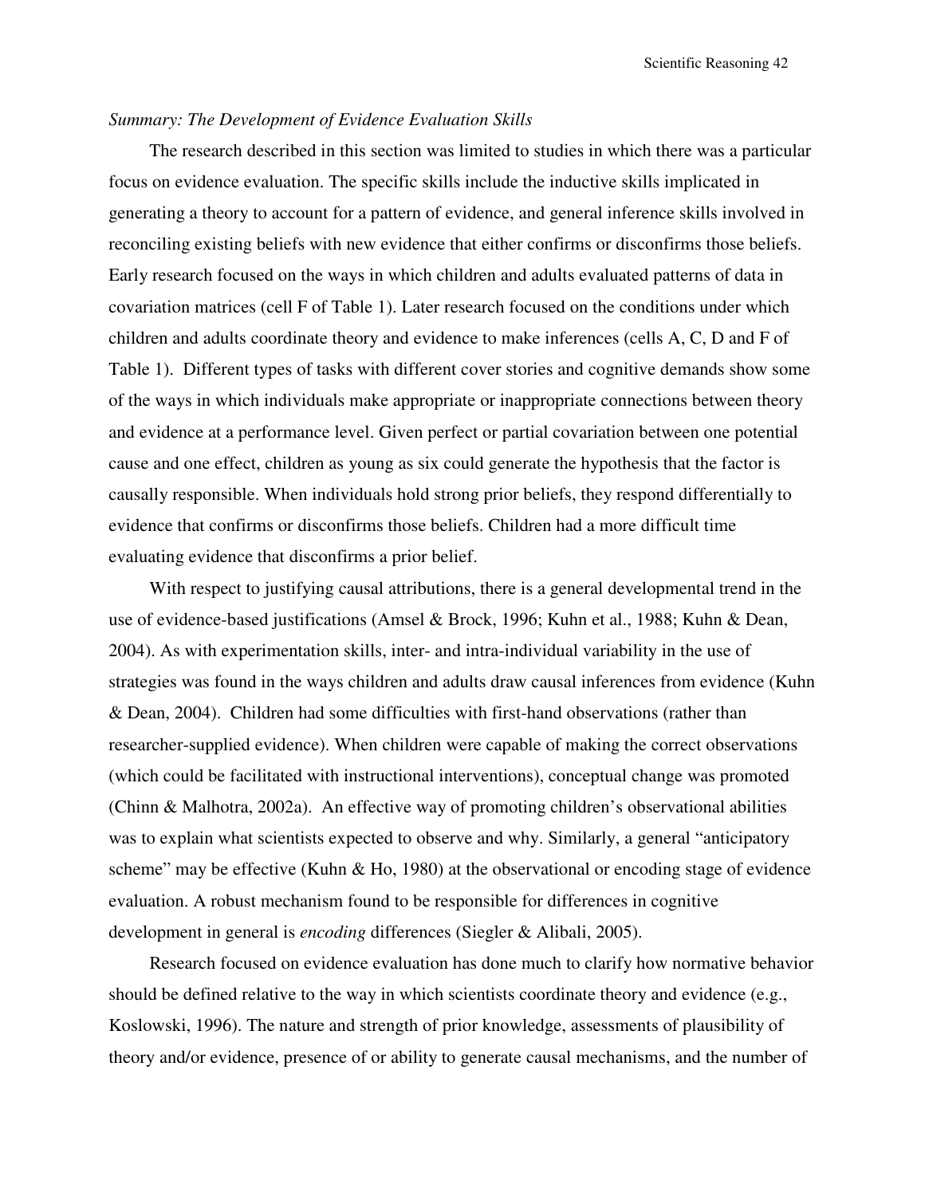*Summary: The Development of Evidence Evaluation Skills*

The research described in this section was limited to studies in which there was a particular focus on evidence evaluation. The specific skills include the inductive skills implicated in generating a theory to account for a pattern of evidence, and general inference skills involved in reconciling existing beliefs with new evidence that either confirms or disconfirms those beliefs. Early research focused on the ways in which children and adults evaluated patterns of data in covariation matrices (cell F of Table 1). Later research focused on the conditions under which children and adults coordinate theory and evidence to make inferences (cells A, C, D and F of Table 1). Different types of tasks with different cover stories and cognitive demands show some of the ways in which individuals make appropriate or inappropriate connections between theory and evidence at a performance level. Given perfect or partial covariation between one potential cause and one effect, children as young as six could generate the hypothesis that the factor is causally responsible. When individuals hold strong prior beliefs, they respond differentially to evidence that confirms or disconfirms those beliefs. Children had a more difficult time evaluating evidence that disconfirms a prior belief.

With respect to justifying causal attributions, there is a general developmental trend in the use of evidence-based justifications (Amsel & Brock, 1996; Kuhn et al., 1988; Kuhn & Dean, 2004). As with experimentation skills, inter- and intra-individual variability in the use of strategies was found in the ways children and adults draw causal inferences from evidence (Kuhn & Dean, 2004). Children had some difficulties with first-hand observations (rather than researcher-supplied evidence). When children were capable of making the correct observations (which could be facilitated with instructional interventions), conceptual change was promoted (Chinn & Malhotra, 2002a). An effective way of promoting children's observational abilities was to explain what scientists expected to observe and why. Similarly, a general "anticipatory scheme" may be effective (Kuhn & Ho, 1980) at the observational or encoding stage of evidence evaluation. A robust mechanism found to be responsible for differences in cognitive development in general is *encoding* differences (Siegler & Alibali, 2005).

Research focused on evidence evaluation has done much to clarify how normative behavior should be defined relative to the way in which scientists coordinate theory and evidence (e.g., Koslowski, 1996). The nature and strength of prior knowledge, assessments of plausibility of theory and/or evidence, presence of or ability to generate causal mechanisms, and the number of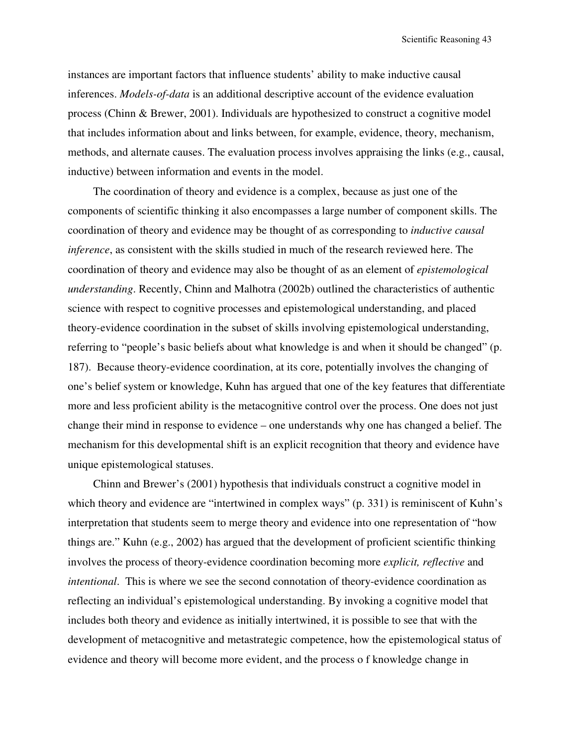instances are important factors that influence students' ability to make inductive causal inferences. *Models-of-data* is an additional descriptive account of the evidence evaluation process (Chinn & Brewer, 2001). Individuals are hypothesized to construct a cognitive model that includes information about and links between, for example, evidence, theory, mechanism, methods, and alternate causes. The evaluation process involves appraising the links (e.g., causal, inductive) between information and events in the model.

The coordination of theory and evidence is a complex, because as just one of the components of scientific thinking it also encompasses a large number of component skills. The coordination of theory and evidence may be thought of as corresponding to *inductive causal inference*, as consistent with the skills studied in much of the research reviewed here. The coordination of theory and evidence may also be thought of as an element of *epistemological understanding*. Recently, Chinn and Malhotra (2002b) outlined the characteristics of authentic science with respect to cognitive processes and epistemological understanding, and placed theory-evidence coordination in the subset of skills involving epistemological understanding, referring to "people's basic beliefs about what knowledge is and when it should be changed" (p. 187). Because theory-evidence coordination, at its core, potentially involves the changing of one's belief system or knowledge, Kuhn has argued that one of the key features that differentiate more and less proficient ability is the metacognitive control over the process. One does not just change their mind in response to evidence – one understands why one has changed a belief. The mechanism for this developmental shift is an explicit recognition that theory and evidence have unique epistemological statuses.

Chinn and Brewer's (2001) hypothesis that individuals construct a cognitive model in which theory and evidence are "intertwined in complex ways" (p. 331) is reminiscent of Kuhn's interpretation that students seem to merge theory and evidence into one representation of "how things are." Kuhn (e.g., 2002) has argued that the development of proficient scientific thinking involves the process of theory-evidence coordination becoming more *explicit, reflective* and *intentional*. This is where we see the second connotation of theory-evidence coordination as reflecting an individual's epistemological understanding. By invoking a cognitive model that includes both theory and evidence as initially intertwined, it is possible to see that with the development of metacognitive and metastrategic competence, how the epistemological status of evidence and theory will become more evident, and the process o f knowledge change in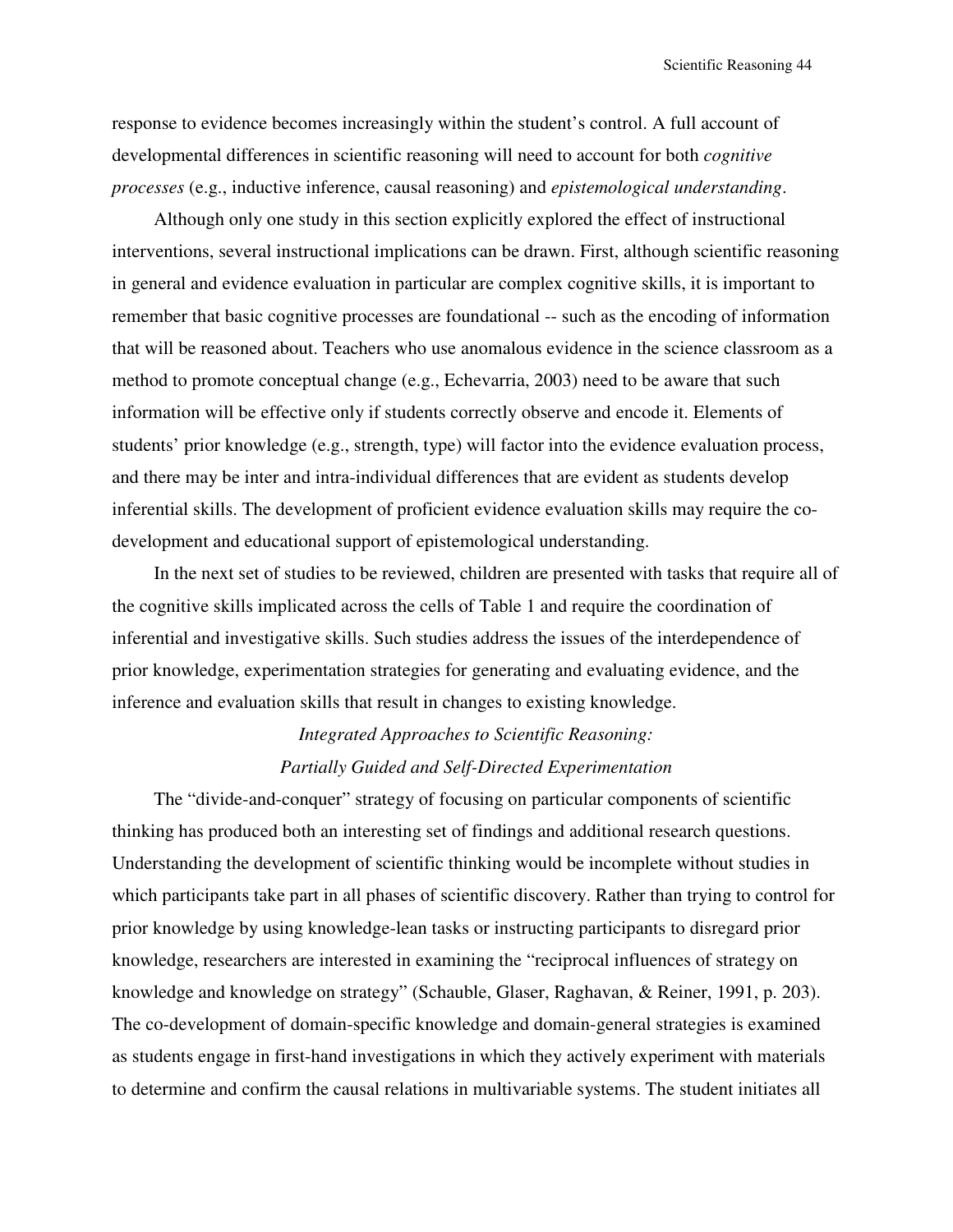response to evidence becomes increasingly within the student's control. A full account of developmental differences in scientific reasoning will need to account for both *cognitive processes* (e.g., inductive inference, causal reasoning) and *epistemological understanding*.

Although only one study in this section explicitly explored the effect of instructional interventions, several instructional implications can be drawn. First, although scientific reasoning in general and evidence evaluation in particular are complex cognitive skills, it is important to remember that basic cognitive processes are foundational -- such as the encoding of information that will be reasoned about. Teachers who use anomalous evidence in the science classroom as a method to promote conceptual change (e.g., Echevarria, 2003) need to be aware that such information will be effective only if students correctly observe and encode it. Elements of students' prior knowledge (e.g., strength, type) will factor into the evidence evaluation process, and there may be inter and intra-individual differences that are evident as students develop inferential skills. The development of proficient evidence evaluation skills may require the co-development and educational support of epistemological understanding.

In the next set of studies to be reviewed, children are presented with tasks that require all of the cognitive skills implicated across the cells of Table 1 and require the coordination of inferential and investigative skills. Such studies address the issues of the interdependence of prior knowledge, experimentation strategies for generating and evaluating evidence, and the inference and evaluation skills that result in changes to existing knowledge.

## *Integrated Approaches to Scientific Reasoning: Partially Guided and Self-Directed Experimentation*

The "divide-and-conquer" strategy of focusing on particular components of scientific thinking has produced both an interesting set of findings and additional research questions. Understanding the development of scientific thinking would be incomplete without studies in which participants take part in all phases of scientific discovery. Rather than trying to control for prior knowledge by using knowledge-lean tasks or instructing participants to disregard prior knowledge, researchers are interested in examining the "reciprocal influences of strategy on knowledge and knowledge on strategy" (Schauble, Glaser, Raghavan, & Reiner, 1991, p. 203). The co-development of domain-specific knowledge and domain-general strategies is examined as students engage in first-hand investigations in which they actively experiment with materials to determine and confirm the causal relations in multivariable systems. The student initiates all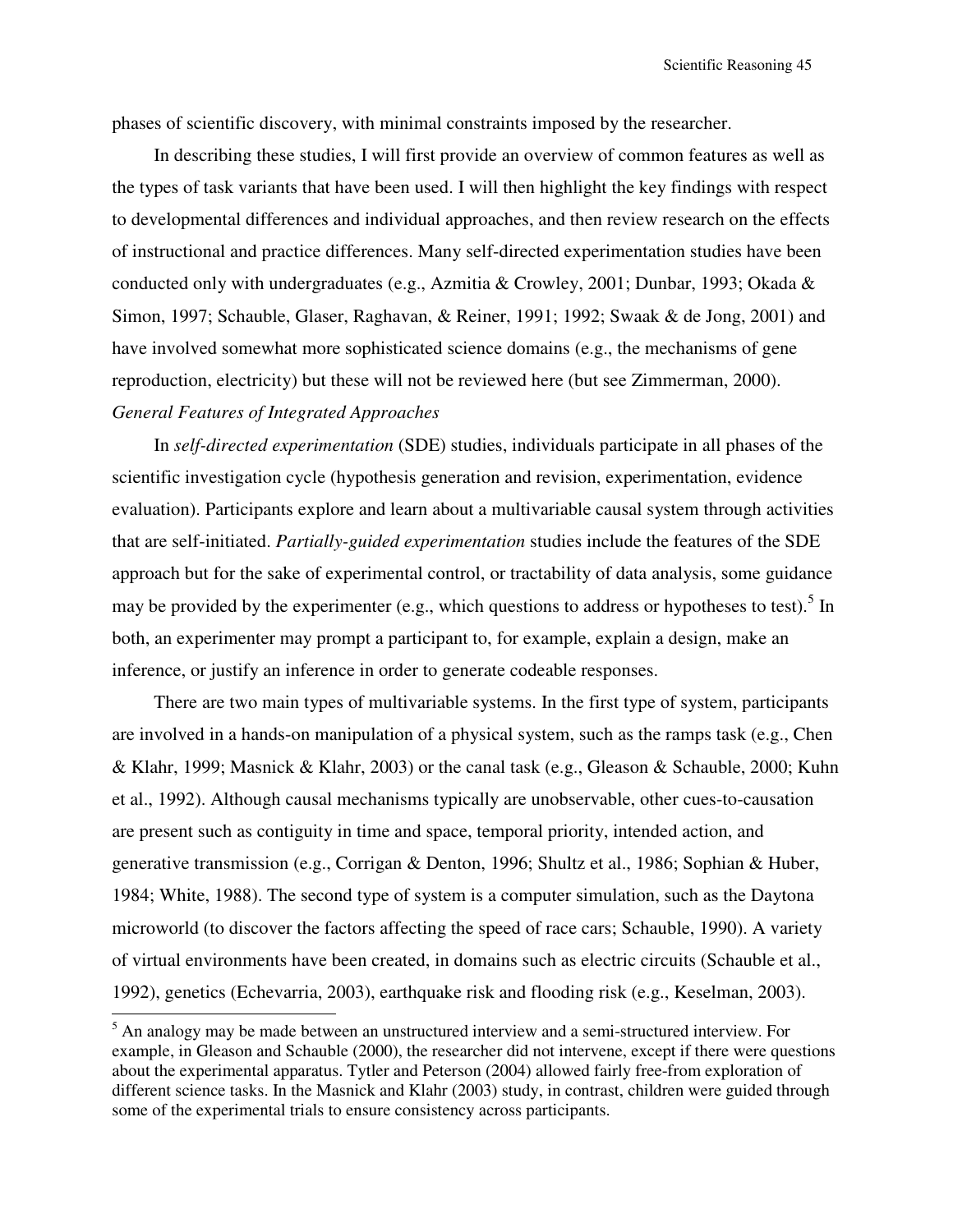phases of scientific discovery, with minimal constraints imposed by the researcher.

In describing these studies, I will first provide an overview of common features as well as the types of task variants that have been used. I will then highlight the key findings with respect to developmental differences and individual approaches, and then review research on the effects of instructional and practice differences. Many self-directed experimentation studies have been conducted only with undergraduates (e.g., Azmitia & Crowley, 2001; Dunbar, 1993; Okada & Simon, 1997; Schauble, Glaser, Raghavan, & Reiner, 1991; 1992; Swaak & de Jong, 2001) and have involved somewhat more sophisticated science domains (e.g., the mechanisms of gene reproduction, electricity) but these will not be reviewed here (but see Zimmerman, 2000).

*General Features of Integrated Approaches*

In *self-directed experimentation* (SDE) studies, individuals participate in all phases of the scientific investigation cycle (hypothesis generation and revision, experimentation, evidence evaluation). Participants explore and learn about a multivariable causal system through activities that are self-initiated. *Partially-guided experimentation* studies include the features of the SDE approach but for the sake of experimental control, or tractability of data analysis, some guidance may be provided by the experimenter (e.g., which questions to address or hypotheses to test).[5] In both, an experimenter may prompt a participant to, for example, explain a design, make an inference, or justify an inference in order to generate codeable responses.

There are two main types of multivariable systems. In the first type of system, participants are involved in a hands-on manipulation of a physical system, such as the ramps task (e.g., Chen & Klahr, 1999; Masnick & Klahr, 2003) or the canal task (e.g., Gleason & Schauble, 2000; Kuhn et al., 1992). Although causal mechanisms typically are unobservable, other cues-to-causation are present such as contiguity in time and space, temporal priority, intended action, and generative transmission (e.g., Corrigan & Denton, 1996; Shultz et al., 1986; Sophian & Huber, 1984; White, 1988). The second type of system is a computer simulation, such as the Daytona microworld (to discover the factors affecting the speed of race cars; Schauble, 1990). A variety of virtual environments have been created, in domains such as electric circuits (Schauble et al., 1992), genetics (Echevarria, 2003), earthquake risk and flooding risk (e.g., Keselman, 2003).

---

[5] An analogy may be made between an unstructured interview and a semi-structured interview. For example, in Gleason and Schauble (2000), the researcher did not intervene, except if there were questions about the experimental apparatus. Tytler and Peterson (2004) allowed fairly free-from exploration of different science tasks. In the Masnick and Klahr (2003) study, in contrast, children were guided through some of the experimental trials to ensure consistency across participants.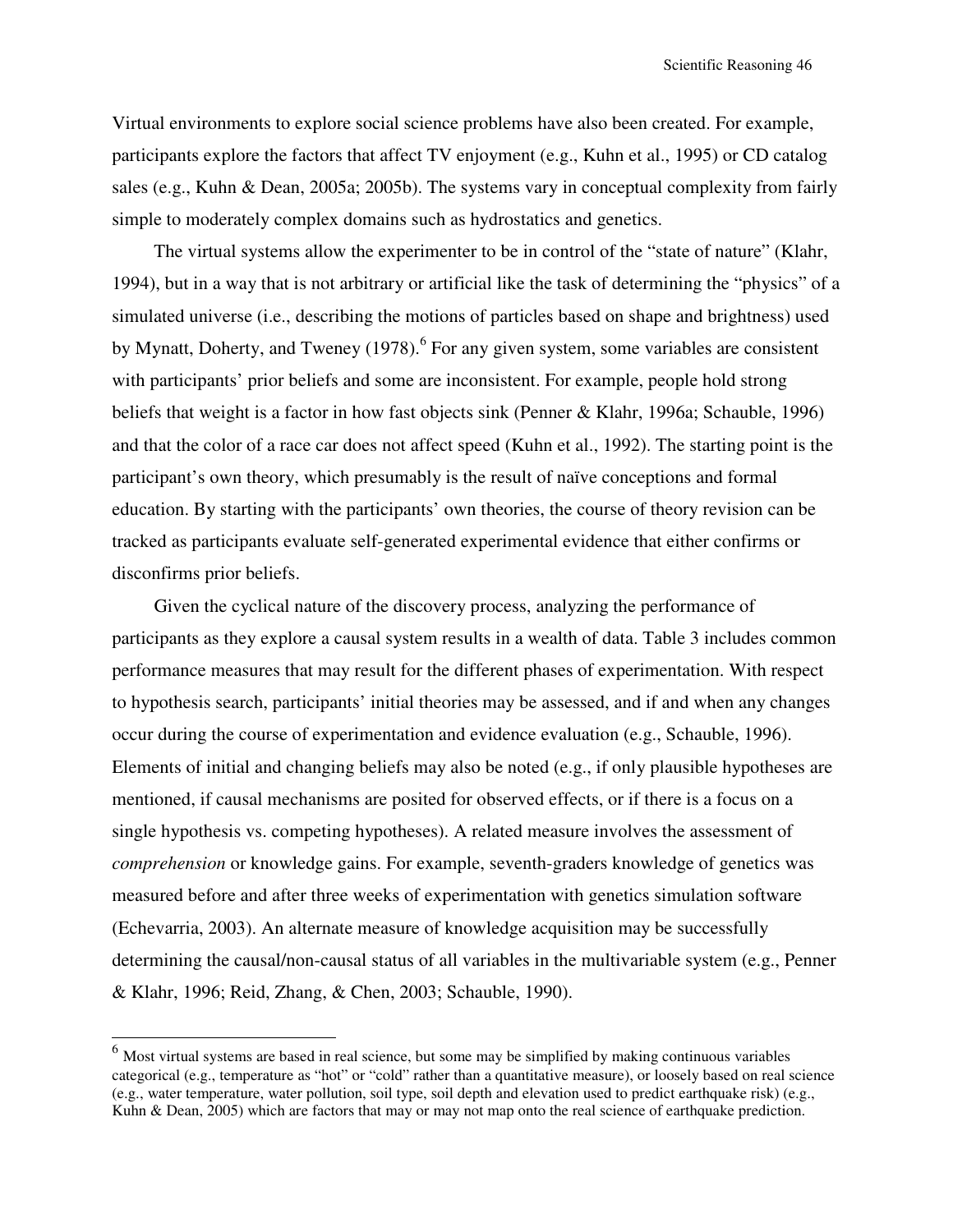Virtual environments to explore social science problems have also been created. For example, participants explore the factors that affect TV enjoyment (e.g., Kuhn et al., 1995) or CD catalog sales (e.g., Kuhn & Dean, 2005a; 2005b). The systems vary in conceptual complexity from fairly simple to moderately complex domains such as hydrostatics and genetics.

The virtual systems allow the experimenter to be in control of the "state of nature" (Klahr, 1994), but in a way that is not arbitrary or artificial like the task of determining the "physics" of a simulated universe (i.e., describing the motions of particles based on shape and brightness) used by Mynatt, Doherty, and Tweney (1978).[6] For any given system, some variables are consistent with participants' prior beliefs and some are inconsistent. For example, people hold strong beliefs that weight is a factor in how fast objects sink (Penner & Klahr, 1996a; Schauble, 1996) and that the color of a race car does not affect speed (Kuhn et al., 1992). The starting point is the participant's own theory, which presumably is the result of naïve conceptions and formal education. By starting with the participants' own theories, the course of theory revision can be tracked as participants evaluate self-generated experimental evidence that either confirms or disconfirms prior beliefs.

Given the cyclical nature of the discovery process, analyzing the performance of participants as they explore a causal system results in a wealth of data. Table 3 includes common performance measures that may result for the different phases of experimentation. With respect to hypothesis search, participants' initial theories may be assessed, and if and when any changes occur during the course of experimentation and evidence evaluation (e.g., Schauble, 1996). Elements of initial and changing beliefs may also be noted (e.g., if only plausible hypotheses are mentioned, if causal mechanisms are posited for observed effects, or if there is a focus on a single hypothesis vs. competing hypotheses). A related measure involves the assessment of *comprehension* or knowledge gains. For example, seventh-graders knowledge of genetics was measured before and after three weeks of experimentation with genetics simulation software (Echevarria, 2003). An alternate measure of knowledge acquisition may be successfully determining the causal/non-causal status of all variables in the multivariable system (e.g., Penner & Klahr, 1996; Reid, Zhang, & Chen, 2003; Schauble, 1990).

---

[6] Most virtual systems are based in real science, but some may be simplified by making continuous variables categorical (e.g., temperature as "hot" or "cold" rather than a quantitative measure), or loosely based on real science (e.g., water temperature, water pollution, soil type, soil depth and elevation used to predict earthquake risk) (e.g., Kuhn & Dean, 2005) which are factors that may or may not map onto the real science of earthquake prediction.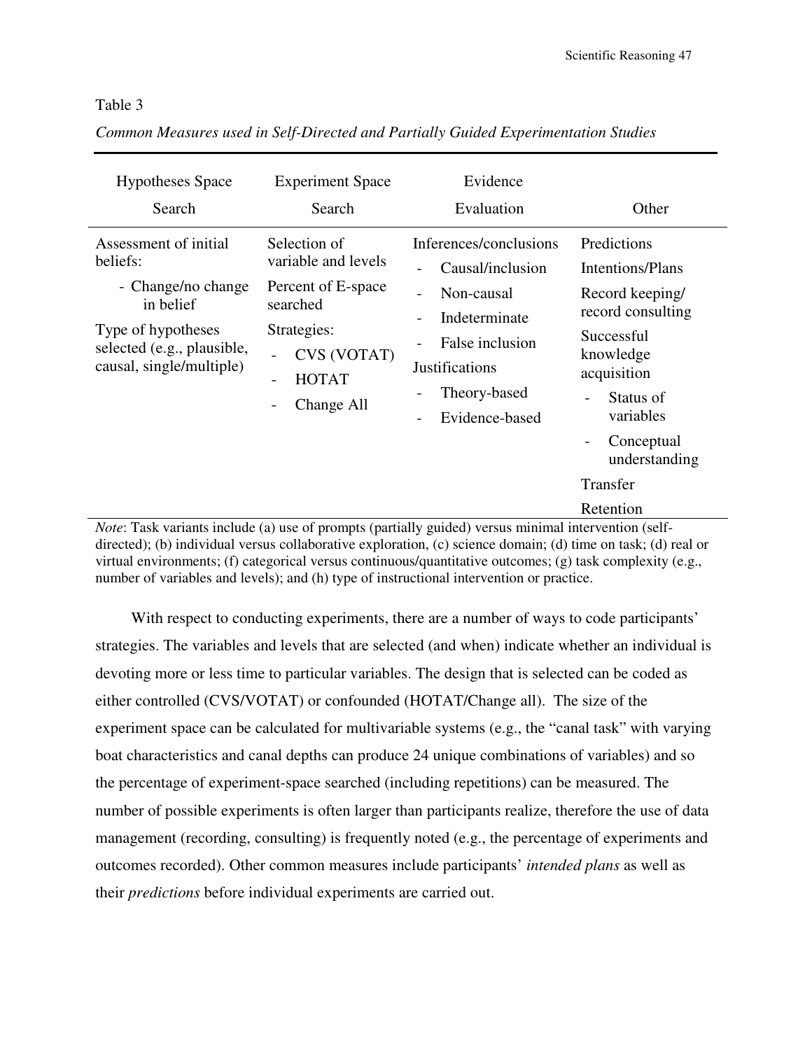Table 3

*Common Measures used in Self-Directed and Partially Guided Experimentation Studies*

| Hypotheses Space Search | Experiment Space Search | Evidence Evaluation | Other |
|---|---|---|---|
| Assessment of initial beliefs:<br>- Change/no change in belief<br>Type of hypotheses selected (e.g., plausible, causal, single/multiple) | Selection of variable and levels<br>Percent of E-space searched<br>Strategies:<br>- CVS (VOTAT)<br>- HOTAT<br>- Change All | Inferences/conclusions<br>- Causal/inclusion<br>- Non-causal<br>- Indeterminate<br>- False inclusion<br>Justifications<br>- Theory-based<br>- Evidence-based | Predictions<br>Intentions/Plans<br>Record keeping/ record consulting<br>Successful knowledge acquisition<br>- Status of variables<br>- Conceptual understanding<br>Transfer<br>Retention |

*Note*: Task variants include (a) use of prompts (partially guided) versus minimal intervention (self-directed); (b) individual versus collaborative exploration, (c) science domain; (d) time on task; (d) real or virtual environments; (f) categorical versus continuous/quantitative outcomes; (g) task complexity (e.g., number of variables and levels); and (h) type of instructional intervention or practice.

With respect to conducting experiments, there are a number of ways to code participants' strategies. The variables and levels that are selected (and when) indicate whether an individual is devoting more or less time to particular variables. The design that is selected can be coded as either controlled (CVS/VOTAT) or confounded (HOTAT/Change all). The size of the experiment space can be calculated for multivariable systems (e.g., the "canal task" with varying boat characteristics and canal depths can produce 24 unique combinations of variables) and so the percentage of experiment-space searched (including repetitions) can be measured. The number of possible experiments is often larger than participants realize, therefore the use of data management (recording, consulting) is frequently noted (e.g., the percentage of experiments and outcomes recorded). Other common measures include participants' *intended plans* as well as their *predictions* before individual experiments are carried out.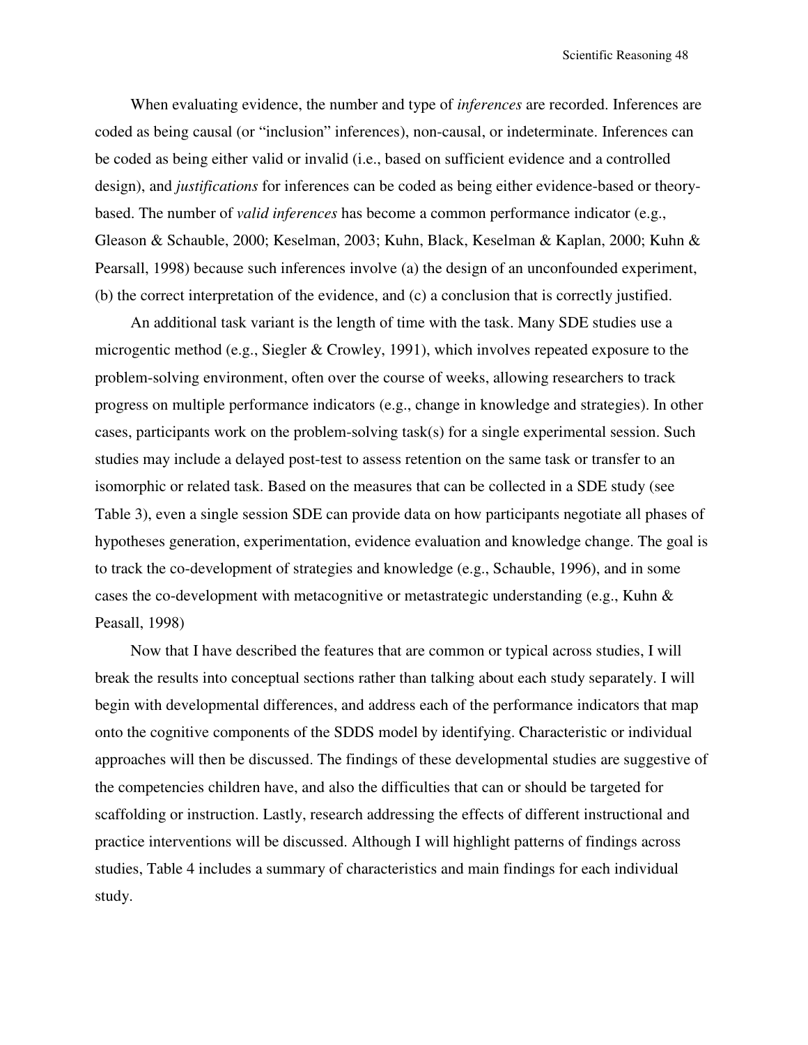When evaluating evidence, the number and type of *inferences* are recorded. Inferences are coded as being causal (or "inclusion" inferences), non-causal, or indeterminate. Inferences can be coded as being either valid or invalid (i.e., based on sufficient evidence and a controlled design), and *justifications* for inferences can be coded as being either evidence-based or theory-based. The number of *valid inferences* has become a common performance indicator (e.g., Gleason & Schauble, 2000; Keselman, 2003; Kuhn, Black, Keselman & Kaplan, 2000; Kuhn & Pearsall, 1998) because such inferences involve (a) the design of an unconfounded experiment, (b) the correct interpretation of the evidence, and (c) a conclusion that is correctly justified.

An additional task variant is the length of time with the task. Many SDE studies use a microgentic method (e.g., Siegler & Crowley, 1991), which involves repeated exposure to the problem-solving environment, often over the course of weeks, allowing researchers to track progress on multiple performance indicators (e.g., change in knowledge and strategies). In other cases, participants work on the problem-solving task(s) for a single experimental session. Such studies may include a delayed post-test to assess retention on the same task or transfer to an isomorphic or related task. Based on the measures that can be collected in a SDE study (see Table 3), even a single session SDE can provide data on how participants negotiate all phases of hypotheses generation, experimentation, evidence evaluation and knowledge change. The goal is to track the co-development of strategies and knowledge (e.g., Schauble, 1996), and in some cases the co-development with metacognitive or metastrategic understanding (e.g., Kuhn & Peasall, 1998)

Now that I have described the features that are common or typical across studies, I will break the results into conceptual sections rather than talking about each study separately. I will begin with developmental differences, and address each of the performance indicators that map onto the cognitive components of the SDDS model by identifying. Characteristic or individual approaches will then be discussed. The findings of these developmental studies are suggestive of the competencies children have, and also the difficulties that can or should be targeted for scaffolding or instruction. Lastly, research addressing the effects of different instructional and practice interventions will be discussed. Although I will highlight patterns of findings across studies, Table 4 includes a summary of characteristics and main findings for each individual study.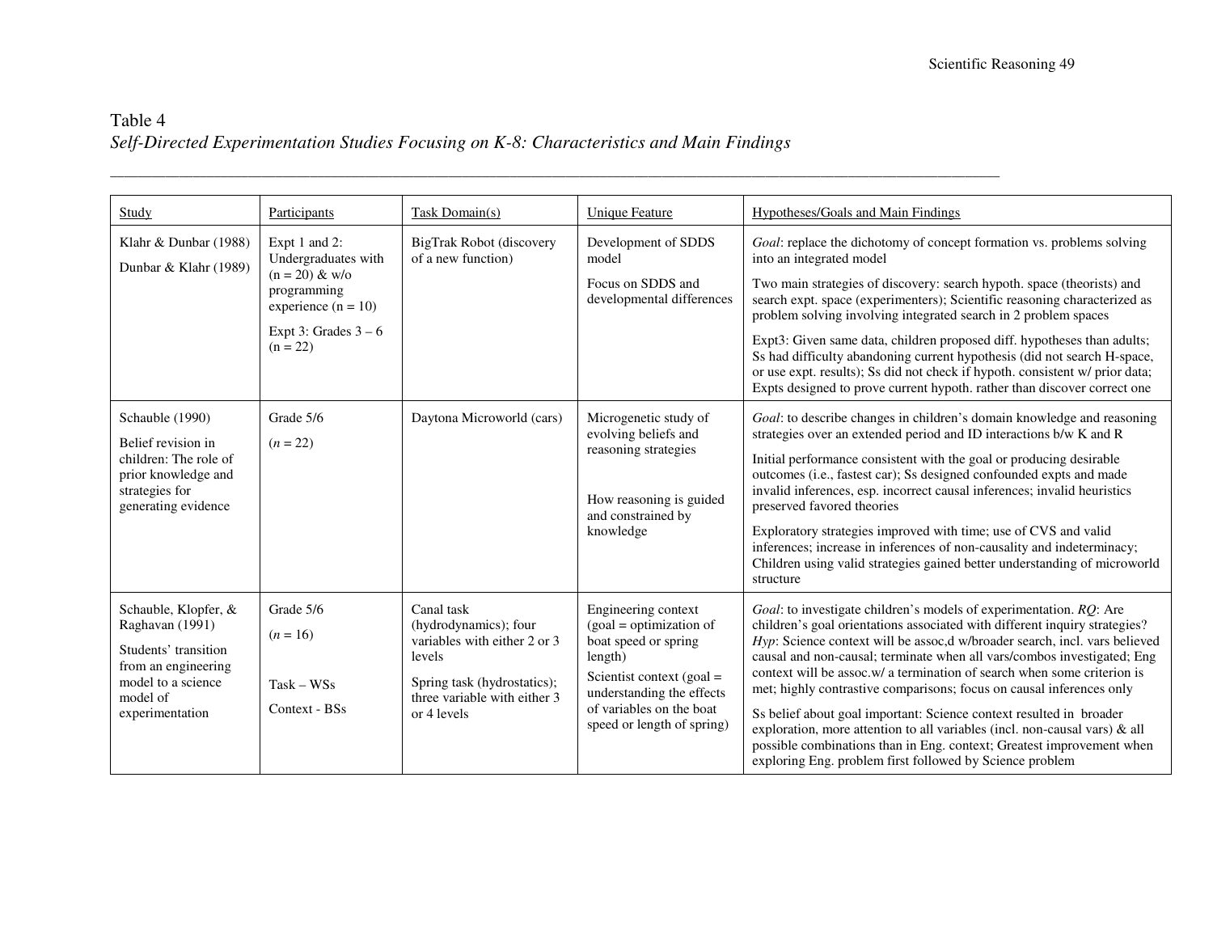Table 4

*Self-Directed Experimentation Studies Focusing on K-8: Characteristics and Main Findings*

| Study | Participants | Task Domain(s) | Unique Feature | Hypotheses/Goals and Main Findings |
|---|---|---|---|---|
| Klahr & Dunbar (1988)<br>Dunbar & Klahr (1989) | Expt 1 and 2: Undergraduates with (n = 20) & w/o programming experience (n = 10)<br>Expt 3: Grades 3 – 6 (n = 22) | BigTrak Robot (discovery of a new function) | Development of SDDS model<br>Focus on SDDS and developmental differences | *Goal*: replace the dichotomy of concept formation vs. problems solving into an integrated model<br>Two main strategies of discovery: search hypoth. space (theorists) and search expt. space (experimenters); Scientific reasoning characterized as problem solving involving integrated search in 2 problem spaces<br>Expt3: Given same data, children proposed diff. hypotheses than adults; Ss had difficulty abandoning current hypothesis (did not search H-space, or use expt. results); Ss did not check if hypoth. consistent w/ prior data; Expts designed to prove current hypoth. rather than discover correct one |
| Schauble (1990)<br>Belief revision in children: The role of prior knowledge and strategies for generating evidence | Grade 5/6<br>(*n* = 22) | Daytona Microworld (cars) | Microgenetic study of evolving beliefs and reasoning strategies<br>How reasoning is guided and constrained by knowledge | *Goal*: to describe changes in children's domain knowledge and reasoning strategies over an extended period and ID interactions b/w K and R<br>Initial performance consistent with the goal or producing desirable outcomes (i.e., fastest car); Ss designed confounded expts and made invalid inferences, esp. incorrect causal inferences; invalid heuristics preserved favored theories<br>Exploratory strategies improved with time; use of CVS and valid inferences; increase in inferences of non-causality and indeterminacy; Children using valid strategies gained better understanding of microworld structure |
| Schauble, Klopfer, & Raghavan (1991)<br>Students' transition from an engineering model to a science model of experimentation | Grade 5/6<br>(*n* = 16)<br>Task – WSs<br>Context - BSs | Canal task (hydrodynamics); four variables with either 2 or 3 levels<br>Spring task (hydrostatics); three variable with either 3 or 4 levels | Engineering context (goal = optimization of boat speed or spring length)<br>Scientist context (goal = understanding the effects of variables on the boat speed or length of spring) | *Goal*: to investigate children's models of experimentation. *RQ*: Are children's goal orientations associated with different inquiry strategies? *Hyp*: Science context will be assoc,d w/broader search, incl. vars believed causal and non-causal; terminate when all vars/combos investigated; Eng context will be assoc.w/ a termination of search when some criterion is met; highly contrastive comparisons; focus on causal inferences only<br>Ss belief about goal important: Science context resulted in broader exploration, more attention to all variables (incl. non-causal vars) & all possible combinations than in Eng. context; Greatest improvement when exploring Eng. problem first followed by Science problem |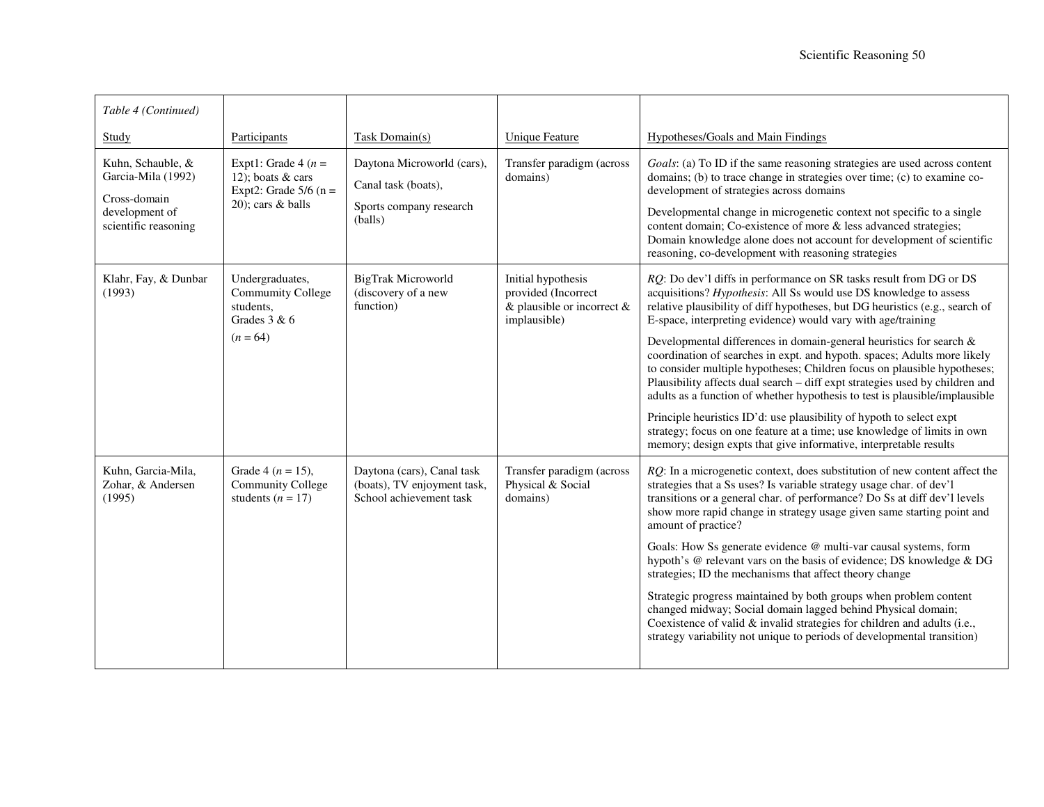*Table 4 (Continued)*

| Study | Participants | Task Domain(s) | Unique Feature | Hypotheses/Goals and Main Findings |
|---|---|---|---|---|
| Kuhn, Schauble, & Garcia-Mila (1992)<br><br>Cross-domain development of scientific reasoning | Expt1: Grade 4 (*n* = 12); boats & cars<br>Expt2: Grade 5/6 (n = 20); cars & balls | Daytona Microworld (cars),<br><br>Canal task (boats),<br><br>Sports company research (balls) | Transfer paradigm (across domains) | *Goals*: (a) To ID if the same reasoning strategies are used across content domains; (b) to trace change in strategies over time; (c) to examine co-development of strategies across domains<br><br>Developmental change in microgenetic context not specific to a single content domain; Co-existence of more & less advanced strategies; Domain knowledge alone does not account for development of scientific reasoning, co-development with reasoning strategies |
| Klahr, Fay, & Dunbar (1993) | Undergraduates, Community College students,<br>Grades 3 & 6<br><br>(*n* = 64) | BigTrak Microworld (discovery of a new function) | Initial hypothesis provided (Incorrect & plausible or incorrect & implausible) | *RQ*: Do dev'l diffs in performance on SR tasks result from DG or DS acquisitions? *Hypothesis*: All Ss would use DS knowledge to assess relative plausibility of diff hypotheses, but DG heuristics (e.g., search of E-space, interpreting evidence) would vary with age/training<br><br>Developmental differences in domain-general heuristics for search & coordination of searches in expt. and hypoth. spaces; Adults more likely to consider multiple hypotheses; Children focus on plausible hypotheses; Plausibility affects dual search – diff expt strategies used by children and adults as a function of whether hypothesis to test is plausible/implausible<br><br>Principle heuristics ID'd: use plausibility of hypoth to select expt strategy; focus on one feature at a time; use knowledge of limits in own memory; design expts that give informative, interpretable results |
| Kuhn, Garcia-Mila, Zohar, & Andersen (1995) | Grade 4 (*n* = 15), Community College students (*n* = 17) | Daytona (cars), Canal task (boats), TV enjoyment task, School achievement task | Transfer paradigm (across Physical & Social domains) | *RQ*: In a microgenetic context, does substitution of new content affect the strategies that a Ss uses? Is variable strategy usage char. of dev'l transitions or a general char. of performance? Do Ss at diff dev'l levels show more rapid change in strategy usage given same starting point and amount of practice?<br><br>Goals: How Ss generate evidence @ multi-var causal systems, form hypoth's @ relevant vars on the basis of evidence; DS knowledge & DG strategies; ID the mechanisms that affect theory change<br><br>Strategic progress maintained by both groups when problem content changed midway; Social domain lagged behind Physical domain; Coexistence of valid & invalid strategies for children and adults (i.e., strategy variability not unique to periods of developmental transition) |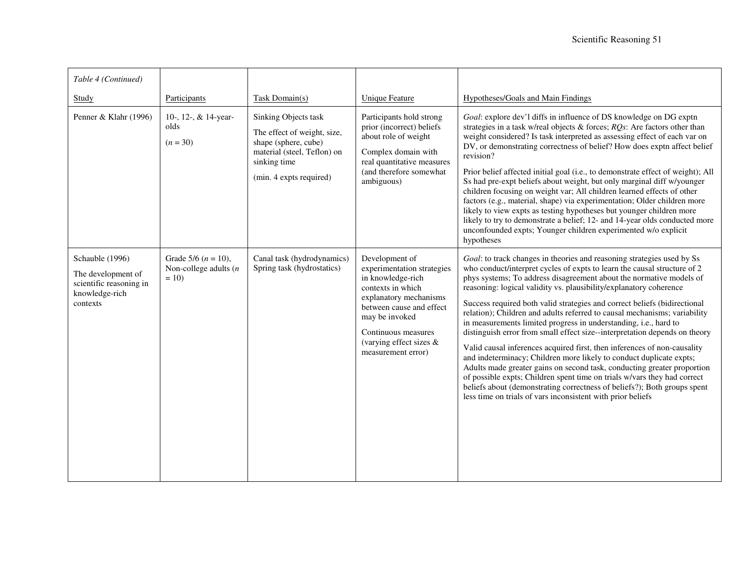*Table 4 (Continued)*

| Study | Participants | Task Domain(s) | Unique Feature | Hypotheses/Goals and Main Findings |
|---|---|---|---|---|
| Penner & Klahr (1996) | 10-, 12-, & 14-year-olds<br><br>(*n* = 30) | Sinking Objects task<br><br>The effect of weight, size, shape (sphere, cube) material (steel, Teflon) on sinking time<br><br>(min. 4 expts required) | Participants hold strong prior (incorrect) beliefs about role of weight<br><br>Complex domain with real quantitative measures (and therefore somewhat ambiguous) | *Goal*: explore dev'l diffs in influence of DS knowledge on DG exptn strategies in a task w/real objects & forces; *RQs*: Are factors other than weight considered? Is task interpreted as assessing effect of each var on DV, or demonstrating correctness of belief? How does exptn affect belief revision?<br><br>Prior belief affected initial goal (i.e., to demonstrate effect of weight); All Ss had pre-expt beliefs about weight, but only marginal diff w/younger children focusing on weight var; All children learned effects of other factors (e.g., material, shape) via experimentation; Older children more likely to view expts as testing hypotheses but younger children more likely to try to demonstrate a belief; 12- and 14-year olds conducted more unconfounded expts; Younger children experimented w/o explicit hypotheses |
| Schauble (1996)<br><br>The development of scientific reasoning in knowledge-rich contexts | Grade 5/6 (*n* = 10), Non-college adults (*n* = 10) | Canal task (hydrodynamics) Spring task (hydrostatics) | Development of experimentation strategies in knowledge-rich contexts in which explanatory mechanisms between cause and effect may be invoked<br><br>Continuous measures (varying effect sizes & measurement error) | *Goal*: to track changes in theories and reasoning strategies used by Ss who conduct/interpret cycles of expts to learn the causal structure of 2 phys systems; To address disagreement about the normative models of reasoning: logical validity vs. plausibility/explanatory coherence<br><br>Success required both valid strategies and correct beliefs (bidirectional relation); Children and adults referred to causal mechanisms; variability in measurements limited progress in understanding, i.e., hard to distinguish error from small effect size--interpretation depends on theory<br><br>Valid causal inferences acquired first, then inferences of non-causality and indeterminacy; Children more likely to conduct duplicate expts; Adults made greater gains on second task, conducting greater proportion of possible expts; Children spent time on trials w/vars they had correct beliefs about (demonstrating correctness of beliefs?); Both groups spent less time on trials of vars inconsistent with prior beliefs |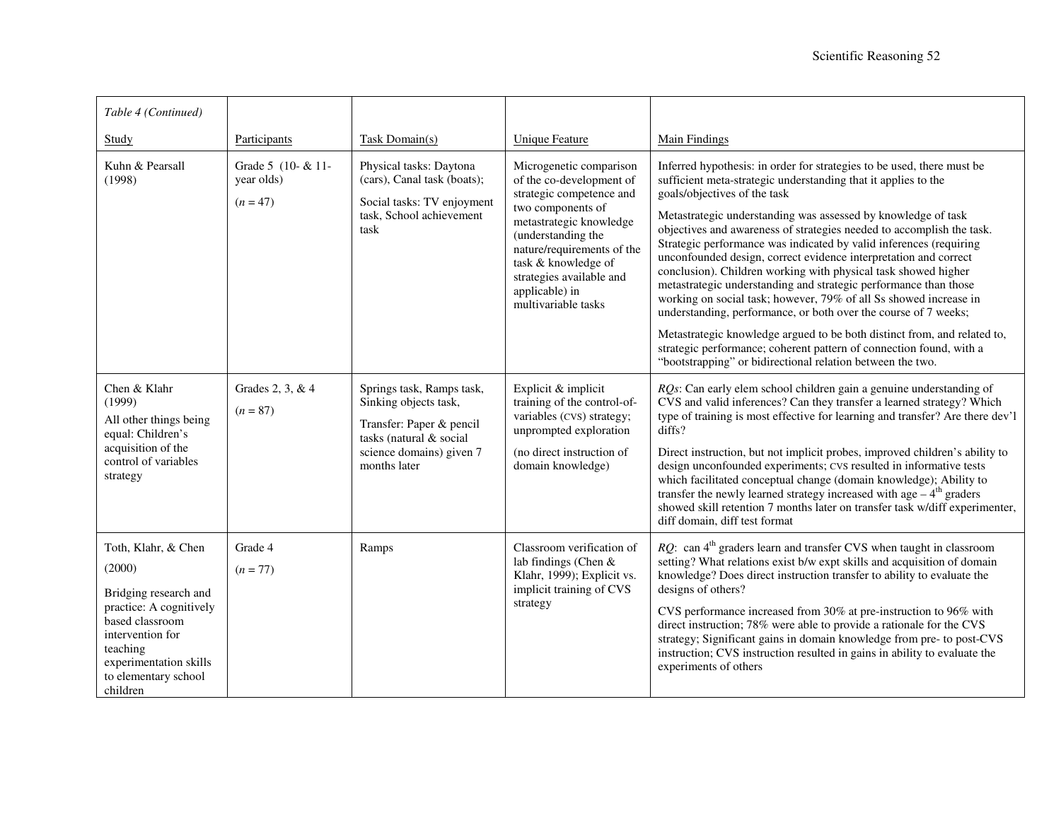*Table 4 (Continued)*

| Study | Participants | Task Domain(s) | Unique Feature | Main Findings |
|---|---|---|---|---|
| Kuhn & Pearsall (1998) | Grade 5 (10- & 11-year olds) (*n* = 47) | Physical tasks: Daytona (cars), Canal task (boats); Social tasks: TV enjoyment task, School achievement task | Microgenetic comparison of the co-development of strategic competence and two components of metastrategic knowledge (understanding the nature/requirements of the task & knowledge of strategies available and applicable) in multivariable tasks | Inferred hypothesis: in order for strategies to be used, there must be sufficient meta-strategic understanding that it applies to the goals/objectives of the task<br><br>Metastrategic understanding was assessed by knowledge of task objectives and awareness of strategies needed to accomplish the task. Strategic performance was indicated by valid inferences (requiring unconfounded design, correct evidence interpretation and correct conclusion). Children working with physical task showed higher metastrategic understanding and strategic performance than those working on social task; however, 79% of all Ss showed increase in understanding, performance, or both over the course of 7 weeks;<br><br>Metastrategic knowledge argued to be both distinct from, and related to, strategic performance; coherent pattern of connection found, with a "bootstrapping" or bidirectional relation between the two. |
| Chen & Klahr (1999)<br><br>All other things being equal: Children's acquisition of the control of variables strategy | Grades 2, 3, & 4 (*n* = 87) | Springs task, Ramps task, Sinking objects task,<br><br>Transfer: Paper & pencil tasks (natural & social science domains) given 7 months later | Explicit & implicit training of the control-of-variables (CVS) strategy; unprompted exploration<br><br>(no direct instruction of domain knowledge) | *RQs*: Can early elem school children gain a genuine understanding of CVS and valid inferences? Can they transfer a learned strategy? Which type of training is most effective for learning and transfer? Are there dev'l diffs?<br><br>Direct instruction, but not implicit probes, improved children's ability to design unconfounded experiments; CVS resulted in informative tests which facilitated conceptual change (domain knowledge); Ability to transfer the newly learned strategy increased with age – 4th graders showed skill retention 7 months later on transfer task w/diff experimenter, diff domain, diff test format |
| Toth, Klahr, & Chen (2000)<br><br>Bridging research and practice: A cognitively based classroom intervention for teaching experimentation skills to elementary school children | Grade 4 (*n* = 77) | Ramps | Classroom verification of lab findings (Chen & Klahr, 1999); Explicit vs. implicit training of CVS strategy | *RQ*: can 4th graders learn and transfer CVS when taught in classroom setting? What relations exist b/w expt skills and acquisition of domain knowledge? Does direct instruction transfer to ability to evaluate the designs of others?<br><br>CVS performance increased from 30% at pre-instruction to 96% with direct instruction; 78% were able to provide a rationale for the CVS strategy; Significant gains in domain knowledge from pre- to post-CVS instruction; CVS instruction resulted in gains in ability to evaluate the experiments of others |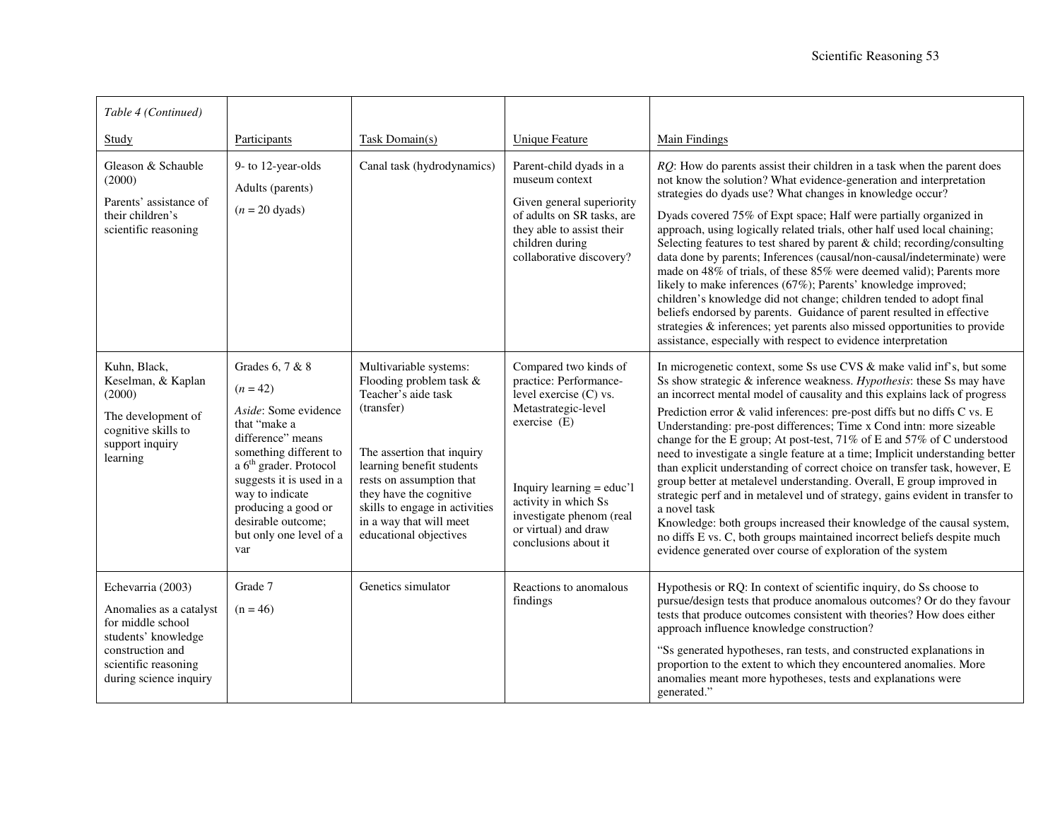| *Table 4 (Continued)*<br><br>Study | Participants | Task Domain(s) | Unique Feature | Main Findings |
|---|---|---|---|---|
| Gleason & Schauble (2000)<br><br>Parents' assistance of their children's scientific reasoning | 9- to 12-year-olds<br><br>Adults (parents)<br><br>(*n* = 20 dyads) | Canal task (hydrodynamics) | Parent-child dyads in a museum context<br><br>Given general superiority of adults on SR tasks, are they able to assist their children during collaborative discovery? | *RQ*: How do parents assist their children in a task when the parent does not know the solution? What evidence-generation and interpretation strategies do dyads use? What changes in knowledge occur?<br><br>Dyads covered 75% of Expt space; Half were partially organized in approach, using logically related trials, other half used local chaining; Selecting features to test shared by parent & child; recording/consulting data done by parents; Inferences (causal/non-causal/indeterminate) were made on 48% of trials, of these 85% were deemed valid); Parents more likely to make inferences (67%); Parents' knowledge improved; children's knowledge did not change; children tended to adopt final beliefs endorsed by parents. Guidance of parent resulted in effective strategies & inferences; yet parents also missed opportunities to provide assistance, especially with respect to evidence interpretation |
| Kuhn, Black, Keselman, & Kaplan (2000)<br><br>The development of cognitive skills to support inquiry learning | Grades 6, 7 & 8<br><br>(*n* = 42)<br><br>*Aside*: Some evidence that "make a difference" means something different to a 6th grader. Protocol suggests it is used in a way to indicate producing a good or desirable outcome; but only one level of a var | Multivariable systems: Flooding problem task & Teacher's aide task (transfer)<br><br>The assertion that inquiry learning benefit students rests on assumption that they have the cognitive skills to engage in activities in a way that will meet educational objectives | Compared two kinds of practice: Performance-level exercise (C) vs. Metastrategic-level exercise (E)<br><br>Inquiry learning = educ'l activity in which Ss investigate phenom (real or virtual) and draw conclusions about it | In microgenetic context, some Ss use CVS & make valid inf's, but some Ss show strategic & inference weakness. *Hypothesis*: these Ss may have an incorrect mental model of causality and this explains lack of progress<br><br>Prediction error & valid inferences: pre-post diffs but no diffs C vs. E<br>Understanding: pre-post differences; Time x Cond intn: more sizeable change for the E group; At post-test, 71% of E and 57% of C understood need to investigate a single feature at a time; Implicit understanding better than explicit understanding of correct choice on transfer task, however, E group better at metalevel understanding. Overall, E group improved in strategic perf and in metalevel und of strategy, gains evident in transfer to a novel task<br>Knowledge: both groups increased their knowledge of the causal system, no diffs E vs. C, both groups maintained incorrect beliefs despite much evidence generated over course of exploration of the system |
| Echevarria (2003)<br><br>Anomalies as a catalyst for middle school students' knowledge construction and scientific reasoning during science inquiry | Grade 7<br><br>(n = 46) | Genetics simulator | Reactions to anomalous findings | Hypothesis or RQ: In context of scientific inquiry, do Ss choose to pursue/design tests that produce anomalous outcomes? Or do they favour tests that produce outcomes consistent with theories? How does either approach influence knowledge construction?<br><br>"Ss generated hypotheses, ran tests, and constructed explanations in proportion to the extent to which they encountered anomalies. More anomalies meant more hypotheses, tests and explanations were generated." |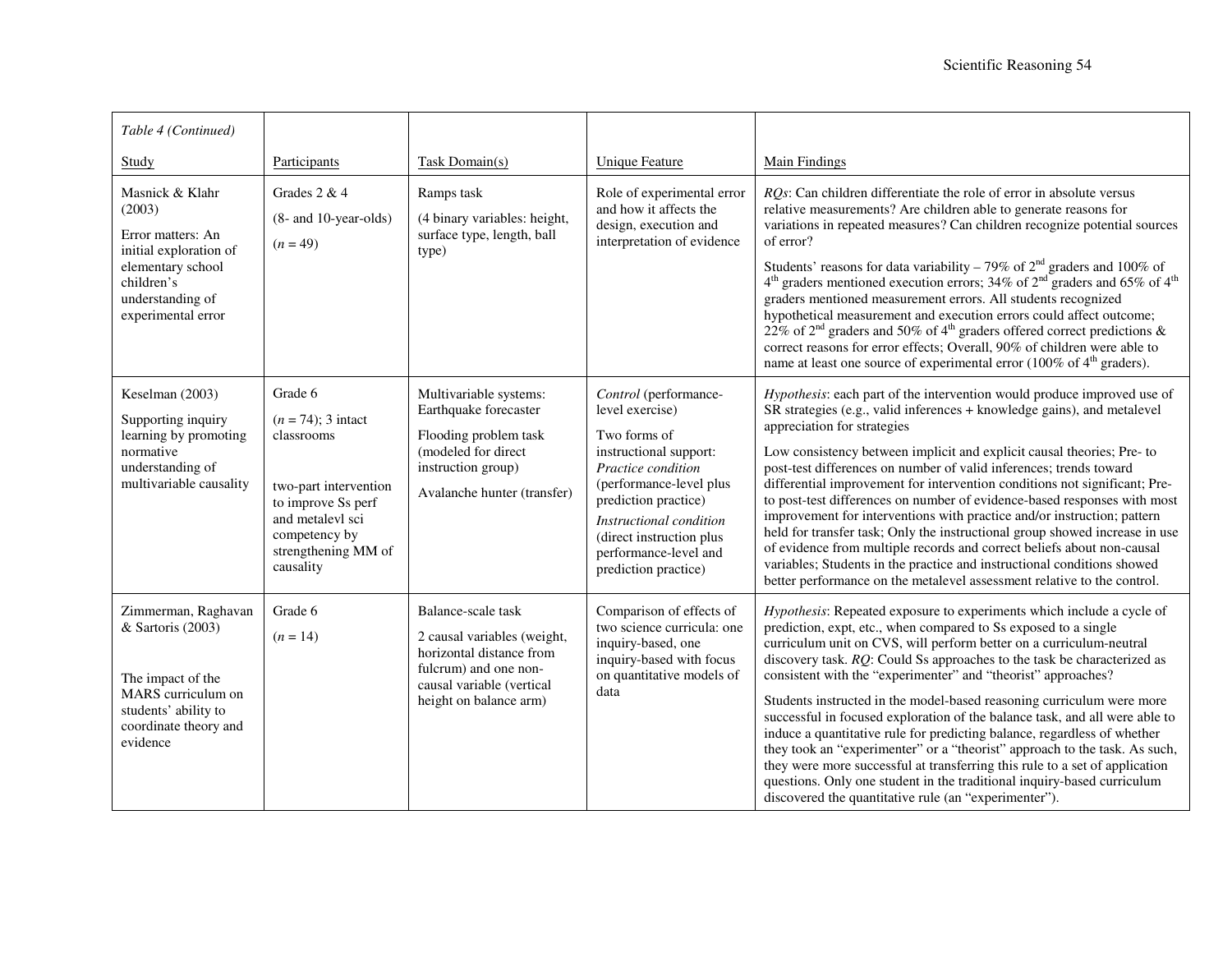*Table 4 (Continued)*

| Study | Participants | Task Domain(s) | Unique Feature | Main Findings |
|---|---|---|---|---|
| Masnick & Klahr (2003)<br><br>Error matters: An initial exploration of elementary school children's understanding of experimental error | Grades 2 & 4<br><br>(8- and 10-year-olds)<br><br>(*n* = 49) | Ramps task<br><br>(4 binary variables: height, surface type, length, ball type) | Role of experimental error and how it affects the design, execution and interpretation of evidence | *RQs*: Can children differentiate the role of error in absolute versus relative measurements? Are children able to generate reasons for variations in repeated measures? Can children recognize potential sources of error?<br><br>Students' reasons for data variability – 79% of 2nd graders and 100% of 4th graders mentioned execution errors; 34% of 2nd graders and 65% of 4th graders mentioned measurement errors. All students recognized hypothetical measurement and execution errors could affect outcome; 22% of 2nd graders and 50% of 4th graders offered correct predictions & correct reasons for error effects; Overall, 90% of children were able to name at least one source of experimental error (100% of 4th graders). |
| Keselman (2003)<br><br>Supporting inquiry learning by promoting normative understanding of multivariable causality | Grade 6<br><br>(*n* = 74); 3 intact classrooms<br><br>two-part intervention to improve Ss perf and metalevl sci competency by strengthening MM of causality | Multivariable systems: Earthquake forecaster<br><br>Flooding problem task (modeled for direct instruction group)<br><br>Avalanche hunter (transfer) | *Control* (performance-level exercise)<br><br>Two forms of instructional support: *Practice condition* (performance-level plus prediction practice)<br><br>*Instructional condition* (direct instruction plus performance-level and prediction practice) | *Hypothesis*: each part of the intervention would produce improved use of SR strategies (e.g., valid inferences + knowledge gains), and metalevel appreciation for strategies<br><br>Low consistency between implicit and explicit causal theories; Pre- to post-test differences on number of valid inferences; trends toward differential improvement for intervention conditions not significant; Pre- to post-test differences on number of evidence-based responses with most improvement for interventions with practice and/or instruction; pattern held for transfer task; Only the instructional group showed increase in use of evidence from multiple records and correct beliefs about non-causal variables; Students in the practice and instructional conditions showed better performance on the metalevel assessment relative to the control. |
| Zimmerman, Raghavan & Sartoris (2003)<br><br>The impact of the MARS curriculum on students' ability to coordinate theory and evidence | Grade 6<br><br>(*n* = 14) | Balance-scale task<br><br>2 causal variables (weight, horizontal distance from fulcrum) and one non-causal variable (vertical height on balance arm) | Comparison of effects of two science curricula: one inquiry-based, one inquiry-based with focus on quantitative models of data | *Hypothesis*: Repeated exposure to experiments which include a cycle of prediction, expt, etc., when compared to Ss exposed to a single curriculum unit on CVS, will perform better on a curriculum-neutral discovery task. *RQ*: Could Ss approaches to the task be characterized as consistent with the "experimenter" and "theorist" approaches?<br><br>Students instructed in the model-based reasoning curriculum were more successful in focused exploration of the balance task, and all were able to induce a quantitative rule for predicting balance, regardless of whether they took an "experimenter" or a "theorist" approach to the task. As such, they were more successful at transferring this rule to a set of application questions. Only one student in the traditional inquiry-based curriculum discovered the quantitative rule (an "experimenter"). |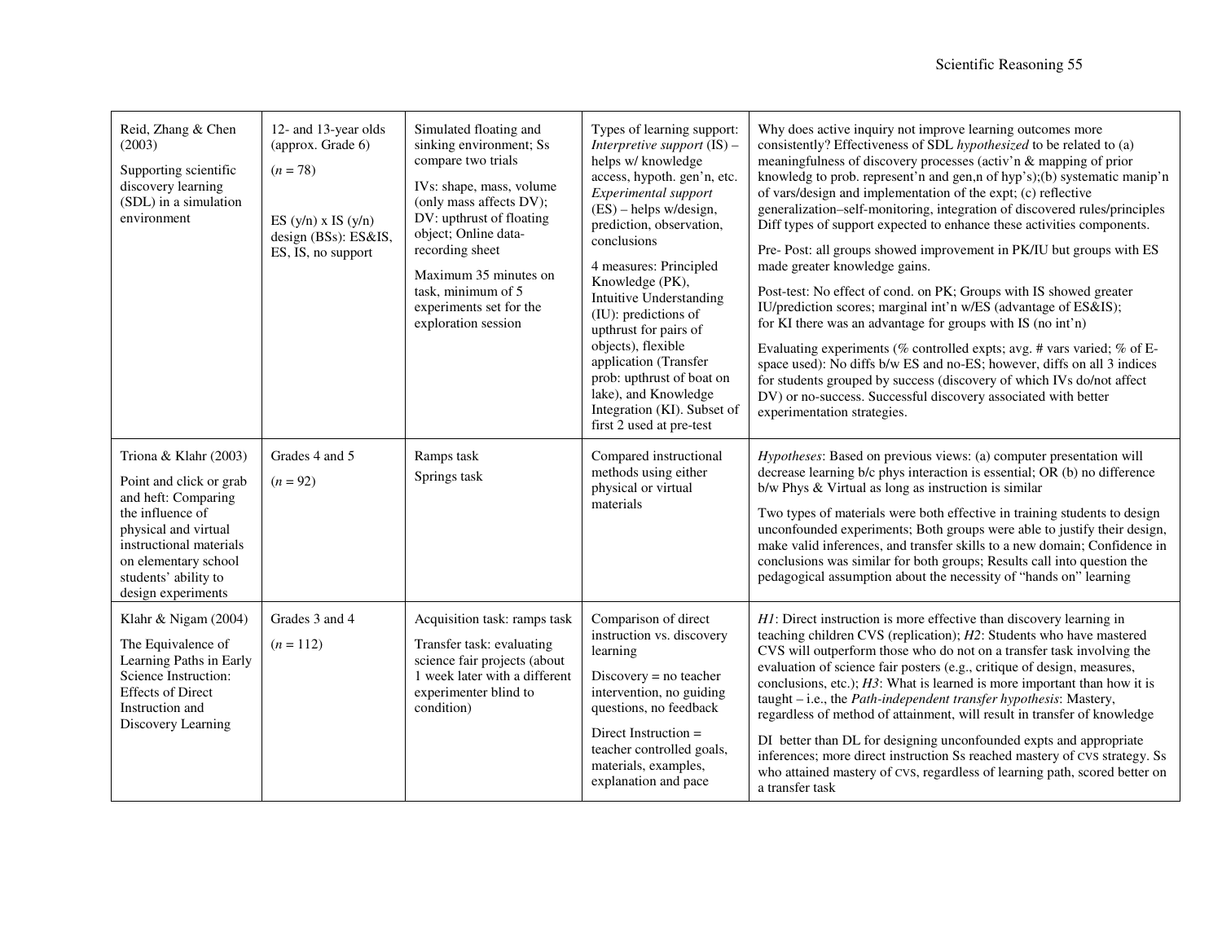| | | | | |
|---|---|---|---|---|
| Reid, Zhang & Chen (2003)<br><br>Supporting scientific discovery learning (SDL) in a simulation environment | 12- and 13-year olds (approx. Grade 6)<br><br>($n = 78$)<br><br>ES (y/n) x IS (y/n) design (BSs): ES&IS, ES, IS, no support | Simulated floating and sinking environment; Ss compare two trials<br><br>IVs: shape, mass, volume (only mass affects DV); DV: upthrust of floating object; Online data-recording sheet<br><br>Maximum 35 minutes on task, minimum of 5 experiments set for the exploration session | Types of learning support: *Interpretive support* (IS) – helps w/ knowledge access, hypoth. gen'n, etc. *Experimental support* (ES) – helps w/design, prediction, observation, conclusions<br><br>4 measures: Principled Knowledge (PK), Intuitive Understanding (IU): predictions of upthrust for pairs of objects), flexible application (Transfer prob: upthrust of boat on lake), and Knowledge Integration (KI). Subset of first 2 used at pre-test | Why does active inquiry not improve learning outcomes more consistently? Effectiveness of SDL *hypothesized* to be related to (a) meaningfulness of discovery processes (activ'n & mapping of prior knowledg to prob. represent'n and gen,n of hyp's);(b) systematic manip'n of vars/design and implementation of the expt; (c) reflective generalization–self-monitoring, integration of discovered rules/principles Diff types of support expected to enhance these activities components.<br><br>Pre- Post: all groups showed improvement in PK/IU but groups with ES made greater knowledge gains.<br><br>Post-test: No effect of cond. on PK; Groups with IS showed greater IU/prediction scores; marginal int'n w/ES (advantage of ES&IS); for KI there was an advantage for groups with IS (no int'n)<br><br>Evaluating experiments (% controlled expts; avg. # vars varied; % of E-space used): No diffs b/w ES and no-ES; however, diffs on all 3 indices for students grouped by success (discovery of which IVs do/not affect DV) or no-success. Successful discovery associated with better experimentation strategies. |
| Triona & Klahr (2003)<br><br>Point and click or grab and heft: Comparing the influence of physical and virtual instructional materials on elementary school students' ability to design experiments | Grades 4 and 5<br><br>($n = 92$) | Ramps task<br><br>Springs task | Compared instructional methods using either physical or virtual materials | *Hypotheses*: Based on previous views: (a) computer presentation will decrease learning b/c phys interaction is essential; OR (b) no difference b/w Phys & Virtual as long as instruction is similar<br><br>Two types of materials were both effective in training students to design unconfounded experiments; Both groups were able to justify their design, make valid inferences, and transfer skills to a new domain; Confidence in conclusions was similar for both groups; Results call into question the pedagogical assumption about the necessity of "hands on" learning |
| Klahr & Nigam (2004)<br><br>The Equivalence of Learning Paths in Early Science Instruction: Effects of Direct Instruction and Discovery Learning | Grades 3 and 4<br><br>($n = 112$) | Acquisition task: ramps task<br><br>Transfer task: evaluating science fair projects (about 1 week later with a different experimenter blind to condition) | Comparison of direct instruction vs. discovery learning<br><br>Discovery = no teacher intervention, no guiding questions, no feedback<br><br>Direct Instruction = teacher controlled goals, materials, examples, explanation and pace | *H1*: Direct instruction is more effective than discovery learning in teaching children CVS (replication); *H2*: Students who have mastered CVS will outperform those who do not on a transfer task involving the evaluation of science fair posters (e.g., critique of design, measures, conclusions, etc.); *H3*: What is learned is more important than how it is taught – i.e., the *Path-independent transfer hypothesis*: Mastery, regardless of method of attainment, will result in transfer of knowledge<br><br>DI better than DL for designing unconfounded expts and appropriate inferences; more direct instruction Ss reached mastery of CVS strategy. Ss who attained mastery of CVS, regardless of learning path, scored better on a transfer task |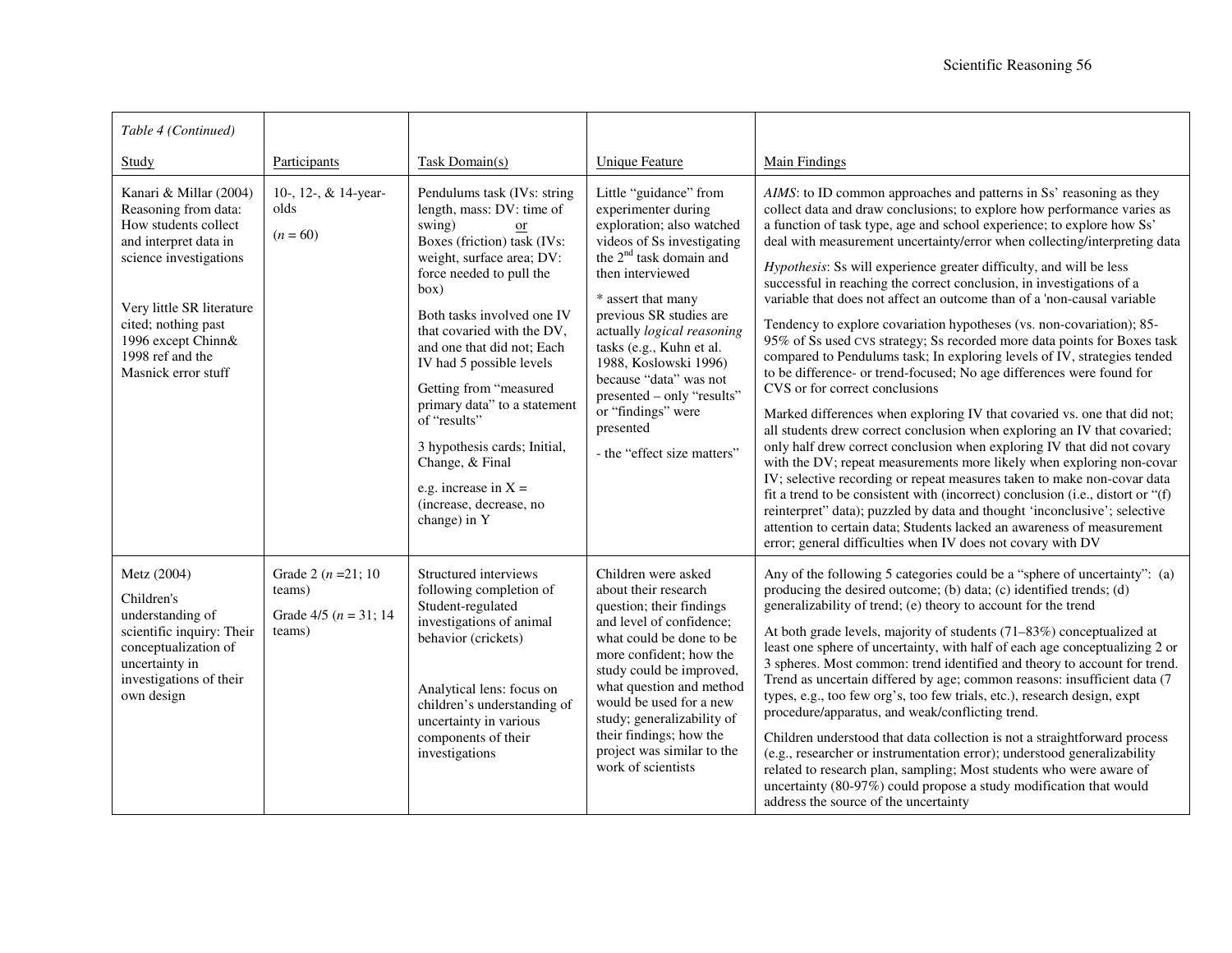*Table 4 (Continued)*

| Study | Participants | Task Domain(s) | Unique Feature | Main Findings |
|---|---|---|---|---|
| Kanari & Millar (2004) Reasoning from data: How students collect and interpret data in science investigations<br><br>Very little SR literature cited; nothing past 1996 except Chinn& 1998 ref and the Masnick error stuff | 10-, 12-, & 14-year-olds<br><br>(*n* = 60) | Pendulums task (IVs: string length, mass: DV: time of swing) or Boxes (friction) task (IVs: weight, surface area; DV: force needed to pull the box)<br><br>Both tasks involved one IV that covaried with the DV, and one that did not; Each IV had 5 possible levels<br><br>Getting from "measured primary data" to a statement of "results"<br><br>3 hypothesis cards; Initial, Change, & Final<br><br>e.g. increase in X = (increase, decrease, no change) in Y | Little "guidance" from experimenter during exploration; also watched videos of Ss investigating the 2nd task domain and then interviewed<br><br>* assert that many previous SR studies are actually *logical reasoning* tasks (e.g., Kuhn et al. 1988, Koslowski 1996) because "data" was not presented – only "results" or "findings" were presented<br><br>- the "effect size matters" | *AIMS*: to ID common approaches and patterns in Ss' reasoning as they collect data and draw conclusions; to explore how performance varies as a function of task type, age and school experience; to explore how Ss' deal with measurement uncertainty/error when collecting/interpreting data<br><br>*Hypothesis*: Ss will experience greater difficulty, and will be less successful in reaching the correct conclusion, in investigations of a variable that does not affect an outcome than of a 'non-causal variable<br><br>Tendency to explore covariation hypotheses (vs. non-covariation); 85-95% of Ss used CVS strategy; Ss recorded more data points for Boxes task compared to Pendulums task; In exploring levels of IV, strategies tended to be difference- or trend-focused; No age differences were found for CVS or for correct conclusions<br><br>Marked differences when exploring IV that covaried vs. one that did not; all students drew correct conclusion when exploring an IV that covaried; only half drew correct conclusion when exploring IV that did not covary with the DV; repeat measurements more likely when exploring non-covar IV; selective recording or repeat measures taken to make non-covar data fit a trend to be consistent with (incorrect) conclusion (i.e., distort or "(f) reinterpret" data); puzzled by data and thought 'inconclusive'; selective attention to certain data; Students lacked an awareness of measurement error; general difficulties when IV does not covary with DV |
| Metz (2004)<br><br>Children's understanding of scientific inquiry: Their conceptualization of uncertainty in investigations of their own design | Grade 2 (*n* =21; 10 teams)<br><br>Grade 4/5 (*n* = 31; 14 teams) | Structured interviews following completion of Student-regulated investigations of animal behavior (crickets)<br><br>Analytical lens: focus on children's understanding of uncertainty in various components of their investigations | Children were asked about their research question; their findings and level of confidence; what could be done to be more confident; how the study could be improved, what question and method would be used for a new study; generalizability of their findings; how the project was similar to the work of scientists | Any of the following 5 categories could be a "sphere of uncertainty": (a) producing the desired outcome; (b) data; (c) identified trends; (d) generalizability of trend; (e) theory to account for the trend<br><br>At both grade levels, majority of students (71–83%) conceptualized at least one sphere of uncertainty, with half of each age conceptualizing 2 or 3 spheres. Most common: trend identified and theory to account for trend. Trend as uncertain differed by age; common reasons: insufficient data (7 types, e.g., too few org's, too few trials, etc.), research design, expt procedure/apparatus, and weak/conflicting trend.<br><br>Children understood that data collection is not a straightforward process (e.g., researcher or instrumentation error); understood generalizability related to research plan, sampling; Most students who were aware of uncertainty (80-97%) could propose a study modification that would address the source of the uncertainty |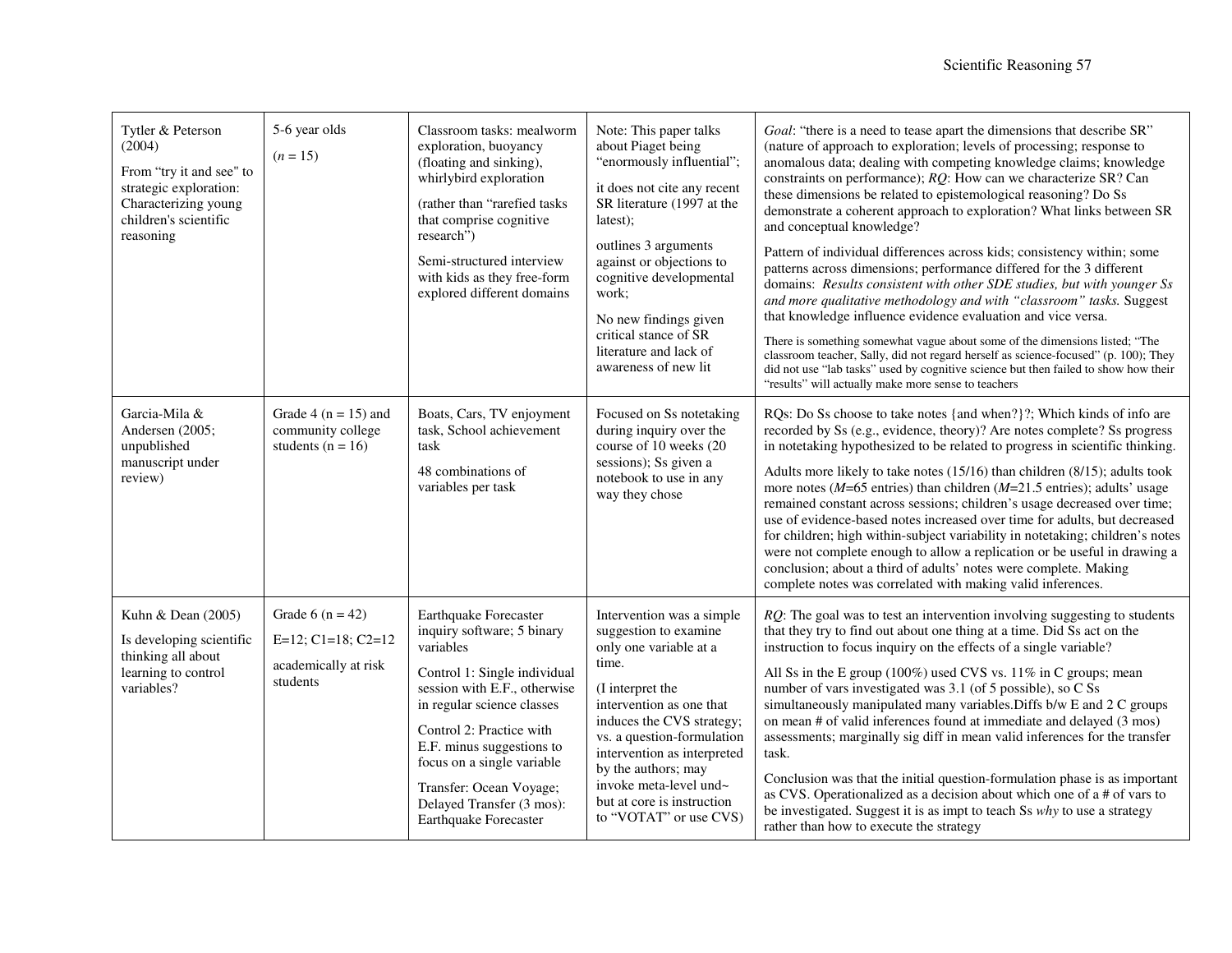| | | | | |
|---|---|---|---|---|
| Tytler & Peterson (2004)<br><br>From "try it and see" to strategic exploration: Characterizing young children's scientific reasoning | 5-6 year olds<br><br>(*n* = 15) | Classroom tasks: mealworm exploration, buoyancy (floating and sinking), whirlybird exploration<br><br>(rather than "rarefied tasks that comprise cognitive research")<br><br>Semi-structured interview with kids as they free-form explored different domains | Note: This paper talks about Piaget being "enormously influential";<br><br>it does not cite any recent SR literature (1997 at the latest);<br><br>outlines 3 arguments against or objections to cognitive developmental work;<br><br>No new findings given critical stance of SR literature and lack of awareness of new lit | *Goal*: "there is a need to tease apart the dimensions that describe SR" (nature of approach to exploration; levels of processing; response to anomalous data; dealing with competing knowledge claims; knowledge constraints on performance); *RQ*: How can we characterize SR? Can these dimensions be related to epistemological reasoning? Do Ss demonstrate a coherent approach to exploration? What links between SR and conceptual knowledge?<br><br>Pattern of individual differences across kids; consistency within; some patterns across dimensions; performance differed for the 3 different domains: *Results consistent with other SDE studies, but with younger Ss and more qualitative methodology and with "classroom" tasks.* Suggest that knowledge influence evidence evaluation and vice versa.<br><br>There is something somewhat vague about some of the dimensions listed; "The classroom teacher, Sally, did not regard herself as science-focused" (p. 100); They did not use "lab tasks" used by cognitive science but then failed to show how their "results" will actually make more sense to teachers |
| Garcia-Mila & Andersen (2005; unpublished manuscript under review) | Grade 4 (n = 15) and community college students (n = 16) | Boats, Cars, TV enjoyment task, School achievement task<br><br>48 combinations of variables per task | Focused on Ss notetaking during inquiry over the course of 10 weeks (20 sessions); Ss given a notebook to use in any way they chose | RQs: Do Ss choose to take notes {and when?}?; Which kinds of info are recorded by Ss (e.g., evidence, theory)? Are notes complete? Ss progress in notetaking hypothesized to be related to progress in scientific thinking.<br><br>Adults more likely to take notes (15/16) than children (8/15); adults took more notes (*M*=65 entries) than children (*M*=21.5 entries); adults' usage remained constant across sessions; children's usage decreased over time; use of evidence-based notes increased over time for adults, but decreased for children; high within-subject variability in notetaking; children's notes were not complete enough to allow a replication or be useful in drawing a conclusion; about a third of adults' notes were complete. Making complete notes was correlated with making valid inferences. |
| Kuhn & Dean (2005)<br><br>Is developing scientific thinking all about learning to control variables? | Grade 6 (n = 42)<br><br>E=12; C1=18; C2=12<br><br>academically at risk students | Earthquake Forecaster inquiry software; 5 binary variables<br><br>Control 1: Single individual session with E.F., otherwise in regular science classes<br><br>Control 2: Practice with E.F. minus suggestions to focus on a single variable<br><br>Transfer: Ocean Voyage; Delayed Transfer (3 mos): Earthquake Forecaster | Intervention was a simple suggestion to examine only one variable at a time.<br><br>(I interpret the intervention as one that induces the CVS strategy; vs. a question-formulation intervention as interpreted by the authors; may invoke meta-level und~ but at core is instruction to "VOTAT" or use CVS) | *RQ*: The goal was to test an intervention involving suggesting to students that they try to find out about one thing at a time. Did Ss act on the instruction to focus inquiry on the effects of a single variable?<br><br>All Ss in the E group (100%) used CVS vs. 11% in C groups; mean number of vars investigated was 3.1 (of 5 possible), so C Ss simultaneously manipulated many variables.Diffs b/w E and 2 C groups on mean # of valid inferences found at immediate and delayed (3 mos) assessments; marginally sig diff in mean valid inferences for the transfer task.<br><br>Conclusion was that the initial question-formulation phase is as important as CVS. Operationalized as a decision about which one of a # of vars to be investigated. Suggest it is as impt to teach Ss *why* to use a strategy rather than how to execute the strategy |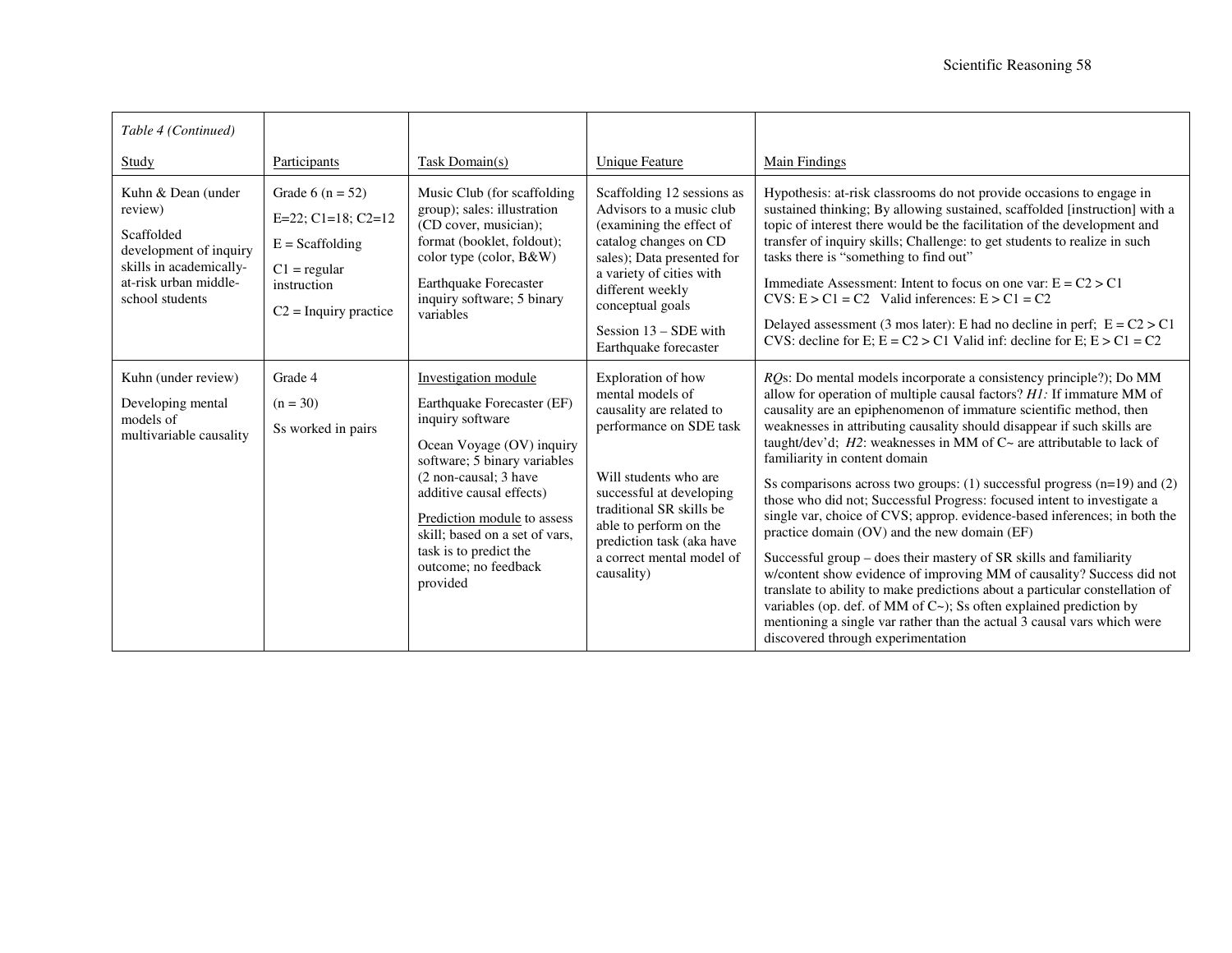*Table 4 (Continued)*

| Study | Participants | Task Domain(s) | Unique Feature | Main Findings |
|---|---|---|---|---|
| Kuhn & Dean (under review)<br><br>Scaffolded development of inquiry skills in academically-at-risk urban middle-school students | Grade 6 (n = 52)<br><br>E=22; C1=18; C2=12<br><br>E = Scaffolding<br><br>C1 = regular instruction<br><br>C2 = Inquiry practice | Music Club (for scaffolding group); sales: illustration (CD cover, musician); format (booklet, foldout); color type (color, B&W)<br><br>Earthquake Forecaster inquiry software; 5 binary variables | Scaffolding 12 sessions as Advisors to a music club (examining the effect of catalog changes on CD sales); Data presented for a variety of cities with different weekly conceptual goals<br><br>Session 13 – SDE with Earthquake forecaster | Hypothesis: at-risk classrooms do not provide occasions to engage in sustained thinking; By allowing sustained, scaffolded [instruction] with a topic of interest there would be the facilitation of the development and transfer of inquiry skills; Challenge: to get students to realize in such tasks there is "something to find out"<br><br>Immediate Assessment: Intent to focus on one var: E = C2 > C1<br>CVS: E > C1 = C2 Valid inferences: E > C1 = C2<br><br>Delayed assessment (3 mos later): E had no decline in perf; E = C2 > C1<br>CVS: decline for E; E = C2 > C1 Valid inf: decline for E; E > C1 = C2 |
| Kuhn (under review)<br><br>Developing mental models of multivariable causality | Grade 4<br><br>(n = 30)<br><br>Ss worked in pairs | Investigation module<br><br>Earthquake Forecaster (EF) inquiry software<br><br>Ocean Voyage (OV) inquiry software; 5 binary variables (2 non-causal; 3 have additive causal effects)<br><br>Prediction module to assess skill; based on a set of vars, task is to predict the outcome; no feedback provided | Exploration of how mental models of causality are related to performance on SDE task<br><br>Will students who are successful at developing traditional SR skills be able to perform on the prediction task (aka have a correct mental model of causality) | *RQ*s: Do mental models incorporate a consistency principle?); Do MM allow for operation of multiple causal factors? *H1:* If immature MM of causality are an epiphenomenon of immature scientific method, then weaknesses in attributing causality should disappear if such skills are taught/dev'd; *H2*: weaknesses in MM of C~ are attributable to lack of familiarity in content domain<br><br>Ss comparisons across two groups: (1) successful progress (n=19) and (2) those who did not; Successful Progress: focused intent to investigate a single var, choice of CVS; approp. evidence-based inferences; in both the practice domain (OV) and the new domain (EF)<br><br>Successful group – does their mastery of SR skills and familiarity w/content show evidence of improving MM of causality? Success did not translate to ability to make predictions about a particular constellation of variables (op. def. of MM of C~); Ss often explained prediction by mentioning a single var rather than the actual 3 causal vars which were discovered through experimentation |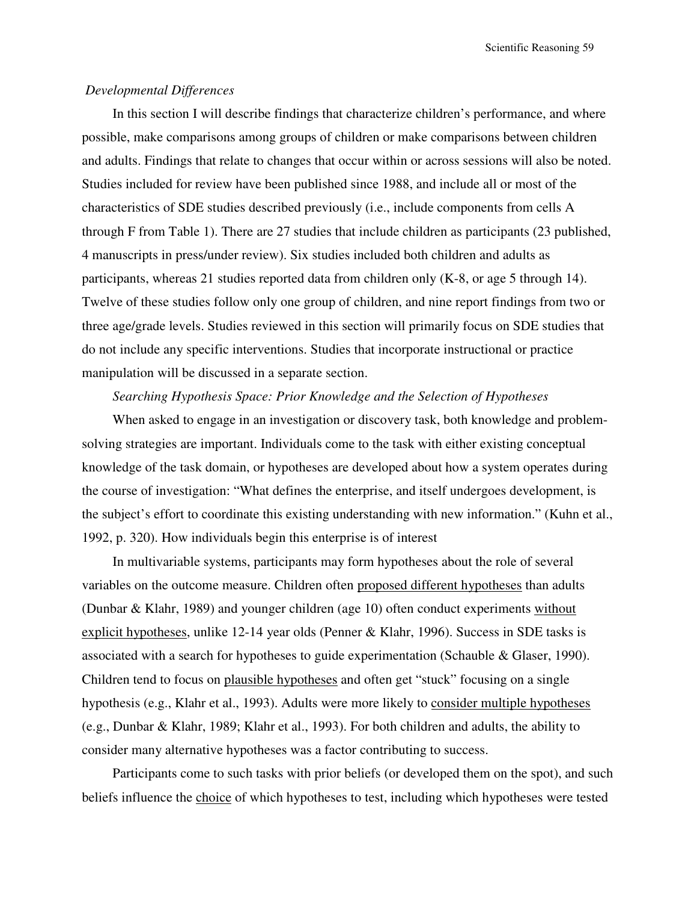### *Developmental Differences*

In this section I will describe findings that characterize children's performance, and where possible, make comparisons among groups of children or make comparisons between children and adults. Findings that relate to changes that occur within or across sessions will also be noted. Studies included for review have been published since 1988, and include all or most of the characteristics of SDE studies described previously (i.e., include components from cells A through F from Table 1). There are 27 studies that include children as participants (23 published, 4 manuscripts in press/under review). Six studies included both children and adults as participants, whereas 21 studies reported data from children only (K-8, or age 5 through 14). Twelve of these studies follow only one group of children, and nine report findings from two or three age/grade levels. Studies reviewed in this section will primarily focus on SDE studies that do not include any specific interventions. Studies that incorporate instructional or practice manipulation will be discussed in a separate section.

#### *Searching Hypothesis Space: Prior Knowledge and the Selection of Hypotheses*

When asked to engage in an investigation or discovery task, both knowledge and problem-solving strategies are important. Individuals come to the task with either existing conceptual knowledge of the task domain, or hypotheses are developed about how a system operates during the course of investigation: "What defines the enterprise, and itself undergoes development, is the subject's effort to coordinate this existing understanding with new information." (Kuhn et al., 1992, p. 320). How individuals begin this enterprise is of interest

In multivariable systems, participants may form hypotheses about the role of several variables on the outcome measure. Children often <u>proposed different hypotheses</u> than adults (Dunbar & Klahr, 1989) and younger children (age 10) often conduct experiments <u>without explicit hypotheses</u>, unlike 12-14 year olds (Penner & Klahr, 1996). Success in SDE tasks is associated with a search for hypotheses to guide experimentation (Schauble & Glaser, 1990). Children tend to focus on <u>plausible hypotheses</u> and often get "stuck" focusing on a single hypothesis (e.g., Klahr et al., 1993). Adults were more likely to <u>consider multiple hypotheses</u> (e.g., Dunbar & Klahr, 1989; Klahr et al., 1993). For both children and adults, the ability to consider many alternative hypotheses was a factor contributing to success.

Participants come to such tasks with prior beliefs (or developed them on the spot), and such beliefs influence the <u>choice</u> of which hypotheses to test, including which hypotheses were tested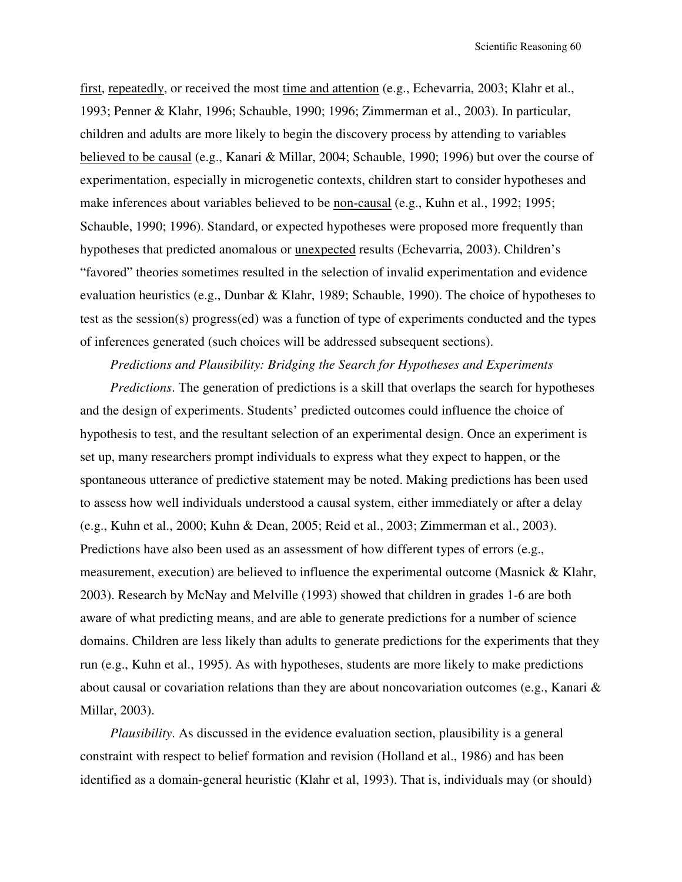<u>first</u>, <u>repeatedly</u>, or received the most <u>time and attention</u> (e.g., Echevarria, 2003; Klahr et al., 1993; Penner & Klahr, 1996; Schauble, 1990; 1996; Zimmerman et al., 2003). In particular, children and adults are more likely to begin the discovery process by attending to variables <u>believed to be causal</u> (e.g., Kanari & Millar, 2004; Schauble, 1990; 1996) but over the course of experimentation, especially in microgenetic contexts, children start to consider hypotheses and make inferences about variables believed to be <u>non-causal</u> (e.g., Kuhn et al., 1992; 1995; Schauble, 1990; 1996). Standard, or expected hypotheses were proposed more frequently than hypotheses that predicted anomalous or <u>unexpected</u> results (Echevarria, 2003). Children's "favored" theories sometimes resulted in the selection of invalid experimentation and evidence evaluation heuristics (e.g., Dunbar & Klahr, 1989; Schauble, 1990). The choice of hypotheses to test as the session(s) progress(ed) was a function of type of experiments conducted and the types of inferences generated (such choices will be addressed subsequent sections).

*Predictions and Plausibility: Bridging the Search for Hypotheses and Experiments*

*Predictions*. The generation of predictions is a skill that overlaps the search for hypotheses and the design of experiments. Students' predicted outcomes could influence the choice of hypothesis to test, and the resultant selection of an experimental design. Once an experiment is set up, many researchers prompt individuals to express what they expect to happen, or the spontaneous utterance of predictive statement may be noted. Making predictions has been used to assess how well individuals understood a causal system, either immediately or after a delay (e.g., Kuhn et al., 2000; Kuhn & Dean, 2005; Reid et al., 2003; Zimmerman et al., 2003). Predictions have also been used as an assessment of how different types of errors (e.g., measurement, execution) are believed to influence the experimental outcome (Masnick & Klahr, 2003). Research by McNay and Melville (1993) showed that children in grades 1-6 are both aware of what predicting means, and are able to generate predictions for a number of science domains. Children are less likely than adults to generate predictions for the experiments that they run (e.g., Kuhn et al., 1995). As with hypotheses, students are more likely to make predictions about causal or covariation relations than they are about noncovariation outcomes (e.g., Kanari & Millar, 2003).

*Plausibility*. As discussed in the evidence evaluation section, plausibility is a general constraint with respect to belief formation and revision (Holland et al., 1986) and has been identified as a domain-general heuristic (Klahr et al, 1993). That is, individuals may (or should)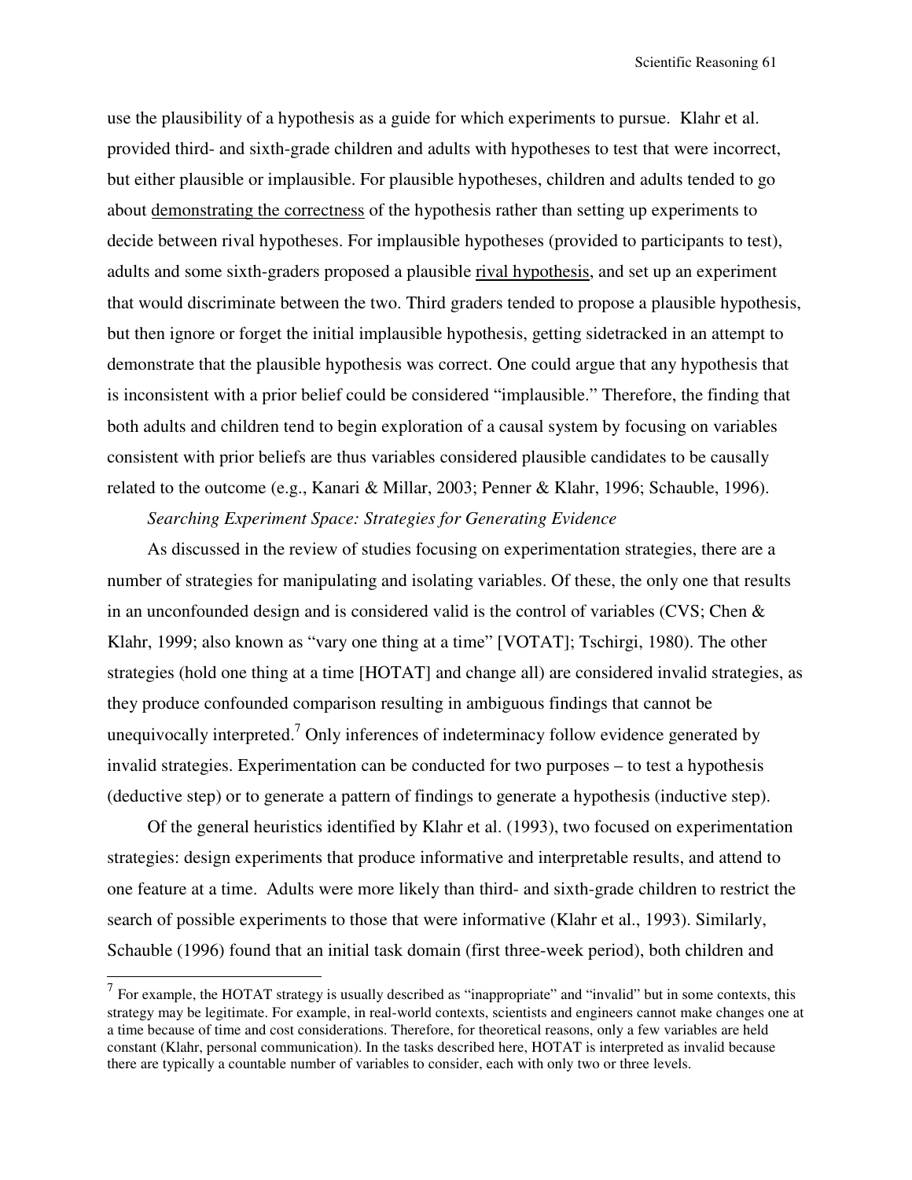use the plausibility of a hypothesis as a guide for which experiments to pursue. Klahr et al. provided third- and sixth-grade children and adults with hypotheses to test that were incorrect, but either plausible or implausible. For plausible hypotheses, children and adults tended to go about <u>demonstrating the correctness</u> of the hypothesis rather than setting up experiments to decide between rival hypotheses. For implausible hypotheses (provided to participants to test), adults and some sixth-graders proposed a plausible <u>rival hypothesis</u>, and set up an experiment that would discriminate between the two. Third graders tended to propose a plausible hypothesis, but then ignore or forget the initial implausible hypothesis, getting sidetracked in an attempt to demonstrate that the plausible hypothesis was correct. One could argue that any hypothesis that is inconsistent with a prior belief could be considered "implausible." Therefore, the finding that both adults and children tend to begin exploration of a causal system by focusing on variables consistent with prior beliefs are thus variables considered plausible candidates to be causally related to the outcome (e.g., Kanari & Millar, 2003; Penner & Klahr, 1996; Schauble, 1996).

*Searching Experiment Space: Strategies for Generating Evidence*

As discussed in the review of studies focusing on experimentation strategies, there are a number of strategies for manipulating and isolating variables. Of these, the only one that results in an unconfounded design and is considered valid is the control of variables (CVS; Chen & Klahr, 1999; also known as "vary one thing at a time" [VOTAT]; Tschirgi, 1980). The other strategies (hold one thing at a time [HOTAT] and change all) are considered invalid strategies, as they produce confounded comparison resulting in ambiguous findings that cannot be unequivocally interpreted.[7] Only inferences of indeterminacy follow evidence generated by invalid strategies. Experimentation can be conducted for two purposes – to test a hypothesis (deductive step) or to generate a pattern of findings to generate a hypothesis (inductive step).

Of the general heuristics identified by Klahr et al. (1993), two focused on experimentation strategies: design experiments that produce informative and interpretable results, and attend to one feature at a time. Adults were more likely than third- and sixth-grade children to restrict the search of possible experiments to those that were informative (Klahr et al., 1993). Similarly, Schauble (1996) found that an initial task domain (first three-week period), both children and

---

[7] For example, the HOTAT strategy is usually described as "inappropriate" and "invalid" but in some contexts, this strategy may be legitimate. For example, in real-world contexts, scientists and engineers cannot make changes one at a time because of time and cost considerations. Therefore, for theoretical reasons, only a few variables are held constant (Klahr, personal communication). In the tasks described here, HOTAT is interpreted as invalid because there are typically a countable number of variables to consider, each with only two or three levels.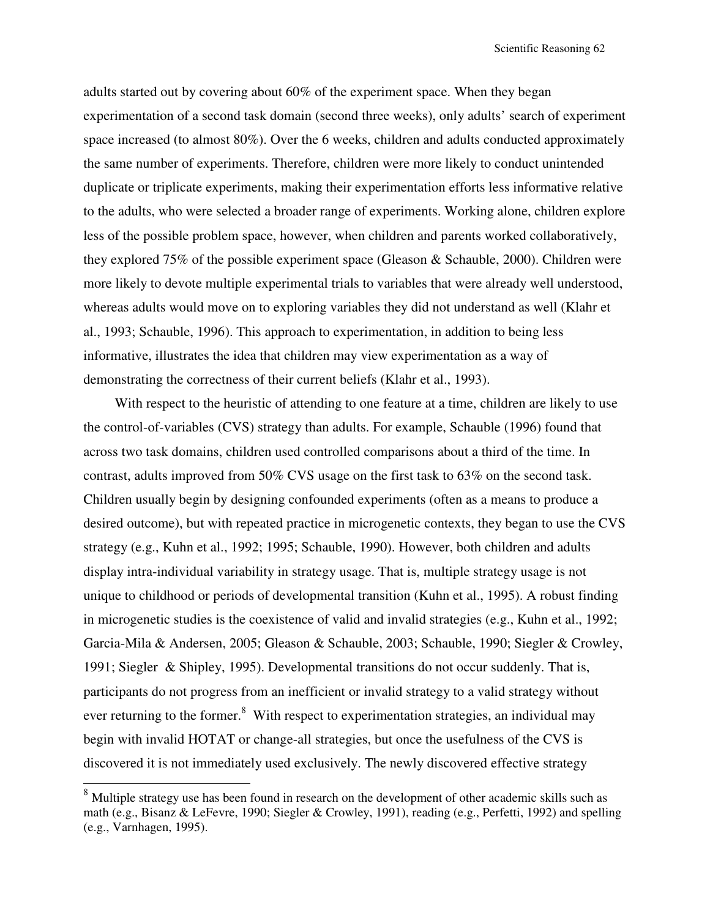adults started out by covering about 60% of the experiment space. When they began experimentation of a second task domain (second three weeks), only adults' search of experiment space increased (to almost 80%). Over the 6 weeks, children and adults conducted approximately the same number of experiments. Therefore, children were more likely to conduct unintended duplicate or triplicate experiments, making their experimentation efforts less informative relative to the adults, who were selected a broader range of experiments. Working alone, children explore less of the possible problem space, however, when children and parents worked collaboratively, they explored 75% of the possible experiment space (Gleason & Schauble, 2000). Children were more likely to devote multiple experimental trials to variables that were already well understood, whereas adults would move on to exploring variables they did not understand as well (Klahr et al., 1993; Schauble, 1996). This approach to experimentation, in addition to being less informative, illustrates the idea that children may view experimentation as a way of demonstrating the correctness of their current beliefs (Klahr et al., 1993).

With respect to the heuristic of attending to one feature at a time, children are likely to use the control-of-variables (CVS) strategy than adults. For example, Schauble (1996) found that across two task domains, children used controlled comparisons about a third of the time. In contrast, adults improved from 50% CVS usage on the first task to 63% on the second task. Children usually begin by designing confounded experiments (often as a means to produce a desired outcome), but with repeated practice in microgenetic contexts, they began to use the CVS strategy (e.g., Kuhn et al., 1992; 1995; Schauble, 1990). However, both children and adults display intra-individual variability in strategy usage. That is, multiple strategy usage is not unique to childhood or periods of developmental transition (Kuhn et al., 1995). A robust finding in microgenetic studies is the coexistence of valid and invalid strategies (e.g., Kuhn et al., 1992; Garcia-Mila & Andersen, 2005; Gleason & Schauble, 2003; Schauble, 1990; Siegler & Crowley, 1991; Siegler & Shipley, 1995). Developmental transitions do not occur suddenly. That is, participants do not progress from an inefficient or invalid strategy to a valid strategy without ever returning to the former.[8] With respect to experimentation strategies, an individual may begin with invalid HOTAT or change-all strategies, but once the usefulness of the CVS is discovered it is not immediately used exclusively. The newly discovered effective strategy

---

[8] Multiple strategy use has been found in research on the development of other academic skills such as math (e.g., Bisanz & LeFevre, 1990; Siegler & Crowley, 1991), reading (e.g., Perfetti, 1992) and spelling (e.g., Varnhagen, 1995).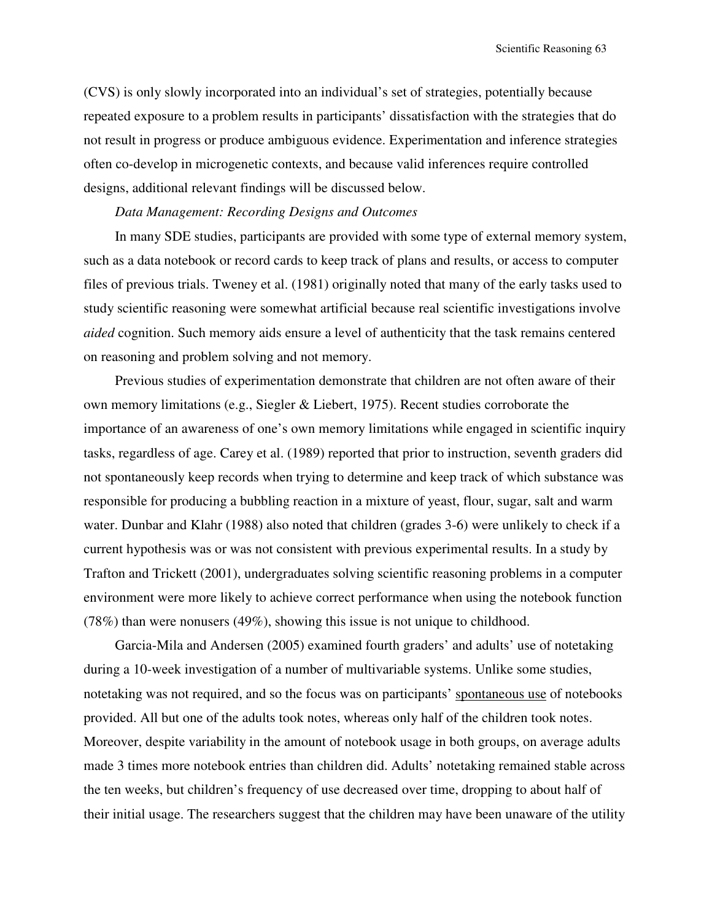(CVS) is only slowly incorporated into an individual's set of strategies, potentially because repeated exposure to a problem results in participants' dissatisfaction with the strategies that do not result in progress or produce ambiguous evidence. Experimentation and inference strategies often co-develop in microgenetic contexts, and because valid inferences require controlled designs, additional relevant findings will be discussed below.

*Data Management: Recording Designs and Outcomes*

In many SDE studies, participants are provided with some type of external memory system, such as a data notebook or record cards to keep track of plans and results, or access to computer files of previous trials. Tweney et al. (1981) originally noted that many of the early tasks used to study scientific reasoning were somewhat artificial because real scientific investigations involve *aided* cognition. Such memory aids ensure a level of authenticity that the task remains centered on reasoning and problem solving and not memory.

Previous studies of experimentation demonstrate that children are not often aware of their own memory limitations (e.g., Siegler & Liebert, 1975). Recent studies corroborate the importance of an awareness of one's own memory limitations while engaged in scientific inquiry tasks, regardless of age. Carey et al. (1989) reported that prior to instruction, seventh graders did not spontaneously keep records when trying to determine and keep track of which substance was responsible for producing a bubbling reaction in a mixture of yeast, flour, sugar, salt and warm water. Dunbar and Klahr (1988) also noted that children (grades 3-6) were unlikely to check if a current hypothesis was or was not consistent with previous experimental results. In a study by Trafton and Trickett (2001), undergraduates solving scientific reasoning problems in a computer environment were more likely to achieve correct performance when using the notebook function (78%) than were nonusers (49%), showing this issue is not unique to childhood.

Garcia-Mila and Andersen (2005) examined fourth graders' and adults' use of notetaking during a 10-week investigation of a number of multivariable systems. Unlike some studies, notetaking was not required, and so the focus was on participants' spontaneous use of notebooks provided. All but one of the adults took notes, whereas only half of the children took notes. Moreover, despite variability in the amount of notebook usage in both groups, on average adults made 3 times more notebook entries than children did. Adults' notetaking remained stable across the ten weeks, but children's frequency of use decreased over time, dropping to about half of their initial usage. The researchers suggest that the children may have been unaware of the utility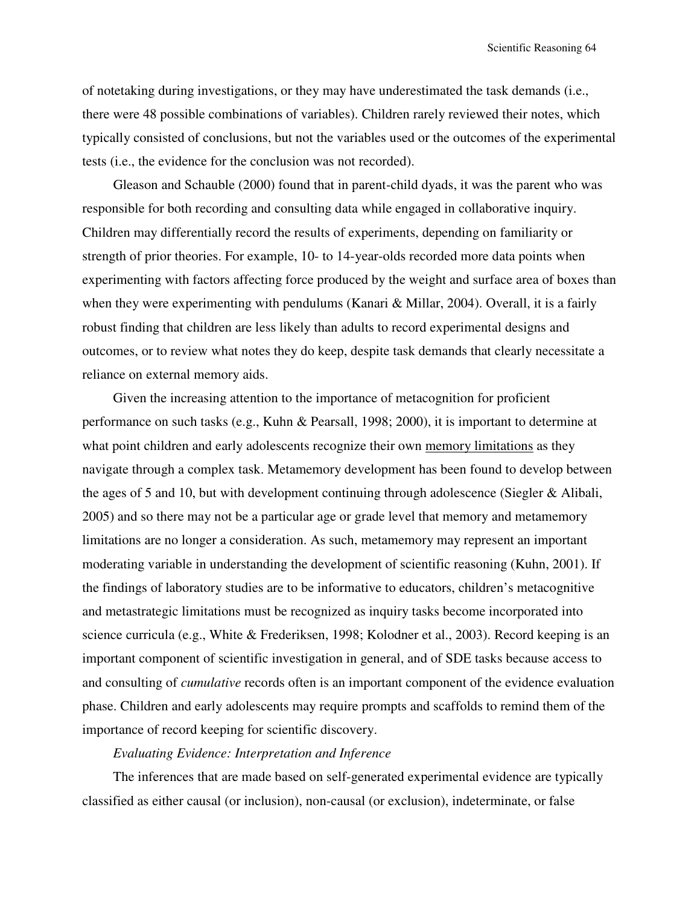of notetaking during investigations, or they may have underestimated the task demands (i.e., there were 48 possible combinations of variables). Children rarely reviewed their notes, which typically consisted of conclusions, but not the variables used or the outcomes of the experimental tests (i.e., the evidence for the conclusion was not recorded).

Gleason and Schauble (2000) found that in parent-child dyads, it was the parent who was responsible for both recording and consulting data while engaged in collaborative inquiry. Children may differentially record the results of experiments, depending on familiarity or strength of prior theories. For example, 10- to 14-year-olds recorded more data points when experimenting with factors affecting force produced by the weight and surface area of boxes than when they were experimenting with pendulums (Kanari & Millar, 2004). Overall, it is a fairly robust finding that children are less likely than adults to record experimental designs and outcomes, or to review what notes they do keep, despite task demands that clearly necessitate a reliance on external memory aids.

Given the increasing attention to the importance of metacognition for proficient performance on such tasks (e.g., Kuhn & Pearsall, 1998; 2000), it is important to determine at what point children and early adolescents recognize their own <u>memory limitations</u> as they navigate through a complex task. Metamemory development has been found to develop between the ages of 5 and 10, but with development continuing through adolescence (Siegler & Alibali, 2005) and so there may not be a particular age or grade level that memory and metamemory limitations are no longer a consideration. As such, metamemory may represent an important moderating variable in understanding the development of scientific reasoning (Kuhn, 2001). If the findings of laboratory studies are to be informative to educators, children's metacognitive and metastrategic limitations must be recognized as inquiry tasks become incorporated into science curricula (e.g., White & Frederiksen, 1998; Kolodner et al., 2003). Record keeping is an important component of scientific investigation in general, and of SDE tasks because access to and consulting of *cumulative* records often is an important component of the evidence evaluation phase. Children and early adolescents may require prompts and scaffolds to remind them of the importance of record keeping for scientific discovery.

*Evaluating Evidence: Interpretation and Inference*

The inferences that are made based on self-generated experimental evidence are typically classified as either causal (or inclusion), non-causal (or exclusion), indeterminate, or false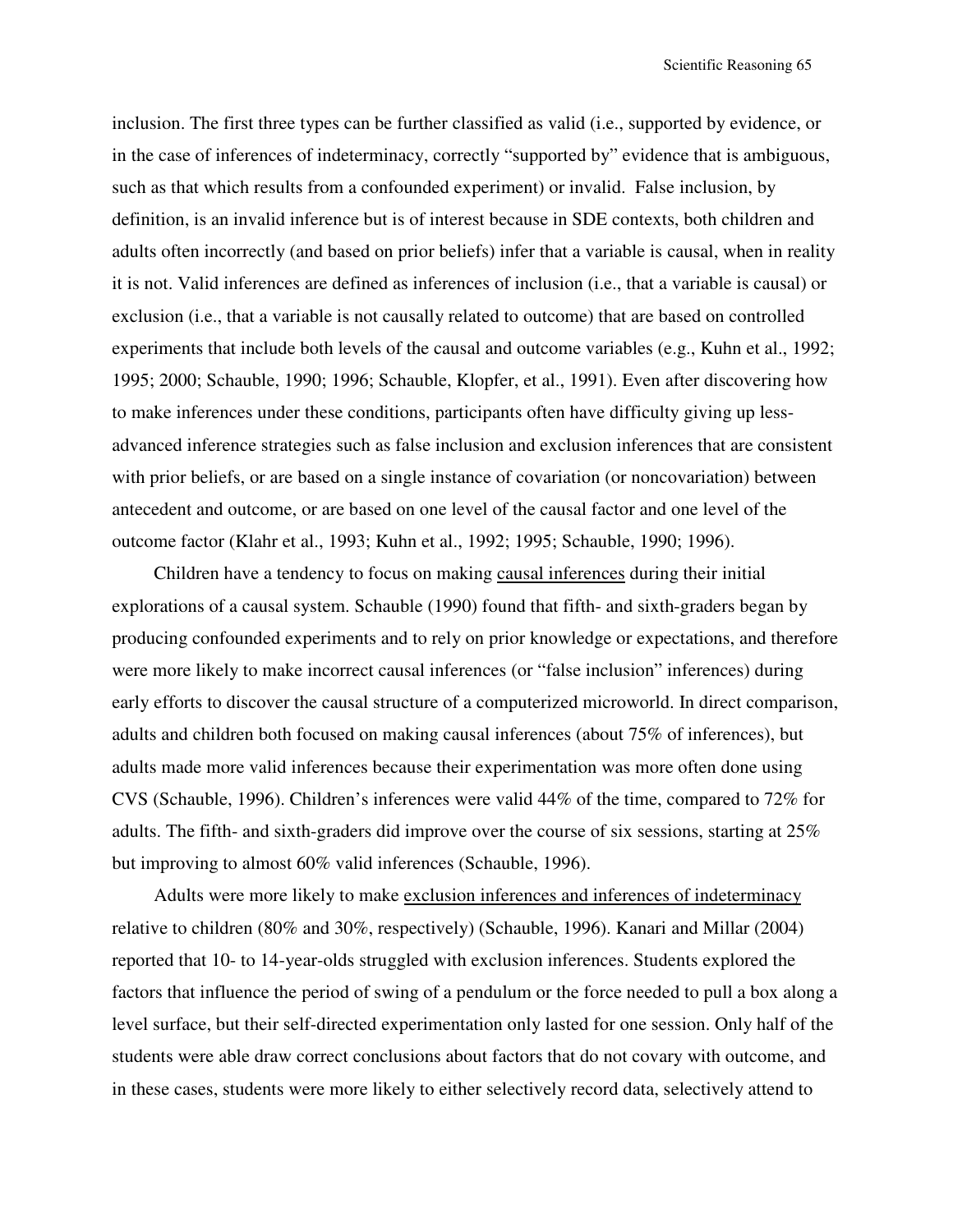inclusion. The first three types can be further classified as valid (i.e., supported by evidence, or in the case of inferences of indeterminacy, correctly "supported by" evidence that is ambiguous, such as that which results from a confounded experiment) or invalid. False inclusion, by definition, is an invalid inference but is of interest because in SDE contexts, both children and adults often incorrectly (and based on prior beliefs) infer that a variable is causal, when in reality it is not. Valid inferences are defined as inferences of inclusion (i.e., that a variable is causal) or exclusion (i.e., that a variable is not causally related to outcome) that are based on controlled experiments that include both levels of the causal and outcome variables (e.g., Kuhn et al., 1992; 1995; 2000; Schauble, 1990; 1996; Schauble, Klopfer, et al., 1991). Even after discovering how to make inferences under these conditions, participants often have difficulty giving up less-advanced inference strategies such as false inclusion and exclusion inferences that are consistent with prior beliefs, or are based on a single instance of covariation (or noncovariation) between antecedent and outcome, or are based on one level of the causal factor and one level of the outcome factor (Klahr et al., 1993; Kuhn et al., 1992; 1995; Schauble, 1990; 1996).

Children have a tendency to focus on making <u>causal inferences</u> during their initial explorations of a causal system. Schauble (1990) found that fifth- and sixth-graders began by producing confounded experiments and to rely on prior knowledge or expectations, and therefore were more likely to make incorrect causal inferences (or "false inclusion" inferences) during early efforts to discover the causal structure of a computerized microworld. In direct comparison, adults and children both focused on making causal inferences (about 75% of inferences), but adults made more valid inferences because their experimentation was more often done using CVS (Schauble, 1996). Children's inferences were valid 44% of the time, compared to 72% for adults. The fifth- and sixth-graders did improve over the course of six sessions, starting at 25% but improving to almost 60% valid inferences (Schauble, 1996).

Adults were more likely to make <u>exclusion inferences and inferences of indeterminacy</u> relative to children (80% and 30%, respectively) (Schauble, 1996). Kanari and Millar (2004) reported that 10- to 14-year-olds struggled with exclusion inferences. Students explored the factors that influence the period of swing of a pendulum or the force needed to pull a box along a level surface, but their self-directed experimentation only lasted for one session. Only half of the students were able draw correct conclusions about factors that do not covary with outcome, and in these cases, students were more likely to either selectively record data, selectively attend to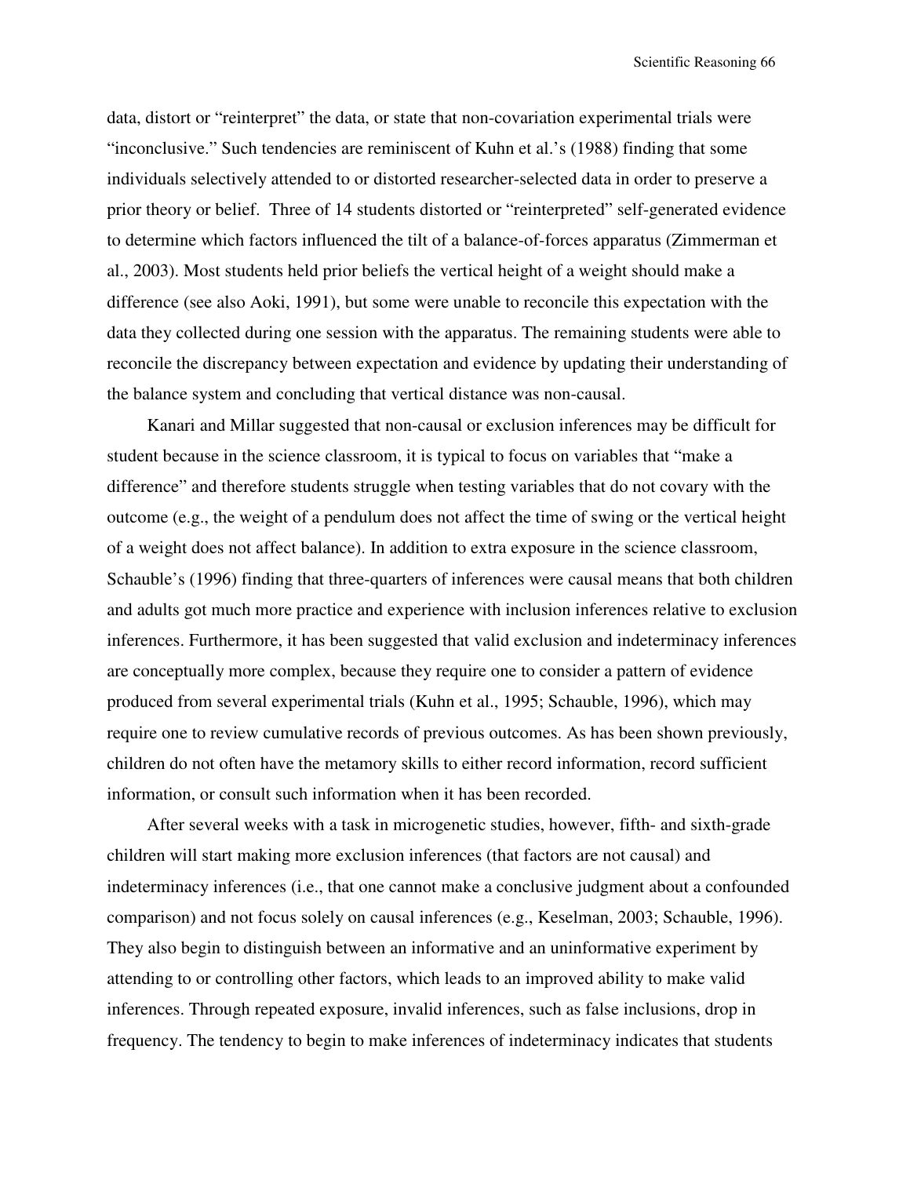data, distort or "reinterpret" the data, or state that non-covariation experimental trials were "inconclusive." Such tendencies are reminiscent of Kuhn et al.'s (1988) finding that some individuals selectively attended to or distorted researcher-selected data in order to preserve a prior theory or belief. Three of 14 students distorted or "reinterpreted" self-generated evidence to determine which factors influenced the tilt of a balance-of-forces apparatus (Zimmerman et al., 2003). Most students held prior beliefs the vertical height of a weight should make a difference (see also Aoki, 1991), but some were unable to reconcile this expectation with the data they collected during one session with the apparatus. The remaining students were able to reconcile the discrepancy between expectation and evidence by updating their understanding of the balance system and concluding that vertical distance was non-causal.

Kanari and Millar suggested that non-causal or exclusion inferences may be difficult for student because in the science classroom, it is typical to focus on variables that "make a difference" and therefore students struggle when testing variables that do not covary with the outcome (e.g., the weight of a pendulum does not affect the time of swing or the vertical height of a weight does not affect balance). In addition to extra exposure in the science classroom, Schauble's (1996) finding that three-quarters of inferences were causal means that both children and adults got much more practice and experience with inclusion inferences relative to exclusion inferences. Furthermore, it has been suggested that valid exclusion and indeterminacy inferences are conceptually more complex, because they require one to consider a pattern of evidence produced from several experimental trials (Kuhn et al., 1995; Schauble, 1996), which may require one to review cumulative records of previous outcomes. As has been shown previously, children do not often have the metamory skills to either record information, record sufficient information, or consult such information when it has been recorded.

After several weeks with a task in microgenetic studies, however, fifth- and sixth-grade children will start making more exclusion inferences (that factors are not causal) and indeterminacy inferences (i.e., that one cannot make a conclusive judgment about a confounded comparison) and not focus solely on causal inferences (e.g., Keselman, 2003; Schauble, 1996). They also begin to distinguish between an informative and an uninformative experiment by attending to or controlling other factors, which leads to an improved ability to make valid inferences. Through repeated exposure, invalid inferences, such as false inclusions, drop in frequency. The tendency to begin to make inferences of indeterminacy indicates that students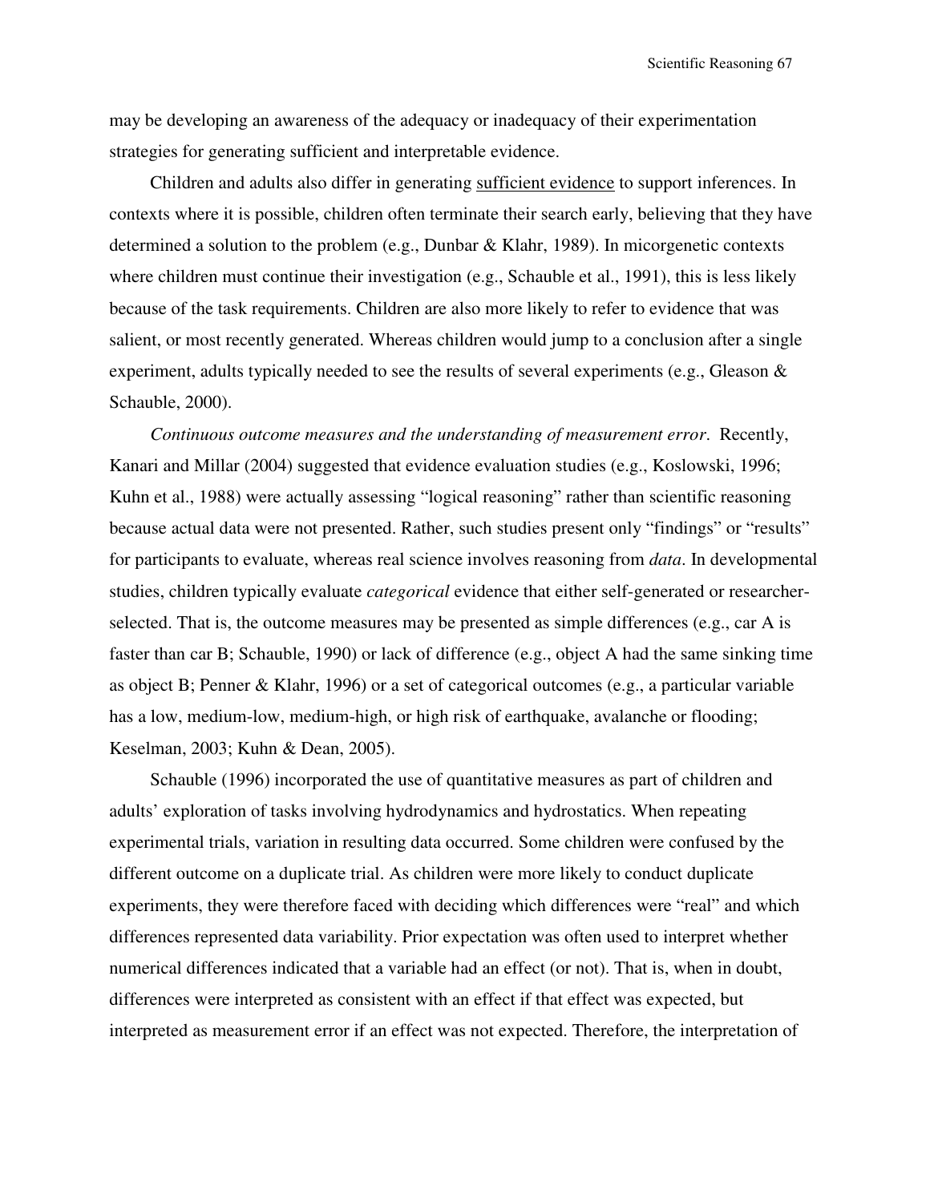may be developing an awareness of the adequacy or inadequacy of their experimentation strategies for generating sufficient and interpretable evidence.

Children and adults also differ in generating <u>sufficient evidence</u> to support inferences. In contexts where it is possible, children often terminate their search early, believing that they have determined a solution to the problem (e.g., Dunbar & Klahr, 1989). In micorgenetic contexts where children must continue their investigation (e.g., Schauble et al., 1991), this is less likely because of the task requirements. Children are also more likely to refer to evidence that was salient, or most recently generated. Whereas children would jump to a conclusion after a single experiment, adults typically needed to see the results of several experiments (e.g., Gleason & Schauble, 2000).

*Continuous outcome measures and the understanding of measurement error.* Recently, Kanari and Millar (2004) suggested that evidence evaluation studies (e.g., Koslowski, 1996; Kuhn et al., 1988) were actually assessing "logical reasoning" rather than scientific reasoning because actual data were not presented. Rather, such studies present only "findings" or "results" for participants to evaluate, whereas real science involves reasoning from *data*. In developmental studies, children typically evaluate *categorical* evidence that either self-generated or researcher-selected. That is, the outcome measures may be presented as simple differences (e.g., car A is faster than car B; Schauble, 1990) or lack of difference (e.g., object A had the same sinking time as object B; Penner & Klahr, 1996) or a set of categorical outcomes (e.g., a particular variable has a low, medium-low, medium-high, or high risk of earthquake, avalanche or flooding; Keselman, 2003; Kuhn & Dean, 2005).

Schauble (1996) incorporated the use of quantitative measures as part of children and adults' exploration of tasks involving hydrodynamics and hydrostatics. When repeating experimental trials, variation in resulting data occurred. Some children were confused by the different outcome on a duplicate trial. As children were more likely to conduct duplicate experiments, they were therefore faced with deciding which differences were "real" and which differences represented data variability. Prior expectation was often used to interpret whether numerical differences indicated that a variable had an effect (or not). That is, when in doubt, differences were interpreted as consistent with an effect if that effect was expected, but interpreted as measurement error if an effect was not expected. Therefore, the interpretation of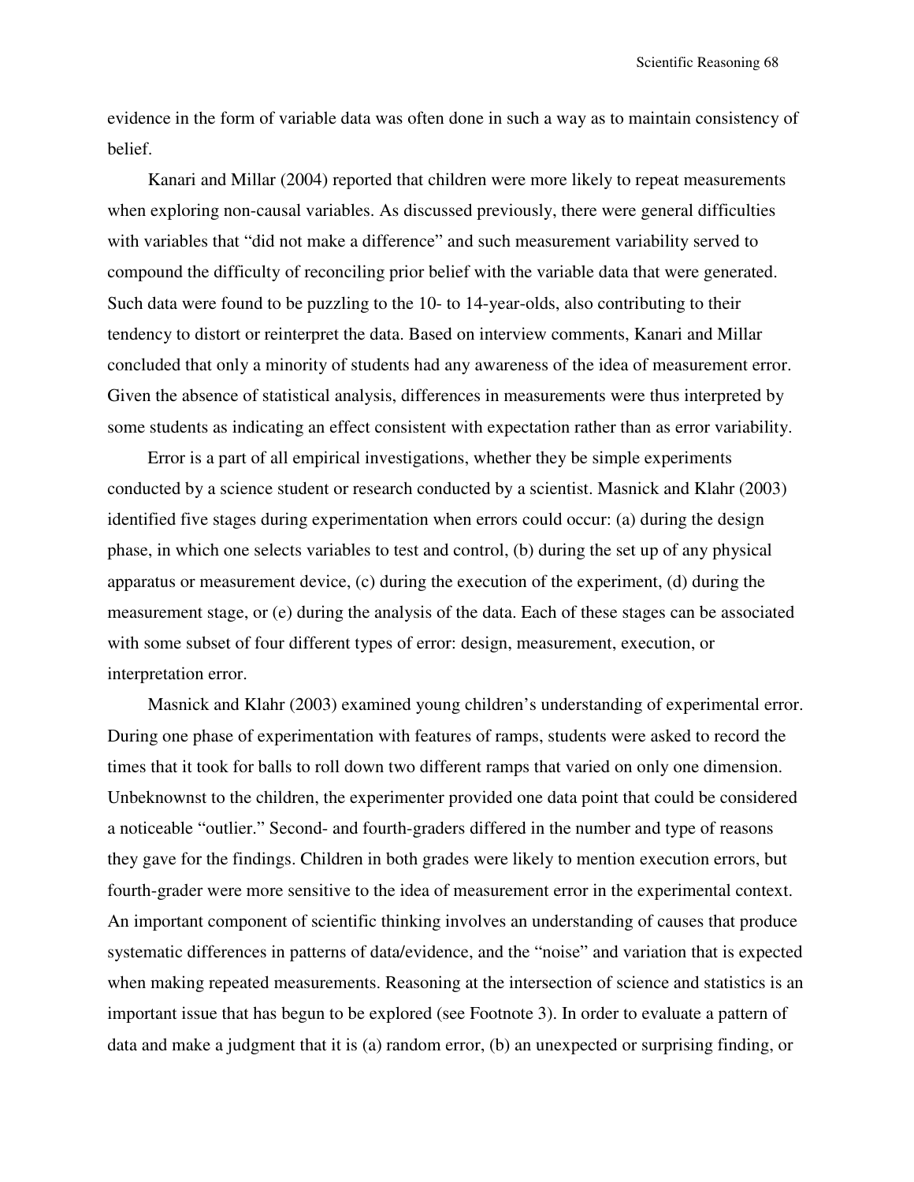evidence in the form of variable data was often done in such a way as to maintain consistency of belief.

Kanari and Millar (2004) reported that children were more likely to repeat measurements when exploring non-causal variables. As discussed previously, there were general difficulties with variables that “did not make a difference” and such measurement variability served to compound the difficulty of reconciling prior belief with the variable data that were generated. Such data were found to be puzzling to the 10- to 14-year-olds, also contributing to their tendency to distort or reinterpret the data. Based on interview comments, Kanari and Millar concluded that only a minority of students had any awareness of the idea of measurement error. Given the absence of statistical analysis, differences in measurements were thus interpreted by some students as indicating an effect consistent with expectation rather than as error variability.

Error is a part of all empirical investigations, whether they be simple experiments conducted by a science student or research conducted by a scientist. Masnick and Klahr (2003) identified five stages during experimentation when errors could occur: (a) during the design phase, in which one selects variables to test and control, (b) during the set up of any physical apparatus or measurement device, (c) during the execution of the experiment, (d) during the measurement stage, or (e) during the analysis of the data. Each of these stages can be associated with some subset of four different types of error: design, measurement, execution, or interpretation error.

Masnick and Klahr (2003) examined young children’s understanding of experimental error. During one phase of experimentation with features of ramps, students were asked to record the times that it took for balls to roll down two different ramps that varied on only one dimension. Unbeknownst to the children, the experimenter provided one data point that could be considered a noticeable “outlier.” Second- and fourth-graders differed in the number and type of reasons they gave for the findings. Children in both grades were likely to mention execution errors, but fourth-grader were more sensitive to the idea of measurement error in the experimental context. An important component of scientific thinking involves an understanding of causes that produce systematic differences in patterns of data/evidence, and the “noise” and variation that is expected when making repeated measurements. Reasoning at the intersection of science and statistics is an important issue that has begun to be explored (see Footnote 3). In order to evaluate a pattern of data and make a judgment that it is (a) random error, (b) an unexpected or surprising finding, or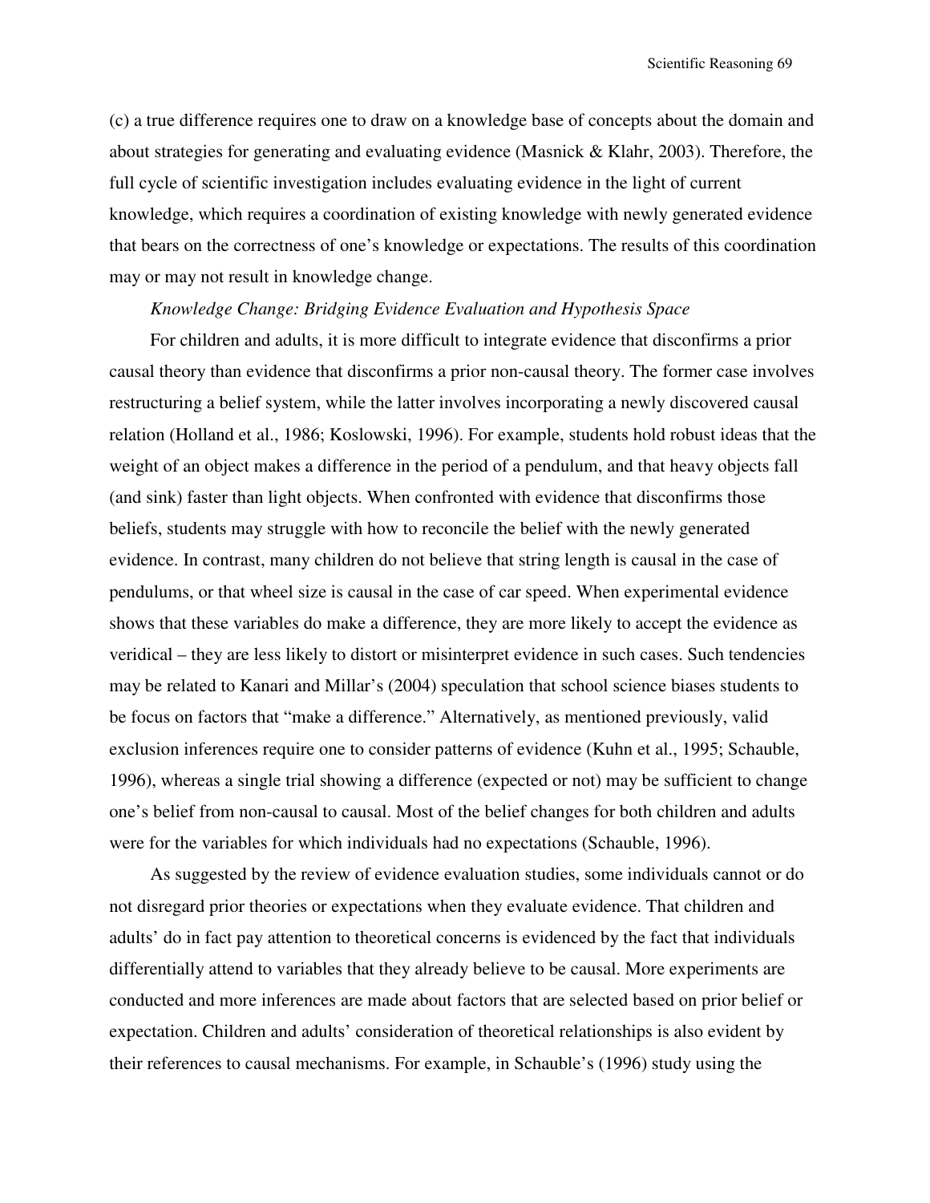(c) a true difference requires one to draw on a knowledge base of concepts about the domain and about strategies for generating and evaluating evidence (Masnick & Klahr, 2003). Therefore, the full cycle of scientific investigation includes evaluating evidence in the light of current knowledge, which requires a coordination of existing knowledge with newly generated evidence that bears on the correctness of one's knowledge or expectations. The results of this coordination may or may not result in knowledge change.

*Knowledge Change: Bridging Evidence Evaluation and Hypothesis Space*

For children and adults, it is more difficult to integrate evidence that disconfirms a prior causal theory than evidence that disconfirms a prior non-causal theory. The former case involves restructuring a belief system, while the latter involves incorporating a newly discovered causal relation (Holland et al., 1986; Koslowski, 1996). For example, students hold robust ideas that the weight of an object makes a difference in the period of a pendulum, and that heavy objects fall (and sink) faster than light objects. When confronted with evidence that disconfirms those beliefs, students may struggle with how to reconcile the belief with the newly generated evidence. In contrast, many children do not believe that string length is causal in the case of pendulums, or that wheel size is causal in the case of car speed. When experimental evidence shows that these variables do make a difference, they are more likely to accept the evidence as veridical – they are less likely to distort or misinterpret evidence in such cases. Such tendencies may be related to Kanari and Millar's (2004) speculation that school science biases students to be focus on factors that "make a difference." Alternatively, as mentioned previously, valid exclusion inferences require one to consider patterns of evidence (Kuhn et al., 1995; Schauble, 1996), whereas a single trial showing a difference (expected or not) may be sufficient to change one's belief from non-causal to causal. Most of the belief changes for both children and adults were for the variables for which individuals had no expectations (Schauble, 1996).

As suggested by the review of evidence evaluation studies, some individuals cannot or do not disregard prior theories or expectations when they evaluate evidence. That children and adults' do in fact pay attention to theoretical concerns is evidenced by the fact that individuals differentially attend to variables that they already believe to be causal. More experiments are conducted and more inferences are made about factors that are selected based on prior belief or expectation. Children and adults' consideration of theoretical relationships is also evident by their references to causal mechanisms. For example, in Schauble's (1996) study using the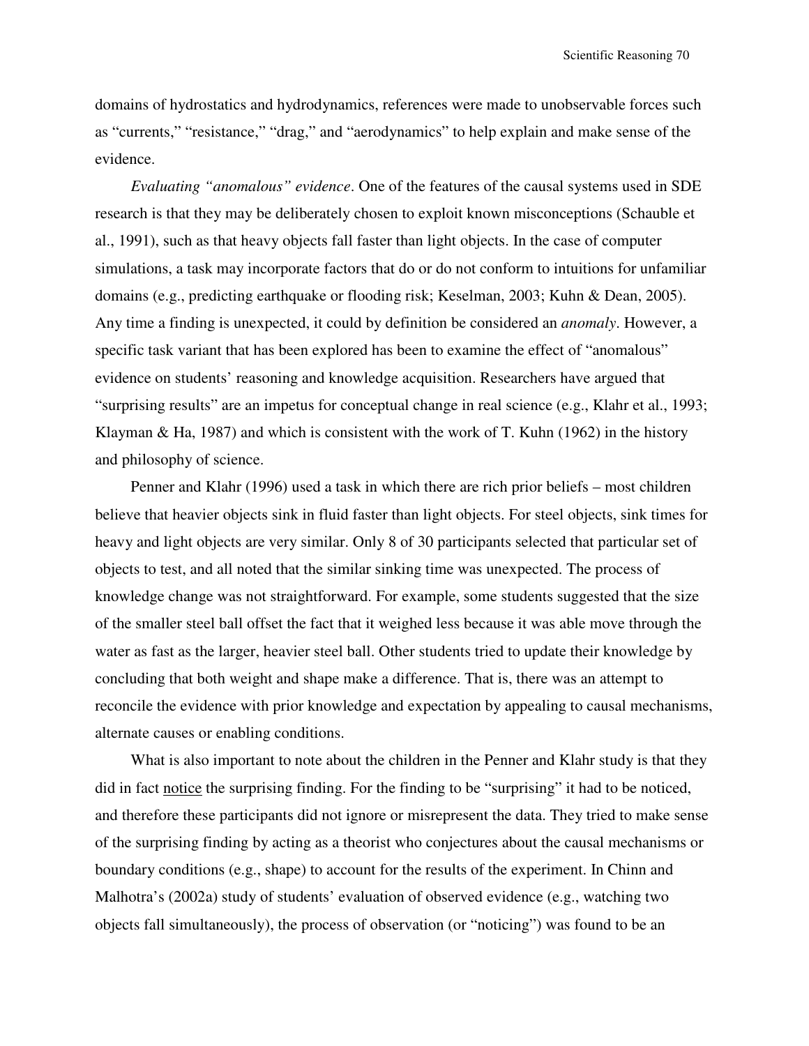domains of hydrostatics and hydrodynamics, references were made to unobservable forces such as "currents," "resistance," "drag," and "aerodynamics" to help explain and make sense of the evidence.

*Evaluating "anomalous" evidence*. One of the features of the causal systems used in SDE research is that they may be deliberately chosen to exploit known misconceptions (Schauble et al., 1991), such as that heavy objects fall faster than light objects. In the case of computer simulations, a task may incorporate factors that do or do not conform to intuitions for unfamiliar domains (e.g., predicting earthquake or flooding risk; Keselman, 2003; Kuhn & Dean, 2005). Any time a finding is unexpected, it could by definition be considered an *anomaly*. However, a specific task variant that has been explored has been to examine the effect of "anomalous" evidence on students' reasoning and knowledge acquisition. Researchers have argued that "surprising results" are an impetus for conceptual change in real science (e.g., Klahr et al., 1993; Klayman & Ha, 1987) and which is consistent with the work of T. Kuhn (1962) in the history and philosophy of science.

Penner and Klahr (1996) used a task in which there are rich prior beliefs – most children believe that heavier objects sink in fluid faster than light objects. For steel objects, sink times for heavy and light objects are very similar. Only 8 of 30 participants selected that particular set of objects to test, and all noted that the similar sinking time was unexpected. The process of knowledge change was not straightforward. For example, some students suggested that the size of the smaller steel ball offset the fact that it weighed less because it was able move through the water as fast as the larger, heavier steel ball. Other students tried to update their knowledge by concluding that both weight and shape make a difference. That is, there was an attempt to reconcile the evidence with prior knowledge and expectation by appealing to causal mechanisms, alternate causes or enabling conditions.

What is also important to note about the children in the Penner and Klahr study is that they did in fact <u>notice</u> the surprising finding. For the finding to be "surprising" it had to be noticed, and therefore these participants did not ignore or misrepresent the data. They tried to make sense of the surprising finding by acting as a theorist who conjectures about the causal mechanisms or boundary conditions (e.g., shape) to account for the results of the experiment. In Chinn and Malhotra's (2002a) study of students' evaluation of observed evidence (e.g., watching two objects fall simultaneously), the process of observation (or "noticing") was found to be an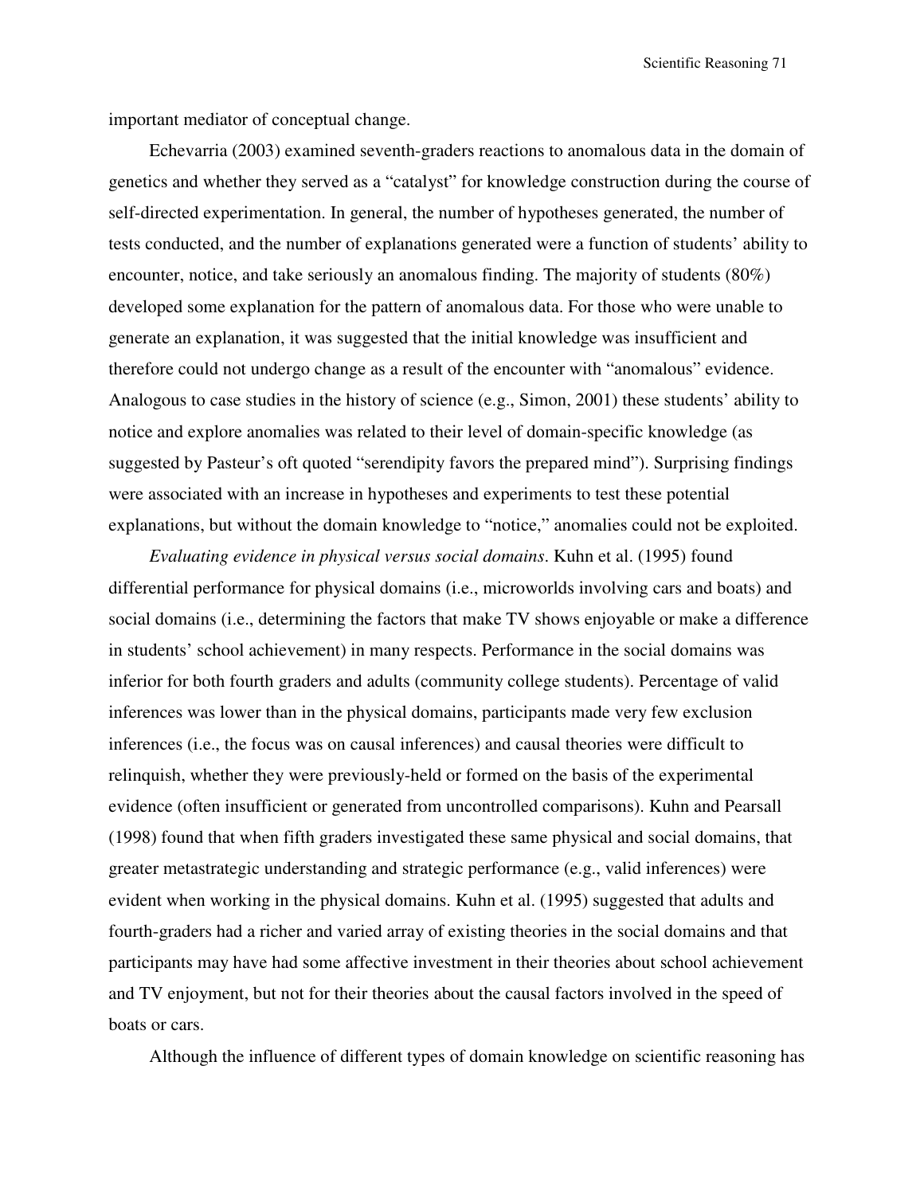important mediator of conceptual change.

Echevarria (2003) examined seventh-graders reactions to anomalous data in the domain of genetics and whether they served as a "catalyst" for knowledge construction during the course of self-directed experimentation. In general, the number of hypotheses generated, the number of tests conducted, and the number of explanations generated were a function of students' ability to encounter, notice, and take seriously an anomalous finding. The majority of students (80%) developed some explanation for the pattern of anomalous data. For those who were unable to generate an explanation, it was suggested that the initial knowledge was insufficient and therefore could not undergo change as a result of the encounter with "anomalous" evidence. Analogous to case studies in the history of science (e.g., Simon, 2001) these students' ability to notice and explore anomalies was related to their level of domain-specific knowledge (as suggested by Pasteur's oft quoted "serendipity favors the prepared mind"). Surprising findings were associated with an increase in hypotheses and experiments to test these potential explanations, but without the domain knowledge to "notice," anomalies could not be exploited.

*Evaluating evidence in physical versus social domains*. Kuhn et al. (1995) found differential performance for physical domains (i.e., microworlds involving cars and boats) and social domains (i.e., determining the factors that make TV shows enjoyable or make a difference in students' school achievement) in many respects. Performance in the social domains was inferior for both fourth graders and adults (community college students). Percentage of valid inferences was lower than in the physical domains, participants made very few exclusion inferences (i.e., the focus was on causal inferences) and causal theories were difficult to relinquish, whether they were previously-held or formed on the basis of the experimental evidence (often insufficient or generated from uncontrolled comparisons). Kuhn and Pearsall (1998) found that when fifth graders investigated these same physical and social domains, that greater metastrategic understanding and strategic performance (e.g., valid inferences) were evident when working in the physical domains. Kuhn et al. (1995) suggested that adults and fourth-graders had a richer and varied array of existing theories in the social domains and that participants may have had some affective investment in their theories about school achievement and TV enjoyment, but not for their theories about the causal factors involved in the speed of boats or cars.

Although the influence of different types of domain knowledge on scientific reasoning has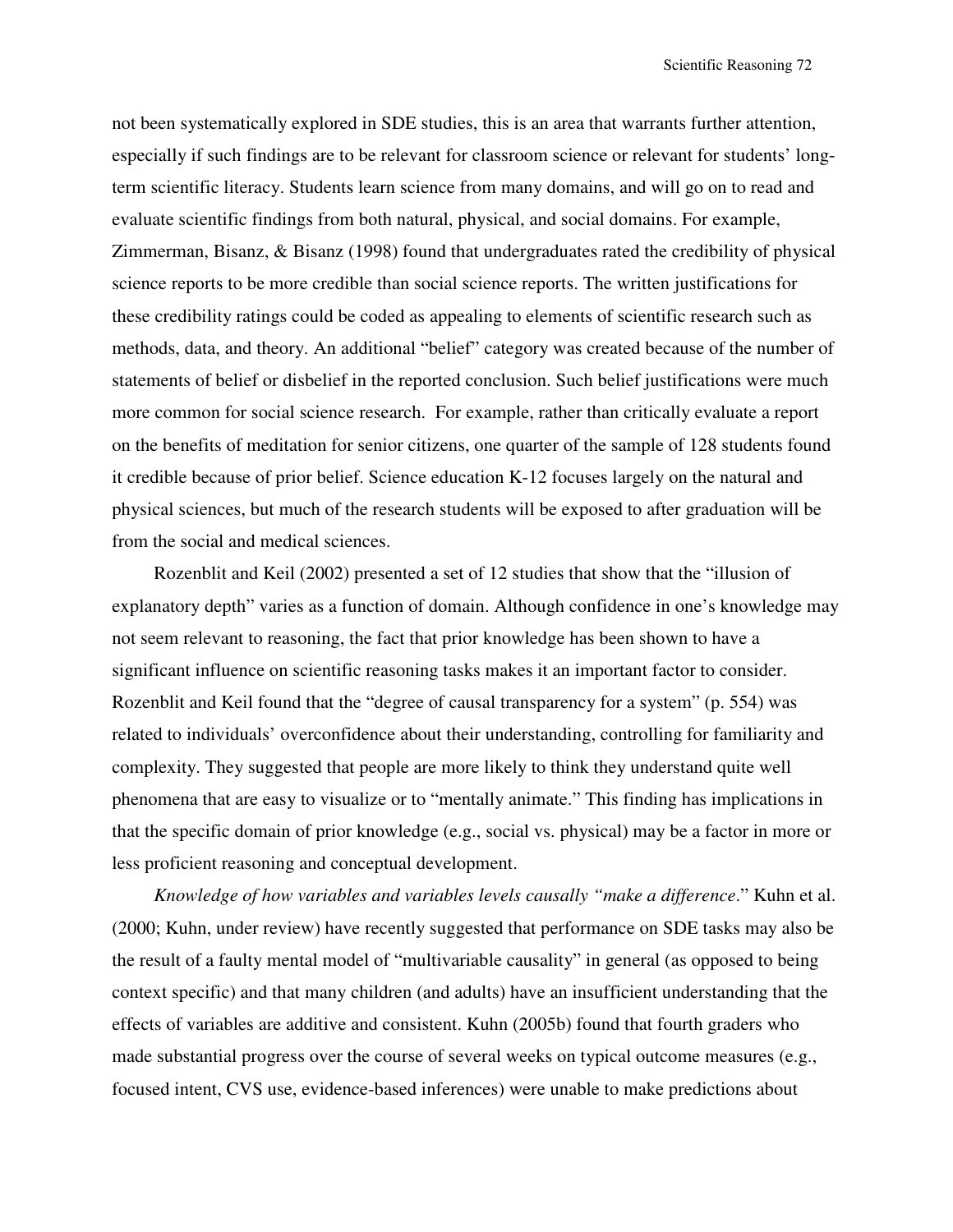not been systematically explored in SDE studies, this is an area that warrants further attention, especially if such findings are to be relevant for classroom science or relevant for students' long-term scientific literacy. Students learn science from many domains, and will go on to read and evaluate scientific findings from both natural, physical, and social domains. For example, Zimmerman, Bisanz, & Bisanz (1998) found that undergraduates rated the credibility of physical science reports to be more credible than social science reports. The written justifications for these credibility ratings could be coded as appealing to elements of scientific research such as methods, data, and theory. An additional "belief" category was created because of the number of statements of belief or disbelief in the reported conclusion. Such belief justifications were much more common for social science research. For example, rather than critically evaluate a report on the benefits of meditation for senior citizens, one quarter of the sample of 128 students found it credible because of prior belief. Science education K-12 focuses largely on the natural and physical sciences, but much of the research students will be exposed to after graduation will be from the social and medical sciences.

Rozenblit and Keil (2002) presented a set of 12 studies that show that the "illusion of explanatory depth" varies as a function of domain. Although confidence in one's knowledge may not seem relevant to reasoning, the fact that prior knowledge has been shown to have a significant influence on scientific reasoning tasks makes it an important factor to consider. Rozenblit and Keil found that the "degree of causal transparency for a system" (p. 554) was related to individuals' overconfidence about their understanding, controlling for familiarity and complexity. They suggested that people are more likely to think they understand quite well phenomena that are easy to visualize or to "mentally animate." This finding has implications in that the specific domain of prior knowledge (e.g., social vs. physical) may be a factor in more or less proficient reasoning and conceptual development.

*Knowledge of how variables and variables levels causally "make a difference*." Kuhn et al. (2000; Kuhn, under review) have recently suggested that performance on SDE tasks may also be the result of a faulty mental model of "multivariable causality" in general (as opposed to being context specific) and that many children (and adults) have an insufficient understanding that the effects of variables are additive and consistent. Kuhn (2005b) found that fourth graders who made substantial progress over the course of several weeks on typical outcome measures (e.g., focused intent, CVS use, evidence-based inferences) were unable to make predictions about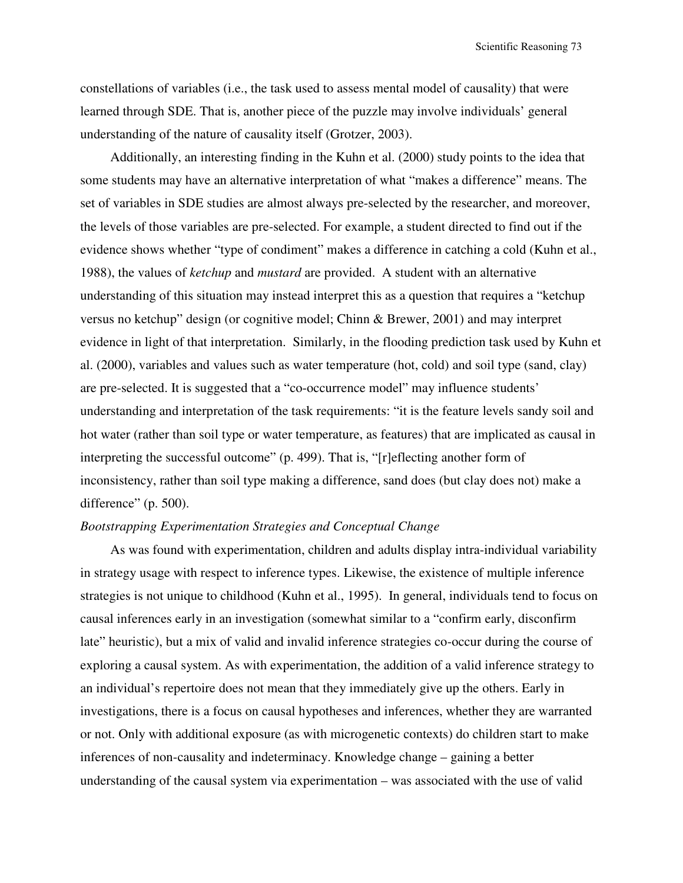constellations of variables (i.e., the task used to assess mental model of causality) that were learned through SDE. That is, another piece of the puzzle may involve individuals' general understanding of the nature of causality itself (Grotzer, 2003).

Additionally, an interesting finding in the Kuhn et al. (2000) study points to the idea that some students may have an alternative interpretation of what "makes a difference" means. The set of variables in SDE studies are almost always pre-selected by the researcher, and moreover, the levels of those variables are pre-selected. For example, a student directed to find out if the evidence shows whether "type of condiment" makes a difference in catching a cold (Kuhn et al., 1988), the values of *ketchup* and *mustard* are provided. A student with an alternative understanding of this situation may instead interpret this as a question that requires a "ketchup versus no ketchup" design (or cognitive model; Chinn & Brewer, 2001) and may interpret evidence in light of that interpretation. Similarly, in the flooding prediction task used by Kuhn et al. (2000), variables and values such as water temperature (hot, cold) and soil type (sand, clay) are pre-selected. It is suggested that a "co-occurrence model" may influence students' understanding and interpretation of the task requirements: "it is the feature levels sandy soil and hot water (rather than soil type or water temperature, as features) that are implicated as causal in interpreting the successful outcome" (p. 499). That is, "[r]eflecting another form of inconsistency, rather than soil type making a difference, sand does (but clay does not) make a difference" (p. 500).

*Bootstrapping Experimentation Strategies and Conceptual Change*

As was found with experimentation, children and adults display intra-individual variability in strategy usage with respect to inference types. Likewise, the existence of multiple inference strategies is not unique to childhood (Kuhn et al., 1995). In general, individuals tend to focus on causal inferences early in an investigation (somewhat similar to a "confirm early, disconfirm late" heuristic), but a mix of valid and invalid inference strategies co-occur during the course of exploring a causal system. As with experimentation, the addition of a valid inference strategy to an individual's repertoire does not mean that they immediately give up the others. Early in investigations, there is a focus on causal hypotheses and inferences, whether they are warranted or not. Only with additional exposure (as with microgenetic contexts) do children start to make inferences of non-causality and indeterminacy. Knowledge change – gaining a better understanding of the causal system via experimentation – was associated with the use of valid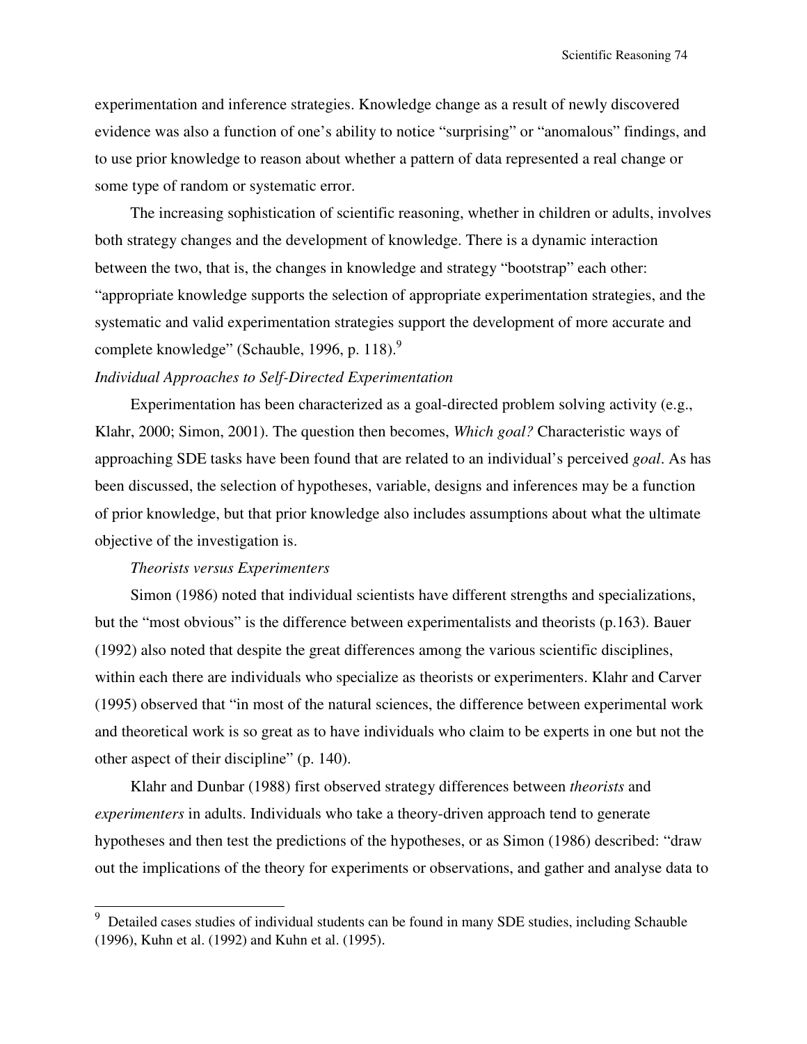experimentation and inference strategies. Knowledge change as a result of newly discovered evidence was also a function of one's ability to notice "surprising" or "anomalous" findings, and to use prior knowledge to reason about whether a pattern of data represented a real change or some type of random or systematic error.

The increasing sophistication of scientific reasoning, whether in children or adults, involves both strategy changes and the development of knowledge. There is a dynamic interaction between the two, that is, the changes in knowledge and strategy "bootstrap" each other: "appropriate knowledge supports the selection of appropriate experimentation strategies, and the systematic and valid experimentation strategies support the development of more accurate and complete knowledge" (Schauble, 1996, p. 118).[9]

*Individual Approaches to Self-Directed Experimentation*

Experimentation has been characterized as a goal-directed problem solving activity (e.g., Klahr, 2000; Simon, 2001). The question then becomes, *Which goal?* Characteristic ways of approaching SDE tasks have been found that are related to an individual's perceived *goal*. As has been discussed, the selection of hypotheses, variable, designs and inferences may be a function of prior knowledge, but that prior knowledge also includes assumptions about what the ultimate objective of the investigation is.

*Theorists versus Experimenters*

Simon (1986) noted that individual scientists have different strengths and specializations, but the "most obvious" is the difference between experimentalists and theorists (p.163). Bauer (1992) also noted that despite the great differences among the various scientific disciplines, within each there are individuals who specialize as theorists or experimenters. Klahr and Carver (1995) observed that "in most of the natural sciences, the difference between experimental work and theoretical work is so great as to have individuals who claim to be experts in one but not the other aspect of their discipline" (p. 140).

Klahr and Dunbar (1988) first observed strategy differences between *theorists* and *experimenters* in adults. Individuals who take a theory-driven approach tend to generate hypotheses and then test the predictions of the hypotheses, or as Simon (1986) described: "draw out the implications of the theory for experiments or observations, and gather and analyse data to

---

[9] Detailed cases studies of individual students can be found in many SDE studies, including Schauble (1996), Kuhn et al. (1992) and Kuhn et al. (1995).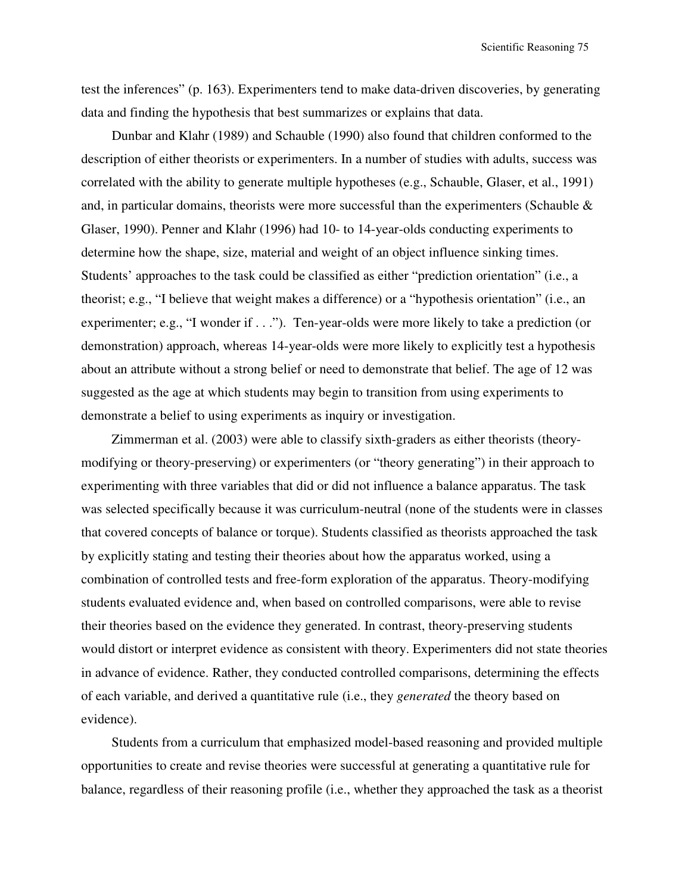test the inferences" (p. 163). Experimenters tend to make data-driven discoveries, by generating data and finding the hypothesis that best summarizes or explains that data.

Dunbar and Klahr (1989) and Schauble (1990) also found that children conformed to the description of either theorists or experimenters. In a number of studies with adults, success was correlated with the ability to generate multiple hypotheses (e.g., Schauble, Glaser, et al., 1991) and, in particular domains, theorists were more successful than the experimenters (Schauble & Glaser, 1990). Penner and Klahr (1996) had 10- to 14-year-olds conducting experiments to determine how the shape, size, material and weight of an object influence sinking times. Students' approaches to the task could be classified as either "prediction orientation" (i.e., a theorist; e.g., "I believe that weight makes a difference) or a "hypothesis orientation" (i.e., an experimenter; e.g., "I wonder if . . ."). Ten-year-olds were more likely to take a prediction (or demonstration) approach, whereas 14-year-olds were more likely to explicitly test a hypothesis about an attribute without a strong belief or need to demonstrate that belief. The age of 12 was suggested as the age at which students may begin to transition from using experiments to demonstrate a belief to using experiments as inquiry or investigation.

Zimmerman et al. (2003) were able to classify sixth-graders as either theorists (theory-modifying or theory-preserving) or experimenters (or "theory generating") in their approach to experimenting with three variables that did or did not influence a balance apparatus. The task was selected specifically because it was curriculum-neutral (none of the students were in classes that covered concepts of balance or torque). Students classified as theorists approached the task by explicitly stating and testing their theories about how the apparatus worked, using a combination of controlled tests and free-form exploration of the apparatus. Theory-modifying students evaluated evidence and, when based on controlled comparisons, were able to revise their theories based on the evidence they generated. In contrast, theory-preserving students would distort or interpret evidence as consistent with theory. Experimenters did not state theories in advance of evidence. Rather, they conducted controlled comparisons, determining the effects of each variable, and derived a quantitative rule (i.e., they *generated* the theory based on evidence).

Students from a curriculum that emphasized model-based reasoning and provided multiple opportunities to create and revise theories were successful at generating a quantitative rule for balance, regardless of their reasoning profile (i.e., whether they approached the task as a theorist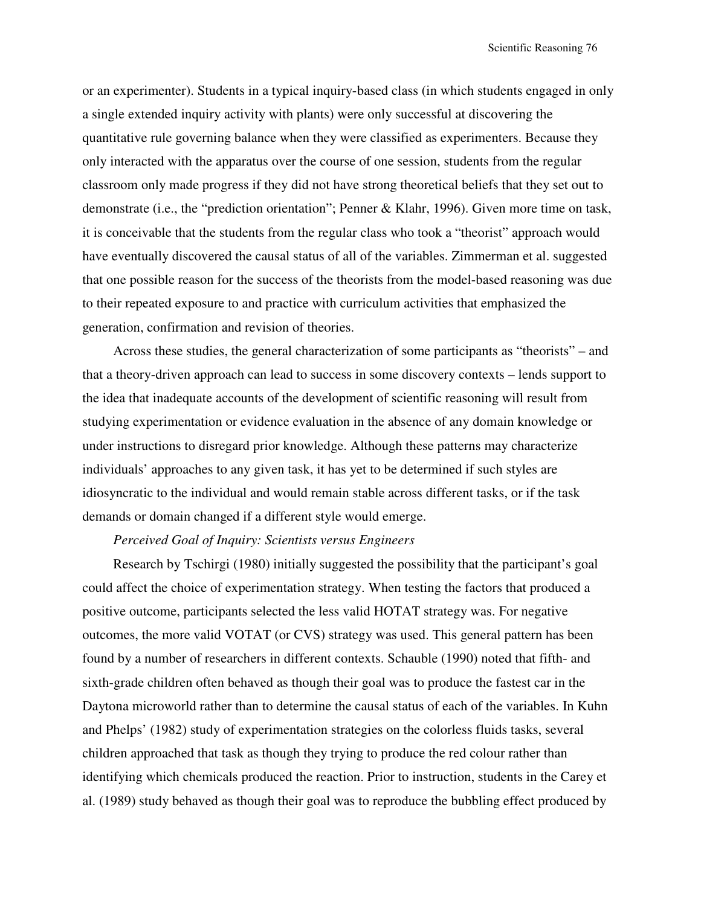or an experimenter). Students in a typical inquiry-based class (in which students engaged in only a single extended inquiry activity with plants) were only successful at discovering the quantitative rule governing balance when they were classified as experimenters. Because they only interacted with the apparatus over the course of one session, students from the regular classroom only made progress if they did not have strong theoretical beliefs that they set out to demonstrate (i.e., the "prediction orientation"; Penner & Klahr, 1996). Given more time on task, it is conceivable that the students from the regular class who took a "theorist" approach would have eventually discovered the causal status of all of the variables. Zimmerman et al. suggested that one possible reason for the success of the theorists from the model-based reasoning was due to their repeated exposure to and practice with curriculum activities that emphasized the generation, confirmation and revision of theories.

Across these studies, the general characterization of some participants as "theorists" – and that a theory-driven approach can lead to success in some discovery contexts – lends support to the idea that inadequate accounts of the development of scientific reasoning will result from studying experimentation or evidence evaluation in the absence of any domain knowledge or under instructions to disregard prior knowledge. Although these patterns may characterize individuals' approaches to any given task, it has yet to be determined if such styles are idiosyncratic to the individual and would remain stable across different tasks, or if the task demands or domain changed if a different style would emerge.

*Perceived Goal of Inquiry: Scientists versus Engineers*

Research by Tschirgi (1980) initially suggested the possibility that the participant's goal could affect the choice of experimentation strategy. When testing the factors that produced a positive outcome, participants selected the less valid HOTAT strategy was. For negative outcomes, the more valid VOTAT (or CVS) strategy was used. This general pattern has been found by a number of researchers in different contexts. Schauble (1990) noted that fifth- and sixth-grade children often behaved as though their goal was to produce the fastest car in the Daytona microworld rather than to determine the causal status of each of the variables. In Kuhn and Phelps' (1982) study of experimentation strategies on the colorless fluids tasks, several children approached that task as though they trying to produce the red colour rather than identifying which chemicals produced the reaction. Prior to instruction, students in the Carey et al. (1989) study behaved as though their goal was to reproduce the bubbling effect produced by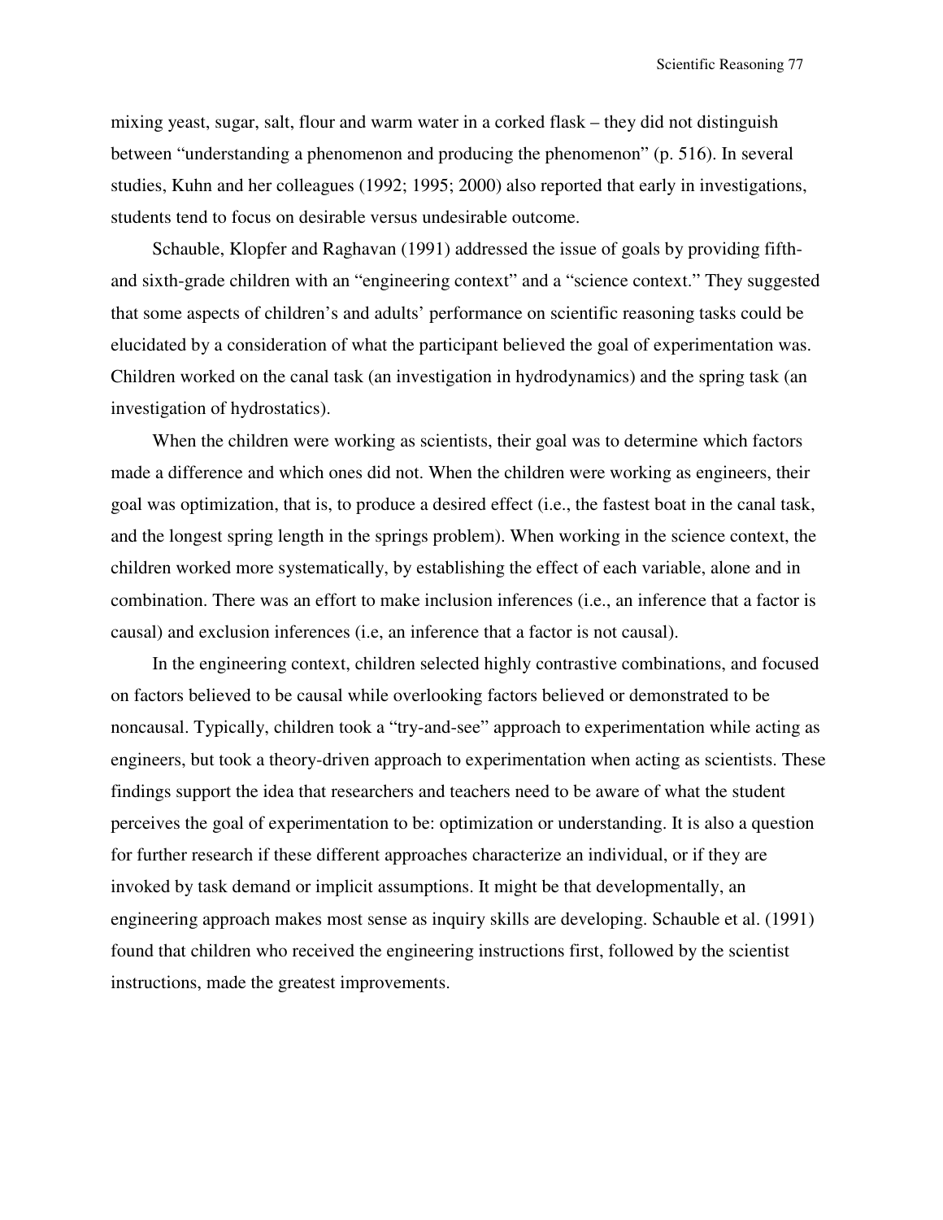mixing yeast, sugar, salt, flour and warm water in a corked flask – they did not distinguish between "understanding a phenomenon and producing the phenomenon" (p. 516). In several studies, Kuhn and her colleagues (1992; 1995; 2000) also reported that early in investigations, students tend to focus on desirable versus undesirable outcome.

Schauble, Klopfer and Raghavan (1991) addressed the issue of goals by providing fifth- and sixth-grade children with an "engineering context" and a "science context." They suggested that some aspects of children's and adults' performance on scientific reasoning tasks could be elucidated by a consideration of what the participant believed the goal of experimentation was. Children worked on the canal task (an investigation in hydrodynamics) and the spring task (an investigation of hydrostatics).

When the children were working as scientists, their goal was to determine which factors made a difference and which ones did not. When the children were working as engineers, their goal was optimization, that is, to produce a desired effect (i.e., the fastest boat in the canal task, and the longest spring length in the springs problem). When working in the science context, the children worked more systematically, by establishing the effect of each variable, alone and in combination. There was an effort to make inclusion inferences (i.e., an inference that a factor is causal) and exclusion inferences (i.e, an inference that a factor is not causal).

In the engineering context, children selected highly contrastive combinations, and focused on factors believed to be causal while overlooking factors believed or demonstrated to be noncausal. Typically, children took a "try-and-see" approach to experimentation while acting as engineers, but took a theory-driven approach to experimentation when acting as scientists. These findings support the idea that researchers and teachers need to be aware of what the student perceives the goal of experimentation to be: optimization or understanding. It is also a question for further research if these different approaches characterize an individual, or if they are invoked by task demand or implicit assumptions. It might be that developmentally, an engineering approach makes most sense as inquiry skills are developing. Schauble et al. (1991) found that children who received the engineering instructions first, followed by the scientist instructions, made the greatest improvements.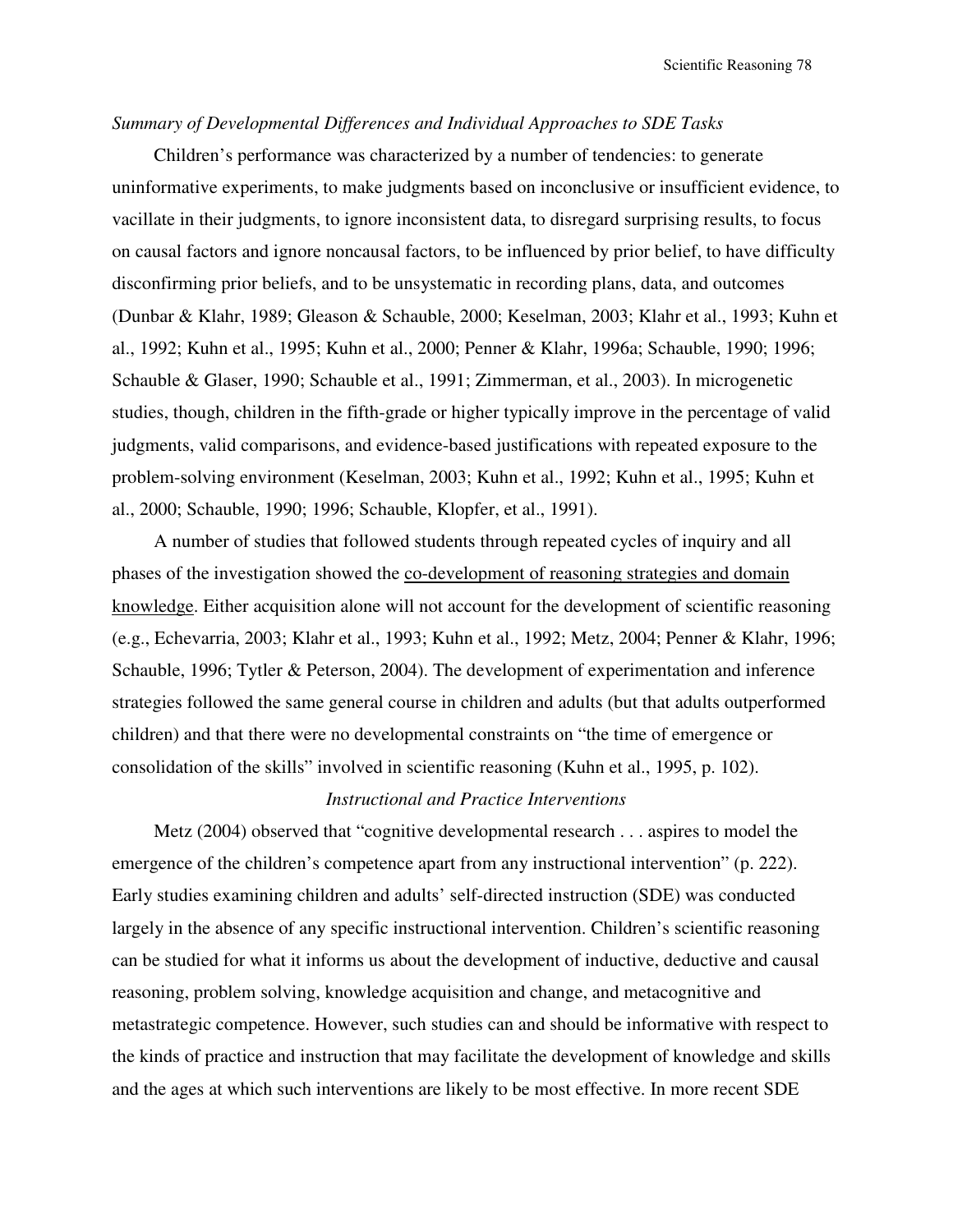*Summary of Developmental Differences and Individual Approaches to SDE Tasks*

Children's performance was characterized by a number of tendencies: to generate uninformative experiments, to make judgments based on inconclusive or insufficient evidence, to vacillate in their judgments, to ignore inconsistent data, to disregard surprising results, to focus on causal factors and ignore noncausal factors, to be influenced by prior belief, to have difficulty disconfirming prior beliefs, and to be unsystematic in recording plans, data, and outcomes (Dunbar & Klahr, 1989; Gleason & Schauble, 2000; Keselman, 2003; Klahr et al., 1993; Kuhn et al., 1992; Kuhn et al., 1995; Kuhn et al., 2000; Penner & Klahr, 1996a; Schauble, 1990; 1996; Schauble & Glaser, 1990; Schauble et al., 1991; Zimmerman, et al., 2003). In microgenetic studies, though, children in the fifth-grade or higher typically improve in the percentage of valid judgments, valid comparisons, and evidence-based justifications with repeated exposure to the problem-solving environment (Keselman, 2003; Kuhn et al., 1992; Kuhn et al., 1995; Kuhn et al., 2000; Schauble, 1990; 1996; Schauble, Klopfer, et al., 1991).

A number of studies that followed students through repeated cycles of inquiry and all phases of the investigation showed the <u>co-development of reasoning strategies and domain knowledge</u>. Either acquisition alone will not account for the development of scientific reasoning (e.g., Echevarria, 2003; Klahr et al., 1993; Kuhn et al., 1992; Metz, 2004; Penner & Klahr, 1996; Schauble, 1996; Tytler & Peterson, 2004). The development of experimentation and inference strategies followed the same general course in children and adults (but that adults outperformed children) and that there were no developmental constraints on "the time of emergence or consolidation of the skills" involved in scientific reasoning (Kuhn et al., 1995, p. 102).

## *Instructional and Practice Interventions*

Metz (2004) observed that "cognitive developmental research . . . aspires to model the emergence of the children's competence apart from any instructional intervention" (p. 222). Early studies examining children and adults' self-directed instruction (SDE) was conducted largely in the absence of any specific instructional intervention. Children's scientific reasoning can be studied for what it informs us about the development of inductive, deductive and causal reasoning, problem solving, knowledge acquisition and change, and metacognitive and metastrategic competence. However, such studies can and should be informative with respect to the kinds of practice and instruction that may facilitate the development of knowledge and skills and the ages at which such interventions are likely to be most effective. In more recent SDE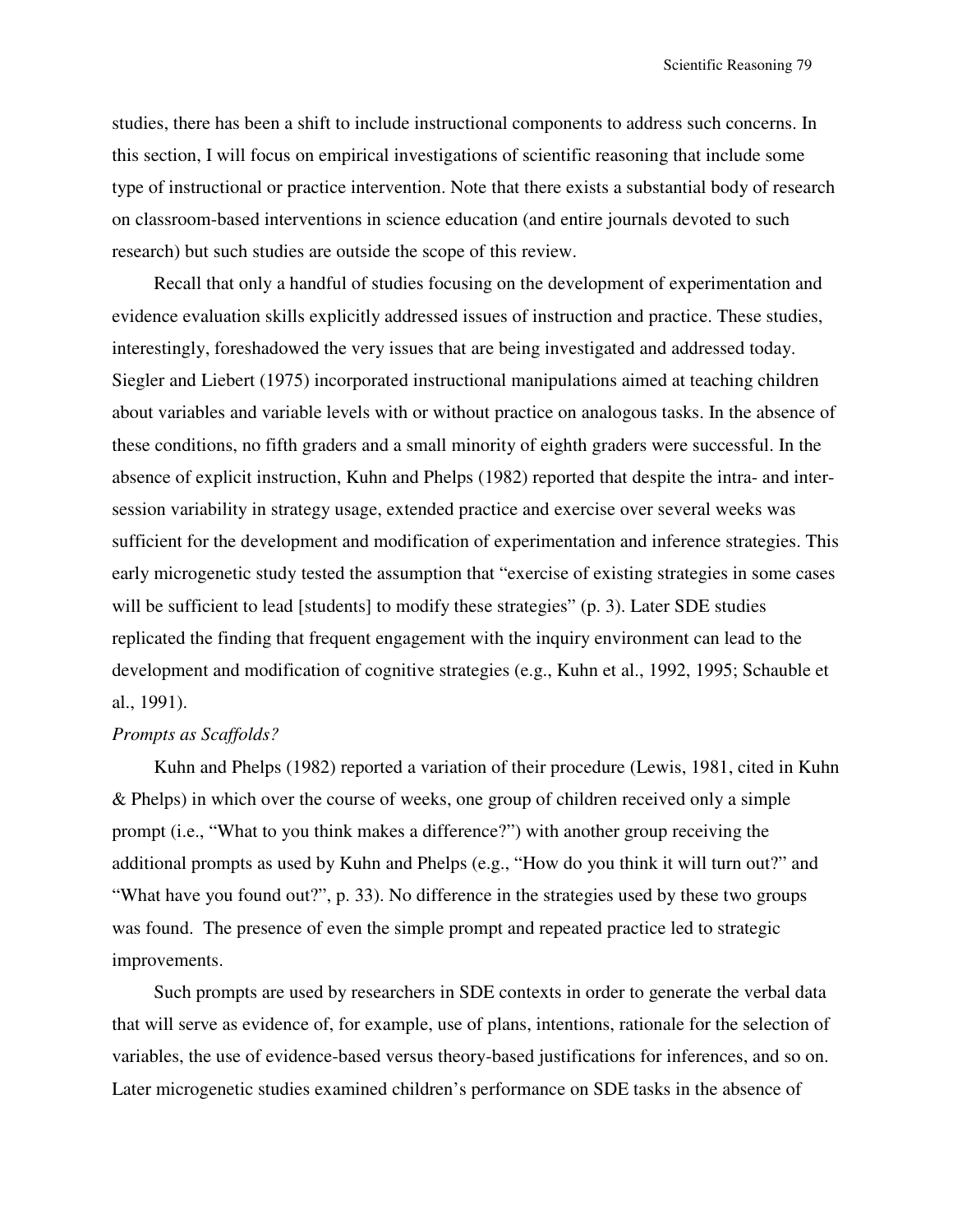studies, there has been a shift to include instructional components to address such concerns. In this section, I will focus on empirical investigations of scientific reasoning that include some type of instructional or practice intervention. Note that there exists a substantial body of research on classroom-based interventions in science education (and entire journals devoted to such research) but such studies are outside the scope of this review.

Recall that only a handful of studies focusing on the development of experimentation and evidence evaluation skills explicitly addressed issues of instruction and practice. These studies, interestingly, foreshadowed the very issues that are being investigated and addressed today. Siegler and Liebert (1975) incorporated instructional manipulations aimed at teaching children about variables and variable levels with or without practice on analogous tasks. In the absence of these conditions, no fifth graders and a small minority of eighth graders were successful. In the absence of explicit instruction, Kuhn and Phelps (1982) reported that despite the intra- and inter-session variability in strategy usage, extended practice and exercise over several weeks was sufficient for the development and modification of experimentation and inference strategies. This early microgenetic study tested the assumption that "exercise of existing strategies in some cases will be sufficient to lead [students] to modify these strategies" (p. 3). Later SDE studies replicated the finding that frequent engagement with the inquiry environment can lead to the development and modification of cognitive strategies (e.g., Kuhn et al., 1992, 1995; Schauble et al., 1991).

*Prompts as Scaffolds?*

Kuhn and Phelps (1982) reported a variation of their procedure (Lewis, 1981, cited in Kuhn & Phelps) in which over the course of weeks, one group of children received only a simple prompt (i.e., "What to you think makes a difference?") with another group receiving the additional prompts as used by Kuhn and Phelps (e.g., "How do you think it will turn out?" and "What have you found out?", p. 33). No difference in the strategies used by these two groups was found. The presence of even the simple prompt and repeated practice led to strategic improvements.

Such prompts are used by researchers in SDE contexts in order to generate the verbal data that will serve as evidence of, for example, use of plans, intentions, rationale for the selection of variables, the use of evidence-based versus theory-based justifications for inferences, and so on. Later microgenetic studies examined children's performance on SDE tasks in the absence of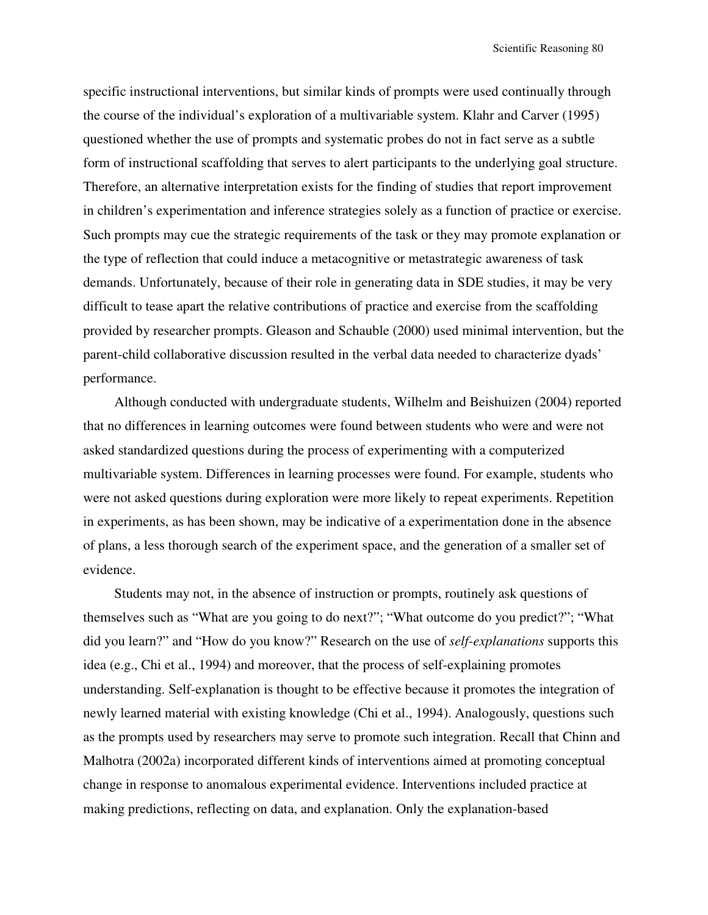specific instructional interventions, but similar kinds of prompts were used continually through the course of the individual's exploration of a multivariable system. Klahr and Carver (1995) questioned whether the use of prompts and systematic probes do not in fact serve as a subtle form of instructional scaffolding that serves to alert participants to the underlying goal structure. Therefore, an alternative interpretation exists for the finding of studies that report improvement in children's experimentation and inference strategies solely as a function of practice or exercise. Such prompts may cue the strategic requirements of the task or they may promote explanation or the type of reflection that could induce a metacognitive or metastrategic awareness of task demands. Unfortunately, because of their role in generating data in SDE studies, it may be very difficult to tease apart the relative contributions of practice and exercise from the scaffolding provided by researcher prompts. Gleason and Schauble (2000) used minimal intervention, but the parent-child collaborative discussion resulted in the verbal data needed to characterize dyads' performance.

Although conducted with undergraduate students, Wilhelm and Beishuizen (2004) reported that no differences in learning outcomes were found between students who were and were not asked standardized questions during the process of experimenting with a computerized multivariable system. Differences in learning processes were found. For example, students who were not asked questions during exploration were more likely to repeat experiments. Repetition in experiments, as has been shown, may be indicative of a experimentation done in the absence of plans, a less thorough search of the experiment space, and the generation of a smaller set of evidence.

Students may not, in the absence of instruction or prompts, routinely ask questions of themselves such as "What are you going to do next?"; "What outcome do you predict?"; "What did you learn?" and "How do you know?" Research on the use of *self-explanations* supports this idea (e.g., Chi et al., 1994) and moreover, that the process of self-explaining promotes understanding. Self-explanation is thought to be effective because it promotes the integration of newly learned material with existing knowledge (Chi et al., 1994). Analogously, questions such as the prompts used by researchers may serve to promote such integration. Recall that Chinn and Malhotra (2002a) incorporated different kinds of interventions aimed at promoting conceptual change in response to anomalous experimental evidence. Interventions included practice at making predictions, reflecting on data, and explanation. Only the explanation-based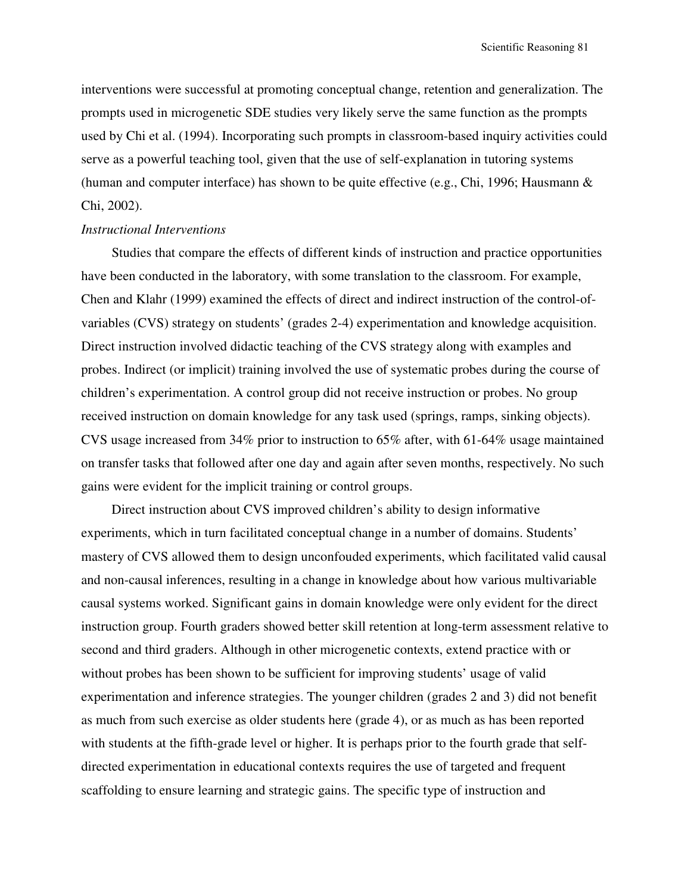interventions were successful at promoting conceptual change, retention and generalization. The prompts used in microgenetic SDE studies very likely serve the same function as the prompts used by Chi et al. (1994). Incorporating such prompts in classroom-based inquiry activities could serve as a powerful teaching tool, given that the use of self-explanation in tutoring systems (human and computer interface) has shown to be quite effective (e.g., Chi, 1996; Hausmann & Chi, 2002).

*Instructional Interventions*

Studies that compare the effects of different kinds of instruction and practice opportunities have been conducted in the laboratory, with some translation to the classroom. For example, Chen and Klahr (1999) examined the effects of direct and indirect instruction of the control-of-variables (CVS) strategy on students' (grades 2-4) experimentation and knowledge acquisition. Direct instruction involved didactic teaching of the CVS strategy along with examples and probes. Indirect (or implicit) training involved the use of systematic probes during the course of children's experimentation. A control group did not receive instruction or probes. No group received instruction on domain knowledge for any task used (springs, ramps, sinking objects). CVS usage increased from 34% prior to instruction to 65% after, with 61-64% usage maintained on transfer tasks that followed after one day and again after seven months, respectively. No such gains were evident for the implicit training or control groups.

Direct instruction about CVS improved children's ability to design informative experiments, which in turn facilitated conceptual change in a number of domains. Students' mastery of CVS allowed them to design unconfouded experiments, which facilitated valid causal and non-causal inferences, resulting in a change in knowledge about how various multivariable causal systems worked. Significant gains in domain knowledge were only evident for the direct instruction group. Fourth graders showed better skill retention at long-term assessment relative to second and third graders. Although in other microgenetic contexts, extend practice with or without probes has been shown to be sufficient for improving students' usage of valid experimentation and inference strategies. The younger children (grades 2 and 3) did not benefit as much from such exercise as older students here (grade 4), or as much as has been reported with students at the fifth-grade level or higher. It is perhaps prior to the fourth grade that self-directed experimentation in educational contexts requires the use of targeted and frequent scaffolding to ensure learning and strategic gains. The specific type of instruction and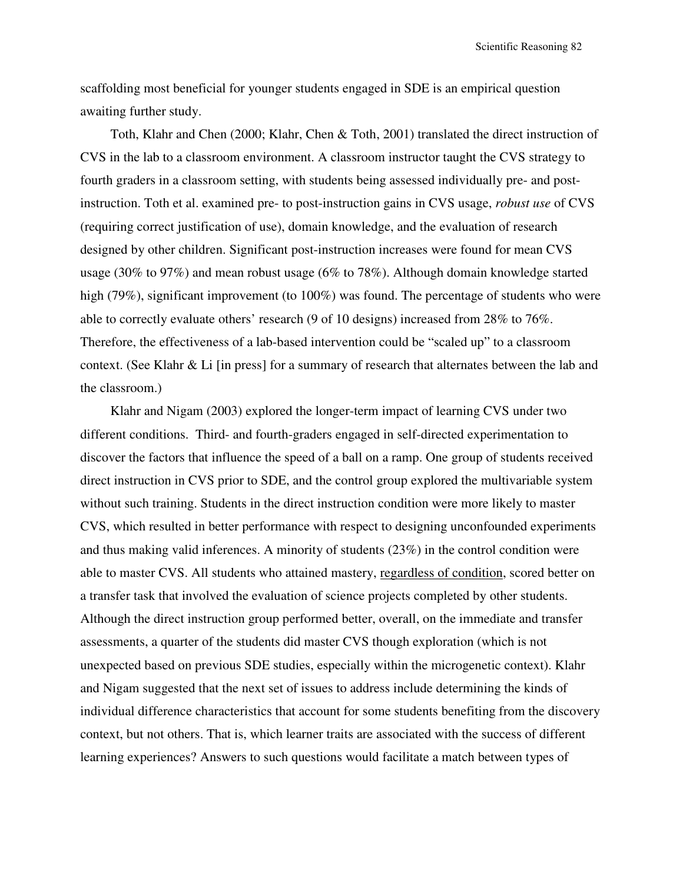scaffolding most beneficial for younger students engaged in SDE is an empirical question awaiting further study.

Toth, Klahr and Chen (2000; Klahr, Chen & Toth, 2001) translated the direct instruction of CVS in the lab to a classroom environment. A classroom instructor taught the CVS strategy to fourth graders in a classroom setting, with students being assessed individually pre- and post-instruction. Toth et al. examined pre- to post-instruction gains in CVS usage, *robust use* of CVS (requiring correct justification of use), domain knowledge, and the evaluation of research designed by other children. Significant post-instruction increases were found for mean CVS usage (30% to 97%) and mean robust usage (6% to 78%). Although domain knowledge started high (79%), significant improvement (to 100%) was found. The percentage of students who were able to correctly evaluate others' research (9 of 10 designs) increased from 28% to 76%. Therefore, the effectiveness of a lab-based intervention could be "scaled up" to a classroom context. (See Klahr & Li [in press] for a summary of research that alternates between the lab and the classroom.)

Klahr and Nigam (2003) explored the longer-term impact of learning CVS under two different conditions. Third- and fourth-graders engaged in self-directed experimentation to discover the factors that influence the speed of a ball on a ramp. One group of students received direct instruction in CVS prior to SDE, and the control group explored the multivariable system without such training. Students in the direct instruction condition were more likely to master CVS, which resulted in better performance with respect to designing unconfounded experiments and thus making valid inferences. A minority of students (23%) in the control condition were able to master CVS. All students who attained mastery, <u>regardless of condition</u>, scored better on a transfer task that involved the evaluation of science projects completed by other students. Although the direct instruction group performed better, overall, on the immediate and transfer assessments, a quarter of the students did master CVS though exploration (which is not unexpected based on previous SDE studies, especially within the microgenetic context). Klahr and Nigam suggested that the next set of issues to address include determining the kinds of individual difference characteristics that account for some students benefiting from the discovery context, but not others. That is, which learner traits are associated with the success of different learning experiences? Answers to such questions would facilitate a match between types of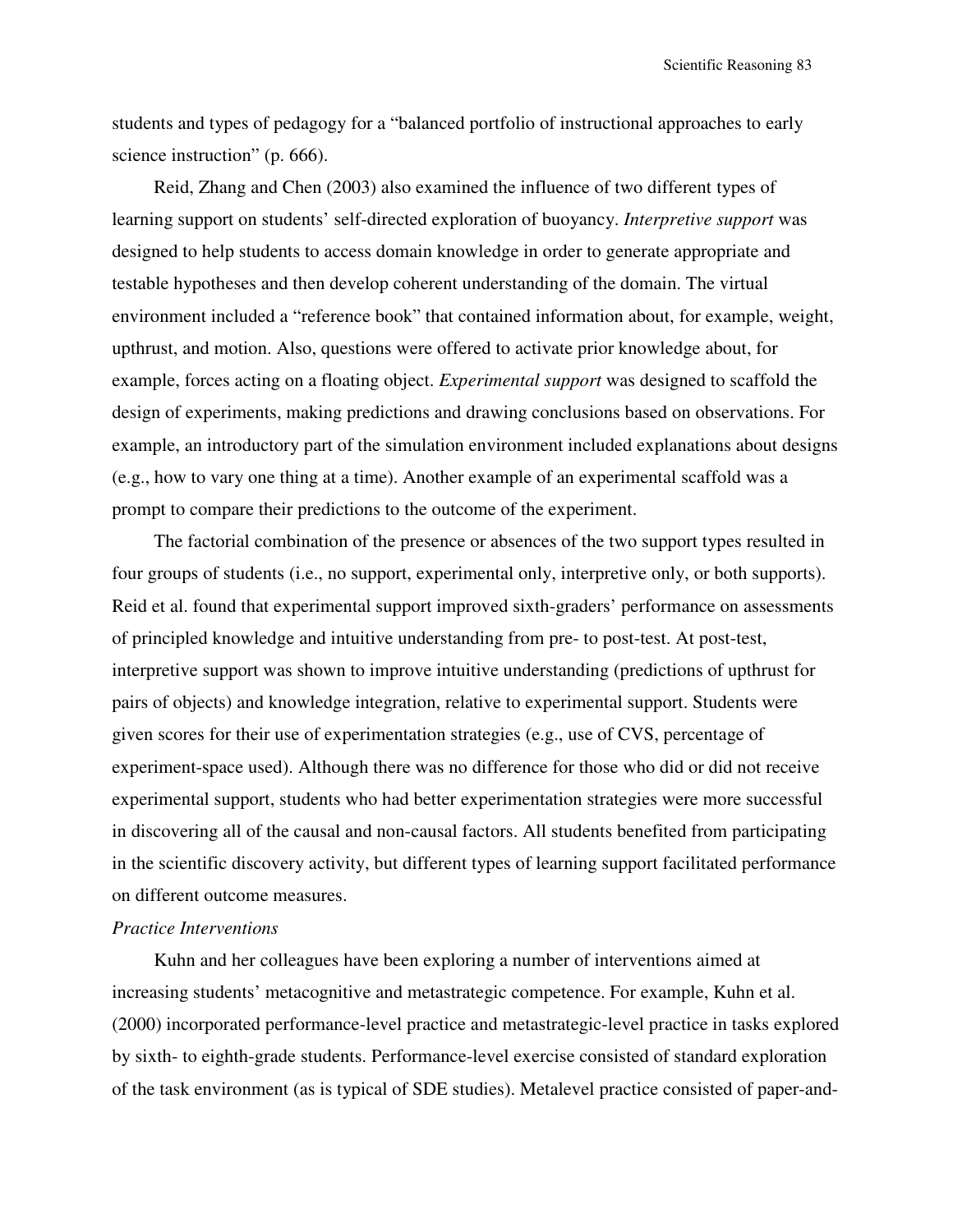students and types of pedagogy for a "balanced portfolio of instructional approaches to early science instruction" (p. 666).

Reid, Zhang and Chen (2003) also examined the influence of two different types of learning support on students' self-directed exploration of buoyancy. *Interpretive support* was designed to help students to access domain knowledge in order to generate appropriate and testable hypotheses and then develop coherent understanding of the domain. The virtual environment included a "reference book" that contained information about, for example, weight, upthrust, and motion. Also, questions were offered to activate prior knowledge about, for example, forces acting on a floating object. *Experimental support* was designed to scaffold the design of experiments, making predictions and drawing conclusions based on observations. For example, an introductory part of the simulation environment included explanations about designs (e.g., how to vary one thing at a time). Another example of an experimental scaffold was a prompt to compare their predictions to the outcome of the experiment.

The factorial combination of the presence or absences of the two support types resulted in four groups of students (i.e., no support, experimental only, interpretive only, or both supports). Reid et al. found that experimental support improved sixth-graders' performance on assessments of principled knowledge and intuitive understanding from pre- to post-test. At post-test, interpretive support was shown to improve intuitive understanding (predictions of upthrust for pairs of objects) and knowledge integration, relative to experimental support. Students were given scores for their use of experimentation strategies (e.g., use of CVS, percentage of experiment-space used). Although there was no difference for those who did or did not receive experimental support, students who had better experimentation strategies were more successful in discovering all of the causal and non-causal factors. All students benefited from participating in the scientific discovery activity, but different types of learning support facilitated performance on different outcome measures.

*Practice Interventions*

Kuhn and her colleagues have been exploring a number of interventions aimed at increasing students' metacognitive and metastrategic competence. For example, Kuhn et al. (2000) incorporated performance-level practice and metastrategic-level practice in tasks explored by sixth- to eighth-grade students. Performance-level exercise consisted of standard exploration of the task environment (as is typical of SDE studies). Metalevel practice consisted of paper-and-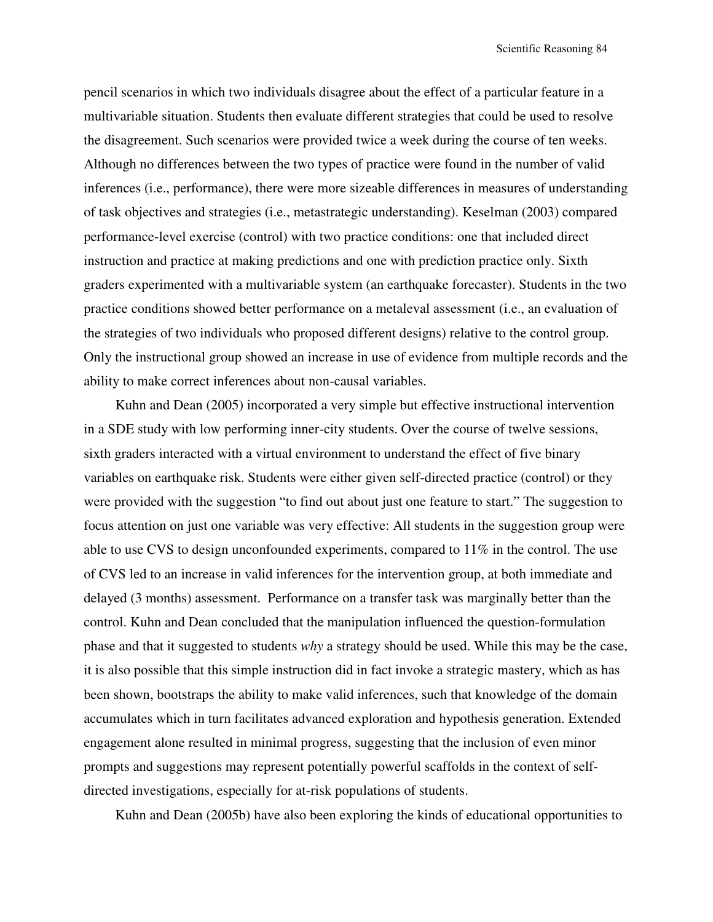pencil scenarios in which two individuals disagree about the effect of a particular feature in a multivariable situation. Students then evaluate different strategies that could be used to resolve the disagreement. Such scenarios were provided twice a week during the course of ten weeks. Although no differences between the two types of practice were found in the number of valid inferences (i.e., performance), there were more sizeable differences in measures of understanding of task objectives and strategies (i.e., metastrategic understanding). Keselman (2003) compared performance-level exercise (control) with two practice conditions: one that included direct instruction and practice at making predictions and one with prediction practice only. Sixth graders experimented with a multivariable system (an earthquake forecaster). Students in the two practice conditions showed better performance on a metaleval assessment (i.e., an evaluation of the strategies of two individuals who proposed different designs) relative to the control group. Only the instructional group showed an increase in use of evidence from multiple records and the ability to make correct inferences about non-causal variables.

Kuhn and Dean (2005) incorporated a very simple but effective instructional intervention in a SDE study with low performing inner-city students. Over the course of twelve sessions, sixth graders interacted with a virtual environment to understand the effect of five binary variables on earthquake risk. Students were either given self-directed practice (control) or they were provided with the suggestion "to find out about just one feature to start." The suggestion to focus attention on just one variable was very effective: All students in the suggestion group were able to use CVS to design unconfounded experiments, compared to 11% in the control. The use of CVS led to an increase in valid inferences for the intervention group, at both immediate and delayed (3 months) assessment. Performance on a transfer task was marginally better than the control. Kuhn and Dean concluded that the manipulation influenced the question-formulation phase and that it suggested to students *why* a strategy should be used. While this may be the case, it is also possible that this simple instruction did in fact invoke a strategic mastery, which as has been shown, bootstraps the ability to make valid inferences, such that knowledge of the domain accumulates which in turn facilitates advanced exploration and hypothesis generation. Extended engagement alone resulted in minimal progress, suggesting that the inclusion of even minor prompts and suggestions may represent potentially powerful scaffolds in the context of self-directed investigations, especially for at-risk populations of students.

Kuhn and Dean (2005b) have also been exploring the kinds of educational opportunities to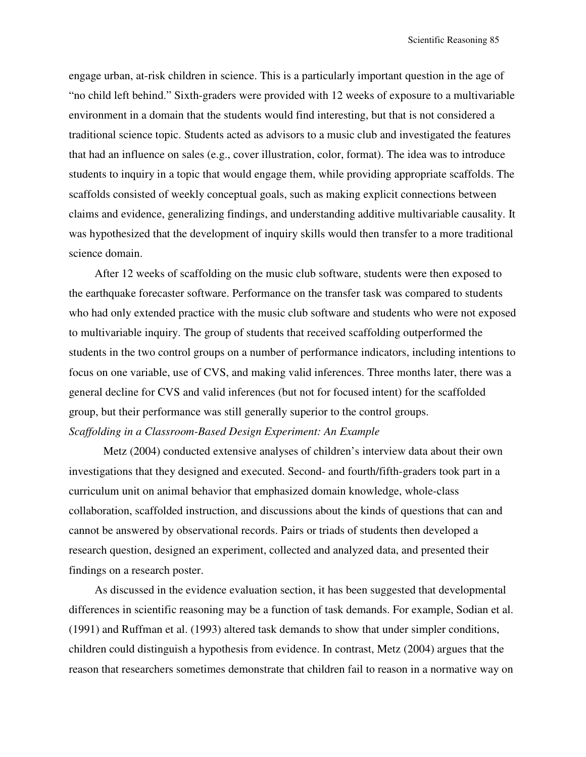engage urban, at-risk children in science. This is a particularly important question in the age of "no child left behind." Sixth-graders were provided with 12 weeks of exposure to a multivariable environment in a domain that the students would find interesting, but that is not considered a traditional science topic. Students acted as advisors to a music club and investigated the features that had an influence on sales (e.g., cover illustration, color, format). The idea was to introduce students to inquiry in a topic that would engage them, while providing appropriate scaffolds. The scaffolds consisted of weekly conceptual goals, such as making explicit connections between claims and evidence, generalizing findings, and understanding additive multivariable causality. It was hypothesized that the development of inquiry skills would then transfer to a more traditional science domain.

After 12 weeks of scaffolding on the music club software, students were then exposed to the earthquake forecaster software. Performance on the transfer task was compared to students who had only extended practice with the music club software and students who were not exposed to multivariable inquiry. The group of students that received scaffolding outperformed the students in the two control groups on a number of performance indicators, including intentions to focus on one variable, use of CVS, and making valid inferences. Three months later, there was a general decline for CVS and valid inferences (but not for focused intent) for the scaffolded group, but their performance was still generally superior to the control groups.

*Scaffolding in a Classroom-Based Design Experiment: An Example*

Metz (2004) conducted extensive analyses of children's interview data about their own investigations that they designed and executed. Second- and fourth/fifth-graders took part in a curriculum unit on animal behavior that emphasized domain knowledge, whole-class collaboration, scaffolded instruction, and discussions about the kinds of questions that can and cannot be answered by observational records. Pairs or triads of students then developed a research question, designed an experiment, collected and analyzed data, and presented their findings on a research poster.

As discussed in the evidence evaluation section, it has been suggested that developmental differences in scientific reasoning may be a function of task demands. For example, Sodian et al. (1991) and Ruffman et al. (1993) altered task demands to show that under simpler conditions, children could distinguish a hypothesis from evidence. In contrast, Metz (2004) argues that the reason that researchers sometimes demonstrate that children fail to reason in a normative way on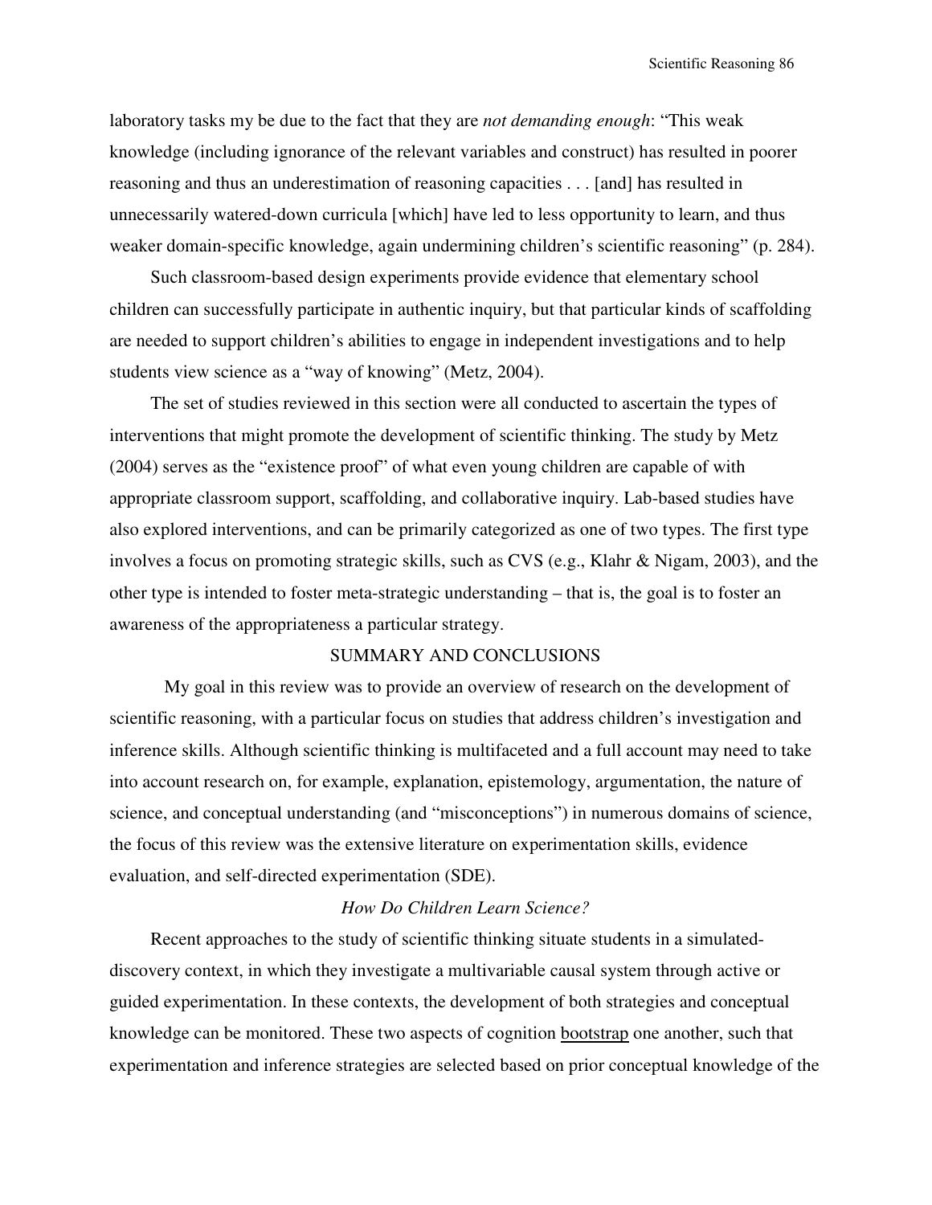laboratory tasks my be due to the fact that they are *not demanding enough*: "This weak knowledge (including ignorance of the relevant variables and construct) has resulted in poorer reasoning and thus an underestimation of reasoning capacities . . . [and] has resulted in unnecessarily watered-down curricula [which] have led to less opportunity to learn, and thus weaker domain-specific knowledge, again undermining children's scientific reasoning" (p. 284).

Such classroom-based design experiments provide evidence that elementary school children can successfully participate in authentic inquiry, but that particular kinds of scaffolding are needed to support children's abilities to engage in independent investigations and to help students view science as a "way of knowing" (Metz, 2004).

The set of studies reviewed in this section were all conducted to ascertain the types of interventions that might promote the development of scientific thinking. The study by Metz (2004) serves as the "existence proof" of what even young children are capable of with appropriate classroom support, scaffolding, and collaborative inquiry. Lab-based studies have also explored interventions, and can be primarily categorized as one of two types. The first type involves a focus on promoting strategic skills, such as CVS (e.g., Klahr & Nigam, 2003), and the other type is intended to foster meta-strategic understanding – that is, the goal is to foster an awareness of the appropriateness a particular strategy.

## SUMMARY AND CONCLUSIONS

My goal in this review was to provide an overview of research on the development of scientific reasoning, with a particular focus on studies that address children's investigation and inference skills. Although scientific thinking is multifaceted and a full account may need to take into account research on, for example, explanation, epistemology, argumentation, the nature of science, and conceptual understanding (and "misconceptions") in numerous domains of science, the focus of this review was the extensive literature on experimentation skills, evidence evaluation, and self-directed experimentation (SDE).

### *How Do Children Learn Science?*

Recent approaches to the study of scientific thinking situate students in a simulated-discovery context, in which they investigate a multivariable causal system through active or guided experimentation. In these contexts, the development of both strategies and conceptual knowledge can be monitored. These two aspects of cognition <u>bootstrap</u> one another, such that experimentation and inference strategies are selected based on prior conceptual knowledge of the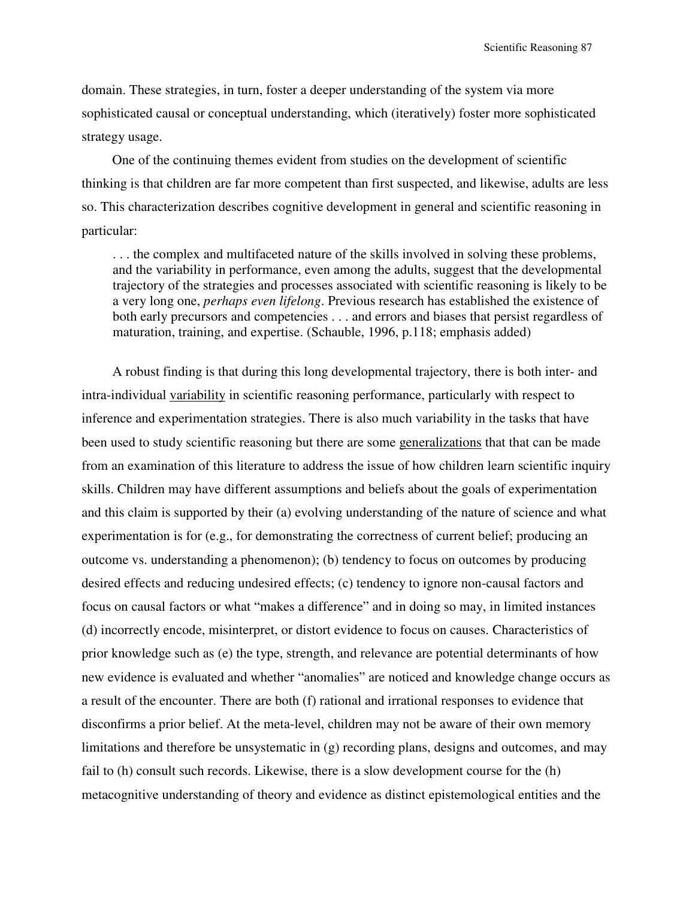domain. These strategies, in turn, foster a deeper understanding of the system via more sophisticated causal or conceptual understanding, which (iteratively) foster more sophisticated strategy usage.

One of the continuing themes evident from studies on the development of scientific thinking is that children are far more competent than first suspected, and likewise, adults are less so. This characterization describes cognitive development in general and scientific reasoning in particular:

> . . . the complex and multifaceted nature of the skills involved in solving these problems, and the variability in performance, even among the adults, suggest that the developmental trajectory of the strategies and processes associated with scientific reasoning is likely to be a very long one, *perhaps even lifelong*. Previous research has established the existence of both early precursors and competencies . . . and errors and biases that persist regardless of maturation, training, and expertise. (Schauble, 1996, p.118; emphasis added)

A robust finding is that during this long developmental trajectory, there is both inter- and intra-individual <u>variability</u> in scientific reasoning performance, particularly with respect to inference and experimentation strategies. There is also much variability in the tasks that have been used to study scientific reasoning but there are some <u>generalizations</u> that that can be made from an examination of this literature to address the issue of how children learn scientific inquiry skills. Children may have different assumptions and beliefs about the goals of experimentation and this claim is supported by their (a) evolving understanding of the nature of science and what experimentation is for (e.g., for demonstrating the correctness of current belief; producing an outcome vs. understanding a phenomenon); (b) tendency to focus on outcomes by producing desired effects and reducing undesired effects; (c) tendency to ignore non-causal factors and focus on causal factors or what "makes a difference" and in doing so may, in limited instances (d) incorrectly encode, misinterpret, or distort evidence to focus on causes. Characteristics of prior knowledge such as (e) the type, strength, and relevance are potential determinants of how new evidence is evaluated and whether "anomalies" are noticed and knowledge change occurs as a result of the encounter. There are both (f) rational and irrational responses to evidence that disconfirms a prior belief. At the meta-level, children may not be aware of their own memory limitations and therefore be unsystematic in (g) recording plans, designs and outcomes, and may fail to (h) consult such records. Likewise, there is a slow development course for the (h) metacognitive understanding of theory and evidence as distinct epistemological entities and the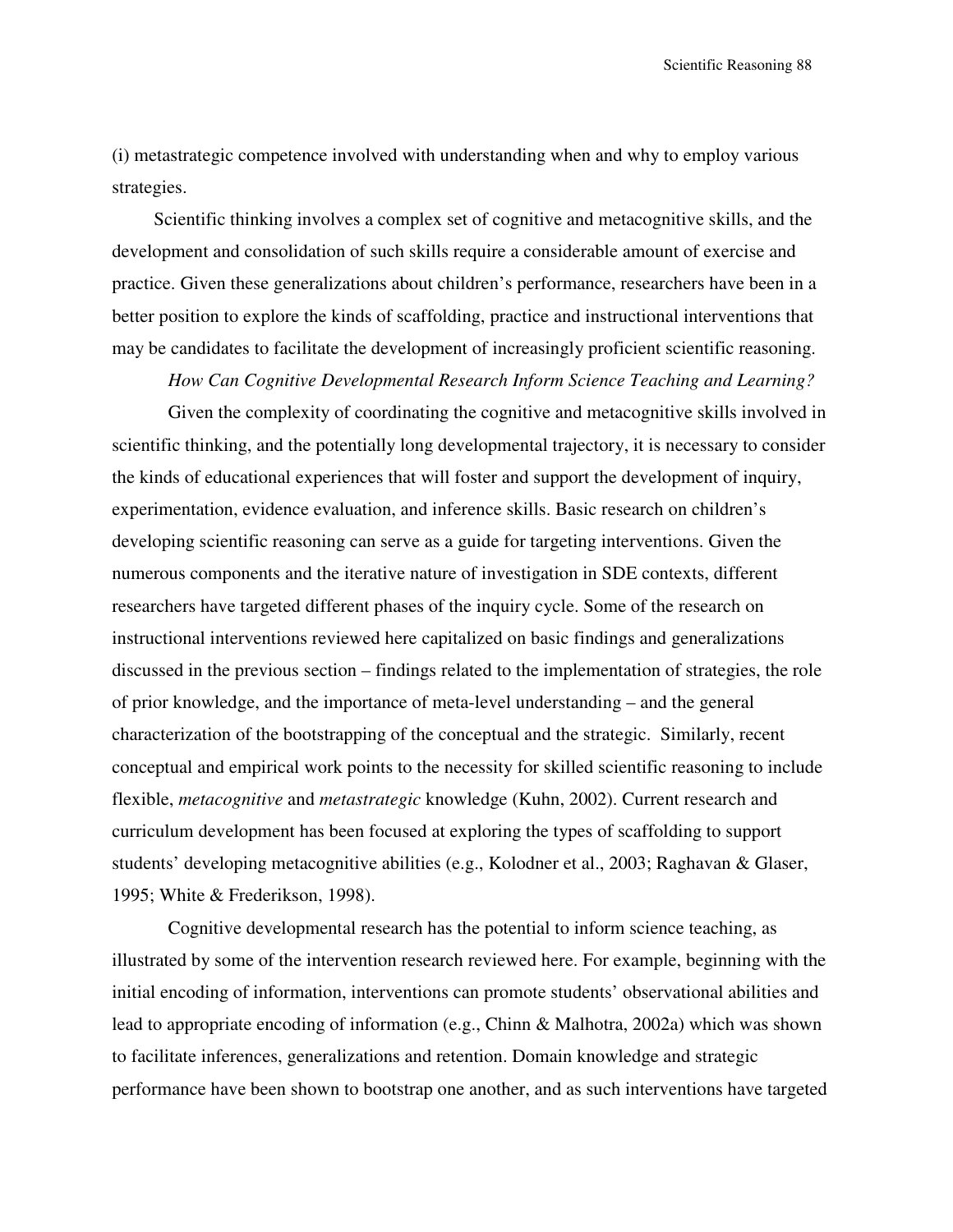(i) metastrategic competence involved with understanding when and why to employ various strategies.

Scientific thinking involves a complex set of cognitive and metacognitive skills, and the development and consolidation of such skills require a considerable amount of exercise and practice. Given these generalizations about children's performance, researchers have been in a better position to explore the kinds of scaffolding, practice and instructional interventions that may be candidates to facilitate the development of increasingly proficient scientific reasoning.

### *How Can Cognitive Developmental Research Inform Science Teaching and Learning?*

Given the complexity of coordinating the cognitive and metacognitive skills involved in scientific thinking, and the potentially long developmental trajectory, it is necessary to consider the kinds of educational experiences that will foster and support the development of inquiry, experimentation, evidence evaluation, and inference skills. Basic research on children's developing scientific reasoning can serve as a guide for targeting interventions. Given the numerous components and the iterative nature of investigation in SDE contexts, different researchers have targeted different phases of the inquiry cycle. Some of the research on instructional interventions reviewed here capitalized on basic findings and generalizations discussed in the previous section – findings related to the implementation of strategies, the role of prior knowledge, and the importance of meta-level understanding – and the general characterization of the bootstrapping of the conceptual and the strategic. Similarly, recent conceptual and empirical work points to the necessity for skilled scientific reasoning to include flexible, *metacognitive* and *metastrategic* knowledge (Kuhn, 2002). Current research and curriculum development has been focused at exploring the types of scaffolding to support students' developing metacognitive abilities (e.g., Kolodner et al., 2003; Raghavan & Glaser, 1995; White & Frederikson, 1998).

Cognitive developmental research has the potential to inform science teaching, as illustrated by some of the intervention research reviewed here. For example, beginning with the initial encoding of information, interventions can promote students' observational abilities and lead to appropriate encoding of information (e.g., Chinn & Malhotra, 2002a) which was shown to facilitate inferences, generalizations and retention. Domain knowledge and strategic performance have been shown to bootstrap one another, and as such interventions have targeted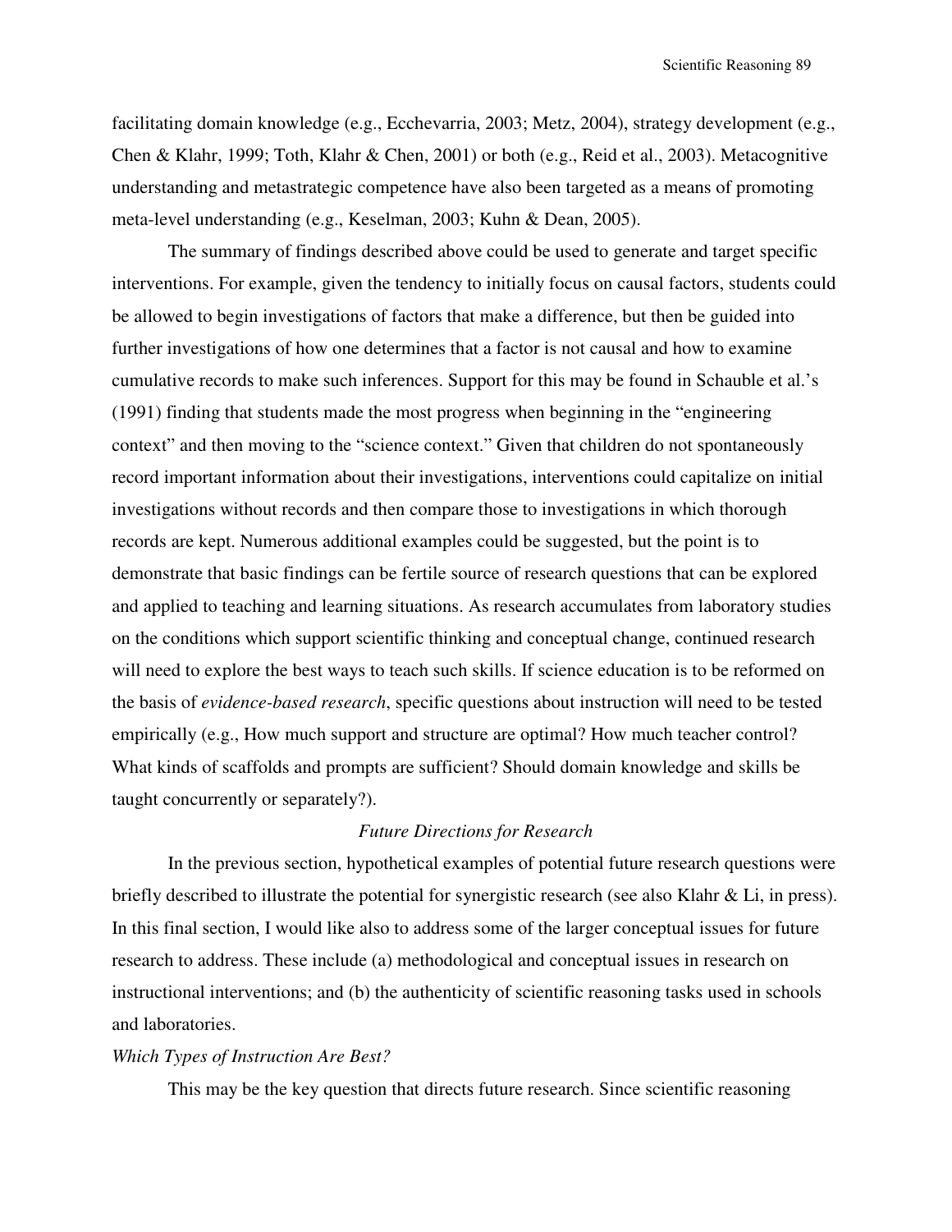facilitating domain knowledge (e.g., Ecchevarria, 2003; Metz, 2004), strategy development (e.g., Chen & Klahr, 1999; Toth, Klahr & Chen, 2001) or both (e.g., Reid et al., 2003). Metacognitive understanding and metastrategic competence have also been targeted as a means of promoting meta-level understanding (e.g., Keselman, 2003; Kuhn & Dean, 2005).

The summary of findings described above could be used to generate and target specific interventions. For example, given the tendency to initially focus on causal factors, students could be allowed to begin investigations of factors that make a difference, but then be guided into further investigations of how one determines that a factor is not causal and how to examine cumulative records to make such inferences. Support for this may be found in Schauble et al.'s (1991) finding that students made the most progress when beginning in the "engineering context" and then moving to the "science context." Given that children do not spontaneously record important information about their investigations, interventions could capitalize on initial investigations without records and then compare those to investigations in which thorough records are kept. Numerous additional examples could be suggested, but the point is to demonstrate that basic findings can be fertile source of research questions that can be explored and applied to teaching and learning situations. As research accumulates from laboratory studies on the conditions which support scientific thinking and conceptual change, continued research will need to explore the best ways to teach such skills. If science education is to be reformed on the basis of *evidence-based research*, specific questions about instruction will need to be tested empirically (e.g., How much support and structure are optimal? How much teacher control? What kinds of scaffolds and prompts are sufficient? Should domain knowledge and skills be taught concurrently or separately?).

## *Future Directions for Research*

In the previous section, hypothetical examples of potential future research questions were briefly described to illustrate the potential for synergistic research (see also Klahr & Li, in press). In this final section, I would like also to address some of the larger conceptual issues for future research to address. These include (a) methodological and conceptual issues in research on instructional interventions; and (b) the authenticity of scientific reasoning tasks used in schools and laboratories.

### *Which Types of Instruction Are Best?*

This may be the key question that directs future research. Since scientific reasoning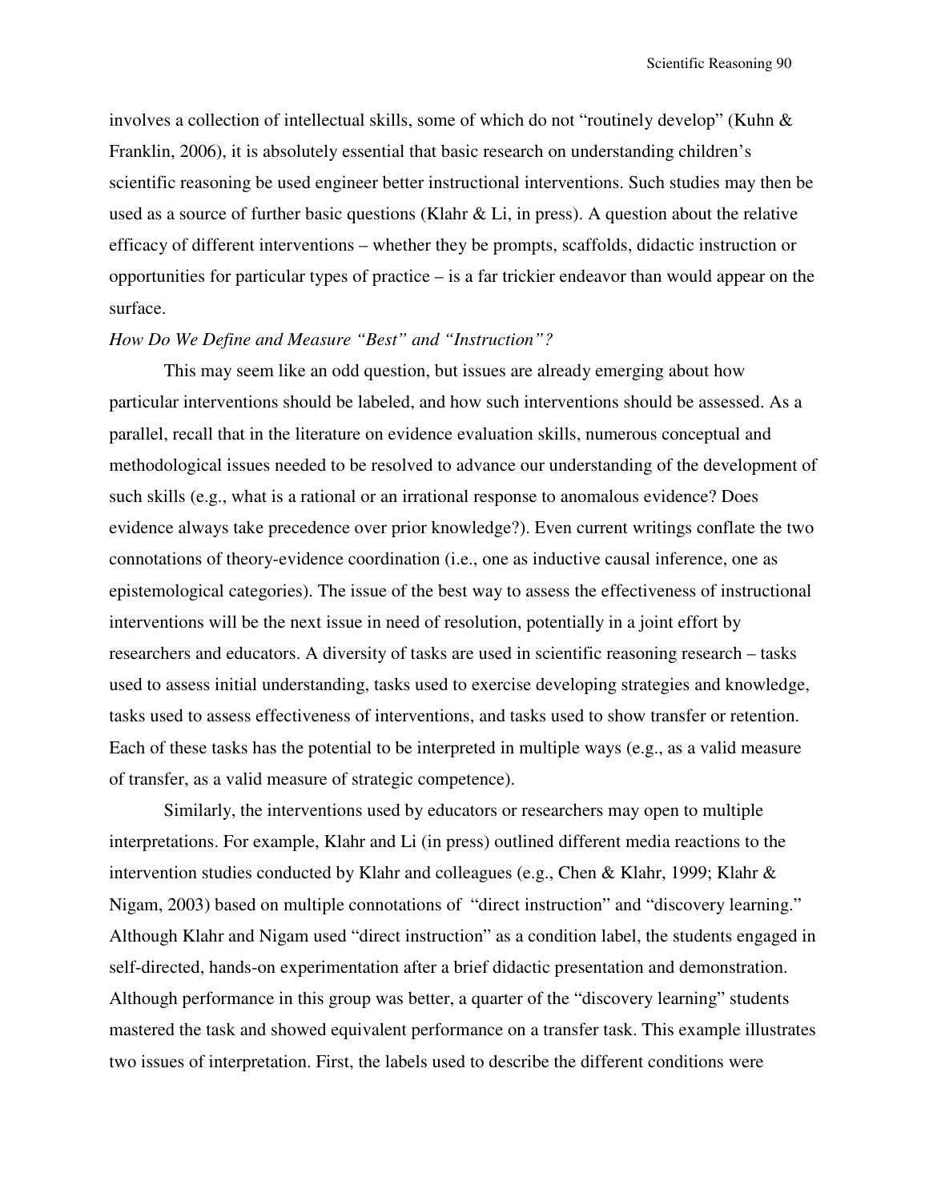involves a collection of intellectual skills, some of which do not "routinely develop" (Kuhn & Franklin, 2006), it is absolutely essential that basic research on understanding children's scientific reasoning be used engineer better instructional interventions. Such studies may then be used as a source of further basic questions (Klahr & Li, in press). A question about the relative efficacy of different interventions – whether they be prompts, scaffolds, didactic instruction or opportunities for particular types of practice – is a far trickier endeavor than would appear on the surface.

*How Do We Define and Measure "Best" and "Instruction"?*

This may seem like an odd question, but issues are already emerging about how particular interventions should be labeled, and how such interventions should be assessed. As a parallel, recall that in the literature on evidence evaluation skills, numerous conceptual and methodological issues needed to be resolved to advance our understanding of the development of such skills (e.g., what is a rational or an irrational response to anomalous evidence? Does evidence always take precedence over prior knowledge?). Even current writings conflate the two connotations of theory-evidence coordination (i.e., one as inductive causal inference, one as epistemological categories). The issue of the best way to assess the effectiveness of instructional interventions will be the next issue in need of resolution, potentially in a joint effort by researchers and educators. A diversity of tasks are used in scientific reasoning research – tasks used to assess initial understanding, tasks used to exercise developing strategies and knowledge, tasks used to assess effectiveness of interventions, and tasks used to show transfer or retention. Each of these tasks has the potential to be interpreted in multiple ways (e.g., as a valid measure of transfer, as a valid measure of strategic competence).

Similarly, the interventions used by educators or researchers may open to multiple interpretations. For example, Klahr and Li (in press) outlined different media reactions to the intervention studies conducted by Klahr and colleagues (e.g., Chen & Klahr, 1999; Klahr & Nigam, 2003) based on multiple connotations of "direct instruction" and "discovery learning." Although Klahr and Nigam used "direct instruction" as a condition label, the students engaged in self-directed, hands-on experimentation after a brief didactic presentation and demonstration. Although performance in this group was better, a quarter of the "discovery learning" students mastered the task and showed equivalent performance on a transfer task. This example illustrates two issues of interpretation. First, the labels used to describe the different conditions were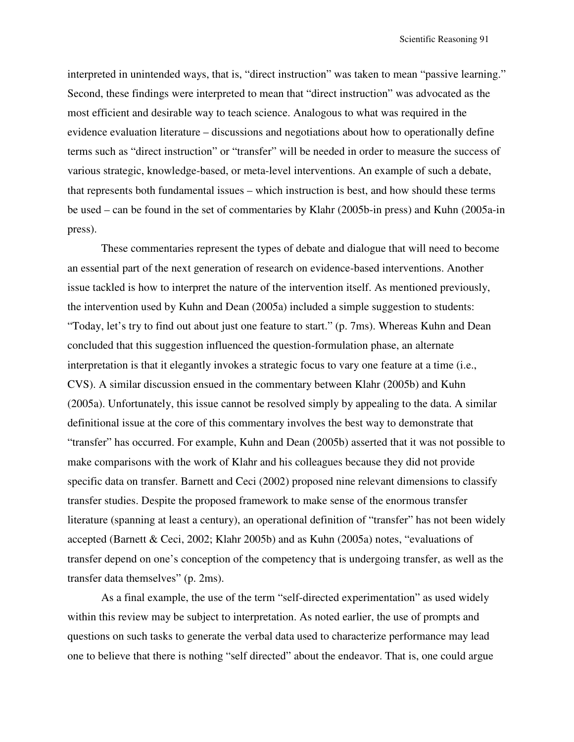interpreted in unintended ways, that is, "direct instruction" was taken to mean "passive learning." Second, these findings were interpreted to mean that "direct instruction" was advocated as the most efficient and desirable way to teach science. Analogous to what was required in the evidence evaluation literature – discussions and negotiations about how to operationally define terms such as "direct instruction" or "transfer" will be needed in order to measure the success of various strategic, knowledge-based, or meta-level interventions. An example of such a debate, that represents both fundamental issues – which instruction is best, and how should these terms be used – can be found in the set of commentaries by Klahr (2005b-in press) and Kuhn (2005a-in press).

These commentaries represent the types of debate and dialogue that will need to become an essential part of the next generation of research on evidence-based interventions. Another issue tackled is how to interpret the nature of the intervention itself. As mentioned previously, the intervention used by Kuhn and Dean (2005a) included a simple suggestion to students: "Today, let's try to find out about just one feature to start." (p. 7ms). Whereas Kuhn and Dean concluded that this suggestion influenced the question-formulation phase, an alternate interpretation is that it elegantly invokes a strategic focus to vary one feature at a time (i.e., CVS). A similar discussion ensued in the commentary between Klahr (2005b) and Kuhn (2005a). Unfortunately, this issue cannot be resolved simply by appealing to the data. A similar definitional issue at the core of this commentary involves the best way to demonstrate that "transfer" has occurred. For example, Kuhn and Dean (2005b) asserted that it was not possible to make comparisons with the work of Klahr and his colleagues because they did not provide specific data on transfer. Barnett and Ceci (2002) proposed nine relevant dimensions to classify transfer studies. Despite the proposed framework to make sense of the enormous transfer literature (spanning at least a century), an operational definition of "transfer" has not been widely accepted (Barnett & Ceci, 2002; Klahr 2005b) and as Kuhn (2005a) notes, "evaluations of transfer depend on one's conception of the competency that is undergoing transfer, as well as the transfer data themselves" (p. 2ms).

As a final example, the use of the term "self-directed experimentation" as used widely within this review may be subject to interpretation. As noted earlier, the use of prompts and questions on such tasks to generate the verbal data used to characterize performance may lead one to believe that there is nothing "self directed" about the endeavor. That is, one could argue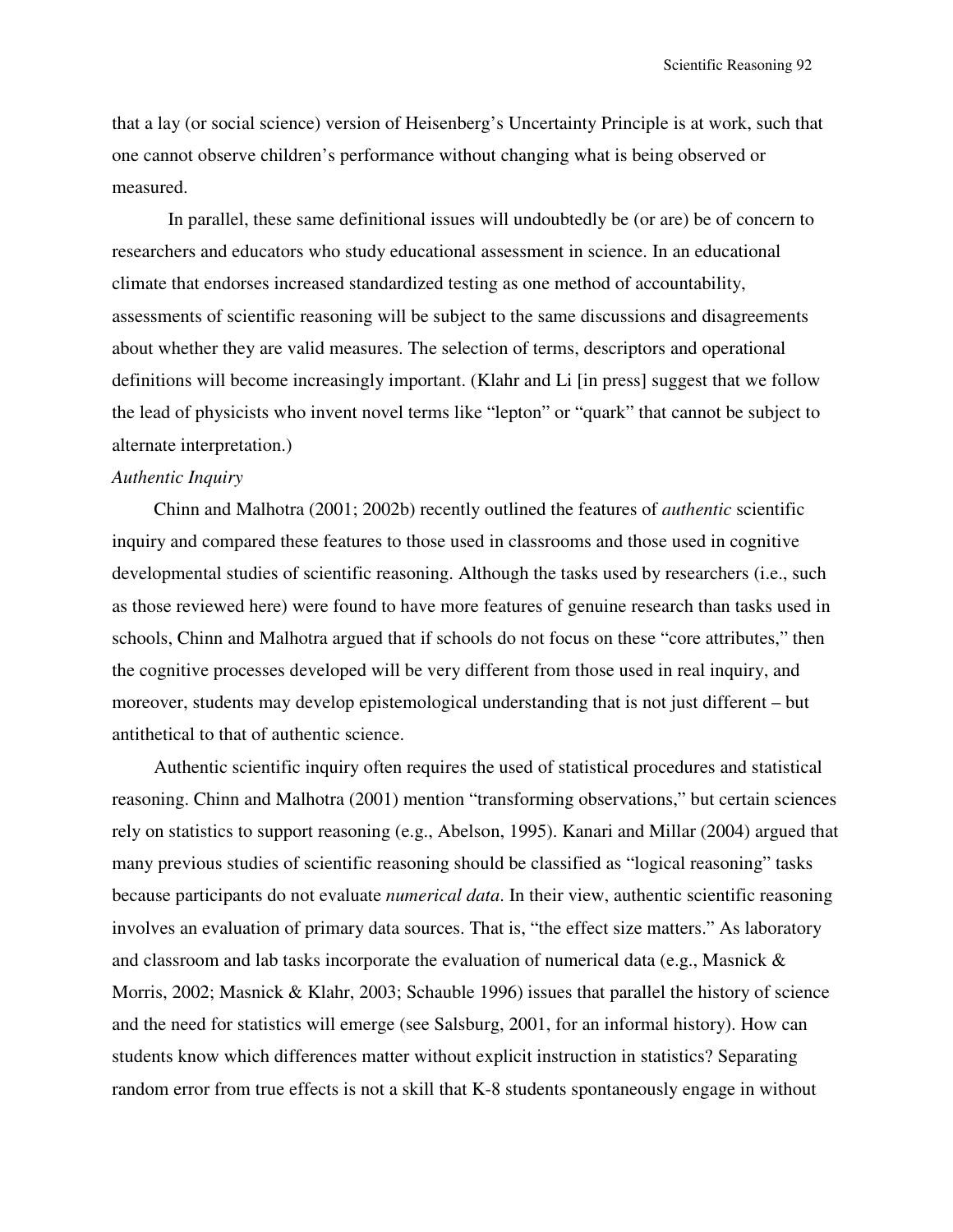that a lay (or social science) version of Heisenberg's Uncertainty Principle is at work, such that one cannot observe children's performance without changing what is being observed or measured.

In parallel, these same definitional issues will undoubtedly be (or are) be of concern to researchers and educators who study educational assessment in science. In an educational climate that endorses increased standardized testing as one method of accountability, assessments of scientific reasoning will be subject to the same discussions and disagreements about whether they are valid measures. The selection of terms, descriptors and operational definitions will become increasingly important. (Klahr and Li [in press] suggest that we follow the lead of physicists who invent novel terms like "lepton" or "quark" that cannot be subject to alternate interpretation.)

*Authentic Inquiry*

Chinn and Malhotra (2001; 2002b) recently outlined the features of *authentic* scientific inquiry and compared these features to those used in classrooms and those used in cognitive developmental studies of scientific reasoning. Although the tasks used by researchers (i.e., such as those reviewed here) were found to have more features of genuine research than tasks used in schools, Chinn and Malhotra argued that if schools do not focus on these "core attributes," then the cognitive processes developed will be very different from those used in real inquiry, and moreover, students may develop epistemological understanding that is not just different – but antithetical to that of authentic science.

Authentic scientific inquiry often requires the used of statistical procedures and statistical reasoning. Chinn and Malhotra (2001) mention "transforming observations," but certain sciences rely on statistics to support reasoning (e.g., Abelson, 1995). Kanari and Millar (2004) argued that many previous studies of scientific reasoning should be classified as "logical reasoning" tasks because participants do not evaluate *numerical data*. In their view, authentic scientific reasoning involves an evaluation of primary data sources. That is, "the effect size matters." As laboratory and classroom and lab tasks incorporate the evaluation of numerical data (e.g., Masnick & Morris, 2002; Masnick & Klahr, 2003; Schauble 1996) issues that parallel the history of science and the need for statistics will emerge (see Salsburg, 2001, for an informal history). How can students know which differences matter without explicit instruction in statistics? Separating random error from true effects is not a skill that K-8 students spontaneously engage in without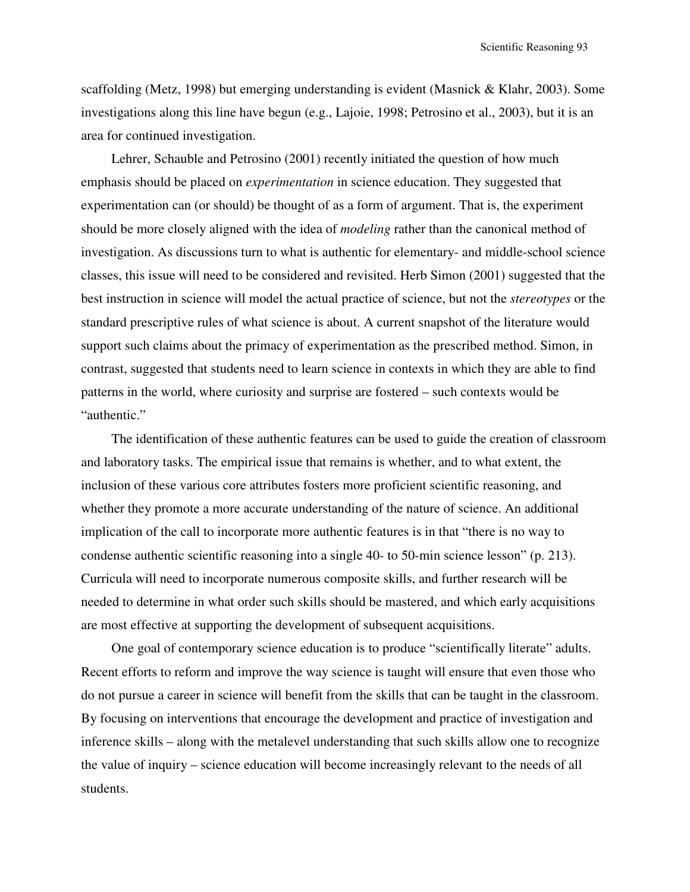scaffolding (Metz, 1998) but emerging understanding is evident (Masnick & Klahr, 2003). Some investigations along this line have begun (e.g., Lajoie, 1998; Petrosino et al., 2003), but it is an area for continued investigation.

Lehrer, Schauble and Petrosino (2001) recently initiated the question of how much emphasis should be placed on *experimentation* in science education. They suggested that experimentation can (or should) be thought of as a form of argument. That is, the experiment should be more closely aligned with the idea of *modeling* rather than the canonical method of investigation. As discussions turn to what is authentic for elementary- and middle-school science classes, this issue will need to be considered and revisited. Herb Simon (2001) suggested that the best instruction in science will model the actual practice of science, but not the *stereotypes* or the standard prescriptive rules of what science is about. A current snapshot of the literature would support such claims about the primacy of experimentation as the prescribed method. Simon, in contrast, suggested that students need to learn science in contexts in which they are able to find patterns in the world, where curiosity and surprise are fostered – such contexts would be "authentic."

The identification of these authentic features can be used to guide the creation of classroom and laboratory tasks. The empirical issue that remains is whether, and to what extent, the inclusion of these various core attributes fosters more proficient scientific reasoning, and whether they promote a more accurate understanding of the nature of science. An additional implication of the call to incorporate more authentic features is in that "there is no way to condense authentic scientific reasoning into a single 40- to 50-min science lesson" (p. 213). Curricula will need to incorporate numerous composite skills, and further research will be needed to determine in what order such skills should be mastered, and which early acquisitions are most effective at supporting the development of subsequent acquisitions.

One goal of contemporary science education is to produce "scientifically literate" adults. Recent efforts to reform and improve the way science is taught will ensure that even those who do not pursue a career in science will benefit from the skills that can be taught in the classroom. By focusing on interventions that encourage the development and practice of investigation and inference skills – along with the metalevel understanding that such skills allow one to recognize the value of inquiry – science education will become increasingly relevant to the needs of all students.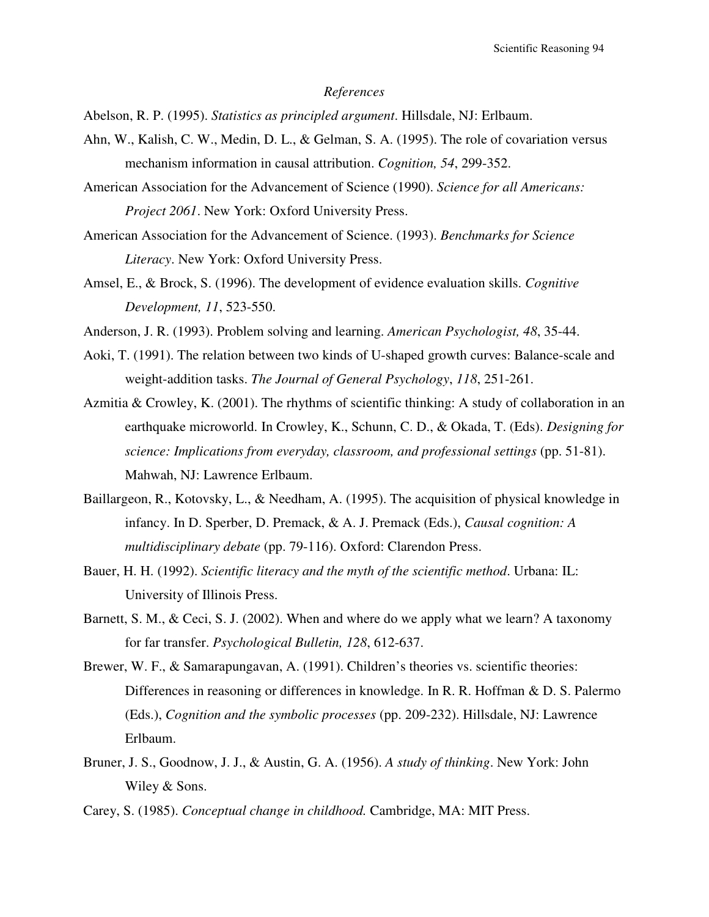*References*

Abelson, R. P. (1995). *Statistics as principled argument*. Hillsdale, NJ: Erlbaum.

Ahn, W., Kalish, C. W., Medin, D. L., & Gelman, S. A. (1995). The role of covariation versus mechanism information in causal attribution. *Cognition, 54*, 299-352.

American Association for the Advancement of Science (1990). *Science for all Americans: Project 2061*. New York: Oxford University Press.

American Association for the Advancement of Science. (1993). *Benchmarks for Science Literacy*. New York: Oxford University Press.

Amsel, E., & Brock, S. (1996). The development of evidence evaluation skills. *Cognitive Development, 11*, 523-550.

Anderson, J. R. (1993). Problem solving and learning. *American Psychologist, 48*, 35-44.

Aoki, T. (1991). The relation between two kinds of U-shaped growth curves: Balance-scale and weight-addition tasks. *The Journal of General Psychology*, *118*, 251-261.

Azmitia & Crowley, K. (2001). The rhythms of scientific thinking: A study of collaboration in an earthquake microworld. In Crowley, K., Schunn, C. D., & Okada, T. (Eds). *Designing for science: Implications from everyday, classroom, and professional settings* (pp. 51-81). Mahwah, NJ: Lawrence Erlbaum.

Baillargeon, R., Kotovsky, L., & Needham, A. (1995). The acquisition of physical knowledge in infancy. In D. Sperber, D. Premack, & A. J. Premack (Eds.), *Causal cognition: A multidisciplinary debate* (pp. 79-116). Oxford: Clarendon Press.

Bauer, H. H. (1992). *Scientific literacy and the myth of the scientific method*. Urbana: IL: University of Illinois Press.

Barnett, S. M., & Ceci, S. J. (2002). When and where do we apply what we learn? A taxonomy for far transfer. *Psychological Bulletin, 128*, 612-637.

Brewer, W. F., & Samarapungavan, A. (1991). Children's theories vs. scientific theories: Differences in reasoning or differences in knowledge. In R. R. Hoffman & D. S. Palermo (Eds.), *Cognition and the symbolic processes* (pp. 209-232). Hillsdale, NJ: Lawrence Erlbaum.

Bruner, J. S., Goodnow, J. J., & Austin, G. A. (1956). *A study of thinking*. New York: John Wiley & Sons.

Carey, S. (1985). *Conceptual change in childhood.* Cambridge, MA: MIT Press.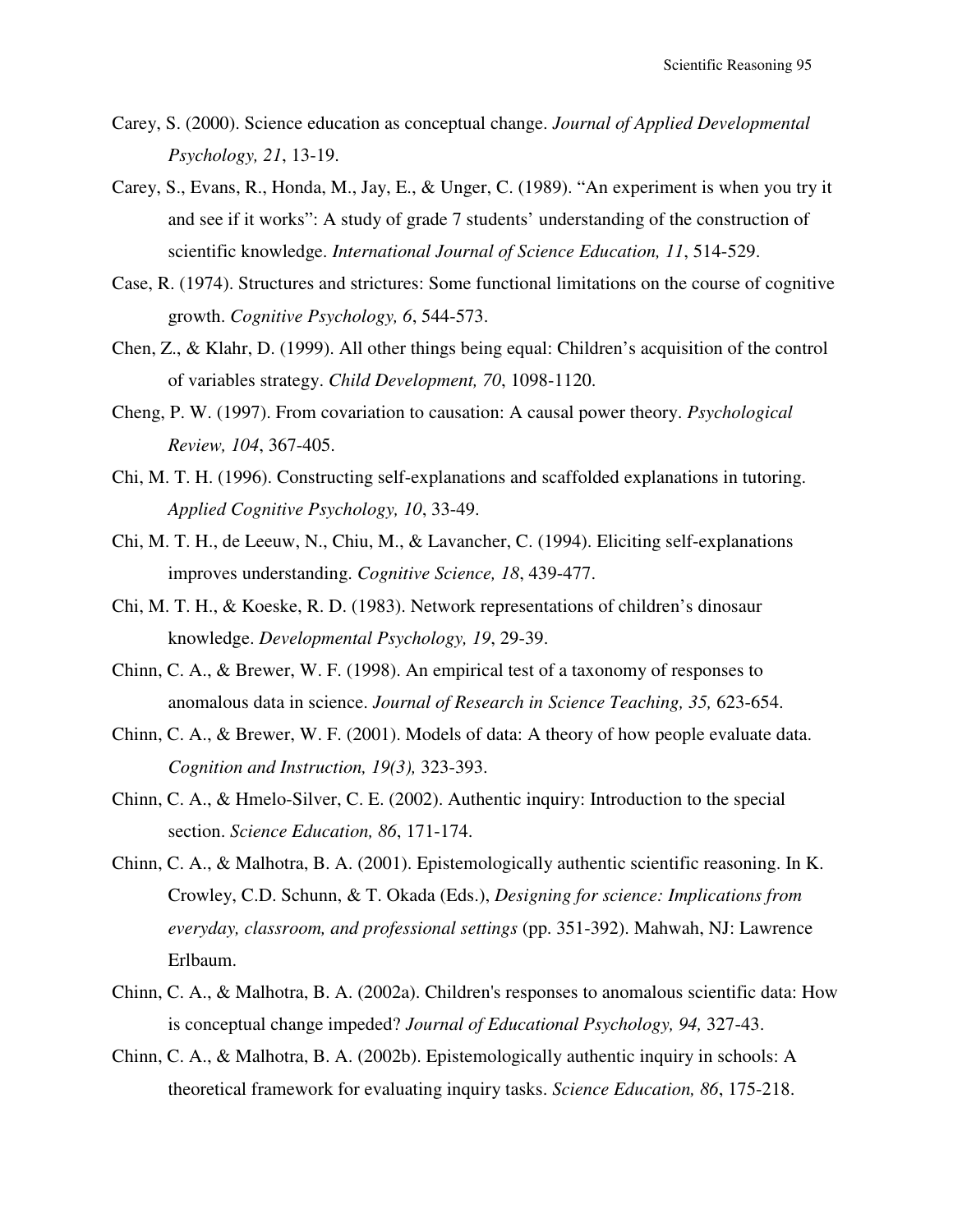Carey, S. (2000). Science education as conceptual change. *Journal of Applied Developmental Psychology, 21*, 13-19.

Carey, S., Evans, R., Honda, M., Jay, E., & Unger, C. (1989). "An experiment is when you try it and see if it works": A study of grade 7 students' understanding of the construction of scientific knowledge. *International Journal of Science Education, 11*, 514-529.

Case, R. (1974). Structures and strictures: Some functional limitations on the course of cognitive growth. *Cognitive Psychology, 6*, 544-573.

Chen, Z., & Klahr, D. (1999). All other things being equal: Children's acquisition of the control of variables strategy. *Child Development, 70*, 1098-1120.

Cheng, P. W. (1997). From covariation to causation: A causal power theory. *Psychological Review, 104*, 367-405.

Chi, M. T. H. (1996). Constructing self-explanations and scaffolded explanations in tutoring. *Applied Cognitive Psychology, 10*, 33-49.

Chi, M. T. H., de Leeuw, N., Chiu, M., & Lavancher, C. (1994). Eliciting self-explanations improves understanding. *Cognitive Science, 18*, 439-477.

Chi, M. T. H., & Koeske, R. D. (1983). Network representations of children's dinosaur knowledge. *Developmental Psychology, 19*, 29-39.

Chinn, C. A., & Brewer, W. F. (1998). An empirical test of a taxonomy of responses to anomalous data in science. *Journal of Research in Science Teaching, 35,* 623-654.

Chinn, C. A., & Brewer, W. F. (2001). Models of data: A theory of how people evaluate data. *Cognition and Instruction, 19(3),* 323-393.

Chinn, C. A., & Hmelo-Silver, C. E. (2002). Authentic inquiry: Introduction to the special section. *Science Education, 86*, 171-174.

Chinn, C. A., & Malhotra, B. A. (2001). Epistemologically authentic scientific reasoning. In K. Crowley, C.D. Schunn, & T. Okada (Eds.), *Designing for science: Implications from everyday, classroom, and professional settings* (pp. 351-392). Mahwah, NJ: Lawrence Erlbaum.

Chinn, C. A., & Malhotra, B. A. (2002a). Children's responses to anomalous scientific data: How is conceptual change impeded? *Journal of Educational Psychology, 94,* 327-43.

Chinn, C. A., & Malhotra, B. A. (2002b). Epistemologically authentic inquiry in schools: A theoretical framework for evaluating inquiry tasks. *Science Education, 86*, 175-218.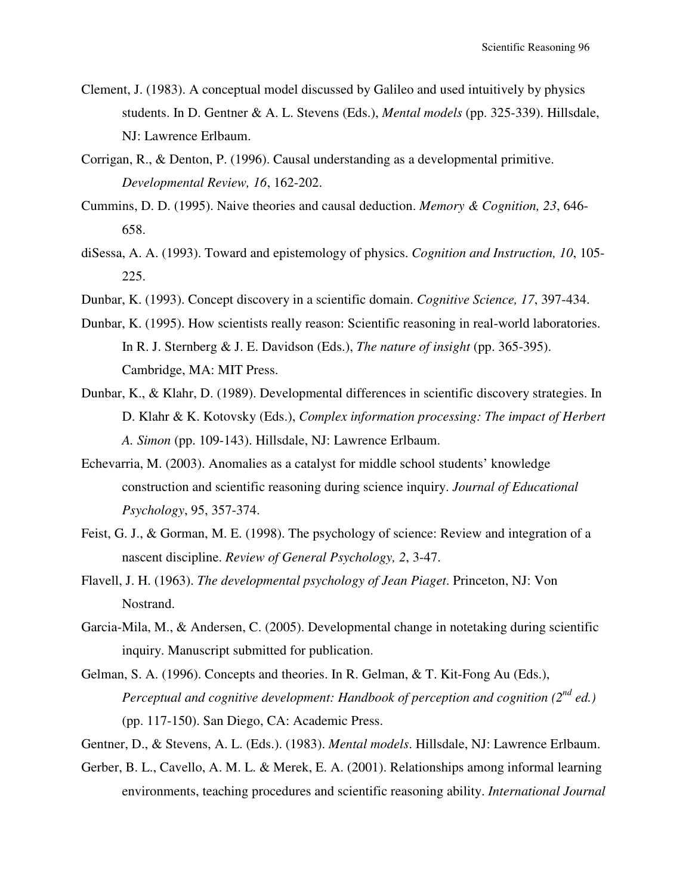Clement, J. (1983). A conceptual model discussed by Galileo and used intuitively by physics students. In D. Gentner & A. L. Stevens (Eds.), *Mental models* (pp. 325-339). Hillsdale, NJ: Lawrence Erlbaum.

Corrigan, R., & Denton, P. (1996). Causal understanding as a developmental primitive. *Developmental Review, 16*, 162-202.

Cummins, D. D. (1995). Naive theories and causal deduction. *Memory & Cognition, 23*, 646-658.

diSessa, A. A. (1993). Toward and epistemology of physics. *Cognition and Instruction, 10*, 105-225.

Dunbar, K. (1993). Concept discovery in a scientific domain. *Cognitive Science, 17*, 397-434.

Dunbar, K. (1995). How scientists really reason: Scientific reasoning in real-world laboratories. In R. J. Sternberg & J. E. Davidson (Eds.), *The nature of insight* (pp. 365-395). Cambridge, MA: MIT Press.

Dunbar, K., & Klahr, D. (1989). Developmental differences in scientific discovery strategies. In D. Klahr & K. Kotovsky (Eds.), *Complex information processing: The impact of Herbert A. Simon* (pp. 109-143). Hillsdale, NJ: Lawrence Erlbaum.

Echevarria, M. (2003). Anomalies as a catalyst for middle school students' knowledge construction and scientific reasoning during science inquiry. *Journal of Educational Psychology*, 95, 357-374.

Feist, G. J., & Gorman, M. E. (1998). The psychology of science: Review and integration of a nascent discipline. *Review of General Psychology, 2*, 3-47.

Flavell, J. H. (1963). *The developmental psychology of Jean Piaget*. Princeton, NJ: Von Nostrand.

Garcia-Mila, M., & Andersen, C. (2005). Developmental change in notetaking during scientific inquiry. Manuscript submitted for publication.

Gelman, S. A. (1996). Concepts and theories. In R. Gelman, & T. Kit-Fong Au (Eds.), *Perceptual and cognitive development: Handbook of perception and cognition (2nd ed.)* (pp. 117-150). San Diego, CA: Academic Press.

Gentner, D., & Stevens, A. L. (Eds.). (1983). *Mental models*. Hillsdale, NJ: Lawrence Erlbaum.

Gerber, B. L., Cavello, A. M. L. & Merek, E. A. (2001). Relationships among informal learning environments, teaching procedures and scientific reasoning ability. *International Journal*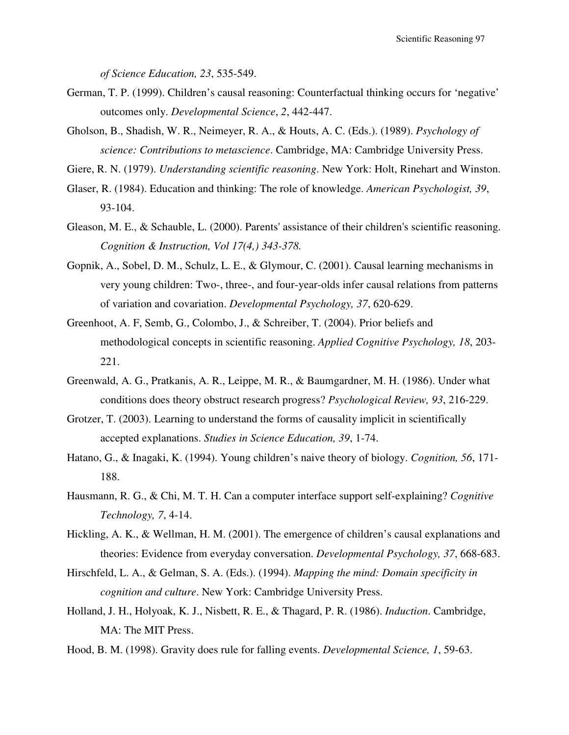*of Science Education, 23*, 535-549.

German, T. P. (1999). Children's causal reasoning: Counterfactual thinking occurs for 'negative' outcomes only. *Developmental Science*, *2*, 442-447.

Gholson, B., Shadish, W. R., Neimeyer, R. A., & Houts, A. C. (Eds.). (1989). *Psychology of science: Contributions to metascience*. Cambridge, MA: Cambridge University Press.

Giere, R. N. (1979). *Understanding scientific reasoning*. New York: Holt, Rinehart and Winston.

Glaser, R. (1984). Education and thinking: The role of knowledge. *American Psychologist, 39*, 93-104.

Gleason, M. E., & Schauble, L. (2000). Parents' assistance of their children's scientific reasoning. *Cognition & Instruction, Vol 17(4,) 343-378.*

Gopnik, A., Sobel, D. M., Schulz, L. E., & Glymour, C. (2001). Causal learning mechanisms in very young children: Two-, three-, and four-year-olds infer causal relations from patterns of variation and covariation. *Developmental Psychology, 37*, 620-629.

Greenhoot, A. F, Semb, G., Colombo, J., & Schreiber, T. (2004). Prior beliefs and methodological concepts in scientific reasoning. *Applied Cognitive Psychology, 18*, 203-221.

Greenwald, A. G., Pratkanis, A. R., Leippe, M. R., & Baumgardner, M. H. (1986). Under what conditions does theory obstruct research progress? *Psychological Review, 93*, 216-229.

Grotzer, T. (2003). Learning to understand the forms of causality implicit in scientifically accepted explanations. *Studies in Science Education, 39*, 1-74.

Hatano, G., & Inagaki, K. (1994). Young children's naive theory of biology. *Cognition, 56*, 171-188.

Hausmann, R. G., & Chi, M. T. H. Can a computer interface support self-explaining? *Cognitive Technology, 7*, 4-14.

Hickling, A. K., & Wellman, H. M. (2001). The emergence of children's causal explanations and theories: Evidence from everyday conversation. *Developmental Psychology, 37*, 668-683.

Hirschfeld, L. A., & Gelman, S. A. (Eds.). (1994). *Mapping the mind: Domain specificity in cognition and culture*. New York: Cambridge University Press.

Holland, J. H., Holyoak, K. J., Nisbett, R. E., & Thagard, P. R. (1986). *Induction*. Cambridge, MA: The MIT Press.

Hood, B. M. (1998). Gravity does rule for falling events. *Developmental Science, 1*, 59-63.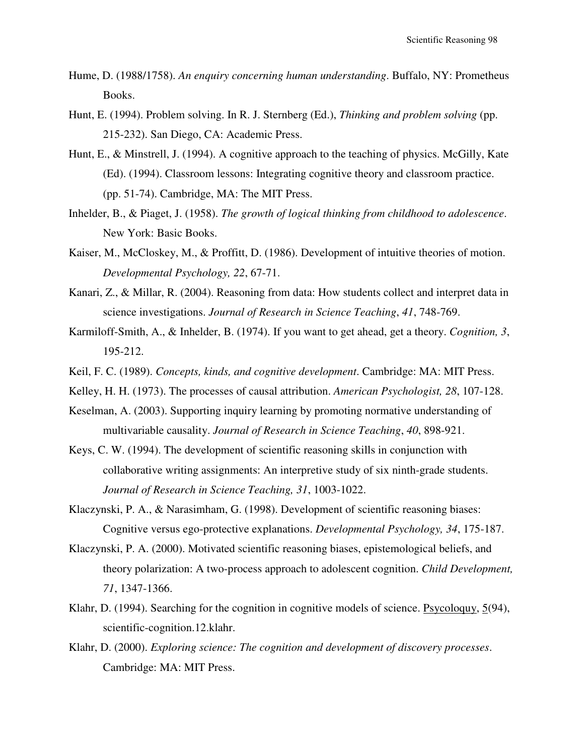Hume, D. (1988/1758). *An enquiry concerning human understanding*. Buffalo, NY: Prometheus Books.

Hunt, E. (1994). Problem solving. In R. J. Sternberg (Ed.), *Thinking and problem solving* (pp. 215-232). San Diego, CA: Academic Press.

Hunt, E., & Minstrell, J. (1994). A cognitive approach to the teaching of physics. McGilly, Kate (Ed). (1994). Classroom lessons: Integrating cognitive theory and classroom practice. (pp. 51-74). Cambridge, MA: The MIT Press.

Inhelder, B., & Piaget, J. (1958). *The growth of logical thinking from childhood to adolescence*. New York: Basic Books.

Kaiser, M., McCloskey, M., & Proffitt, D. (1986). Development of intuitive theories of motion. *Developmental Psychology, 22*, 67-71.

Kanari, Z., & Millar, R. (2004). Reasoning from data: How students collect and interpret data in science investigations. *Journal of Research in Science Teaching*, *41*, 748-769.

Karmiloff-Smith, A., & Inhelder, B. (1974). If you want to get ahead, get a theory. *Cognition, 3*, 195-212.

Keil, F. C. (1989). *Concepts, kinds, and cognitive development*. Cambridge: MA: MIT Press.

Kelley, H. H. (1973). The processes of causal attribution. *American Psychologist, 28*, 107-128.

Keselman, A. (2003). Supporting inquiry learning by promoting normative understanding of multivariable causality. *Journal of Research in Science Teaching*, *40*, 898-921.

Keys, C. W. (1994). The development of scientific reasoning skills in conjunction with collaborative writing assignments: An interpretive study of six ninth-grade students. *Journal of Research in Science Teaching, 31*, 1003-1022.

Klaczynski, P. A., & Narasimham, G. (1998). Development of scientific reasoning biases: Cognitive versus ego-protective explanations. *Developmental Psychology, 34*, 175-187.

Klaczynski, P. A. (2000). Motivated scientific reasoning biases, epistemological beliefs, and theory polarization: A two-process approach to adolescent cognition. *Child Development, 71*, 1347-1366.

Klahr, D. (1994). Searching for the cognition in cognitive models of science. Psycoloquy, 5(94), scientific-cognition.12.klahr.

Klahr, D. (2000). *Exploring science: The cognition and development of discovery processes*. Cambridge: MA: MIT Press.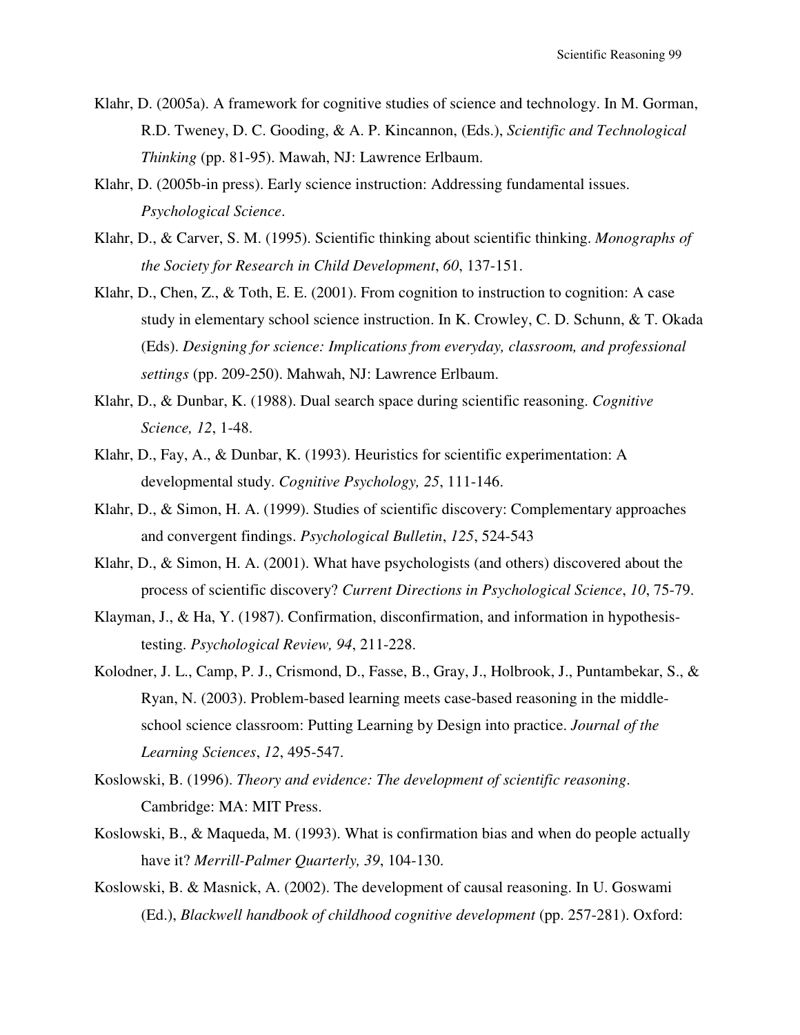Klahr, D. (2005a). A framework for cognitive studies of science and technology. In M. Gorman, R.D. Tweney, D. C. Gooding, & A. P. Kincannon, (Eds.), *Scientific and Technological Thinking* (pp. 81-95). Mawah, NJ: Lawrence Erlbaum.

Klahr, D. (2005b-in press). Early science instruction: Addressing fundamental issues. *Psychological Science*.

Klahr, D., & Carver, S. M. (1995). Scientific thinking about scientific thinking. *Monographs of the Society for Research in Child Development*, *60*, 137-151.

Klahr, D., Chen, Z., & Toth, E. E. (2001). From cognition to instruction to cognition: A case study in elementary school science instruction. In K. Crowley, C. D. Schunn, & T. Okada (Eds). *Designing for science: Implications from everyday, classroom, and professional settings* (pp. 209-250). Mahwah, NJ: Lawrence Erlbaum.

Klahr, D., & Dunbar, K. (1988). Dual search space during scientific reasoning. *Cognitive Science, 12*, 1-48.

Klahr, D., Fay, A., & Dunbar, K. (1993). Heuristics for scientific experimentation: A developmental study. *Cognitive Psychology, 25*, 111-146.

Klahr, D., & Simon, H. A. (1999). Studies of scientific discovery: Complementary approaches and convergent findings. *Psychological Bulletin*, *125*, 524-543

Klahr, D., & Simon, H. A. (2001). What have psychologists (and others) discovered about the process of scientific discovery? *Current Directions in Psychological Science*, *10*, 75-79.

Klayman, J., & Ha, Y. (1987). Confirmation, disconfirmation, and information in hypothesis-testing. *Psychological Review, 94*, 211-228.

Kolodner, J. L., Camp, P. J., Crismond, D., Fasse, B., Gray, J., Holbrook, J., Puntambekar, S., & Ryan, N. (2003). Problem-based learning meets case-based reasoning in the middle-school science classroom: Putting Learning by Design into practice. *Journal of the Learning Sciences*, *12*, 495-547.

Koslowski, B. (1996). *Theory and evidence: The development of scientific reasoning*. Cambridge: MA: MIT Press.

Koslowski, B., & Maqueda, M. (1993). What is confirmation bias and when do people actually have it? *Merrill-Palmer Quarterly, 39*, 104-130.

Koslowski, B. & Masnick, A. (2002). The development of causal reasoning. In U. Goswami (Ed.), *Blackwell handbook of childhood cognitive development* (pp. 257-281). Oxford: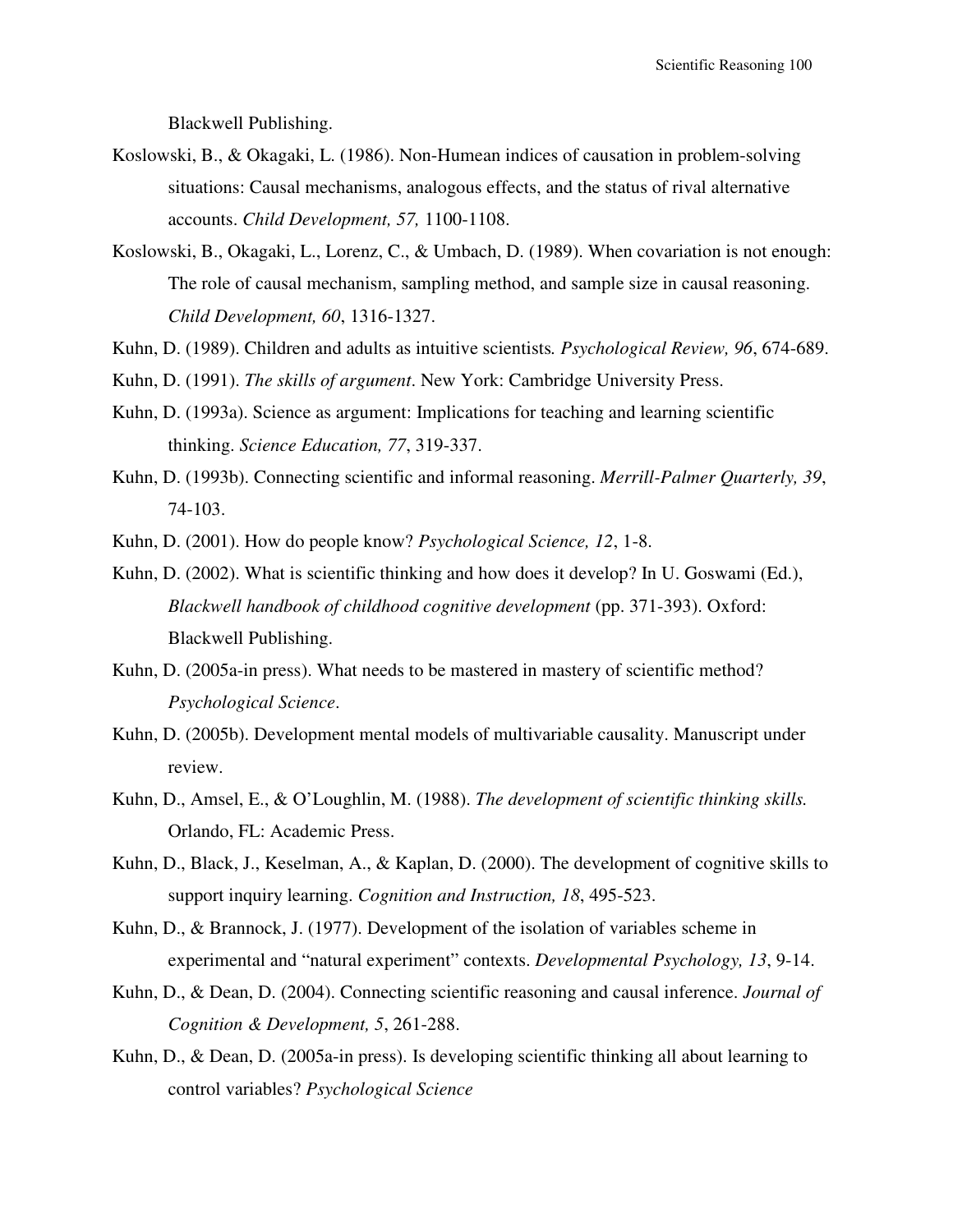Blackwell Publishing.

Koslowski, B., & Okagaki, L. (1986). Non-Humean indices of causation in problem-solving situations: Causal mechanisms, analogous effects, and the status of rival alternative accounts. *Child Development, 57,* 1100-1108.

Koslowski, B., Okagaki, L., Lorenz, C., & Umbach, D. (1989). When covariation is not enough: The role of causal mechanism, sampling method, and sample size in causal reasoning. *Child Development, 60*, 1316-1327.

Kuhn, D. (1989). Children and adults as intuitive scientists*. Psychological Review, 96*, 674-689.

Kuhn, D. (1991). *The skills of argument*. New York: Cambridge University Press.

Kuhn, D. (1993a). Science as argument: Implications for teaching and learning scientific thinking. *Science Education, 77*, 319-337.

Kuhn, D. (1993b). Connecting scientific and informal reasoning. *Merrill-Palmer Quarterly, 39*, 74-103.

Kuhn, D. (2001). How do people know? *Psychological Science, 12*, 1-8.

Kuhn, D. (2002). What is scientific thinking and how does it develop? In U. Goswami (Ed.), *Blackwell handbook of childhood cognitive development* (pp. 371-393). Oxford: Blackwell Publishing.

Kuhn, D. (2005a-in press). What needs to be mastered in mastery of scientific method? *Psychological Science*.

Kuhn, D. (2005b). Development mental models of multivariable causality. Manuscript under review.

Kuhn, D., Amsel, E., & O'Loughlin, M. (1988). *The development of scientific thinking skills.* Orlando, FL: Academic Press.

Kuhn, D., Black, J., Keselman, A., & Kaplan, D. (2000). The development of cognitive skills to support inquiry learning. *Cognition and Instruction, 18*, 495-523.

Kuhn, D., & Brannock, J. (1977). Development of the isolation of variables scheme in experimental and "natural experiment" contexts. *Developmental Psychology, 13*, 9-14.

Kuhn, D., & Dean, D. (2004). Connecting scientific reasoning and causal inference. *Journal of Cognition & Development, 5*, 261-288.

Kuhn, D., & Dean, D. (2005a-in press). Is developing scientific thinking all about learning to control variables? *Psychological Science*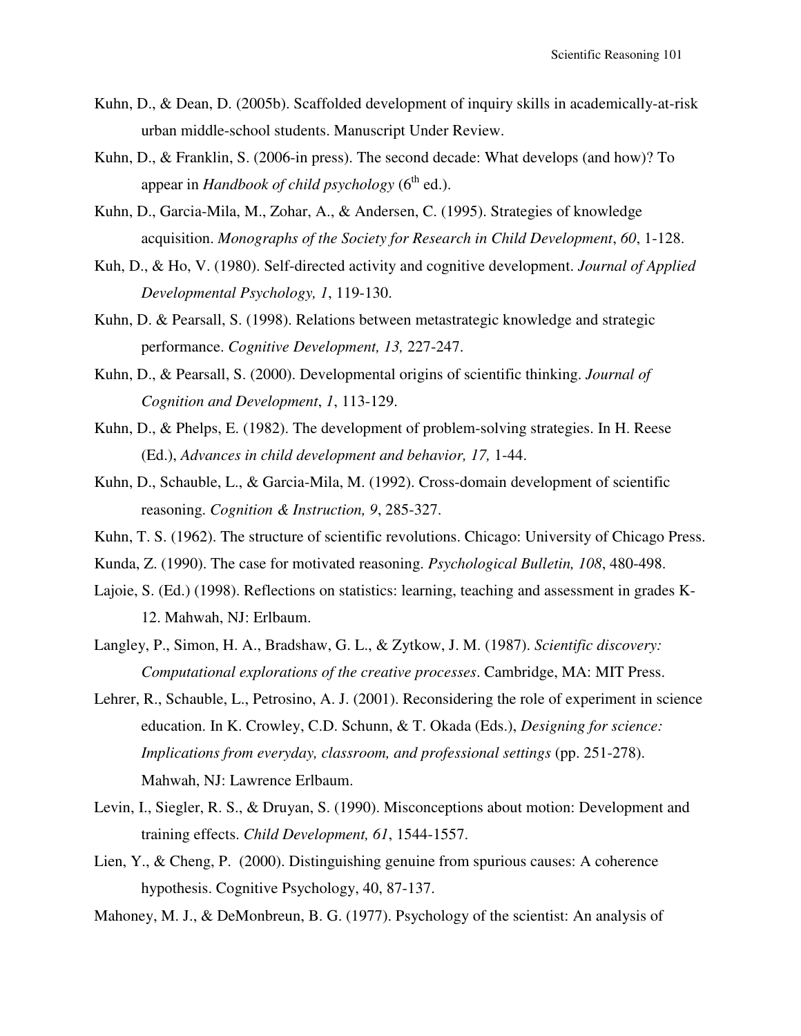Kuhn, D., & Dean, D. (2005b). Scaffolded development of inquiry skills in academically-at-risk urban middle-school students. Manuscript Under Review.

Kuhn, D., & Franklin, S. (2006-in press). The second decade: What develops (and how)? To appear in *Handbook of child psychology* (6th ed.).

Kuhn, D., Garcia-Mila, M., Zohar, A., & Andersen, C. (1995). Strategies of knowledge acquisition. *Monographs of the Society for Research in Child Development*, *60*, 1-128.

Kuh, D., & Ho, V. (1980). Self-directed activity and cognitive development. *Journal of Applied Developmental Psychology, 1*, 119-130.

Kuhn, D. & Pearsall, S. (1998). Relations between metastrategic knowledge and strategic performance. *Cognitive Development, 13,* 227-247.

Kuhn, D., & Pearsall, S. (2000). Developmental origins of scientific thinking. *Journal of Cognition and Development*, *1*, 113-129.

Kuhn, D., & Phelps, E. (1982). The development of problem-solving strategies. In H. Reese (Ed.), *Advances in child development and behavior, 17,* 1-44.

Kuhn, D., Schauble, L., & Garcia-Mila, M. (1992). Cross-domain development of scientific reasoning. *Cognition & Instruction, 9*, 285-327.

Kuhn, T. S. (1962). The structure of scientific revolutions. Chicago: University of Chicago Press.

Kunda, Z. (1990). The case for motivated reasoning. *Psychological Bulletin, 108*, 480-498.

Lajoie, S. (Ed.) (1998). Reflections on statistics: learning, teaching and assessment in grades K-12. Mahwah, NJ: Erlbaum.

Langley, P., Simon, H. A., Bradshaw, G. L., & Zytkow, J. M. (1987). *Scientific discovery: Computational explorations of the creative processes*. Cambridge, MA: MIT Press.

Lehrer, R., Schauble, L., Petrosino, A. J. (2001). Reconsidering the role of experiment in science education. In K. Crowley, C.D. Schunn, & T. Okada (Eds.), *Designing for science: Implications from everyday, classroom, and professional settings* (pp. 251-278). Mahwah, NJ: Lawrence Erlbaum.

Levin, I., Siegler, R. S., & Druyan, S. (1990). Misconceptions about motion: Development and training effects. *Child Development, 61*, 1544-1557.

Lien, Y., & Cheng, P. (2000). Distinguishing genuine from spurious causes: A coherence hypothesis. Cognitive Psychology, 40, 87-137.

Mahoney, M. J., & DeMonbreun, B. G. (1977). Psychology of the scientist: An analysis of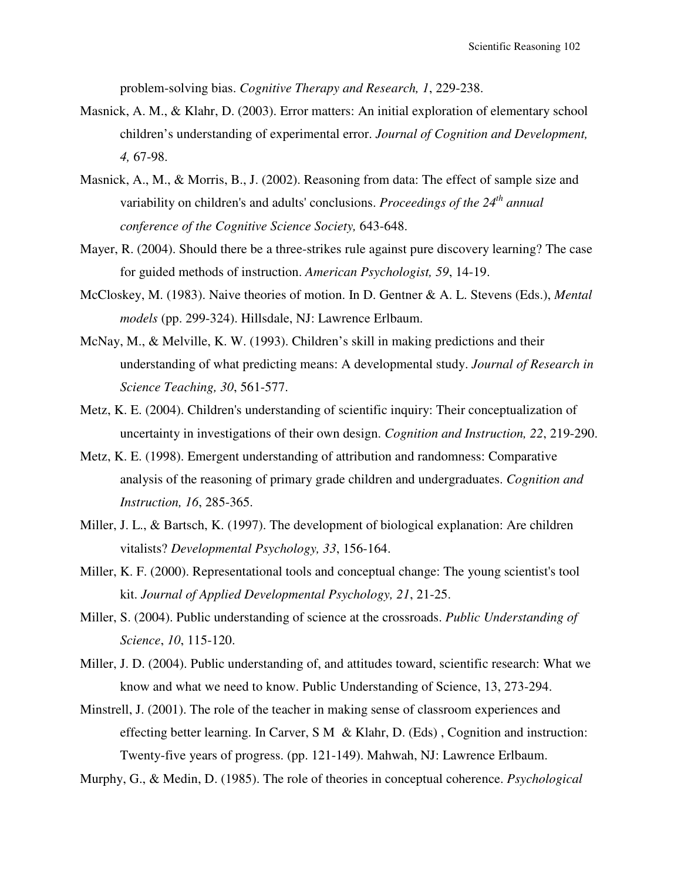problem-solving bias. *Cognitive Therapy and Research, 1*, 229-238.

Masnick, A. M., & Klahr, D. (2003). Error matters: An initial exploration of elementary school children's understanding of experimental error. *Journal of Cognition and Development, 4,* 67-98.

Masnick, A., M., & Morris, B., J. (2002). Reasoning from data: The effect of sample size and variability on children's and adults' conclusions. *Proceedings of the 24th annual conference of the Cognitive Science Society,* 643-648.

Mayer, R. (2004). Should there be a three-strikes rule against pure discovery learning? The case for guided methods of instruction. *American Psychologist, 59*, 14-19.

McCloskey, M. (1983). Naive theories of motion. In D. Gentner & A. L. Stevens (Eds.), *Mental models* (pp. 299-324). Hillsdale, NJ: Lawrence Erlbaum.

McNay, M., & Melville, K. W. (1993). Children's skill in making predictions and their understanding of what predicting means: A developmental study. *Journal of Research in Science Teaching, 30*, 561-577.

Metz, K. E. (2004). Children's understanding of scientific inquiry: Their conceptualization of uncertainty in investigations of their own design. *Cognition and Instruction, 22*, 219-290.

Metz, K. E. (1998). Emergent understanding of attribution and randomness: Comparative analysis of the reasoning of primary grade children and undergraduates. *Cognition and Instruction, 16*, 285-365.

Miller, J. L., & Bartsch, K. (1997). The development of biological explanation: Are children vitalists? *Developmental Psychology, 33*, 156-164.

Miller, K. F. (2000). Representational tools and conceptual change: The young scientist's tool kit. *Journal of Applied Developmental Psychology, 21*, 21-25.

Miller, S. (2004). Public understanding of science at the crossroads. *Public Understanding of Science*, *10*, 115-120.

Miller, J. D. (2004). Public understanding of, and attitudes toward, scientific research: What we know and what we need to know. Public Understanding of Science, 13, 273-294.

Minstrell, J. (2001). The role of the teacher in making sense of classroom experiences and effecting better learning. In Carver, S M & Klahr, D. (Eds) , Cognition and instruction: Twenty-five years of progress. (pp. 121-149). Mahwah, NJ: Lawrence Erlbaum.

Murphy, G., & Medin, D. (1985). The role of theories in conceptual coherence. *Psychological*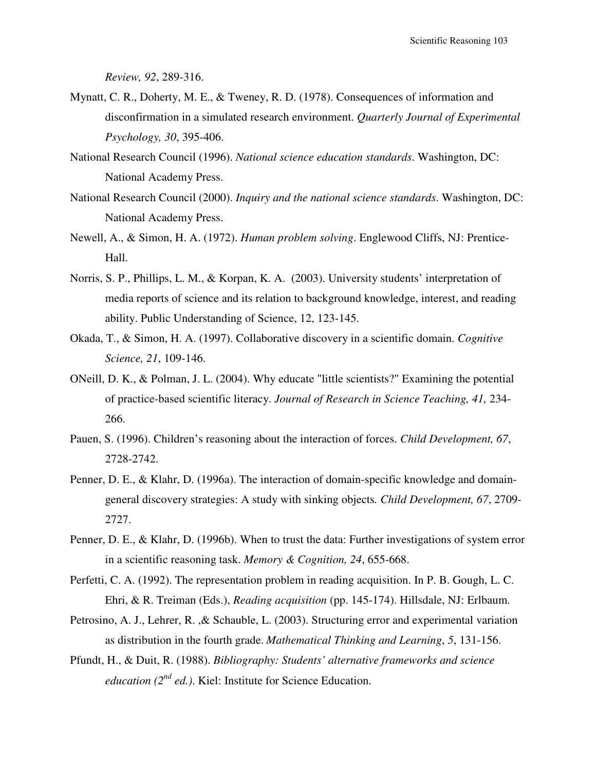*Review, 92*, 289-316.

Mynatt, C. R., Doherty, M. E., & Tweney, R. D. (1978). Consequences of information and disconfirmation in a simulated research environment. *Quarterly Journal of Experimental Psychology, 30*, 395-406.

National Research Council (1996). *National science education standards*. Washington, DC: National Academy Press.

National Research Council (2000). *Inquiry and the national science standards*. Washington, DC: National Academy Press.

Newell, A., & Simon, H. A. (1972). *Human problem solving*. Englewood Cliffs, NJ: Prentice-Hall.

Norris, S. P., Phillips, L. M., & Korpan, K. A. (2003). University students' interpretation of media reports of science and its relation to background knowledge, interest, and reading ability. Public Understanding of Science, 12, 123-145.

Okada, T., & Simon, H. A. (1997). Collaborative discovery in a scientific domain. *Cognitive Science, 21*, 109-146.

ONeill, D. K., & Polman, J. L. (2004). Why educate "little scientists?" Examining the potential of practice-based scientific literacy. *Journal of Research in Science Teaching, 41,* 234-266.

Pauen, S. (1996). Children's reasoning about the interaction of forces. *Child Development, 67*, 2728-2742.

Penner, D. E., & Klahr, D. (1996a). The interaction of domain-specific knowledge and domain-general discovery strategies: A study with sinking objects*.* *Child Development, 67*, 2709-2727.

Penner, D. E., & Klahr, D. (1996b). When to trust the data: Further investigations of system error in a scientific reasoning task. *Memory & Cognition, 24*, 655-668.

Perfetti, C. A. (1992). The representation problem in reading acquisition. In P. B. Gough, L. C. Ehri, & R. Treiman (Eds.), *Reading acquisition* (pp. 145-174). Hillsdale, NJ: Erlbaum.

Petrosino, A. J., Lehrer, R. ,& Schauble, L. (2003). Structuring error and experimental variation as distribution in the fourth grade. *Mathematical Thinking and Learning*, *5*, 131-156.

Pfundt, H., & Duit, R. (1988). *Bibliography: Students' alternative frameworks and science education (2nd ed.)*. Kiel: Institute for Science Education.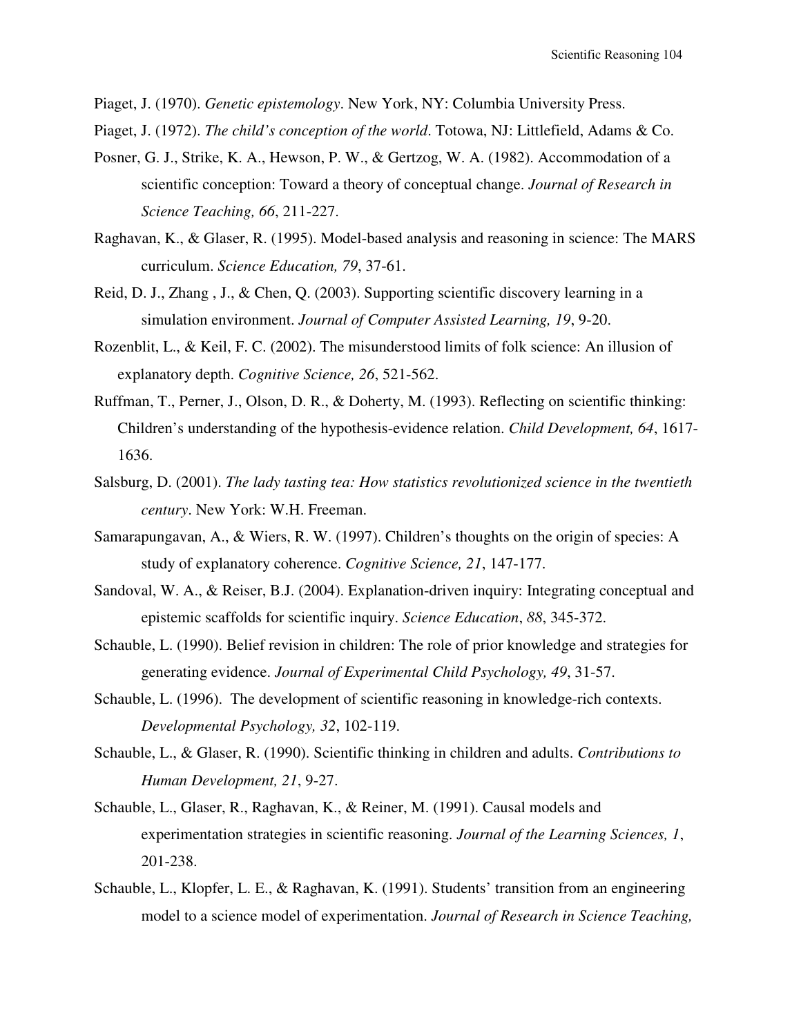Piaget, J. (1970). *Genetic epistemology*. New York, NY: Columbia University Press.

Piaget, J. (1972). *The child's conception of the world*. Totowa, NJ: Littlefield, Adams & Co.

Posner, G. J., Strike, K. A., Hewson, P. W., & Gertzog, W. A. (1982). Accommodation of a scientific conception: Toward a theory of conceptual change. *Journal of Research in Science Teaching, 66*, 211-227.

Raghavan, K., & Glaser, R. (1995). Model-based analysis and reasoning in science: The MARS curriculum. *Science Education, 79*, 37-61.

Reid, D. J., Zhang , J., & Chen, Q. (2003). Supporting scientific discovery learning in a simulation environment. *Journal of Computer Assisted Learning, 19*, 9-20.

Rozenblit, L., & Keil, F. C. (2002). The misunderstood limits of folk science: An illusion of explanatory depth. *Cognitive Science, 26*, 521-562.

Ruffman, T., Perner, J., Olson, D. R., & Doherty, M. (1993). Reflecting on scientific thinking: Children's understanding of the hypothesis-evidence relation. *Child Development, 64*, 1617-1636.

Salsburg, D. (2001). *The lady tasting tea: How statistics revolutionized science in the twentieth century*. New York: W.H. Freeman.

Samarapungavan, A., & Wiers, R. W. (1997). Children's thoughts on the origin of species: A study of explanatory coherence. *Cognitive Science, 21*, 147-177.

Sandoval, W. A., & Reiser, B.J. (2004). Explanation-driven inquiry: Integrating conceptual and epistemic scaffolds for scientific inquiry. *Science Education*, *88*, 345-372.

Schauble, L. (1990). Belief revision in children: The role of prior knowledge and strategies for generating evidence. *Journal of Experimental Child Psychology, 49*, 31-57.

Schauble, L. (1996). The development of scientific reasoning in knowledge-rich contexts. *Developmental Psychology, 32*, 102-119.

Schauble, L., & Glaser, R. (1990). Scientific thinking in children and adults. *Contributions to Human Development, 21*, 9-27.

Schauble, L., Glaser, R., Raghavan, K., & Reiner, M. (1991). Causal models and experimentation strategies in scientific reasoning. *Journal of the Learning Sciences, 1*, 201-238.

Schauble, L., Klopfer, L. E., & Raghavan, K. (1991). Students' transition from an engineering model to a science model of experimentation. *Journal of Research in Science Teaching,*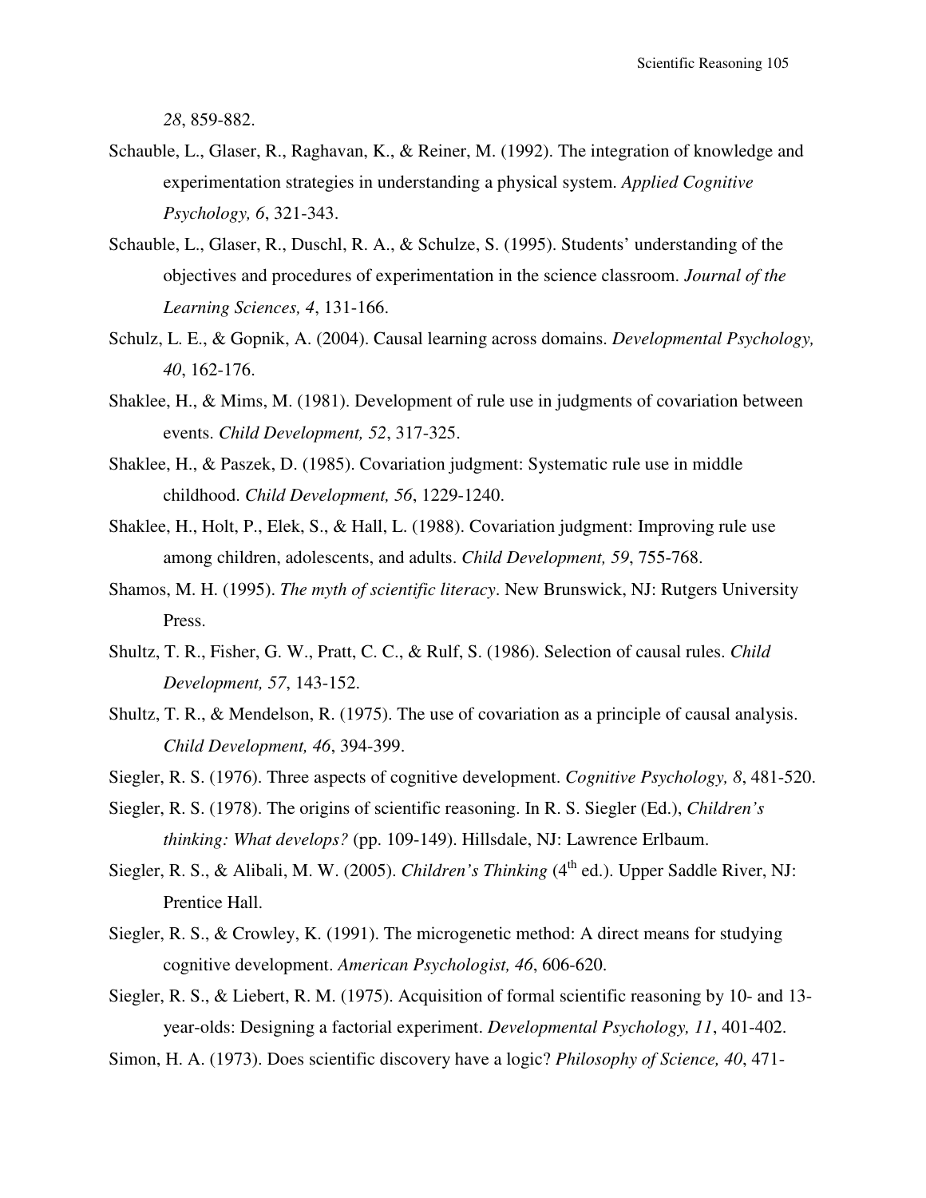*28*, 859-882.

Schauble, L., Glaser, R., Raghavan, K., & Reiner, M. (1992). The integration of knowledge and experimentation strategies in understanding a physical system. *Applied Cognitive Psychology, 6*, 321-343.

Schauble, L., Glaser, R., Duschl, R. A., & Schulze, S. (1995). Students' understanding of the objectives and procedures of experimentation in the science classroom. *Journal of the Learning Sciences, 4*, 131-166.

Schulz, L. E., & Gopnik, A. (2004). Causal learning across domains. *Developmental Psychology, 40*, 162-176.

Shaklee, H., & Mims, M. (1981). Development of rule use in judgments of covariation between events. *Child Development, 52*, 317-325.

Shaklee, H., & Paszek, D. (1985). Covariation judgment: Systematic rule use in middle childhood. *Child Development, 56*, 1229-1240.

Shaklee, H., Holt, P., Elek, S., & Hall, L. (1988). Covariation judgment: Improving rule use among children, adolescents, and adults. *Child Development, 59*, 755-768.

Shamos, M. H. (1995). *The myth of scientific literacy*. New Brunswick, NJ: Rutgers University Press.

Shultz, T. R., Fisher, G. W., Pratt, C. C., & Rulf, S. (1986). Selection of causal rules. *Child Development, 57*, 143-152.

Shultz, T. R., & Mendelson, R. (1975). The use of covariation as a principle of causal analysis. *Child Development, 46*, 394-399.

Siegler, R. S. (1976). Three aspects of cognitive development. *Cognitive Psychology, 8*, 481-520.

Siegler, R. S. (1978). The origins of scientific reasoning. In R. S. Siegler (Ed.), *Children's thinking: What develops?* (pp. 109-149). Hillsdale, NJ: Lawrence Erlbaum.

Siegler, R. S., & Alibali, M. W. (2005). *Children's Thinking* (4th ed.). Upper Saddle River, NJ: Prentice Hall.

Siegler, R. S., & Crowley, K. (1991). The microgenetic method: A direct means for studying cognitive development. *American Psychologist, 46*, 606-620.

Siegler, R. S., & Liebert, R. M. (1975). Acquisition of formal scientific reasoning by 10- and 13-year-olds: Designing a factorial experiment. *Developmental Psychology, 11*, 401-402.

Simon, H. A. (1973). Does scientific discovery have a logic? *Philosophy of Science, 40*, 471-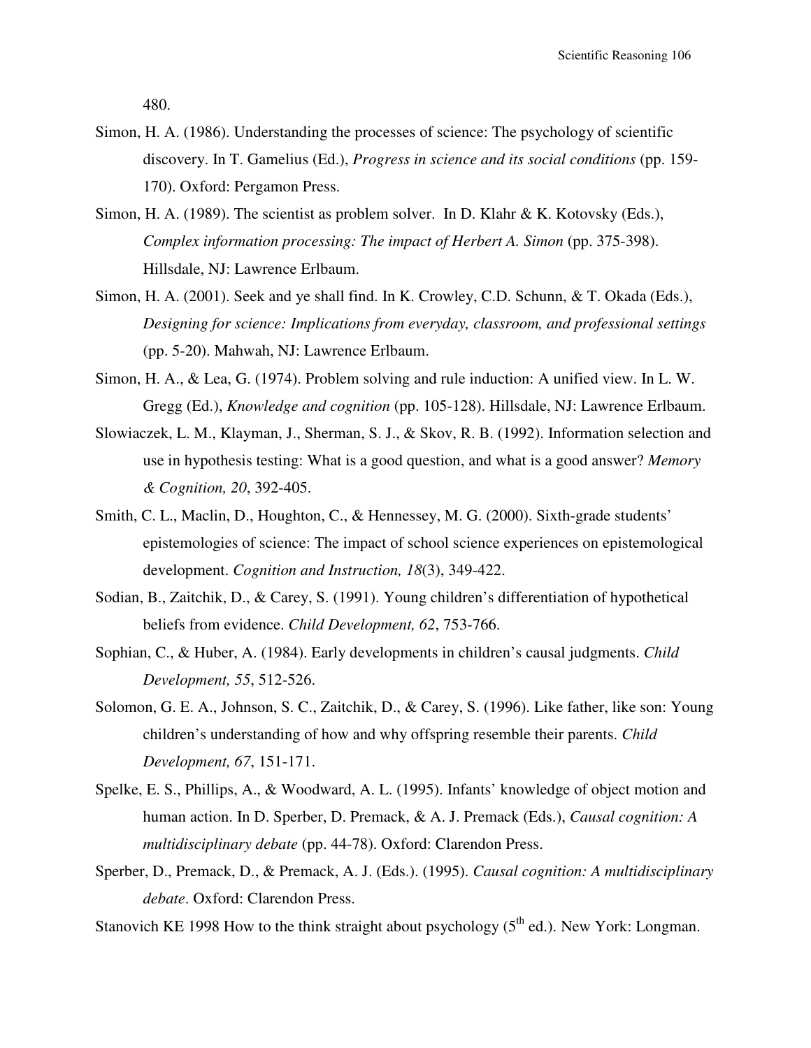480.

Simon, H. A. (1986). Understanding the processes of science: The psychology of scientific discovery. In T. Gamelius (Ed.), *Progress in science and its social conditions* (pp. 159-170). Oxford: Pergamon Press.

Simon, H. A. (1989). The scientist as problem solver. In D. Klahr & K. Kotovsky (Eds.), *Complex information processing: The impact of Herbert A. Simon* (pp. 375-398). Hillsdale, NJ: Lawrence Erlbaum.

Simon, H. A. (2001). Seek and ye shall find. In K. Crowley, C.D. Schunn, & T. Okada (Eds.), *Designing for science: Implications from everyday, classroom, and professional settings* (pp. 5-20). Mahwah, NJ: Lawrence Erlbaum.

Simon, H. A., & Lea, G. (1974). Problem solving and rule induction: A unified view. In L. W. Gregg (Ed.), *Knowledge and cognition* (pp. 105-128). Hillsdale, NJ: Lawrence Erlbaum.

Slowiaczek, L. M., Klayman, J., Sherman, S. J., & Skov, R. B. (1992). Information selection and use in hypothesis testing: What is a good question, and what is a good answer? *Memory & Cognition, 20*, 392-405.

Smith, C. L., Maclin, D., Houghton, C., & Hennessey, M. G. (2000). Sixth-grade students' epistemologies of science: The impact of school science experiences on epistemological development. *Cognition and Instruction, 18*(3), 349-422.

Sodian, B., Zaitchik, D., & Carey, S. (1991). Young children's differentiation of hypothetical beliefs from evidence. *Child Development, 62*, 753-766.

Sophian, C., & Huber, A. (1984). Early developments in children's causal judgments. *Child Development, 55*, 512-526.

Solomon, G. E. A., Johnson, S. C., Zaitchik, D., & Carey, S. (1996). Like father, like son: Young children's understanding of how and why offspring resemble their parents. *Child Development, 67*, 151-171.

Spelke, E. S., Phillips, A., & Woodward, A. L. (1995). Infants' knowledge of object motion and human action. In D. Sperber, D. Premack, & A. J. Premack (Eds.), *Causal cognition: A multidisciplinary debate* (pp. 44-78). Oxford: Clarendon Press.

Sperber, D., Premack, D., & Premack, A. J. (Eds.). (1995). *Causal cognition: A multidisciplinary debate*. Oxford: Clarendon Press.

Stanovich KE 1998 How to the think straight about psychology (5th ed.). New York: Longman.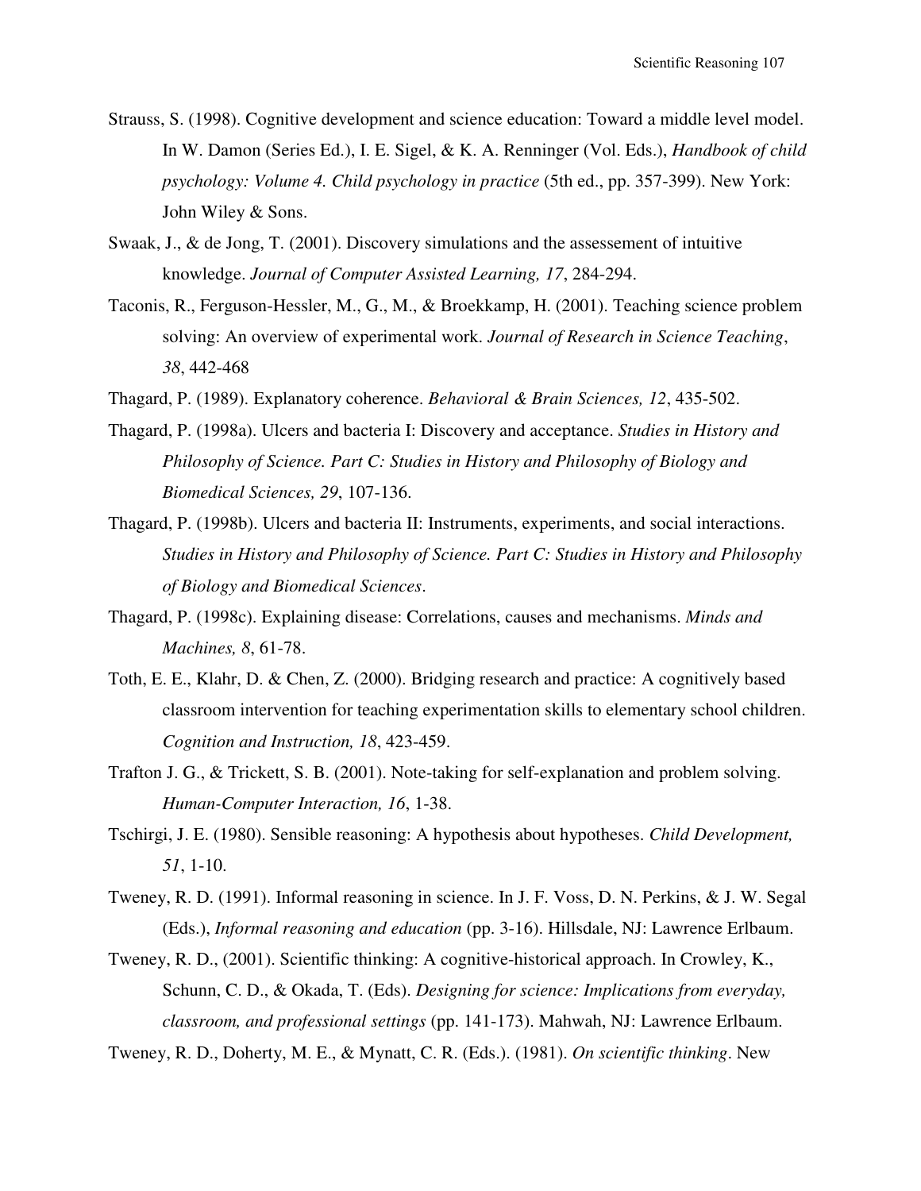Strauss, S. (1998). Cognitive development and science education: Toward a middle level model. In W. Damon (Series Ed.), I. E. Sigel, & K. A. Renninger (Vol. Eds.), *Handbook of child psychology: Volume 4. Child psychology in practice* (5th ed., pp. 357-399). New York: John Wiley & Sons.

Swaak, J., & de Jong, T. (2001). Discovery simulations and the assessement of intuitive knowledge. *Journal of Computer Assisted Learning, 17*, 284-294.

Taconis, R., Ferguson-Hessler, M., G., M., & Broekkamp, H. (2001). Teaching science problem solving: An overview of experimental work. *Journal of Research in Science Teaching*, *38*, 442-468

Thagard, P. (1989). Explanatory coherence. *Behavioral & Brain Sciences, 12*, 435-502.

Thagard, P. (1998a). Ulcers and bacteria I: Discovery and acceptance. *Studies in History and Philosophy of Science. Part C: Studies in History and Philosophy of Biology and Biomedical Sciences, 29*, 107-136.

Thagard, P. (1998b). Ulcers and bacteria II: Instruments, experiments, and social interactions. *Studies in History and Philosophy of Science. Part C: Studies in History and Philosophy of Biology and Biomedical Sciences*.

Thagard, P. (1998c). Explaining disease: Correlations, causes and mechanisms. *Minds and Machines, 8*, 61-78.

Toth, E. E., Klahr, D. & Chen, Z. (2000). Bridging research and practice: A cognitively based classroom intervention for teaching experimentation skills to elementary school children. *Cognition and Instruction, 18*, 423-459.

Trafton J. G., & Trickett, S. B. (2001). Note-taking for self-explanation and problem solving. *Human-Computer Interaction, 16*, 1-38.

Tschirgi, J. E. (1980). Sensible reasoning: A hypothesis about hypotheses. *Child Development, 51*, 1-10.

Tweney, R. D. (1991). Informal reasoning in science. In J. F. Voss, D. N. Perkins, & J. W. Segal (Eds.), *Informal reasoning and education* (pp. 3-16). Hillsdale, NJ: Lawrence Erlbaum.

Tweney, R. D., (2001). Scientific thinking: A cognitive-historical approach. In Crowley, K., Schunn, C. D., & Okada, T. (Eds). *Designing for science: Implications from everyday, classroom, and professional settings* (pp. 141-173). Mahwah, NJ: Lawrence Erlbaum.

Tweney, R. D., Doherty, M. E., & Mynatt, C. R. (Eds.). (1981). *On scientific thinking*. New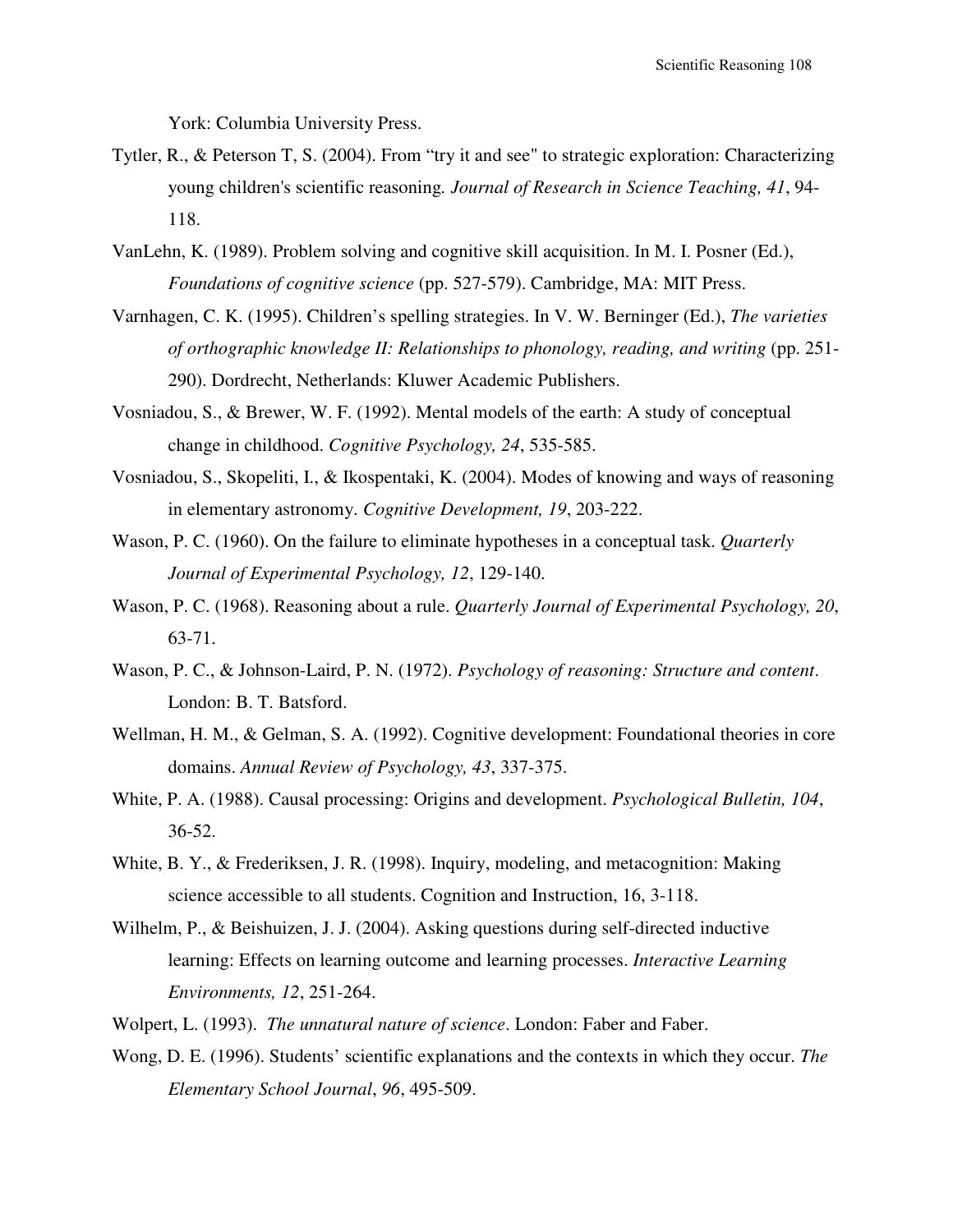York: Columbia University Press.

Tytler, R., & Peterson T, S. (2004). From "try it and see" to strategic exploration: Characterizing young children's scientific reasoning. *Journal of Research in Science Teaching, 41*, 94-118.

VanLehn, K. (1989). Problem solving and cognitive skill acquisition. In M. I. Posner (Ed.), *Foundations of cognitive science* (pp. 527-579). Cambridge, MA: MIT Press.

Varnhagen, C. K. (1995). Children's spelling strategies. In V. W. Berninger (Ed.), *The varieties of orthographic knowledge II: Relationships to phonology, reading, and writing* (pp. 251-290). Dordrecht, Netherlands: Kluwer Academic Publishers.

Vosniadou, S., & Brewer, W. F. (1992). Mental models of the earth: A study of conceptual change in childhood. *Cognitive Psychology, 24*, 535-585.

Vosniadou, S., Skopeliti, I., & Ikospentaki, K. (2004). Modes of knowing and ways of reasoning in elementary astronomy. *Cognitive Development, 19*, 203-222.

Wason, P. C. (1960). On the failure to eliminate hypotheses in a conceptual task. *Quarterly Journal of Experimental Psychology, 12*, 129-140.

Wason, P. C. (1968). Reasoning about a rule. *Quarterly Journal of Experimental Psychology, 20*, 63-71.

Wason, P. C., & Johnson-Laird, P. N. (1972). *Psychology of reasoning: Structure and content*. London: B. T. Batsford.

Wellman, H. M., & Gelman, S. A. (1992). Cognitive development: Foundational theories in core domains. *Annual Review of Psychology, 43*, 337-375.

White, P. A. (1988). Causal processing: Origins and development. *Psychological Bulletin, 104*, 36-52.

White, B. Y., & Frederiksen, J. R. (1998). Inquiry, modeling, and metacognition: Making science accessible to all students. Cognition and Instruction, 16, 3-118.

Wilhelm, P., & Beishuizen, J. J. (2004). Asking questions during self-directed inductive learning: Effects on learning outcome and learning processes. *Interactive Learning Environments, 12*, 251-264.

Wolpert, L. (1993). *The unnatural nature of science*. London: Faber and Faber.

Wong, D. E. (1996). Students' scientific explanations and the contexts in which they occur. *The Elementary School Journal*, *96*, 495-509.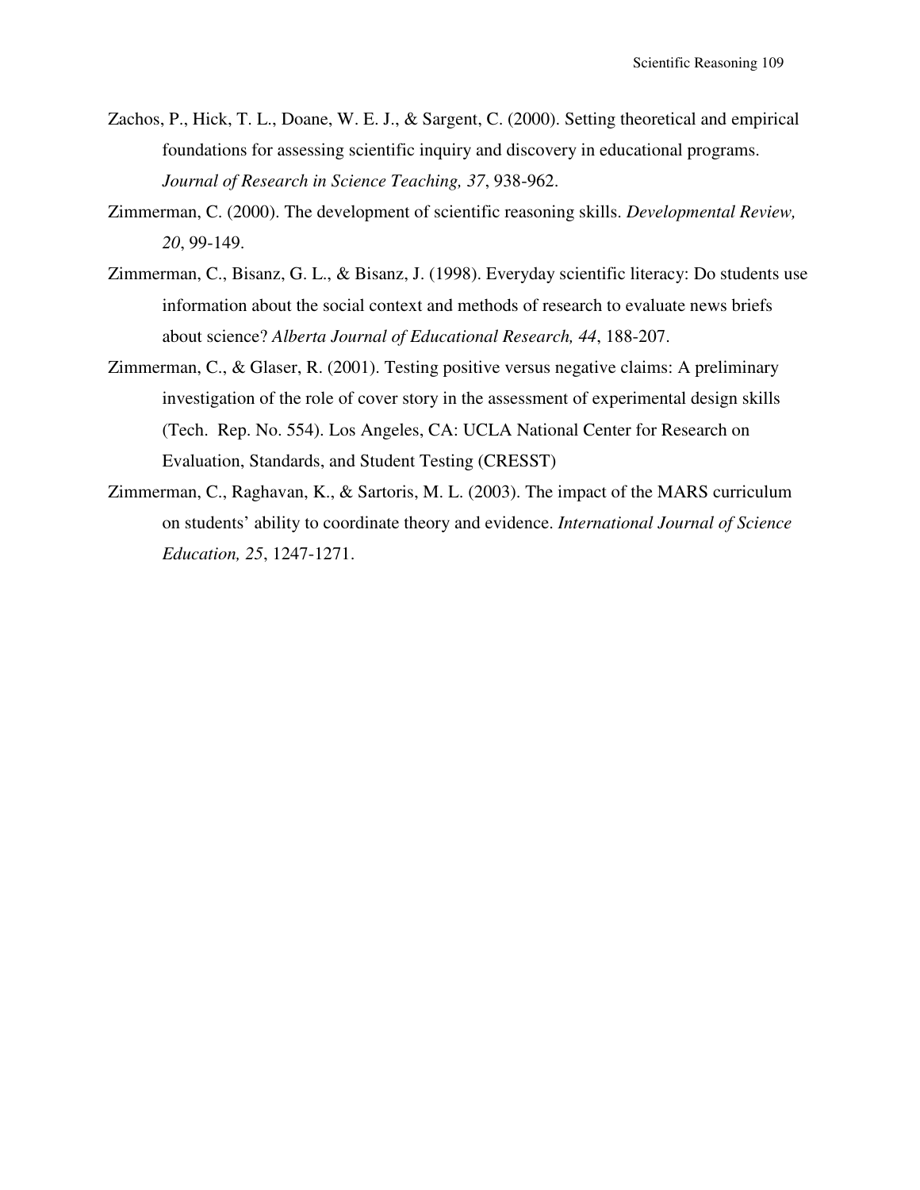Zachos, P., Hick, T. L., Doane, W. E. J., & Sargent, C. (2000). Setting theoretical and empirical foundations for assessing scientific inquiry and discovery in educational programs. *Journal of Research in Science Teaching, 37*, 938-962.

Zimmerman, C. (2000). The development of scientific reasoning skills. *Developmental Review, 20*, 99-149.

Zimmerman, C., Bisanz, G. L., & Bisanz, J. (1998). Everyday scientific literacy: Do students use information about the social context and methods of research to evaluate news briefs about science? *Alberta Journal of Educational Research, 44*, 188-207.

Zimmerman, C., & Glaser, R. (2001). Testing positive versus negative claims: A preliminary investigation of the role of cover story in the assessment of experimental design skills (Tech. Rep. No. 554). Los Angeles, CA: UCLA National Center for Research on Evaluation, Standards, and Student Testing (CRESST)

Zimmerman, C., Raghavan, K., & Sartoris, M. L. (2003). The impact of the MARS curriculum on students' ability to coordinate theory and evidence. *International Journal of Science Education, 25*, 1247-1271.